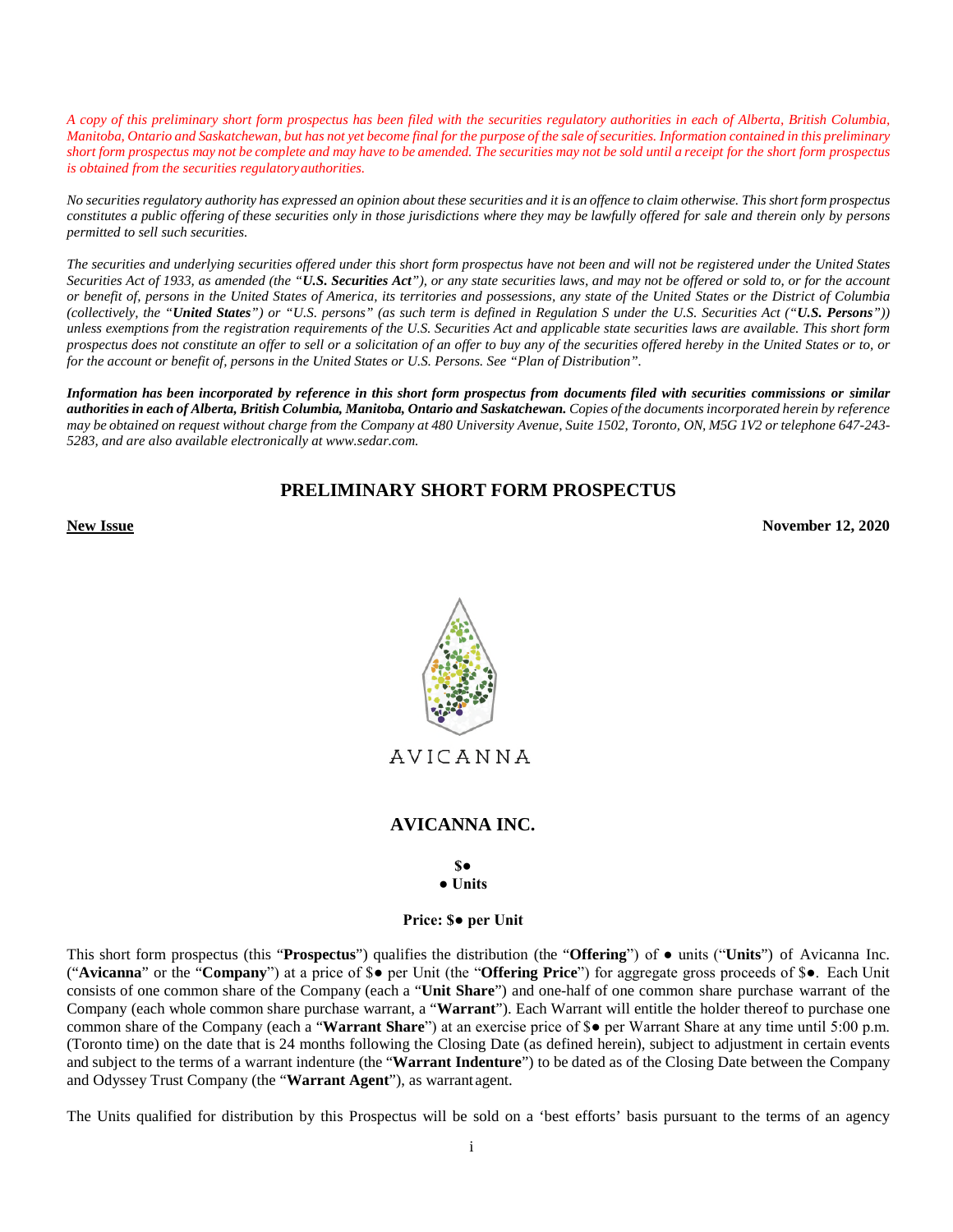*A copy of this preliminary short form prospectus has been filed with the securities regulatory authorities in each of Alberta, British Columbia, Manitoba, Ontario and Saskatchewan, but has not yet become final for the purpose of the sale of securities. Information contained in this preliminary short form prospectus may not be complete and may have to be amended. The securities may not be sold until a receipt for the short form prospectus is obtained from the securities regulatory authorities.*

*No securities regulatory authority has expressed an opinion about these securities and it is an offence to claim otherwise. This short form prospectus constitutes a public offering of these securities only in those jurisdictions where they may be lawfully offered for sale and therein only by persons permitted to sell such securities.*

*The securities and underlying securities offered under this short form prospectus have not been and will not be registered under the United States Securities Act of 1933, as amended (the "**U.S. Securities Act**"), or any state securities laws, and may not be offered or sold to, or for the account or benefit of, persons in the United States of America, its territories and possessions, any state of the United States or the District of Columbia (collectively, the "**United States**") or "U.S. persons" (as such term is defined in Regulation S under the U.S. Securities Act ("**U.S. Persons**")) unless exemptions from the registration requirements of the U.S. Securities Act and applicable state securities laws are available. This short form prospectus does not constitute an offer to sell or a solicitation of an offer to buy any of the securities offered hereby in the United States or to, or for the account or benefit of, persons in the United States or U.S. Persons. See "Plan of Distribution".*

***Information has been incorporated by reference in this short form prospectus from documents filed with securities commissions or similar authorities in each of Alberta, British Columbia, Manitoba, Ontario and Saskatchewan.** Copies of the documents incorporated herein by reference may be obtained on request without charge from the Company at 480 University Avenue, Suite 1502, Toronto, ON, M5G 1V2 or telephone 647-243-5283, and are also available electronically at www.sedar.com.*

# PRELIMINARY SHORT FORM PROSPECTUS

**New Issue** **November 12, 2020**

AVICANNA

## AVICANNA INC.

**$●**
**● Units**

**Price: $● per Unit**

This short form prospectus (this "**Prospectus**") qualifies the distribution (the "**Offering**") of ● units ("**Units**") of Avicanna Inc. ("**Avicanna**" or the "**Company**") at a price of $● per Unit (the "**Offering Price**") for aggregate gross proceeds of $●. Each Unit consists of one common share of the Company (each a "**Unit Share**") and one-half of one common share purchase warrant of the Company (each whole common share purchase warrant, a "**Warrant**"). Each Warrant will entitle the holder thereof to purchase one common share of the Company (each a "**Warrant Share**") at an exercise price of $● per Warrant Share at any time until 5:00 p.m. (Toronto time) on the date that is 24 months following the Closing Date (as defined herein), subject to adjustment in certain events and subject to the terms of a warrant indenture (the "**Warrant Indenture**") to be dated as of the Closing Date between the Company and Odyssey Trust Company (the "**Warrant Agent**"), as warrant agent.

The Units qualified for distribution by this Prospectus will be sold on a 'best efforts' basis pursuant to the terms of an agency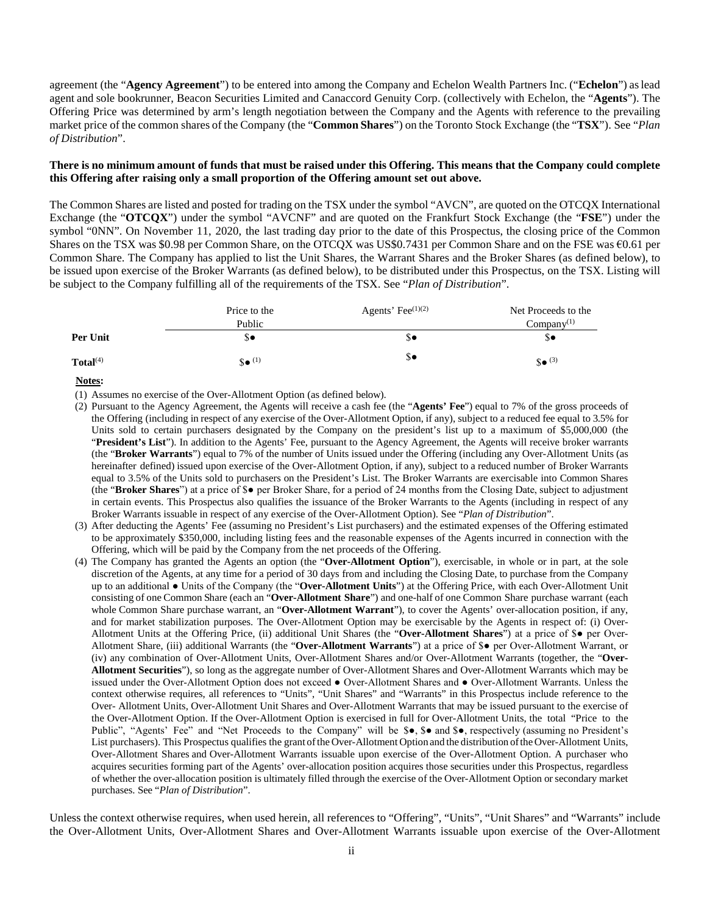agreement (the "**Agency Agreement**") to be entered into among the Company and Echelon Wealth Partners Inc. ("**Echelon**") as lead agent and sole bookrunner, Beacon Securities Limited and Canaccord Genuity Corp. (collectively with Echelon, the "**Agents**"). The Offering Price was determined by arm's length negotiation between the Company and the Agents with reference to the prevailing market price of the common shares of the Company (the "**Common Shares**") on the Toronto Stock Exchange (the "**TSX**"). See "*Plan of Distribution*".

**There is no minimum amount of funds that must be raised under this Offering. This means that the Company could complete this Offering after raising only a small proportion of the Offering amount set out above.**

The Common Shares are listed and posted for trading on the TSX under the symbol "AVCN", are quoted on the OTCQX International Exchange (the "**OTCQX**") under the symbol "AVCNF" and are quoted on the Frankfurt Stock Exchange (the "**FSE**") under the symbol "0NN". On November 11, 2020, the last trading day prior to the date of this Prospectus, the closing price of the Common Shares on the TSX was $0.98 per Common Share, on the OTCQX was US$0.7431 per Common Share and on the FSE was €0.61 per Common Share. The Company has applied to list the Unit Shares, the Warrant Shares and the Broker Shares (as defined below), to be issued upon exercise of the Broker Warrants (as defined below), to be distributed under this Prospectus, on the TSX. Listing will be subject to the Company fulfilling all of the requirements of the TSX. See "*Plan of Distribution*".

| | Price to the Public | Agents' Fee(1)(2) | Net Proceeds to the Company(1) |
|---|---|---|---|
| **Per Unit** | $● | $● | $● |
| **Total**(4) | $● (1) | $● | $● (3) |

**Notes:**

(1) Assumes no exercise of the Over-Allotment Option (as defined below).

(2) Pursuant to the Agency Agreement, the Agents will receive a cash fee (the "**Agents' Fee**") equal to 7% of the gross proceeds of the Offering (including in respect of any exercise of the Over-Allotment Option, if any), subject to a reduced fee equal to 3.5% for Units sold to certain purchasers designated by the Company on the president's list up to a maximum of $5,000,000 (the "**President's List**"). In addition to the Agents' Fee, pursuant to the Agency Agreement, the Agents will receive broker warrants (the "**Broker Warrants**") equal to 7% of the number of Units issued under the Offering (including any Over-Allotment Units (as hereinafter defined) issued upon exercise of the Over-Allotment Option, if any), subject to a reduced number of Broker Warrants equal to 3.5% of the Units sold to purchasers on the President's List. The Broker Warrants are exercisable into Common Shares (the "**Broker Shares**") at a price of $● per Broker Share, for a period of 24 months from the Closing Date, subject to adjustment in certain events. This Prospectus also qualifies the issuance of the Broker Warrants to the Agents (including in respect of any Broker Warrants issuable in respect of any exercise of the Over-Allotment Option). See "*Plan of Distribution*".

(3) After deducting the Agents' Fee (assuming no President's List purchasers) and the estimated expenses of the Offering estimated to be approximately $350,000, including listing fees and the reasonable expenses of the Agents incurred in connection with the Offering, which will be paid by the Company from the net proceeds of the Offering.

(4) The Company has granted the Agents an option (the "**Over-Allotment Option**"), exercisable, in whole or in part, at the sole discretion of the Agents, at any time for a period of 30 days from and including the Closing Date, to purchase from the Company up to an additional ● Units of the Company (the "**Over-Allotment Units**") at the Offering Price, with each Over-Allotment Unit consisting of one Common Share (each an "**Over-Allotment Share**") and one-half of one Common Share purchase warrant (each whole Common Share purchase warrant, an "**Over-Allotment Warrant**"), to cover the Agents' over-allocation position, if any, and for market stabilization purposes. The Over-Allotment Option may be exercisable by the Agents in respect of: (i) Over-Allotment Units at the Offering Price, (ii) additional Unit Shares (the "**Over-Allotment Shares**") at a price of $● per Over-Allotment Share, (iii) additional Warrants (the "**Over-Allotment Warrants**") at a price of $● per Over-Allotment Warrant, or (iv) any combination of Over-Allotment Units, Over-Allotment Shares and/or Over-Allotment Warrants (together, the "**Over-Allotment Securities**"), so long as the aggregate number of Over-Allotment Shares and Over-Allotment Warrants which may be issued under the Over-Allotment Option does not exceed ● Over-Allotment Shares and ● Over-Allotment Warrants. Unless the context otherwise requires, all references to "Units", "Unit Shares" and "Warrants" in this Prospectus include reference to the Over- Allotment Units, Over-Allotment Unit Shares and Over-Allotment Warrants that may be issued pursuant to the exercise of the Over-Allotment Option. If the Over-Allotment Option is exercised in full for Over-Allotment Units, the total "Price to the Public", "Agents' Fee" and "Net Proceeds to the Company" will be $●, $● and $●, respectively (assuming no President's List purchasers). This Prospectus qualifies the grant of the Over-Allotment Option and the distribution of the Over-Allotment Units, Over-Allotment Shares and Over-Allotment Warrants issuable upon exercise of the Over-Allotment Option. A purchaser who acquires securities forming part of the Agents' over-allocation position acquires those securities under this Prospectus, regardless of whether the over-allocation position is ultimately filled through the exercise of the Over-Allotment Option or secondary market purchases. See "*Plan of Distribution*".

Unless the context otherwise requires, when used herein, all references to "Offering", "Units", "Unit Shares" and "Warrants" include the Over-Allotment Units, Over-Allotment Shares and Over-Allotment Warrants issuable upon exercise of the Over-Allotment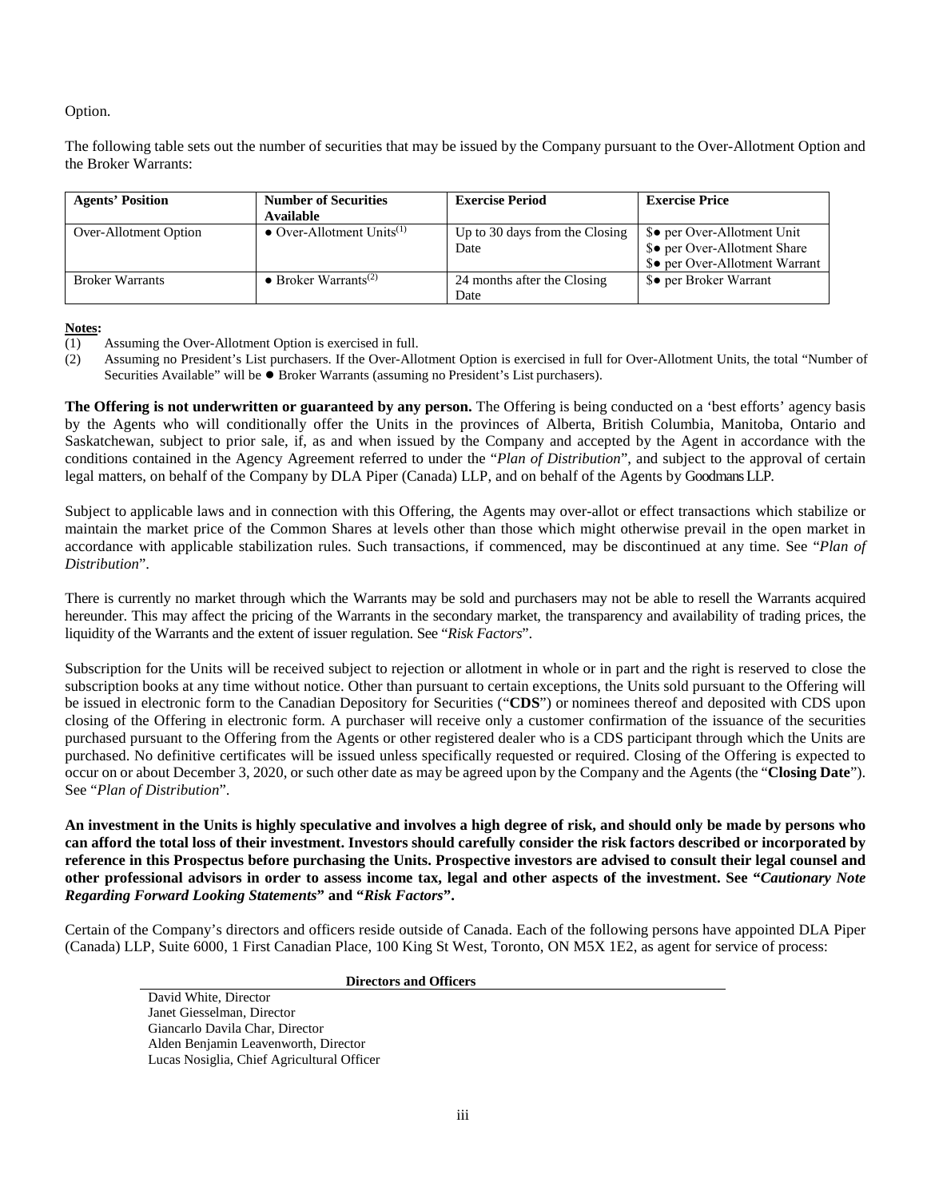Option.

The following table sets out the number of securities that may be issued by the Company pursuant to the Over-Allotment Option and the Broker Warrants:

| Agents' Position | Number of Securities Available | Exercise Period | Exercise Price |
|---|---|---|---|
| Over-Allotment Option | ● Over-Allotment Units[(1)] | Up to 30 days from the Closing Date | $● per Over-Allotment Unit<br>$● per Over-Allotment Share<br>$● per Over-Allotment Warrant |
| Broker Warrants | ● Broker Warrants[(2)] | 24 months after the Closing Date | $● per Broker Warrant |

**Notes:**

(1) Assuming the Over-Allotment Option is exercised in full.

(2) Assuming no President's List purchasers. If the Over-Allotment Option is exercised in full for Over-Allotment Units, the total "Number of Securities Available" will be ● Broker Warrants (assuming no President's List purchasers).

**The Offering is not underwritten or guaranteed by any person.** The Offering is being conducted on a 'best efforts' agency basis by the Agents who will conditionally offer the Units in the provinces of Alberta, British Columbia, Manitoba, Ontario and Saskatchewan, subject to prior sale, if, as and when issued by the Company and accepted by the Agent in accordance with the conditions contained in the Agency Agreement referred to under the "*Plan of Distribution*", and subject to the approval of certain legal matters, on behalf of the Company by DLA Piper (Canada) LLP, and on behalf of the Agents by Goodmans LLP.

Subject to applicable laws and in connection with this Offering, the Agents may over-allot or effect transactions which stabilize or maintain the market price of the Common Shares at levels other than those which might otherwise prevail in the open market in accordance with applicable stabilization rules. Such transactions, if commenced, may be discontinued at any time. See "*Plan of Distribution*".

There is currently no market through which the Warrants may be sold and purchasers may not be able to resell the Warrants acquired hereunder. This may affect the pricing of the Warrants in the secondary market, the transparency and availability of trading prices, the liquidity of the Warrants and the extent of issuer regulation. See "*Risk Factors*".

Subscription for the Units will be received subject to rejection or allotment in whole or in part and the right is reserved to close the subscription books at any time without notice. Other than pursuant to certain exceptions, the Units sold pursuant to the Offering will be issued in electronic form to the Canadian Depository for Securities ("**CDS**") or nominees thereof and deposited with CDS upon closing of the Offering in electronic form. A purchaser will receive only a customer confirmation of the issuance of the securities purchased pursuant to the Offering from the Agents or other registered dealer who is a CDS participant through which the Units are purchased. No definitive certificates will be issued unless specifically requested or required. Closing of the Offering is expected to occur on or about December 3, 2020, or such other date as may be agreed upon by the Company and the Agents (the "**Closing Date**"). See "*Plan of Distribution*".

**An investment in the Units is highly speculative and involves a high degree of risk, and should only be made by persons who can afford the total loss of their investment. Investors should carefully consider the risk factors described or incorporated by reference in this Prospectus before purchasing the Units. Prospective investors are advised to consult their legal counsel and other professional advisors in order to assess income tax, legal and other aspects of the investment. See "*Cautionary Note Regarding Forward Looking Statements*" and "*Risk Factors*".**

Certain of the Company's directors and officers reside outside of Canada. Each of the following persons have appointed DLA Piper (Canada) LLP, Suite 6000, 1 First Canadian Place, 100 King St West, Toronto, ON M5X 1E2, as agent for service of process:

| Directors and Officers |
|---|
| David White, Director |
| Janet Giesselman, Director |
| Giancarlo Davila Char, Director |
| Alden Benjamin Leavenworth, Director |
| Lucas Nosiglia, Chief Agricultural Officer |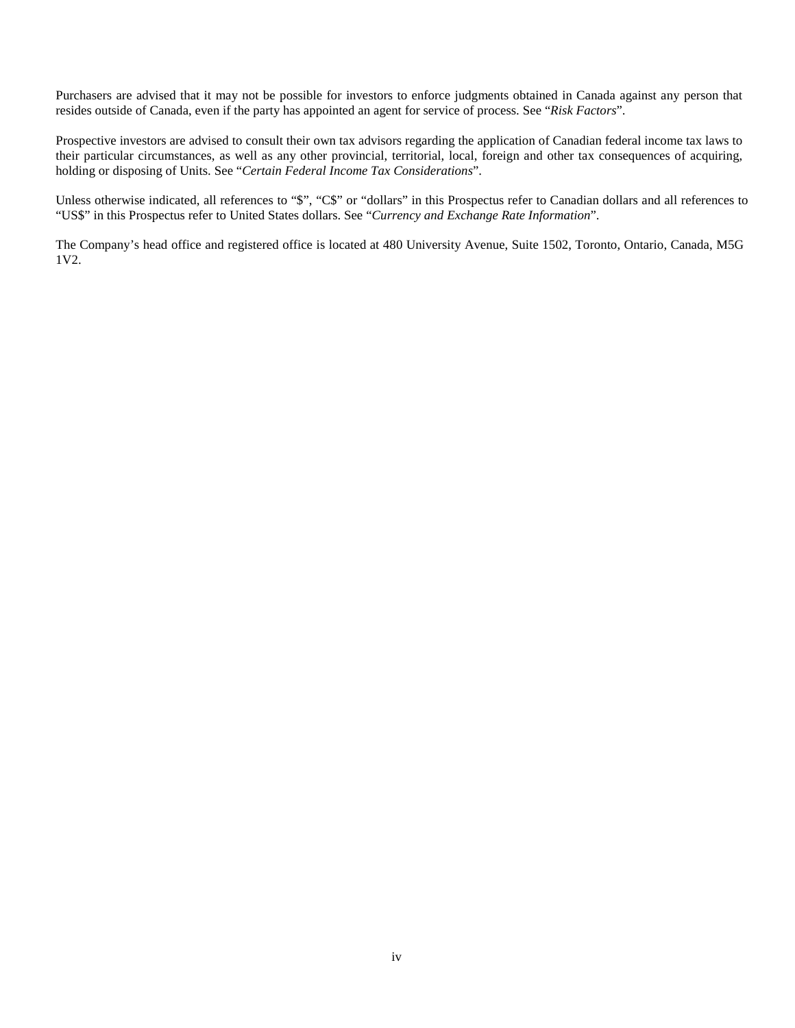Purchasers are advised that it may not be possible for investors to enforce judgments obtained in Canada against any person that resides outside of Canada, even if the party has appointed an agent for service of process. See "*Risk Factors*".

Prospective investors are advised to consult their own tax advisors regarding the application of Canadian federal income tax laws to their particular circumstances, as well as any other provincial, territorial, local, foreign and other tax consequences of acquiring, holding or disposing of Units. See "*Certain Federal Income Tax Considerations*".

Unless otherwise indicated, all references to "$", "C$" or "dollars" in this Prospectus refer to Canadian dollars and all references to "US$" in this Prospectus refer to United States dollars. See "*Currency and Exchange Rate Information*".

The Company's head office and registered office is located at 480 University Avenue, Suite 1502, Toronto, Ontario, Canada, M5G 1V2.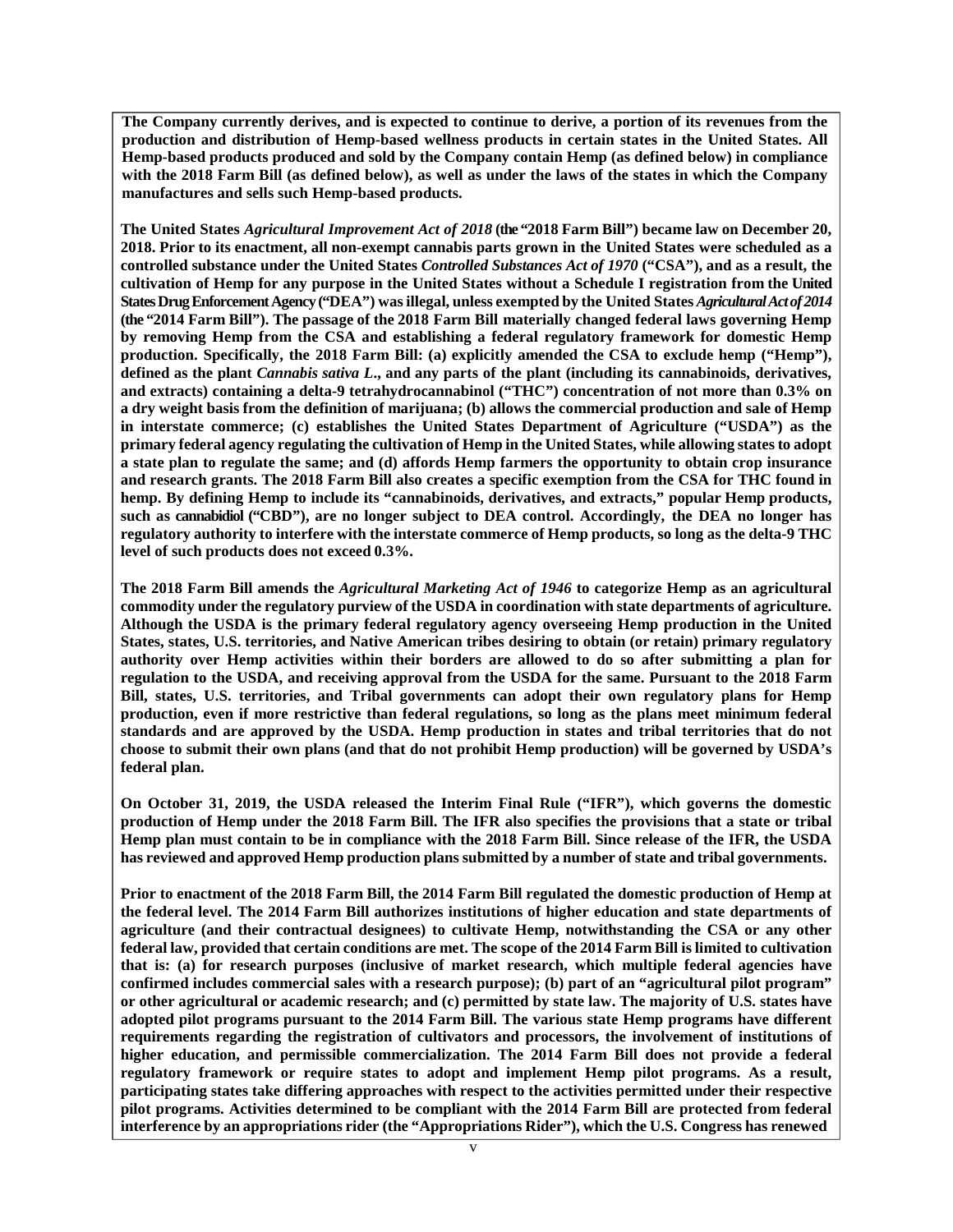**The Company currently derives, and is expected to continue to derive, a portion of its revenues from the production and distribution of Hemp-based wellness products in certain states in the United States. All Hemp-based products produced and sold by the Company contain Hemp (as defined below) in compliance with the 2018 Farm Bill (as defined below), as well as under the laws of the states in which the Company manufactures and sells such Hemp-based products.**

**The United States *Agricultural Improvement Act of 2018* (the "2018 Farm Bill") became law on December 20, 2018. Prior to its enactment, all non-exempt cannabis parts grown in the United States were scheduled as a controlled substance under the United States *Controlled Substances Act of 1970* ("CSA"), and as a result, the cultivation of Hemp for any purpose in the United States without a Schedule I registration from the United States Drug Enforcement Agency ("DEA") was illegal, unless exempted by the United States *Agricultural Act of 2014* (the "2014 Farm Bill"). The passage of the 2018 Farm Bill materially changed federal laws governing Hemp by removing Hemp from the CSA and establishing a federal regulatory framework for domestic Hemp production. Specifically, the 2018 Farm Bill: (a) explicitly amended the CSA to exclude hemp ("Hemp"), defined as the plant *Cannabis sativa L*., and any parts of the plant (including its cannabinoids, derivatives, and extracts) containing a delta-9 tetrahydrocannabinol ("THC") concentration of not more than 0.3% on a dry weight basis from the definition of marijuana; (b) allows the commercial production and sale of Hemp in interstate commerce; (c) establishes the United States Department of Agriculture ("USDA") as the primary federal agency regulating the cultivation of Hemp in the United States, while allowing states to adopt a state plan to regulate the same; and (d) affords Hemp farmers the opportunity to obtain crop insurance and research grants. The 2018 Farm Bill also creates a specific exemption from the CSA for THC found in hemp. By defining Hemp to include its "cannabinoids, derivatives, and extracts," popular Hemp products, such as cannabidiol ("CBD"), are no longer subject to DEA control. Accordingly, the DEA no longer has regulatory authority to interfere with the interstate commerce of Hemp products, so long as the delta-9 THC level of such products does not exceed 0.3%.**

**The 2018 Farm Bill amends the *Agricultural Marketing Act of 1946* to categorize Hemp as an agricultural commodity under the regulatory purview of the USDA in coordination with state departments of agriculture. Although the USDA is the primary federal regulatory agency overseeing Hemp production in the United States, states, U.S. territories, and Native American tribes desiring to obtain (or retain) primary regulatory authority over Hemp activities within their borders are allowed to do so after submitting a plan for regulation to the USDA, and receiving approval from the USDA for the same. Pursuant to the 2018 Farm Bill, states, U.S. territories, and Tribal governments can adopt their own regulatory plans for Hemp production, even if more restrictive than federal regulations, so long as the plans meet minimum federal standards and are approved by the USDA. Hemp production in states and tribal territories that do not choose to submit their own plans (and that do not prohibit Hemp production) will be governed by USDA's federal plan.**

**On October 31, 2019, the USDA released the Interim Final Rule ("IFR"), which governs the domestic production of Hemp under the 2018 Farm Bill. The IFR also specifies the provisions that a state or tribal Hemp plan must contain to be in compliance with the 2018 Farm Bill. Since release of the IFR, the USDA has reviewed and approved Hemp production plans submitted by a number of state and tribal governments.**

**Prior to enactment of the 2018 Farm Bill, the 2014 Farm Bill regulated the domestic production of Hemp at the federal level. The 2014 Farm Bill authorizes institutions of higher education and state departments of agriculture (and their contractual designees) to cultivate Hemp, notwithstanding the CSA or any other federal law, provided that certain conditions are met. The scope of the 2014 Farm Bill is limited to cultivation that is: (a) for research purposes (inclusive of market research, which multiple federal agencies have confirmed includes commercial sales with a research purpose); (b) part of an "agricultural pilot program" or other agricultural or academic research; and (c) permitted by state law. The majority of U.S. states have adopted pilot programs pursuant to the 2014 Farm Bill. The various state Hemp programs have different requirements regarding the registration of cultivators and processors, the involvement of institutions of higher education, and permissible commercialization. The 2014 Farm Bill does not provide a federal regulatory framework or require states to adopt and implement Hemp pilot programs. As a result, participating states take differing approaches with respect to the activities permitted under their respective pilot programs. Activities determined to be compliant with the 2014 Farm Bill are protected from federal interference by an appropriations rider (the "Appropriations Rider"), which the U.S. Congress has renewed**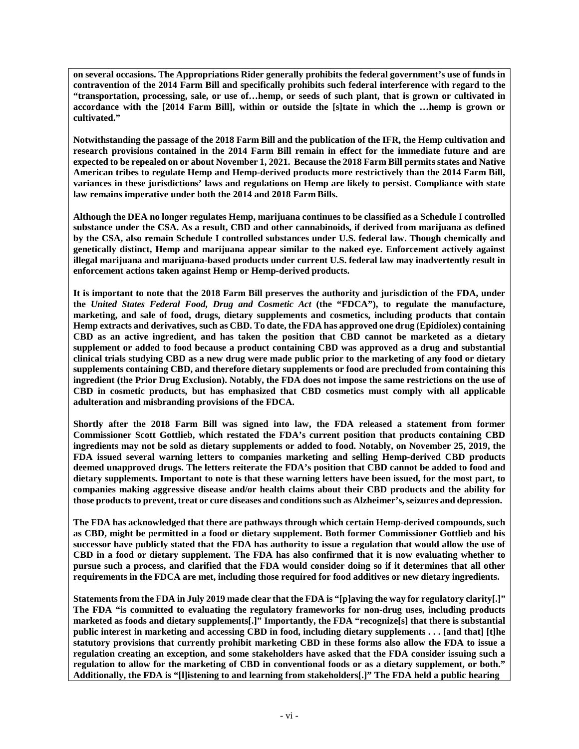**on several occasions. The Appropriations Rider generally prohibits the federal government's use of funds in contravention of the 2014 Farm Bill and specifically prohibits such federal interference with regard to the "transportation, processing, sale, or use of…hemp, or seeds of such plant, that is grown or cultivated in accordance with the [2014 Farm Bill], within or outside the [s]tate in which the …hemp is grown or cultivated."**

**Notwithstanding the passage of the 2018 Farm Bill and the publication of the IFR, the Hemp cultivation and research provisions contained in the 2014 Farm Bill remain in effect for the immediate future and are expected to be repealed on or about November 1, 2021. Because the 2018 Farm Bill permits states and Native American tribes to regulate Hemp and Hemp-derived products more restrictively than the 2014 Farm Bill, variances in these jurisdictions' laws and regulations on Hemp are likely to persist. Compliance with state law remains imperative under both the 2014 and 2018 Farm Bills.**

**Although the DEA no longer regulates Hemp, marijuana continues to be classified as a Schedule I controlled substance under the CSA. As a result, CBD and other cannabinoids, if derived from marijuana as defined by the CSA, also remain Schedule I controlled substances under U.S. federal law. Though chemically and genetically distinct, Hemp and marijuana appear similar to the naked eye. Enforcement actively against illegal marijuana and marijuana-based products under current U.S. federal law may inadvertently result in enforcement actions taken against Hemp or Hemp-derived products.**

**It is important to note that the 2018 Farm Bill preserves the authority and jurisdiction of the FDA, under the *United States Federal Food, Drug and Cosmetic Act* (the "FDCA"), to regulate the manufacture, marketing, and sale of food, drugs, dietary supplements and cosmetics, including products that contain Hemp extracts and derivatives, such as CBD. To date, the FDA has approved one drug (Epidiolex) containing CBD as an active ingredient, and has taken the position that CBD cannot be marketed as a dietary supplement or added to food because a product containing CBD was approved as a drug and substantial clinical trials studying CBD as a new drug were made public prior to the marketing of any food or dietary supplements containing CBD, and therefore dietary supplements or food are precluded from containing this ingredient (the Prior Drug Exclusion). Notably, the FDA does not impose the same restrictions on the use of CBD in cosmetic products, but has emphasized that CBD cosmetics must comply with all applicable adulteration and misbranding provisions of the FDCA.**

**Shortly after the 2018 Farm Bill was signed into law, the FDA released a statement from former Commissioner Scott Gottlieb, which restated the FDA's current position that products containing CBD ingredients may not be sold as dietary supplements or added to food. Notably, on November 25, 2019, the FDA issued several warning letters to companies marketing and selling Hemp-derived CBD products deemed unapproved drugs. The letters reiterate the FDA's position that CBD cannot be added to food and dietary supplements. Important to note is that these warning letters have been issued, for the most part, to companies making aggressive disease and/or health claims about their CBD products and the ability for those products to prevent, treat or cure diseases and conditions such as Alzheimer's, seizures and depression.**

**The FDA has acknowledged that there are pathways through which certain Hemp-derived compounds, such as CBD, might be permitted in a food or dietary supplement. Both former Commissioner Gottlieb and his successor have publicly stated that the FDA has authority to issue a regulation that would allow the use of CBD in a food or dietary supplement. The FDA has also confirmed that it is now evaluating whether to pursue such a process, and clarified that the FDA would consider doing so if it determines that all other requirements in the FDCA are met, including those required for food additives or new dietary ingredients.**

**Statements from the FDA in July 2019 made clear that the FDA is "[p]aving the way for regulatory clarity[.]" The FDA "is committed to evaluating the regulatory frameworks for non-drug uses, including products marketed as foods and dietary supplements[.]" Importantly, the FDA "recognize[s] that there is substantial public interest in marketing and accessing CBD in food, including dietary supplements . . . [and that] [t]he statutory provisions that currently prohibit marketing CBD in these forms also allow the FDA to issue a regulation creating an exception, and some stakeholders have asked that the FDA consider issuing such a regulation to allow for the marketing of CBD in conventional foods or as a dietary supplement, or both." Additionally, the FDA is "[l]istening to and learning from stakeholders[.]" The FDA held a public hearing**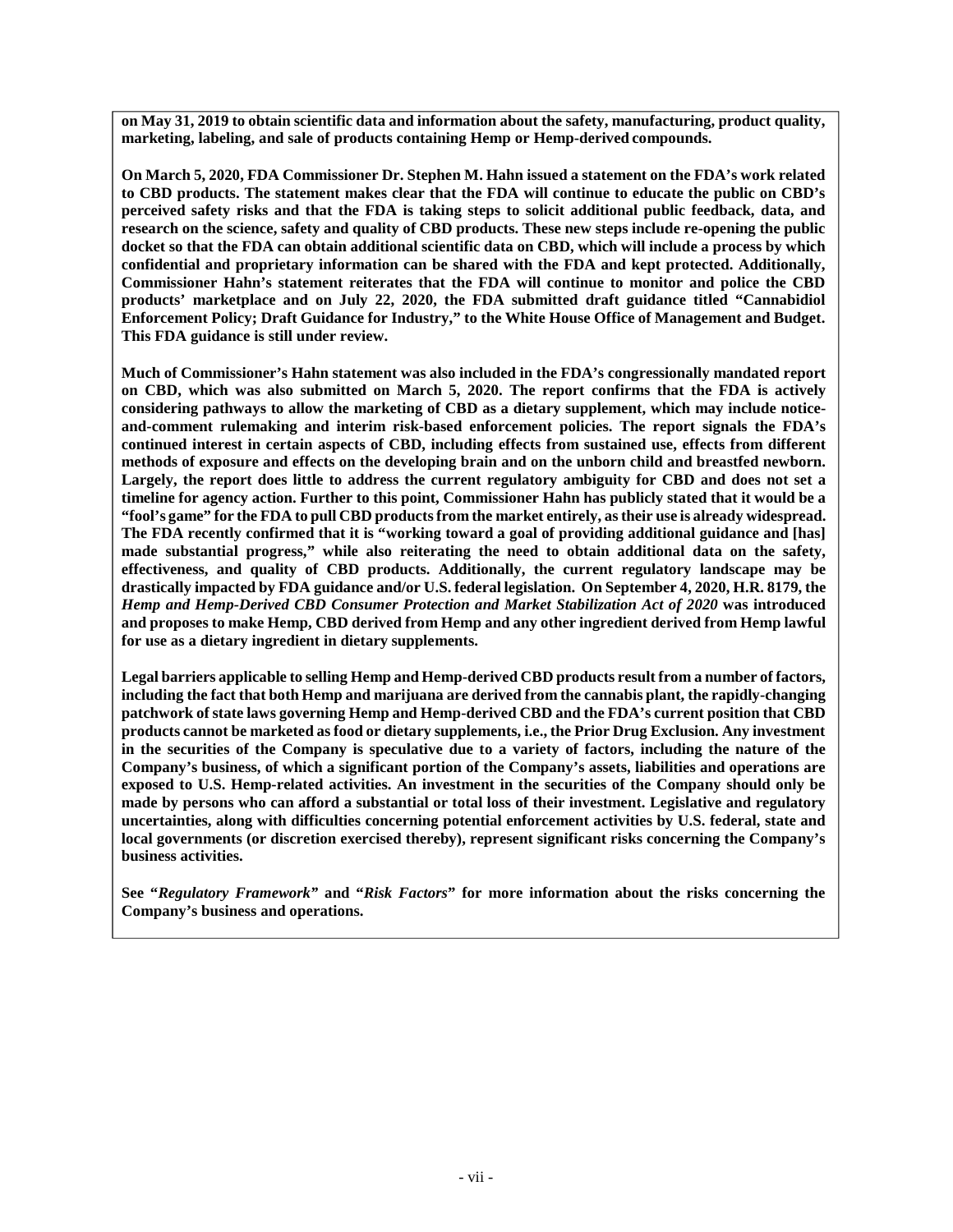**on May 31, 2019 to obtain scientific data and information about the safety, manufacturing, product quality, marketing, labeling, and sale of products containing Hemp or Hemp-derived compounds.**

**On March 5, 2020, FDA Commissioner Dr. Stephen M. Hahn issued a statement on the FDA's work related to CBD products. The statement makes clear that the FDA will continue to educate the public on CBD's perceived safety risks and that the FDA is taking steps to solicit additional public feedback, data, and research on the science, safety and quality of CBD products. These new steps include re-opening the public docket so that the FDA can obtain additional scientific data on CBD, which will include a process by which confidential and proprietary information can be shared with the FDA and kept protected. Additionally, Commissioner Hahn's statement reiterates that the FDA will continue to monitor and police the CBD products' marketplace and on July 22, 2020, the FDA submitted draft guidance titled "Cannabidiol Enforcement Policy; Draft Guidance for Industry," to the White House Office of Management and Budget. This FDA guidance is still under review.**

**Much of Commissioner's Hahn statement was also included in the FDA's congressionally mandated report on CBD, which was also submitted on March 5, 2020. The report confirms that the FDA is actively considering pathways to allow the marketing of CBD as a dietary supplement, which may include notice-and-comment rulemaking and interim risk-based enforcement policies. The report signals the FDA's continued interest in certain aspects of CBD, including effects from sustained use, effects from different methods of exposure and effects on the developing brain and on the unborn child and breastfed newborn. Largely, the report does little to address the current regulatory ambiguity for CBD and does not set a timeline for agency action. Further to this point, Commissioner Hahn has publicly stated that it would be a "fool's game" for the FDA to pull CBD products from the market entirely, as their use is already widespread. The FDA recently confirmed that it is "working toward a goal of providing additional guidance and [has] made substantial progress," while also reiterating the need to obtain additional data on the safety, effectiveness, and quality of CBD products. Additionally, the current regulatory landscape may be drastically impacted by FDA guidance and/or U.S. federal legislation. On September 4, 2020, H.R. 8179, the *Hemp and Hemp-Derived CBD Consumer Protection and Market Stabilization Act of 2020* was introduced and proposes to make Hemp, CBD derived from Hemp and any other ingredient derived from Hemp lawful for use as a dietary ingredient in dietary supplements.**

**Legal barriers applicable to selling Hemp and Hemp-derived CBD products result from a number of factors, including the fact that both Hemp and marijuana are derived from the cannabis plant, the rapidly-changing patchwork of state laws governing Hemp and Hemp-derived CBD and the FDA's current position that CBD products cannot be marketed as food or dietary supplements, i.e., the Prior Drug Exclusion. Any investment in the securities of the Company is speculative due to a variety of factors, including the nature of the Company's business, of which a significant portion of the Company's assets, liabilities and operations are exposed to U.S. Hemp-related activities. An investment in the securities of the Company should only be made by persons who can afford a substantial or total loss of their investment. Legislative and regulatory uncertainties, along with difficulties concerning potential enforcement activities by U.S. federal, state and local governments (or discretion exercised thereby), represent significant risks concerning the Company's business activities.**

**See "*Regulatory Framework*" and "*Risk Factors*" for more information about the risks concerning the Company's business and operations.**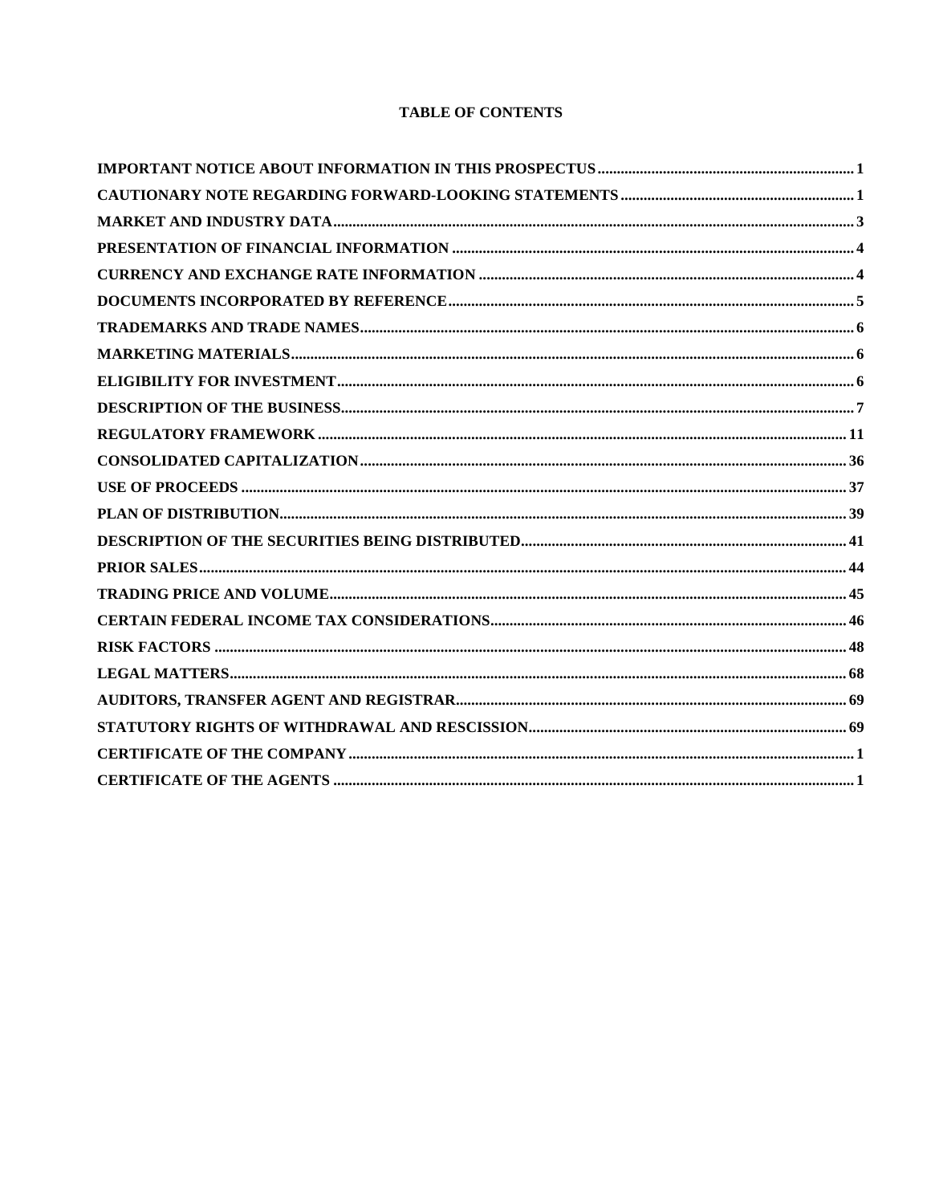# TABLE OF CONTENTS

| | |
|---|---|
| **IMPORTANT NOTICE ABOUT INFORMATION IN THIS PROSPECTUS** | **1** |
| **CAUTIONARY NOTE REGARDING FORWARD-LOOKING STATEMENTS** | **1** |
| **MARKET AND INDUSTRY DATA** | **3** |
| **PRESENTATION OF FINANCIAL INFORMATION** | **4** |
| **CURRENCY AND EXCHANGE RATE INFORMATION** | **4** |
| **DOCUMENTS INCORPORATED BY REFERENCE** | **5** |
| **TRADEMARKS AND TRADE NAMES** | **6** |
| **MARKETING MATERIALS** | **6** |
| **ELIGIBILITY FOR INVESTMENT** | **6** |
| **DESCRIPTION OF THE BUSINESS** | **7** |
| **REGULATORY FRAMEWORK** | **11** |
| **CONSOLIDATED CAPITALIZATION** | **36** |
| **USE OF PROCEEDS** | **37** |
| **PLAN OF DISTRIBUTION** | **39** |
| **DESCRIPTION OF THE SECURITIES BEING DISTRIBUTED** | **41** |
| **PRIOR SALES** | **44** |
| **TRADING PRICE AND VOLUME** | **45** |
| **CERTAIN FEDERAL INCOME TAX CONSIDERATIONS** | **46** |
| **RISK FACTORS** | **48** |
| **LEGAL MATTERS** | **68** |
| **AUDITORS, TRANSFER AGENT AND REGISTRAR** | **69** |
| **STATUTORY RIGHTS OF WITHDRAWAL AND RESCISSION** | **69** |
| **CERTIFICATE OF THE COMPANY** | **1** |
| **CERTIFICATE OF THE AGENTS** | **1** |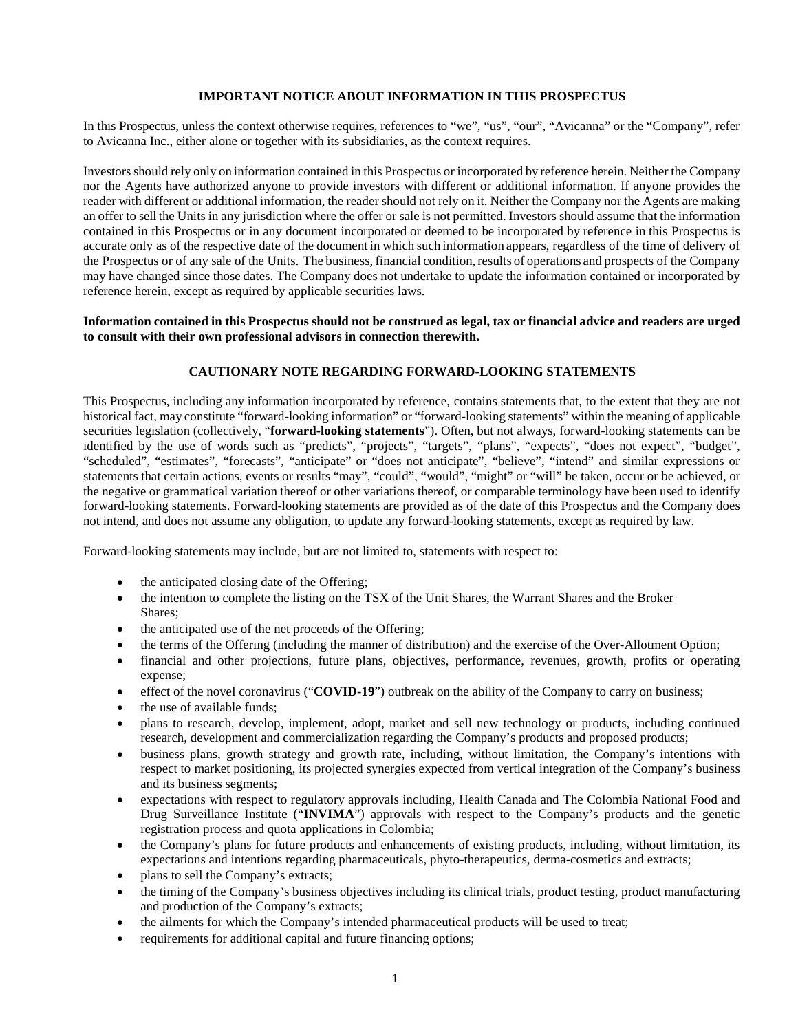## IMPORTANT NOTICE ABOUT INFORMATION IN THIS PROSPECTUS

In this Prospectus, unless the context otherwise requires, references to "we", "us", "our", "Avicanna" or the "Company", refer to Avicanna Inc., either alone or together with its subsidiaries, as the context requires.

Investors should rely only on information contained in this Prospectus or incorporated by reference herein. Neither the Company nor the Agents have authorized anyone to provide investors with different or additional information. If anyone provides the reader with different or additional information, the reader should not rely on it. Neither the Company nor the Agents are making an offer to sell the Units in any jurisdiction where the offer or sale is not permitted. Investors should assume that the information contained in this Prospectus or in any document incorporated or deemed to be incorporated by reference in this Prospectus is accurate only as of the respective date of the document in which such information appears, regardless of the time of delivery of the Prospectus or of any sale of the Units. The business, financial condition, results of operations and prospects of the Company may have changed since those dates. The Company does not undertake to update the information contained or incorporated by reference herein, except as required by applicable securities laws.

**Information contained in this Prospectus should not be construed as legal, tax or financial advice and readers are urged to consult with their own professional advisors in connection therewith.**

## CAUTIONARY NOTE REGARDING FORWARD-LOOKING STATEMENTS

This Prospectus, including any information incorporated by reference, contains statements that, to the extent that they are not historical fact, may constitute "forward-looking information" or "forward-looking statements" within the meaning of applicable securities legislation (collectively, "**forward-looking statements**"). Often, but not always, forward-looking statements can be identified by the use of words such as "predicts", "projects", "targets", "plans", "expects", "does not expect", "budget", "scheduled", "estimates", "forecasts", "anticipate" or "does not anticipate", "believe", "intend" and similar expressions or statements that certain actions, events or results "may", "could", "would", "might" or "will" be taken, occur or be achieved, or the negative or grammatical variation thereof or other variations thereof, or comparable terminology have been used to identify forward-looking statements. Forward-looking statements are provided as of the date of this Prospectus and the Company does not intend, and does not assume any obligation, to update any forward-looking statements, except as required by law.

Forward-looking statements may include, but are not limited to, statements with respect to:

- the anticipated closing date of the Offering;
- the intention to complete the listing on the TSX of the Unit Shares, the Warrant Shares and the Broker Shares;
- the anticipated use of the net proceeds of the Offering;
- the terms of the Offering (including the manner of distribution) and the exercise of the Over-Allotment Option;
- financial and other projections, future plans, objectives, performance, revenues, growth, profits or operating expense;
- effect of the novel coronavirus ("**COVID-19**") outbreak on the ability of the Company to carry on business;
- the use of available funds;
- plans to research, develop, implement, adopt, market and sell new technology or products, including continued research, development and commercialization regarding the Company's products and proposed products;
- business plans, growth strategy and growth rate, including, without limitation, the Company's intentions with respect to market positioning, its projected synergies expected from vertical integration of the Company's business and its business segments;
- expectations with respect to regulatory approvals including, Health Canada and The Colombia National Food and Drug Surveillance Institute ("**INVIMA**") approvals with respect to the Company's products and the genetic registration process and quota applications in Colombia;
- the Company's plans for future products and enhancements of existing products, including, without limitation, its expectations and intentions regarding pharmaceuticals, phyto-therapeutics, derma-cosmetics and extracts;
- plans to sell the Company's extracts;
- the timing of the Company's business objectives including its clinical trials, product testing, product manufacturing and production of the Company's extracts;
- the ailments for which the Company's intended pharmaceutical products will be used to treat;
- requirements for additional capital and future financing options;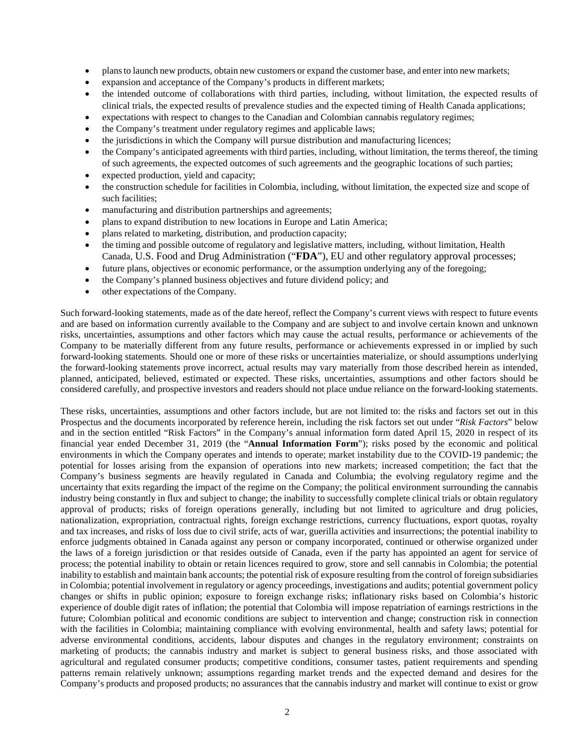- plans to launch new products, obtain new customers or expand the customer base, and enter into new markets;
- expansion and acceptance of the Company's products in different markets;
- the intended outcome of collaborations with third parties, including, without limitation, the expected results of clinical trials, the expected results of prevalence studies and the expected timing of Health Canada applications;
- expectations with respect to changes to the Canadian and Colombian cannabis regulatory regimes;
- the Company's treatment under regulatory regimes and applicable laws;
- the jurisdictions in which the Company will pursue distribution and manufacturing licences;
- the Company's anticipated agreements with third parties, including, without limitation, the terms thereof, the timing of such agreements, the expected outcomes of such agreements and the geographic locations of such parties;
- expected production, yield and capacity;
- the construction schedule for facilities in Colombia, including, without limitation, the expected size and scope of such facilities;
- manufacturing and distribution partnerships and agreements;
- plans to expand distribution to new locations in Europe and Latin America;
- plans related to marketing, distribution, and production capacity;
- the timing and possible outcome of regulatory and legislative matters, including, without limitation, Health Canada, U.S. Food and Drug Administration ("**FDA**"), EU and other regulatory approval processes;
- future plans, objectives or economic performance, or the assumption underlying any of the foregoing;
- the Company's planned business objectives and future dividend policy; and
- other expectations of the Company.

Such forward-looking statements, made as of the date hereof, reflect the Company's current views with respect to future events and are based on information currently available to the Company and are subject to and involve certain known and unknown risks, uncertainties, assumptions and other factors which may cause the actual results, performance or achievements of the Company to be materially different from any future results, performance or achievements expressed in or implied by such forward-looking statements. Should one or more of these risks or uncertainties materialize, or should assumptions underlying the forward-looking statements prove incorrect, actual results may vary materially from those described herein as intended, planned, anticipated, believed, estimated or expected. These risks, uncertainties, assumptions and other factors should be considered carefully, and prospective investors and readers should not place undue reliance on the forward-looking statements.

These risks, uncertainties, assumptions and other factors include, but are not limited to: the risks and factors set out in this Prospectus and the documents incorporated by reference herein, including the risk factors set out under "*Risk Factors*" below and in the section entitled "Risk Factors" in the Company's annual information form dated April 15, 2020 in respect of its financial year ended December 31, 2019 (the "**Annual Information Form**"); risks posed by the economic and political environments in which the Company operates and intends to operate; market instability due to the COVID-19 pandemic; the potential for losses arising from the expansion of operations into new markets; increased competition; the fact that the Company's business segments are heavily regulated in Canada and Columbia; the evolving regulatory regime and the uncertainty that exits regarding the impact of the regime on the Company; the political environment surrounding the cannabis industry being constantly in flux and subject to change; the inability to successfully complete clinical trials or obtain regulatory approval of products; risks of foreign operations generally, including but not limited to agriculture and drug policies, nationalization, expropriation, contractual rights, foreign exchange restrictions, currency fluctuations, export quotas, royalty and tax increases, and risks of loss due to civil strife, acts of war, guerilla activities and insurrections; the potential inability to enforce judgments obtained in Canada against any person or company incorporated, continued or otherwise organized under the laws of a foreign jurisdiction or that resides outside of Canada, even if the party has appointed an agent for service of process; the potential inability to obtain or retain licences required to grow, store and sell cannabis in Colombia; the potential inability to establish and maintain bank accounts; the potential risk of exposure resulting from the control of foreign subsidiaries in Colombia; potential involvement in regulatory or agency proceedings, investigations and audits; potential government policy changes or shifts in public opinion; exposure to foreign exchange risks; inflationary risks based on Colombia's historic experience of double digit rates of inflation; the potential that Colombia will impose repatriation of earnings restrictions in the future; Colombian political and economic conditions are subject to intervention and change; construction risk in connection with the facilities in Colombia; maintaining compliance with evolving environmental, health and safety laws; potential for adverse environmental conditions, accidents, labour disputes and changes in the regulatory environment; constraints on marketing of products; the cannabis industry and market is subject to general business risks, and those associated with agricultural and regulated consumer products; competitive conditions, consumer tastes, patient requirements and spending patterns remain relatively unknown; assumptions regarding market trends and the expected demand and desires for the Company's products and proposed products; no assurances that the cannabis industry and market will continue to exist or grow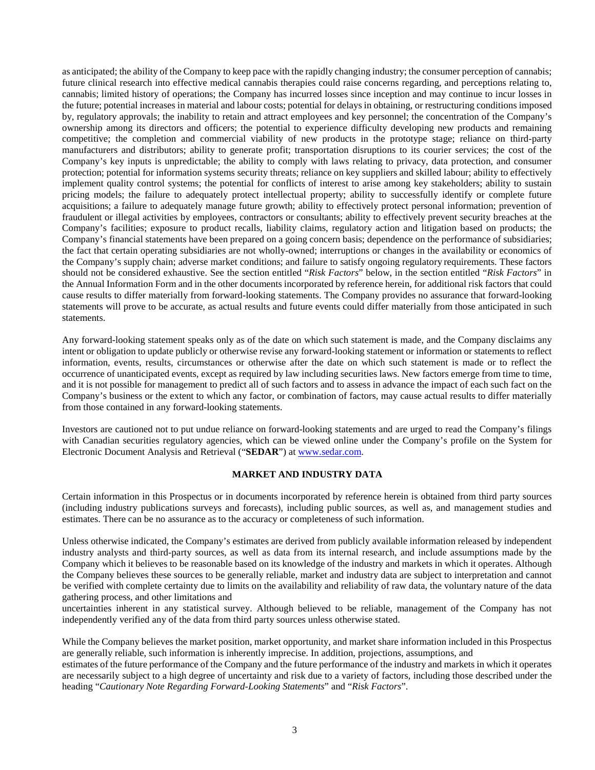as anticipated; the ability of the Company to keep pace with the rapidly changing industry; the consumer perception of cannabis; future clinical research into effective medical cannabis therapies could raise concerns regarding, and perceptions relating to, cannabis; limited history of operations; the Company has incurred losses since inception and may continue to incur losses in the future; potential increases in material and labour costs; potential for delays in obtaining, or restructuring conditions imposed by, regulatory approvals; the inability to retain and attract employees and key personnel; the concentration of the Company's ownership among its directors and officers; the potential to experience difficulty developing new products and remaining competitive; the completion and commercial viability of new products in the prototype stage; reliance on third-party manufacturers and distributors; ability to generate profit; transportation disruptions to its courier services; the cost of the Company's key inputs is unpredictable; the ability to comply with laws relating to privacy, data protection, and consumer protection; potential for information systems security threats; reliance on key suppliers and skilled labour; ability to effectively implement quality control systems; the potential for conflicts of interest to arise among key stakeholders; ability to sustain pricing models; the failure to adequately protect intellectual property; ability to successfully identify or complete future acquisitions; a failure to adequately manage future growth; ability to effectively protect personal information; prevention of fraudulent or illegal activities by employees, contractors or consultants; ability to effectively prevent security breaches at the Company's facilities; exposure to product recalls, liability claims, regulatory action and litigation based on products; the Company's financial statements have been prepared on a going concern basis; dependence on the performance of subsidiaries; the fact that certain operating subsidiaries are not wholly-owned; interruptions or changes in the availability or economics of the Company's supply chain; adverse market conditions; and failure to satisfy ongoing regulatory requirements. These factors should not be considered exhaustive. See the section entitled "*Risk Factors*" below, in the section entitled "*Risk Factors*" in the Annual Information Form and in the other documents incorporated by reference herein, for additional risk factors that could cause results to differ materially from forward-looking statements. The Company provides no assurance that forward-looking statements will prove to be accurate, as actual results and future events could differ materially from those anticipated in such statements.

Any forward-looking statement speaks only as of the date on which such statement is made, and the Company disclaims any intent or obligation to update publicly or otherwise revise any forward-looking statement or information or statements to reflect information, events, results, circumstances or otherwise after the date on which such statement is made or to reflect the occurrence of unanticipated events, except as required by law including securities laws. New factors emerge from time to time, and it is not possible for management to predict all of such factors and to assess in advance the impact of each such fact on the Company's business or the extent to which any factor, or combination of factors, may cause actual results to differ materially from those contained in any forward-looking statements.

Investors are cautioned not to put undue reliance on forward-looking statements and are urged to read the Company's filings with Canadian securities regulatory agencies, which can be viewed online under the Company's profile on the System for Electronic Document Analysis and Retrieval ("**SEDAR**") at www.sedar.com.

## MARKET AND INDUSTRY DATA

Certain information in this Prospectus or in documents incorporated by reference herein is obtained from third party sources (including industry publications surveys and forecasts), including public sources, as well as, and management studies and estimates. There can be no assurance as to the accuracy or completeness of such information.

Unless otherwise indicated, the Company's estimates are derived from publicly available information released by independent industry analysts and third-party sources, as well as data from its internal research, and include assumptions made by the Company which it believes to be reasonable based on its knowledge of the industry and markets in which it operates. Although the Company believes these sources to be generally reliable, market and industry data are subject to interpretation and cannot be verified with complete certainty due to limits on the availability and reliability of raw data, the voluntary nature of the data gathering process, and other limitations and uncertainties inherent in any statistical survey. Although believed to be reliable, management of the Company has not independently verified any of the data from third party sources unless otherwise stated.

While the Company believes the market position, market opportunity, and market share information included in this Prospectus are generally reliable, such information is inherently imprecise. In addition, projections, assumptions, and estimates of the future performance of the Company and the future performance of the industry and markets in which it operates are necessarily subject to a high degree of uncertainty and risk due to a variety of factors, including those described under the heading "*Cautionary Note Regarding Forward-Looking Statements*" and "*Risk Factors*".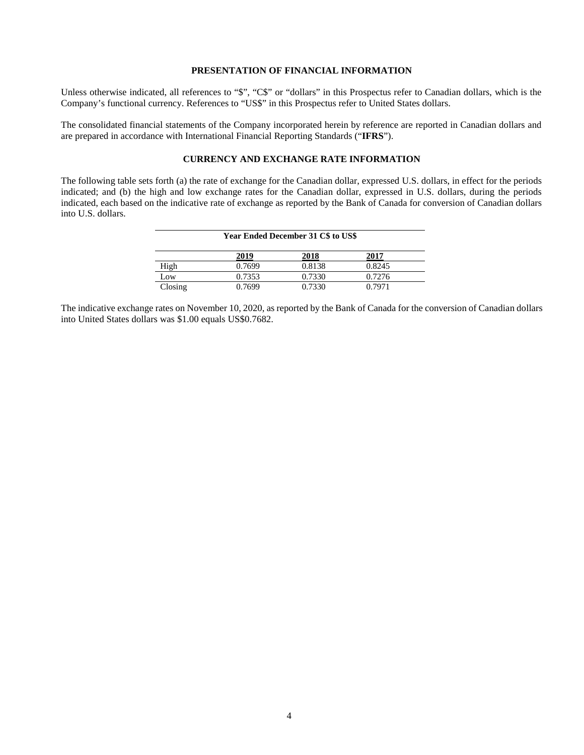## PRESENTATION OF FINANCIAL INFORMATION

Unless otherwise indicated, all references to "$", "C$" or "dollars" in this Prospectus refer to Canadian dollars, which is the Company's functional currency. References to "US$" in this Prospectus refer to United States dollars.

The consolidated financial statements of the Company incorporated herein by reference are reported in Canadian dollars and are prepared in accordance with International Financial Reporting Standards ("**IFRS**").

## CURRENCY AND EXCHANGE RATE INFORMATION

The following table sets forth (a) the rate of exchange for the Canadian dollar, expressed U.S. dollars, in effect for the periods indicated; and (b) the high and low exchange rates for the Canadian dollar, expressed in U.S. dollars, during the periods indicated, each based on the indicative rate of exchange as reported by the Bank of Canada for conversion of Canadian dollars into U.S. dollars.

| Year Ended December 31 C$ to US$ | | | |
|---|---|---|---|
| | **2019** | **2018** | **2017** |
| High | 0.7699 | 0.8138 | 0.8245 |
| Low | 0.7353 | 0.7330 | 0.7276 |
| Closing | 0.7699 | 0.7330 | 0.7971 |

The indicative exchange rates on November 10, 2020, as reported by the Bank of Canada for the conversion of Canadian dollars into United States dollars was $1.00 equals US$0.7682.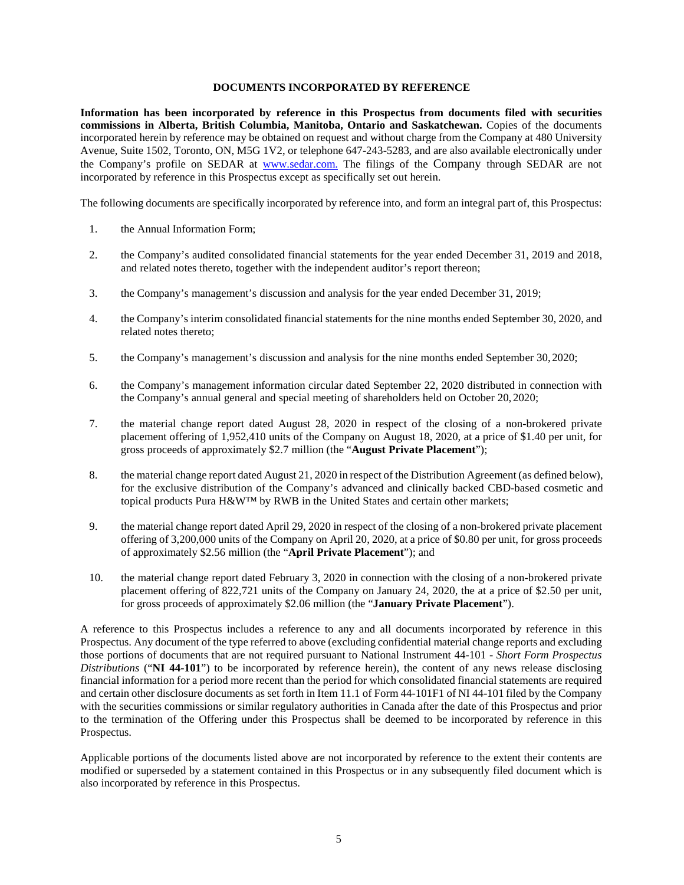## DOCUMENTS INCORPORATED BY REFERENCE

**Information has been incorporated by reference in this Prospectus from documents filed with securities commissions in Alberta, British Columbia, Manitoba, Ontario and Saskatchewan.** Copies of the documents incorporated herein by reference may be obtained on request and without charge from the Company at 480 University Avenue, Suite 1502, Toronto, ON, M5G 1V2, or telephone 647-243-5283, and are also available electronically under the Company's profile on SEDAR at www.sedar.com. The filings of the Company through SEDAR are not incorporated by reference in this Prospectus except as specifically set out herein.

The following documents are specifically incorporated by reference into, and form an integral part of, this Prospectus:

1. the Annual Information Form;
2. the Company's audited consolidated financial statements for the year ended December 31, 2019 and 2018, and related notes thereto, together with the independent auditor's report thereon;
3. the Company's management's discussion and analysis for the year ended December 31, 2019;
4. the Company's interim consolidated financial statements for the nine months ended September 30, 2020, and related notes thereto;
5. the Company's management's discussion and analysis for the nine months ended September 30, 2020;
6. the Company's management information circular dated September 22, 2020 distributed in connection with the Company's annual general and special meeting of shareholders held on October 20, 2020;
7. the material change report dated August 28, 2020 in respect of the closing of a non-brokered private placement offering of 1,952,410 units of the Company on August 18, 2020, at a price of $1.40 per unit, for gross proceeds of approximately $2.7 million (the "**August Private Placement**");
8. the material change report dated August 21, 2020 in respect of the Distribution Agreement (as defined below), for the exclusive distribution of the Company's advanced and clinically backed CBD-based cosmetic and topical products Pura H&W™ by RWB in the United States and certain other markets;
9. the material change report dated April 29, 2020 in respect of the closing of a non-brokered private placement offering of 3,200,000 units of the Company on April 20, 2020, at a price of $0.80 per unit, for gross proceeds of approximately $2.56 million (the "**April Private Placement**"); and
10. the material change report dated February 3, 2020 in connection with the closing of a non-brokered private placement offering of 822,721 units of the Company on January 24, 2020, the at a price of $2.50 per unit, for gross proceeds of approximately $2.06 million (the "**January Private Placement**").

A reference to this Prospectus includes a reference to any and all documents incorporated by reference in this Prospectus. Any document of the type referred to above (excluding confidential material change reports and excluding those portions of documents that are not required pursuant to National Instrument 44-101 - *Short Form Prospectus Distributions* ("**NI 44-101**") to be incorporated by reference herein), the content of any news release disclosing financial information for a period more recent than the period for which consolidated financial statements are required and certain other disclosure documents as set forth in Item 11.1 of Form 44-101F1 of NI 44-101 filed by the Company with the securities commissions or similar regulatory authorities in Canada after the date of this Prospectus and prior to the termination of the Offering under this Prospectus shall be deemed to be incorporated by reference in this Prospectus.

Applicable portions of the documents listed above are not incorporated by reference to the extent their contents are modified or superseded by a statement contained in this Prospectus or in any subsequently filed document which is also incorporated by reference in this Prospectus.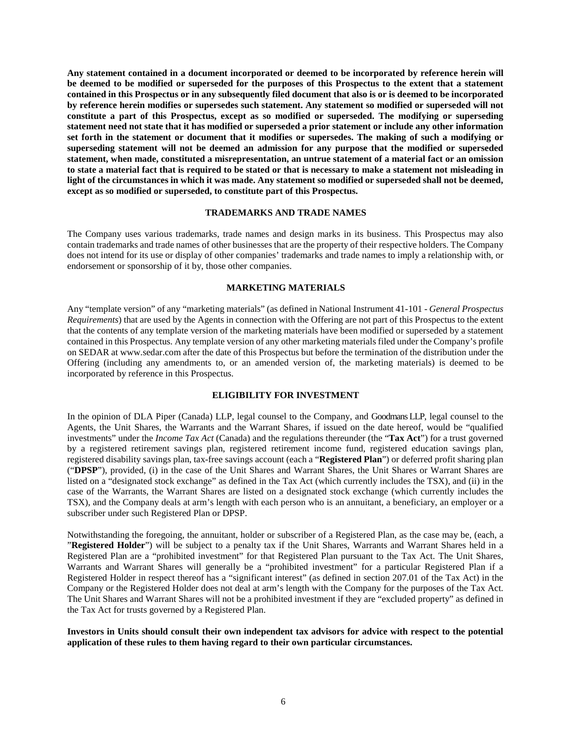**Any statement contained in a document incorporated or deemed to be incorporated by reference herein will be deemed to be modified or superseded for the purposes of this Prospectus to the extent that a statement contained in this Prospectus or in any subsequently filed document that also is or is deemed to be incorporated by reference herein modifies or supersedes such statement. Any statement so modified or superseded will not constitute a part of this Prospectus, except as so modified or superseded. The modifying or superseding statement need not state that it has modified or superseded a prior statement or include any other information set forth in the statement or document that it modifies or supersedes. The making of such a modifying or superseding statement will not be deemed an admission for any purpose that the modified or superseded statement, when made, constituted a misrepresentation, an untrue statement of a material fact or an omission to state a material fact that is required to be stated or that is necessary to make a statement not misleading in light of the circumstances in which it was made. Any statement so modified or superseded shall not be deemed, except as so modified or superseded, to constitute part of this Prospectus.**

## TRADEMARKS AND TRADE NAMES

The Company uses various trademarks, trade names and design marks in its business. This Prospectus may also contain trademarks and trade names of other businesses that are the property of their respective holders. The Company does not intend for its use or display of other companies' trademarks and trade names to imply a relationship with, or endorsement or sponsorship of it by, those other companies.

## MARKETING MATERIALS

Any "template version" of any "marketing materials" (as defined in National Instrument 41-101 - *General Prospectus Requirements*) that are used by the Agents in connection with the Offering are not part of this Prospectus to the extent that the contents of any template version of the marketing materials have been modified or superseded by a statement contained in this Prospectus. Any template version of any other marketing materials filed under the Company's profile on SEDAR at www.sedar.com after the date of this Prospectus but before the termination of the distribution under the Offering (including any amendments to, or an amended version of, the marketing materials) is deemed to be incorporated by reference in this Prospectus.

## ELIGIBILITY FOR INVESTMENT

In the opinion of DLA Piper (Canada) LLP, legal counsel to the Company, and Goodmans LLP, legal counsel to the Agents, the Unit Shares, the Warrants and the Warrant Shares, if issued on the date hereof, would be "qualified investments" under the *Income Tax Act* (Canada) and the regulations thereunder (the "**Tax Act**") for a trust governed by a registered retirement savings plan, registered retirement income fund, registered education savings plan, registered disability savings plan, tax-free savings account (each a "**Registered Plan**") or deferred profit sharing plan ("**DPSP**"), provided, (i) in the case of the Unit Shares and Warrant Shares, the Unit Shares or Warrant Shares are listed on a "designated stock exchange" as defined in the Tax Act (which currently includes the TSX), and (ii) in the case of the Warrants, the Warrant Shares are listed on a designated stock exchange (which currently includes the TSX), and the Company deals at arm's length with each person who is an annuitant, a beneficiary, an employer or a subscriber under such Registered Plan or DPSP.

Notwithstanding the foregoing, the annuitant, holder or subscriber of a Registered Plan, as the case may be, (each, a "**Registered Holder**") will be subject to a penalty tax if the Unit Shares, Warrants and Warrant Shares held in a Registered Plan are a "prohibited investment" for that Registered Plan pursuant to the Tax Act. The Unit Shares, Warrants and Warrant Shares will generally be a "prohibited investment" for a particular Registered Plan if a Registered Holder in respect thereof has a "significant interest" (as defined in section 207.01 of the Tax Act) in the Company or the Registered Holder does not deal at arm's length with the Company for the purposes of the Tax Act. The Unit Shares and Warrant Shares will not be a prohibited investment if they are "excluded property" as defined in the Tax Act for trusts governed by a Registered Plan.

**Investors in Units should consult their own independent tax advisors for advice with respect to the potential application of these rules to them having regard to their own particular circumstances.**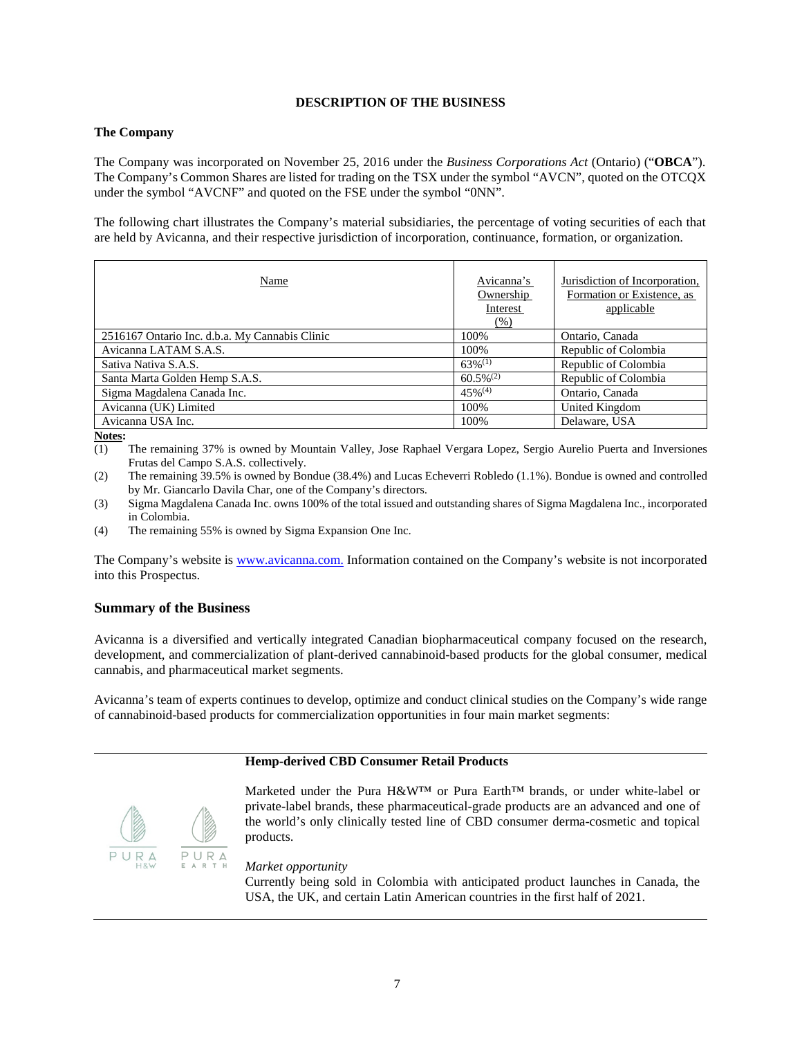**DESCRIPTION OF THE BUSINESS**

**The Company**

The Company was incorporated on November 25, 2016 under the *Business Corporations Act* (Ontario) ("**OBCA**"). The Company's Common Shares are listed for trading on the TSX under the symbol "AVCN", quoted on the OTCQX under the symbol "AVCNF" and quoted on the FSE under the symbol "0NN".

The following chart illustrates the Company's material subsidiaries, the percentage of voting securities of each that are held by Avicanna, and their respective jurisdiction of incorporation, continuance, formation, or organization.

| Name | Avicanna's Ownership Interest (%) | Jurisdiction of Incorporation, Formation or Existence, as applicable |
|---|---|---|
| 2516167 Ontario Inc. d.b.a. My Cannabis Clinic | 100% | Ontario, Canada |
| Avicanna LATAM S.A.S. | 100% | Republic of Colombia |
| Sativa Nativa S.A.S. | 63%[(1)] | Republic of Colombia |
| Santa Marta Golden Hemp S.A.S. | 60.5%[(2)] | Republic of Colombia |
| Sigma Magdalena Canada Inc. | 45%[(4)] | Ontario, Canada |
| Avicanna (UK) Limited | 100% | United Kingdom |
| Avicanna USA Inc. | 100% | Delaware, USA |

**Notes:**

(1) The remaining 37% is owned by Mountain Valley, Jose Raphael Vergara Lopez, Sergio Aurelio Puerta and Inversiones Frutas del Campo S.A.S. collectively.

(2) The remaining 39.5% is owned by Bondue (38.4%) and Lucas Echeverri Robledo (1.1%). Bondue is owned and controlled by Mr. Giancarlo Davila Char, one of the Company's directors.

(3) Sigma Magdalena Canada Inc. owns 100% of the total issued and outstanding shares of Sigma Magdalena Inc., incorporated in Colombia.

(4) The remaining 55% is owned by Sigma Expansion One Inc.

The Company's website is www.avicanna.com. Information contained on the Company's website is not incorporated into this Prospectus.

## Summary of the Business

Avicanna is a diversified and vertically integrated Canadian biopharmaceutical company focused on the research, development, and commercialization of plant-derived cannabinoid-based products for the global consumer, medical cannabis, and pharmaceutical market segments.

Avicanna's team of experts continues to develop, optimize and conduct clinical studies on the Company's wide range of cannabinoid-based products for commercialization opportunities in four main market segments:

**Hemp-derived CBD Consumer Retail Products**

PURA H&W PURA EARTH

Marketed under the Pura H&W™ or Pura Earth™ brands, or under white-label or private-label brands, these pharmaceutical-grade products are an advanced and one of the world's only clinically tested line of CBD consumer derma-cosmetic and topical products.

*Market opportunity*

Currently being sold in Colombia with anticipated product launches in Canada, the USA, the UK, and certain Latin American countries in the first half of 2021.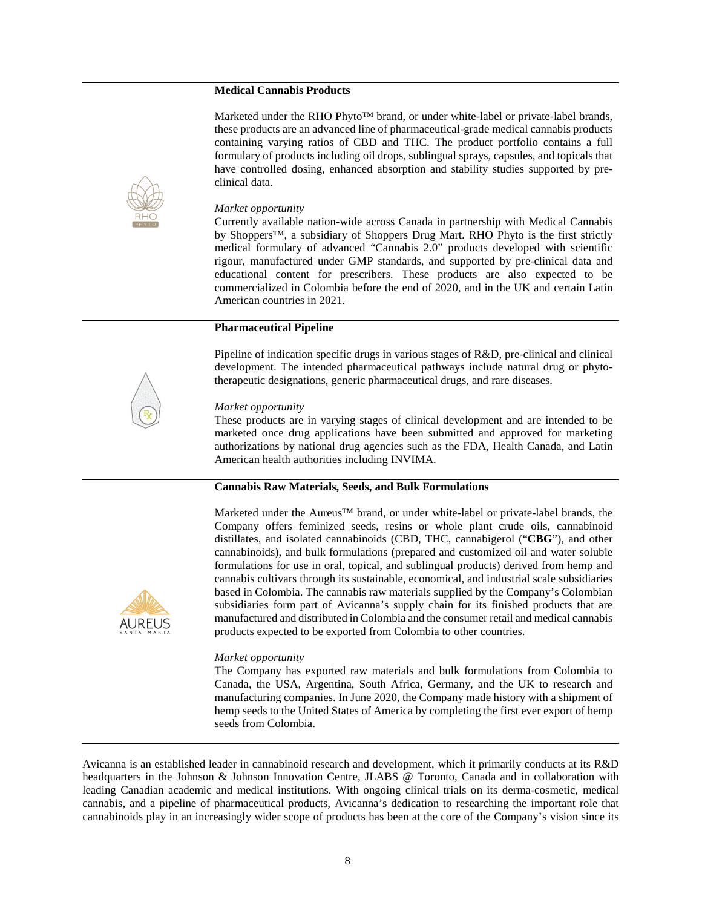**Medical Cannabis Products**

Marketed under the RHO Phyto™ brand, or under white-label or private-label brands, these products are an advanced line of pharmaceutical-grade medical cannabis products containing varying ratios of CBD and THC. The product portfolio contains a full formulary of products including oil drops, sublingual sprays, capsules, and topicals that have controlled dosing, enhanced absorption and stability studies supported by pre-clinical data.

*Market opportunity*

Currently available nation-wide across Canada in partnership with Medical Cannabis by Shoppers™, a subsidiary of Shoppers Drug Mart. RHO Phyto is the first strictly medical formulary of advanced "Cannabis 2.0" products developed with scientific rigour, manufactured under GMP standards, and supported by pre-clinical data and educational content for prescribers. These products are also expected to be commercialized in Colombia before the end of 2020, and in the UK and certain Latin American countries in 2021.

**Pharmaceutical Pipeline**

Pipeline of indication specific drugs in various stages of R&D, pre-clinical and clinical development. The intended pharmaceutical pathways include natural drug or phyto-therapeutic designations, generic pharmaceutical drugs, and rare diseases.

*Market opportunity*

These products are in varying stages of clinical development and are intended to be marketed once drug applications have been submitted and approved for marketing authorizations by national drug agencies such as the FDA, Health Canada, and Latin American health authorities including INVIMA.

**Cannabis Raw Materials, Seeds, and Bulk Formulations**

Marketed under the Aureus™ brand, or under white-label or private-label brands, the Company offers feminized seeds, resins or whole plant crude oils, cannabinoid distillates, and isolated cannabinoids (CBD, THC, cannabigerol ("**CBG**"), and other cannabinoids), and bulk formulations (prepared and customized oil and water soluble formulations for use in oral, topical, and sublingual products) derived from hemp and cannabis cultivars through its sustainable, economical, and industrial scale subsidiaries based in Colombia. The cannabis raw materials supplied by the Company's Colombian subsidiaries form part of Avicanna's supply chain for its finished products that are manufactured and distributed in Colombia and the consumer retail and medical cannabis products expected to be exported from Colombia to other countries.

*Market opportunity*

The Company has exported raw materials and bulk formulations from Colombia to Canada, the USA, Argentina, South Africa, Germany, and the UK to research and manufacturing companies. In June 2020, the Company made history with a shipment of hemp seeds to the United States of America by completing the first ever export of hemp seeds from Colombia.

Avicanna is an established leader in cannabinoid research and development, which it primarily conducts at its R&D headquarters in the Johnson & Johnson Innovation Centre, JLABS @ Toronto, Canada and in collaboration with leading Canadian academic and medical institutions. With ongoing clinical trials on its derma-cosmetic, medical cannabis, and a pipeline of pharmaceutical products, Avicanna's dedication to researching the important role that cannabinoids play in an increasingly wider scope of products has been at the core of the Company's vision since its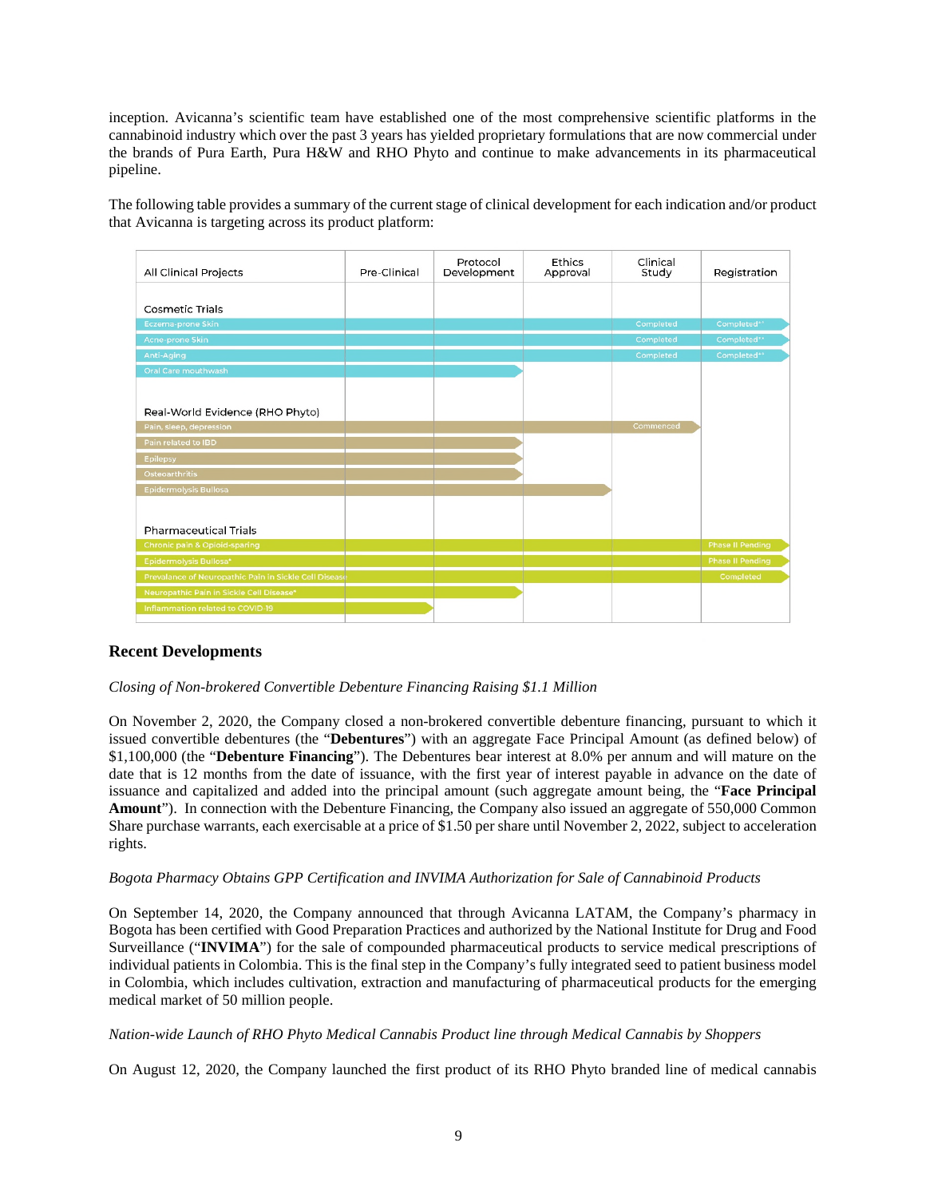inception. Avicanna's scientific team have established one of the most comprehensive scientific platforms in the cannabinoid industry which over the past 3 years has yielded proprietary formulations that are now commercial under the brands of Pura Earth, Pura H&W and RHO Phyto and continue to make advancements in its pharmaceutical pipeline.

The following table provides a summary of the current stage of clinical development for each indication and/or product that Avicanna is targeting across its product platform:

| All Clinical Projects | Pre-Clinical | Protocol Development | Ethics Approval | Clinical Study | Registration |
|---|---|---|---|---|---|
| **Cosmetic Trials** | | | | | |
| Eczema-prone Skin | | | | Completed | Completed** |
| Acne-prone Skin | | | | Completed | Completed** |
| Anti-Aging | | | | Completed | Completed** |
| Oral Care mouthwash | | | | | |
| **Real-World Evidence (RHO Phyto)** | | | | | |
| Pain, sleep, depression | | | | Commenced | |
| Pain related to IBD | | | | | |
| Epilepsy | | | | | |
| Osteoarthritis | | | | | |
| Epidermolysis Bullosa | | | | | |
| **Pharmaceutical Trials** | | | | | |
| Chronic pain & Opioid-sparing | | | | | Phase II Pending |
| Epidermolysis Bullosa* | | | | | Phase II Pending |
| Prevalance of Neuropathic Pain in Sickle Cell Disease | | | | | Completed |
| Neuropathic Pain in Sickle Cell Disease* | | | | | |
| Inflammation related to COVID-19 | | | | | |

## Recent Developments

*Closing of Non-brokered Convertible Debenture Financing Raising $1.1 Million*

On November 2, 2020, the Company closed a non-brokered convertible debenture financing, pursuant to which it issued convertible debentures (the "**Debentures**") with an aggregate Face Principal Amount (as defined below) of $1,100,000 (the "**Debenture Financing**"). The Debentures bear interest at 8.0% per annum and will mature on the date that is 12 months from the date of issuance, with the first year of interest payable in advance on the date of issuance and capitalized and added into the principal amount (such aggregate amount being, the "**Face Principal Amount**"). In connection with the Debenture Financing, the Company also issued an aggregate of 550,000 Common Share purchase warrants, each exercisable at a price of $1.50 per share until November 2, 2022, subject to acceleration rights.

*Bogota Pharmacy Obtains GPP Certification and INVIMA Authorization for Sale of Cannabinoid Products*

On September 14, 2020, the Company announced that through Avicanna LATAM, the Company's pharmacy in Bogota has been certified with Good Preparation Practices and authorized by the National Institute for Drug and Food Surveillance ("**INVIMA**") for the sale of compounded pharmaceutical products to service medical prescriptions of individual patients in Colombia. This is the final step in the Company's fully integrated seed to patient business model in Colombia, which includes cultivation, extraction and manufacturing of pharmaceutical products for the emerging medical market of 50 million people.

*Nation-wide Launch of RHO Phyto Medical Cannabis Product line through Medical Cannabis by Shoppers*

On August 12, 2020, the Company launched the first product of its RHO Phyto branded line of medical cannabis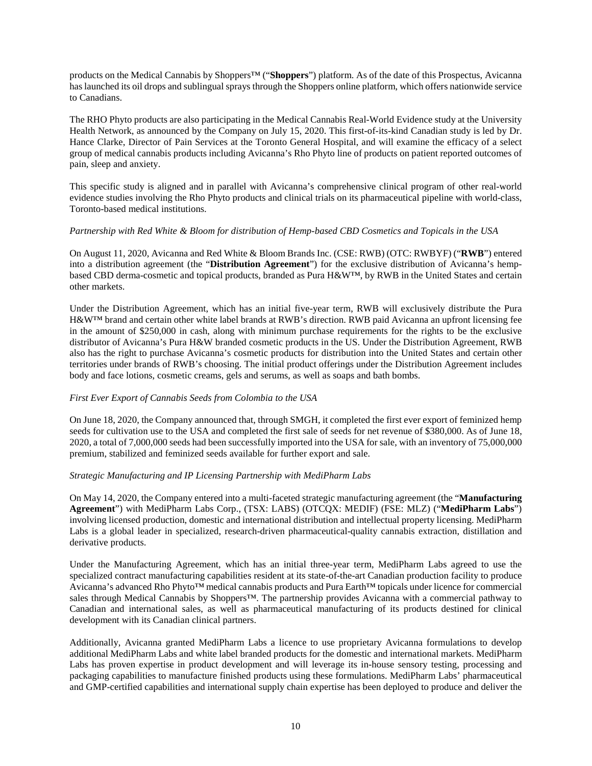products on the Medical Cannabis by Shoppers™ ("**Shoppers**") platform. As of the date of this Prospectus, Avicanna has launched its oil drops and sublingual sprays through the Shoppers online platform, which offers nationwide service to Canadians.

The RHO Phyto products are also participating in the Medical Cannabis Real-World Evidence study at the University Health Network, as announced by the Company on July 15, 2020. This first-of-its-kind Canadian study is led by Dr. Hance Clarke, Director of Pain Services at the Toronto General Hospital, and will examine the efficacy of a select group of medical cannabis products including Avicanna's Rho Phyto line of products on patient reported outcomes of pain, sleep and anxiety.

This specific study is aligned and in parallel with Avicanna's comprehensive clinical program of other real-world evidence studies involving the Rho Phyto products and clinical trials on its pharmaceutical pipeline with world-class, Toronto-based medical institutions.

*Partnership with Red White & Bloom for distribution of Hemp-based CBD Cosmetics and Topicals in the USA*

On August 11, 2020, Avicanna and Red White & Bloom Brands Inc. (CSE: RWB) (OTC: RWBYF) ("**RWB**") entered into a distribution agreement (the "**Distribution Agreement**") for the exclusive distribution of Avicanna's hemp-based CBD derma-cosmetic and topical products, branded as Pura H&W™, by RWB in the United States and certain other markets.

Under the Distribution Agreement, which has an initial five-year term, RWB will exclusively distribute the Pura H&W™ brand and certain other white label brands at RWB's direction. RWB paid Avicanna an upfront licensing fee in the amount of $250,000 in cash, along with minimum purchase requirements for the rights to be the exclusive distributor of Avicanna's Pura H&W branded cosmetic products in the US. Under the Distribution Agreement, RWB also has the right to purchase Avicanna's cosmetic products for distribution into the United States and certain other territories under brands of RWB's choosing. The initial product offerings under the Distribution Agreement includes body and face lotions, cosmetic creams, gels and serums, as well as soaps and bath bombs.

*First Ever Export of Cannabis Seeds from Colombia to the USA*

On June 18, 2020, the Company announced that, through SMGH, it completed the first ever export of feminized hemp seeds for cultivation use to the USA and completed the first sale of seeds for net revenue of $380,000. As of June 18, 2020, a total of 7,000,000 seeds had been successfully imported into the USA for sale, with an inventory of 75,000,000 premium, stabilized and feminized seeds available for further export and sale.

*Strategic Manufacturing and IP Licensing Partnership with MediPharm Labs*

On May 14, 2020, the Company entered into a multi-faceted strategic manufacturing agreement (the "**Manufacturing Agreement**") with MediPharm Labs Corp., (TSX: LABS) (OTCQX: MEDIF) (FSE: MLZ) ("**MediPharm Labs**") involving licensed production, domestic and international distribution and intellectual property licensing. MediPharm Labs is a global leader in specialized, research-driven pharmaceutical-quality cannabis extraction, distillation and derivative products.

Under the Manufacturing Agreement, which has an initial three-year term, MediPharm Labs agreed to use the specialized contract manufacturing capabilities resident at its state-of-the-art Canadian production facility to produce Avicanna's advanced Rho Phyto™ medical cannabis products and Pura Earth™ topicals under licence for commercial sales through Medical Cannabis by Shoppers™. The partnership provides Avicanna with a commercial pathway to Canadian and international sales, as well as pharmaceutical manufacturing of its products destined for clinical development with its Canadian clinical partners.

Additionally, Avicanna granted MediPharm Labs a licence to use proprietary Avicanna formulations to develop additional MediPharm Labs and white label branded products for the domestic and international markets. MediPharm Labs has proven expertise in product development and will leverage its in-house sensory testing, processing and packaging capabilities to manufacture finished products using these formulations. MediPharm Labs' pharmaceutical and GMP-certified capabilities and international supply chain expertise has been deployed to produce and deliver the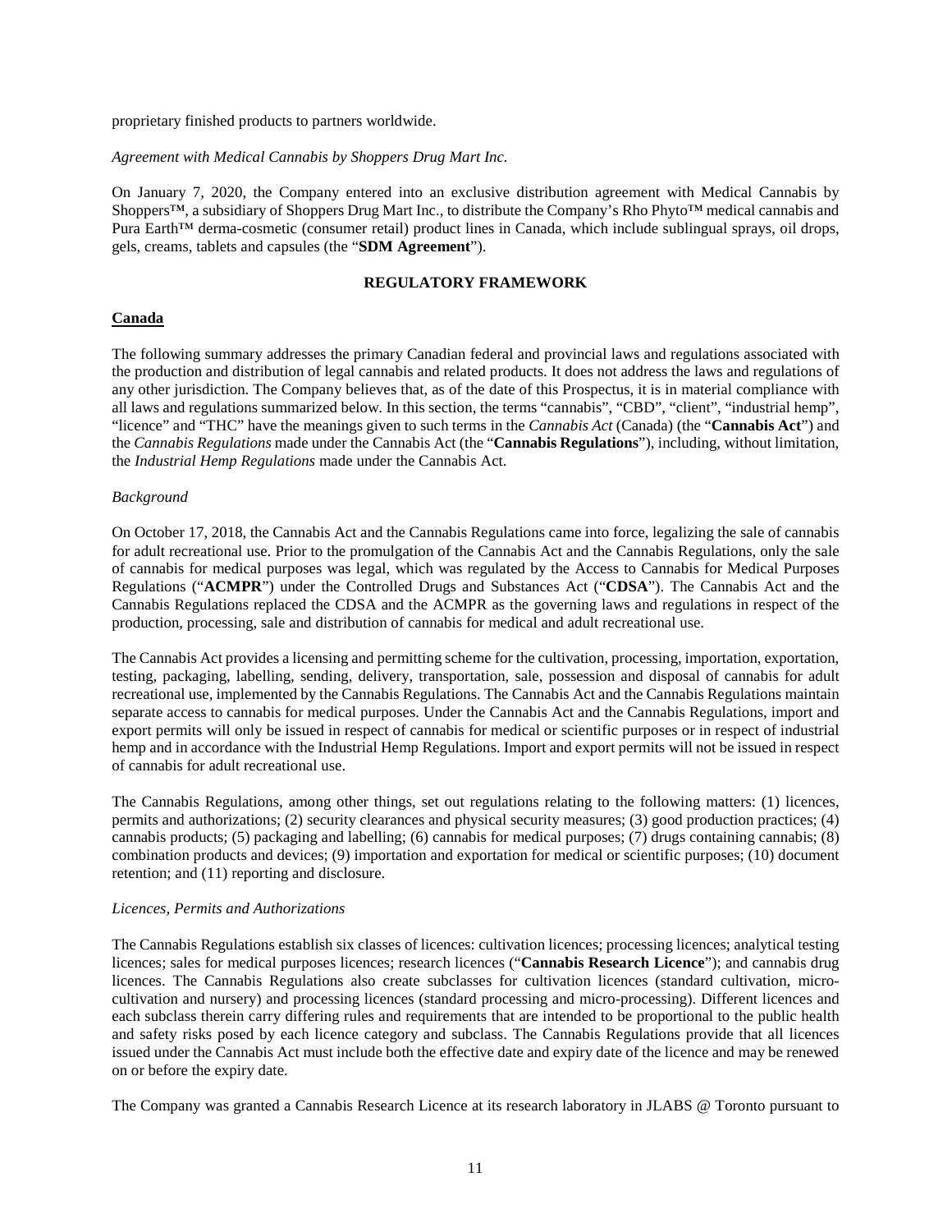proprietary finished products to partners worldwide.

*Agreement with Medical Cannabis by Shoppers Drug Mart Inc.*

On January 7, 2020, the Company entered into an exclusive distribution agreement with Medical Cannabis by Shoppers™, a subsidiary of Shoppers Drug Mart Inc., to distribute the Company's Rho Phyto™ medical cannabis and Pura Earth™ derma-cosmetic (consumer retail) product lines in Canada, which include sublingual sprays, oil drops, gels, creams, tablets and capsules (the "**SDM Agreement**").

## REGULATORY FRAMEWORK

### Canada

The following summary addresses the primary Canadian federal and provincial laws and regulations associated with the production and distribution of legal cannabis and related products. It does not address the laws and regulations of any other jurisdiction. The Company believes that, as of the date of this Prospectus, it is in material compliance with all laws and regulations summarized below. In this section, the terms "cannabis", "CBD", "client", "industrial hemp", "licence" and "THC" have the meanings given to such terms in the *Cannabis Act* (Canada) (the "**Cannabis Act**") and the *Cannabis Regulations* made under the Cannabis Act (the "**Cannabis Regulations**"), including, without limitation, the *Industrial Hemp Regulations* made under the Cannabis Act.

*Background*

On October 17, 2018, the Cannabis Act and the Cannabis Regulations came into force, legalizing the sale of cannabis for adult recreational use. Prior to the promulgation of the Cannabis Act and the Cannabis Regulations, only the sale of cannabis for medical purposes was legal, which was regulated by the Access to Cannabis for Medical Purposes Regulations ("**ACMPR**") under the Controlled Drugs and Substances Act ("**CDSA**"). The Cannabis Act and the Cannabis Regulations replaced the CDSA and the ACMPR as the governing laws and regulations in respect of the production, processing, sale and distribution of cannabis for medical and adult recreational use.

The Cannabis Act provides a licensing and permitting scheme for the cultivation, processing, importation, exportation, testing, packaging, labelling, sending, delivery, transportation, sale, possession and disposal of cannabis for adult recreational use, implemented by the Cannabis Regulations. The Cannabis Act and the Cannabis Regulations maintain separate access to cannabis for medical purposes. Under the Cannabis Act and the Cannabis Regulations, import and export permits will only be issued in respect of cannabis for medical or scientific purposes or in respect of industrial hemp and in accordance with the Industrial Hemp Regulations. Import and export permits will not be issued in respect of cannabis for adult recreational use.

The Cannabis Regulations, among other things, set out regulations relating to the following matters: (1) licences, permits and authorizations; (2) security clearances and physical security measures; (3) good production practices; (4) cannabis products; (5) packaging and labelling; (6) cannabis for medical purposes; (7) drugs containing cannabis; (8) combination products and devices; (9) importation and exportation for medical or scientific purposes; (10) document retention; and (11) reporting and disclosure.

*Licences, Permits and Authorizations*

The Cannabis Regulations establish six classes of licences: cultivation licences; processing licences; analytical testing licences; sales for medical purposes licences; research licences ("**Cannabis Research Licence**"); and cannabis drug licences. The Cannabis Regulations also create subclasses for cultivation licences (standard cultivation, micro-cultivation and nursery) and processing licences (standard processing and micro-processing). Different licences and each subclass therein carry differing rules and requirements that are intended to be proportional to the public health and safety risks posed by each licence category and subclass. The Cannabis Regulations provide that all licences issued under the Cannabis Act must include both the effective date and expiry date of the licence and may be renewed on or before the expiry date.

The Company was granted a Cannabis Research Licence at its research laboratory in JLABS @ Toronto pursuant to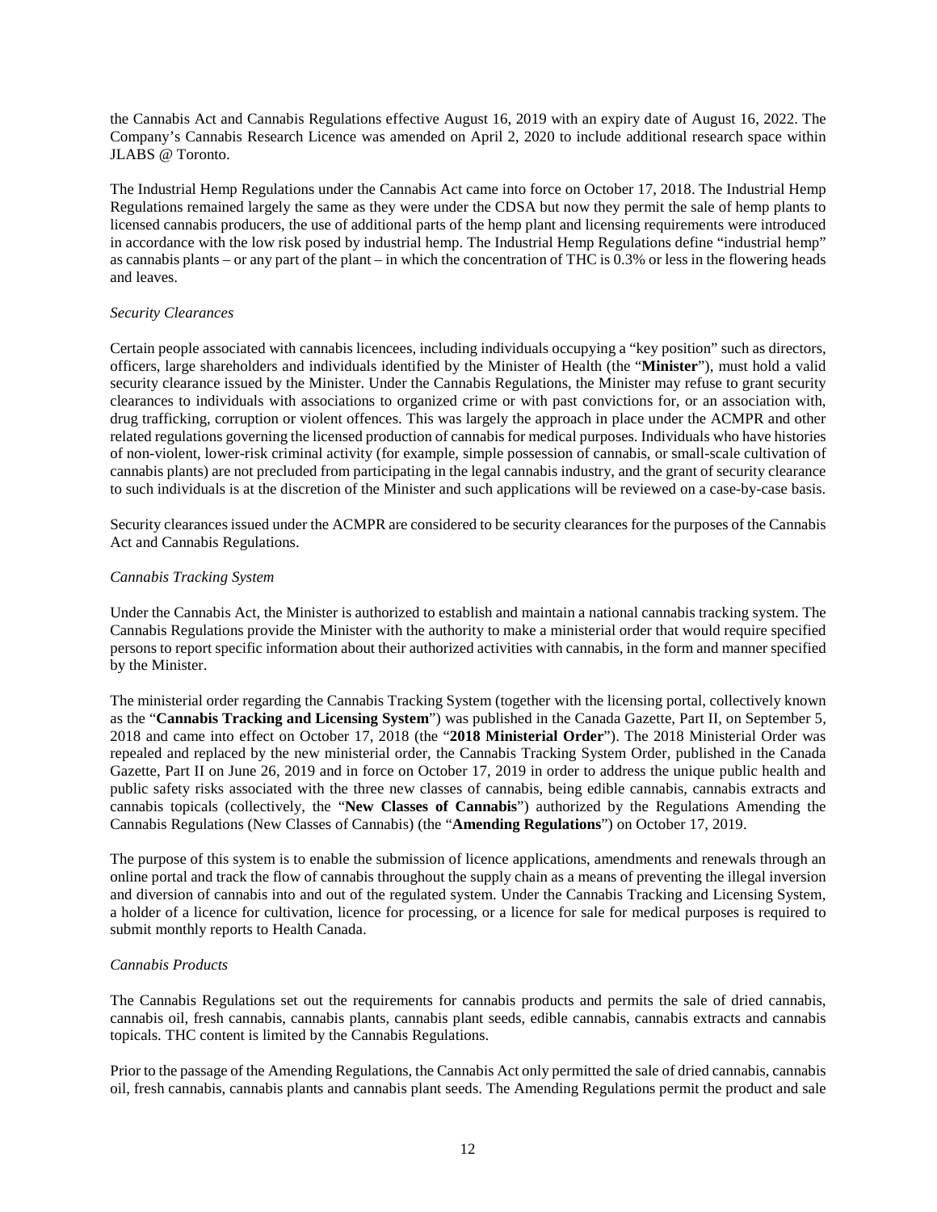the Cannabis Act and Cannabis Regulations effective August 16, 2019 with an expiry date of August 16, 2022. The Company's Cannabis Research Licence was amended on April 2, 2020 to include additional research space within JLABS @ Toronto.

The Industrial Hemp Regulations under the Cannabis Act came into force on October 17, 2018. The Industrial Hemp Regulations remained largely the same as they were under the CDSA but now they permit the sale of hemp plants to licensed cannabis producers, the use of additional parts of the hemp plant and licensing requirements were introduced in accordance with the low risk posed by industrial hemp. The Industrial Hemp Regulations define "industrial hemp" as cannabis plants – or any part of the plant – in which the concentration of THC is 0.3% or less in the flowering heads and leaves.

*Security Clearances*

Certain people associated with cannabis licencees, including individuals occupying a "key position" such as directors, officers, large shareholders and individuals identified by the Minister of Health (the "**Minister**"), must hold a valid security clearance issued by the Minister. Under the Cannabis Regulations, the Minister may refuse to grant security clearances to individuals with associations to organized crime or with past convictions for, or an association with, drug trafficking, corruption or violent offences. This was largely the approach in place under the ACMPR and other related regulations governing the licensed production of cannabis for medical purposes. Individuals who have histories of non-violent, lower-risk criminal activity (for example, simple possession of cannabis, or small-scale cultivation of cannabis plants) are not precluded from participating in the legal cannabis industry, and the grant of security clearance to such individuals is at the discretion of the Minister and such applications will be reviewed on a case-by-case basis.

Security clearances issued under the ACMPR are considered to be security clearances for the purposes of the Cannabis Act and Cannabis Regulations.

*Cannabis Tracking System*

Under the Cannabis Act, the Minister is authorized to establish and maintain a national cannabis tracking system. The Cannabis Regulations provide the Minister with the authority to make a ministerial order that would require specified persons to report specific information about their authorized activities with cannabis, in the form and manner specified by the Minister.

The ministerial order regarding the Cannabis Tracking System (together with the licensing portal, collectively known as the "**Cannabis Tracking and Licensing System**") was published in the Canada Gazette, Part II, on September 5, 2018 and came into effect on October 17, 2018 (the "**2018 Ministerial Order**"). The 2018 Ministerial Order was repealed and replaced by the new ministerial order, the Cannabis Tracking System Order, published in the Canada Gazette, Part II on June 26, 2019 and in force on October 17, 2019 in order to address the unique public health and public safety risks associated with the three new classes of cannabis, being edible cannabis, cannabis extracts and cannabis topicals (collectively, the "**New Classes of Cannabis**") authorized by the Regulations Amending the Cannabis Regulations (New Classes of Cannabis) (the "**Amending Regulations**") on October 17, 2019.

The purpose of this system is to enable the submission of licence applications, amendments and renewals through an online portal and track the flow of cannabis throughout the supply chain as a means of preventing the illegal inversion and diversion of cannabis into and out of the regulated system. Under the Cannabis Tracking and Licensing System, a holder of a licence for cultivation, licence for processing, or a licence for sale for medical purposes is required to submit monthly reports to Health Canada.

*Cannabis Products*

The Cannabis Regulations set out the requirements for cannabis products and permits the sale of dried cannabis, cannabis oil, fresh cannabis, cannabis plants, cannabis plant seeds, edible cannabis, cannabis extracts and cannabis topicals. THC content is limited by the Cannabis Regulations.

Prior to the passage of the Amending Regulations, the Cannabis Act only permitted the sale of dried cannabis, cannabis oil, fresh cannabis, cannabis plants and cannabis plant seeds. The Amending Regulations permit the product and sale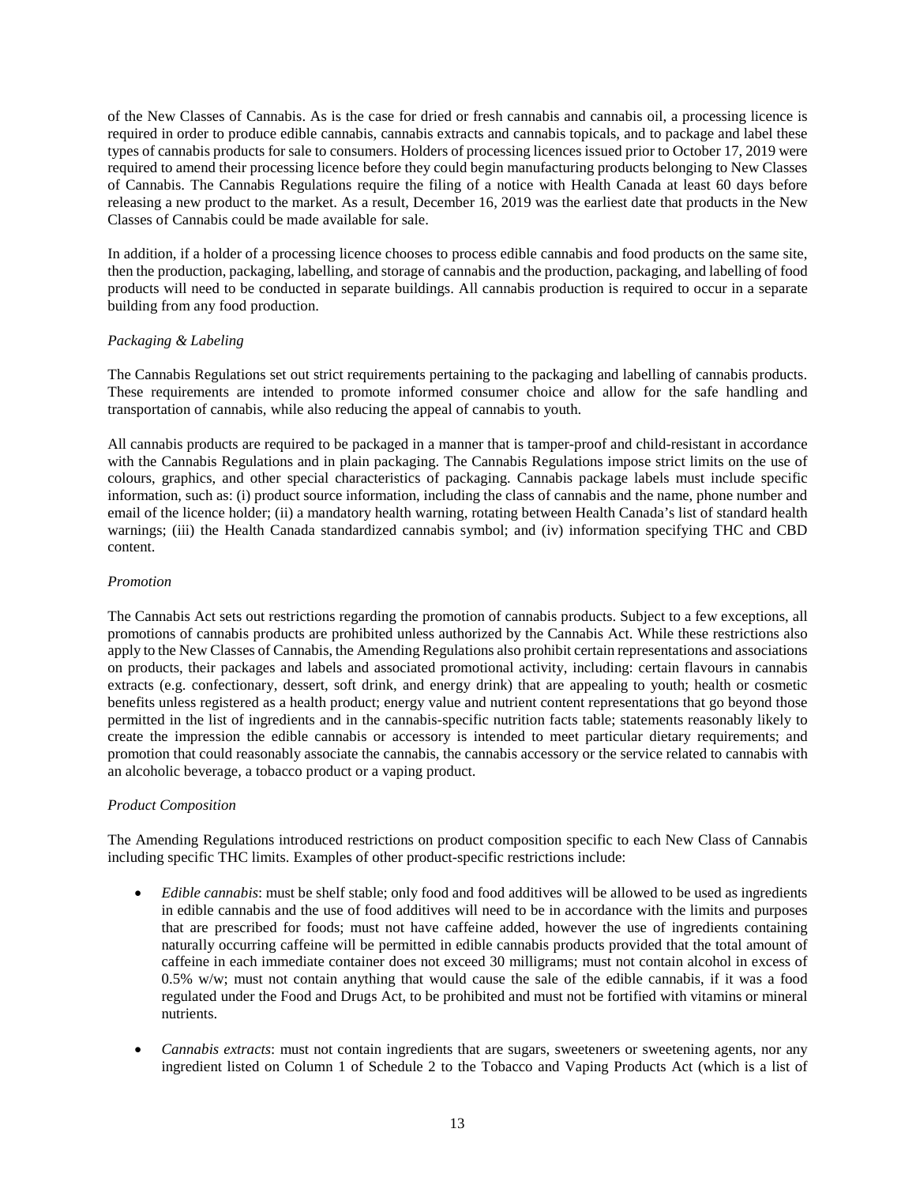of the New Classes of Cannabis. As is the case for dried or fresh cannabis and cannabis oil, a processing licence is required in order to produce edible cannabis, cannabis extracts and cannabis topicals, and to package and label these types of cannabis products for sale to consumers. Holders of processing licences issued prior to October 17, 2019 were required to amend their processing licence before they could begin manufacturing products belonging to New Classes of Cannabis. The Cannabis Regulations require the filing of a notice with Health Canada at least 60 days before releasing a new product to the market. As a result, December 16, 2019 was the earliest date that products in the New Classes of Cannabis could be made available for sale.

In addition, if a holder of a processing licence chooses to process edible cannabis and food products on the same site, then the production, packaging, labelling, and storage of cannabis and the production, packaging, and labelling of food products will need to be conducted in separate buildings. All cannabis production is required to occur in a separate building from any food production.

*Packaging & Labeling*

The Cannabis Regulations set out strict requirements pertaining to the packaging and labelling of cannabis products. These requirements are intended to promote informed consumer choice and allow for the safe handling and transportation of cannabis, while also reducing the appeal of cannabis to youth.

All cannabis products are required to be packaged in a manner that is tamper-proof and child-resistant in accordance with the Cannabis Regulations and in plain packaging. The Cannabis Regulations impose strict limits on the use of colours, graphics, and other special characteristics of packaging. Cannabis package labels must include specific information, such as: (i) product source information, including the class of cannabis and the name, phone number and email of the licence holder; (ii) a mandatory health warning, rotating between Health Canada's list of standard health warnings; (iii) the Health Canada standardized cannabis symbol; and (iv) information specifying THC and CBD content.

*Promotion*

The Cannabis Act sets out restrictions regarding the promotion of cannabis products. Subject to a few exceptions, all promotions of cannabis products are prohibited unless authorized by the Cannabis Act. While these restrictions also apply to the New Classes of Cannabis, the Amending Regulations also prohibit certain representations and associations on products, their packages and labels and associated promotional activity, including: certain flavours in cannabis extracts (e.g. confectionary, dessert, soft drink, and energy drink) that are appealing to youth; health or cosmetic benefits unless registered as a health product; energy value and nutrient content representations that go beyond those permitted in the list of ingredients and in the cannabis-specific nutrition facts table; statements reasonably likely to create the impression the edible cannabis or accessory is intended to meet particular dietary requirements; and promotion that could reasonably associate the cannabis, the cannabis accessory or the service related to cannabis with an alcoholic beverage, a tobacco product or a vaping product.

*Product Composition*

The Amending Regulations introduced restrictions on product composition specific to each New Class of Cannabis including specific THC limits. Examples of other product-specific restrictions include:

- *Edible cannabis*: must be shelf stable; only food and food additives will be allowed to be used as ingredients in edible cannabis and the use of food additives will need to be in accordance with the limits and purposes that are prescribed for foods; must not have caffeine added, however the use of ingredients containing naturally occurring caffeine will be permitted in edible cannabis products provided that the total amount of caffeine in each immediate container does not exceed 30 milligrams; must not contain alcohol in excess of 0.5% w/w; must not contain anything that would cause the sale of the edible cannabis, if it was a food regulated under the Food and Drugs Act, to be prohibited and must not be fortified with vitamins or mineral nutrients.

- *Cannabis extracts*: must not contain ingredients that are sugars, sweeteners or sweetening agents, nor any ingredient listed on Column 1 of Schedule 2 to the Tobacco and Vaping Products Act (which is a list of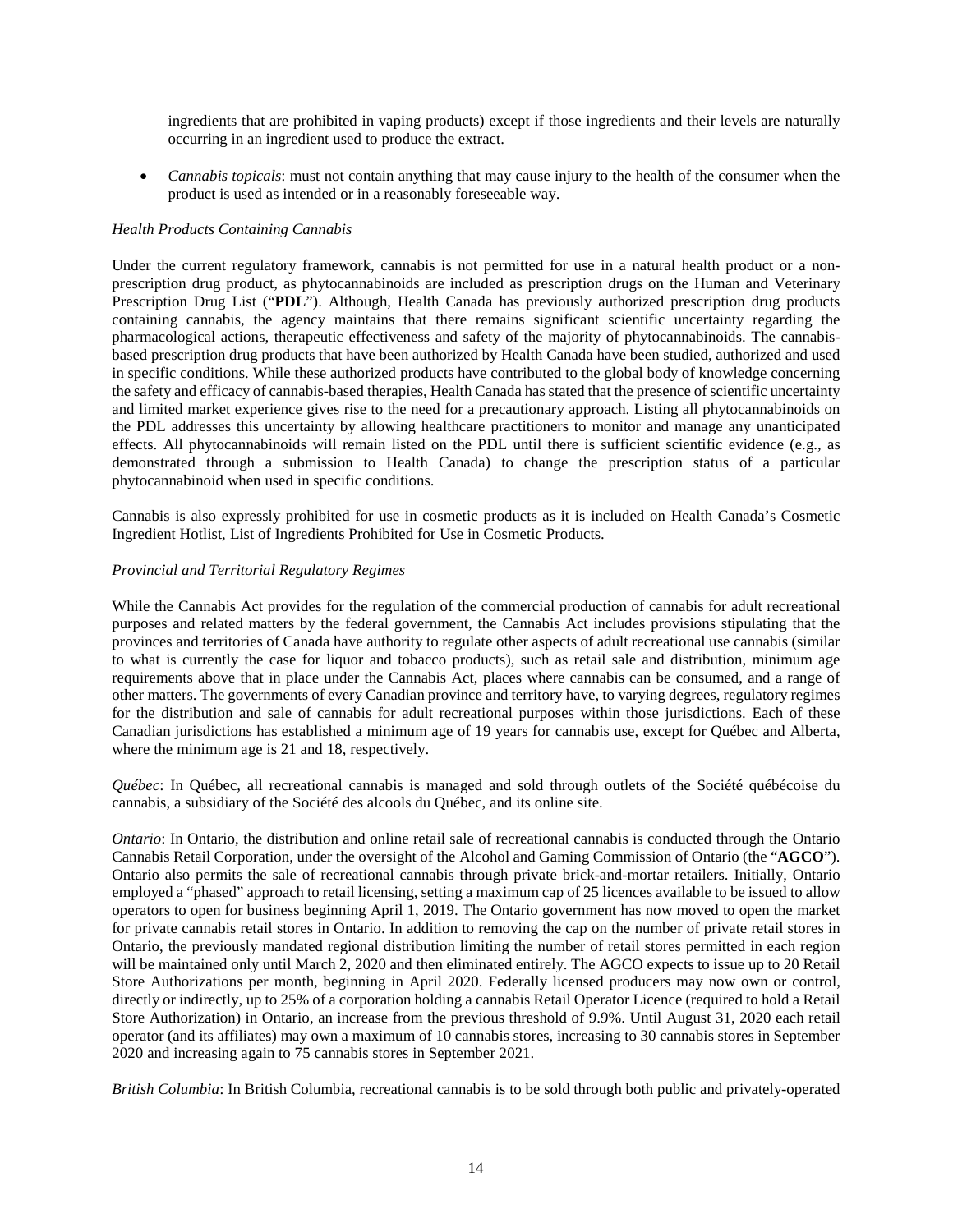ingredients that are prohibited in vaping products) except if those ingredients and their levels are naturally occurring in an ingredient used to produce the extract.

- *Cannabis topicals*: must not contain anything that may cause injury to the health of the consumer when the product is used as intended or in a reasonably foreseeable way.

*Health Products Containing Cannabis*

Under the current regulatory framework, cannabis is not permitted for use in a natural health product or a non-prescription drug product, as phytocannabinoids are included as prescription drugs on the Human and Veterinary Prescription Drug List ("**PDL**"). Although, Health Canada has previously authorized prescription drug products containing cannabis, the agency maintains that there remains significant scientific uncertainty regarding the pharmacological actions, therapeutic effectiveness and safety of the majority of phytocannabinoids. The cannabis-based prescription drug products that have been authorized by Health Canada have been studied, authorized and used in specific conditions. While these authorized products have contributed to the global body of knowledge concerning the safety and efficacy of cannabis-based therapies, Health Canada has stated that the presence of scientific uncertainty and limited market experience gives rise to the need for a precautionary approach. Listing all phytocannabinoids on the PDL addresses this uncertainty by allowing healthcare practitioners to monitor and manage any unanticipated effects. All phytocannabinoids will remain listed on the PDL until there is sufficient scientific evidence (e.g., as demonstrated through a submission to Health Canada) to change the prescription status of a particular phytocannabinoid when used in specific conditions.

Cannabis is also expressly prohibited for use in cosmetic products as it is included on Health Canada's Cosmetic Ingredient Hotlist, List of Ingredients Prohibited for Use in Cosmetic Products.

*Provincial and Territorial Regulatory Regimes*

While the Cannabis Act provides for the regulation of the commercial production of cannabis for adult recreational purposes and related matters by the federal government, the Cannabis Act includes provisions stipulating that the provinces and territories of Canada have authority to regulate other aspects of adult recreational use cannabis (similar to what is currently the case for liquor and tobacco products), such as retail sale and distribution, minimum age requirements above that in place under the Cannabis Act, places where cannabis can be consumed, and a range of other matters. The governments of every Canadian province and territory have, to varying degrees, regulatory regimes for the distribution and sale of cannabis for adult recreational purposes within those jurisdictions. Each of these Canadian jurisdictions has established a minimum age of 19 years for cannabis use, except for Québec and Alberta, where the minimum age is 21 and 18, respectively.

*Québec*: In Québec, all recreational cannabis is managed and sold through outlets of the Société québécoise du cannabis, a subsidiary of the Société des alcools du Québec, and its online site.

*Ontario*: In Ontario, the distribution and online retail sale of recreational cannabis is conducted through the Ontario Cannabis Retail Corporation, under the oversight of the Alcohol and Gaming Commission of Ontario (the "**AGCO**"). Ontario also permits the sale of recreational cannabis through private brick-and-mortar retailers. Initially, Ontario employed a "phased" approach to retail licensing, setting a maximum cap of 25 licences available to be issued to allow operators to open for business beginning April 1, 2019. The Ontario government has now moved to open the market for private cannabis retail stores in Ontario. In addition to removing the cap on the number of private retail stores in Ontario, the previously mandated regional distribution limiting the number of retail stores permitted in each region will be maintained only until March 2, 2020 and then eliminated entirely. The AGCO expects to issue up to 20 Retail Store Authorizations per month, beginning in April 2020. Federally licensed producers may now own or control, directly or indirectly, up to 25% of a corporation holding a cannabis Retail Operator Licence (required to hold a Retail Store Authorization) in Ontario, an increase from the previous threshold of 9.9%. Until August 31, 2020 each retail operator (and its affiliates) may own a maximum of 10 cannabis stores, increasing to 30 cannabis stores in September 2020 and increasing again to 75 cannabis stores in September 2021.

*British Columbia*: In British Columbia, recreational cannabis is to be sold through both public and privately-operated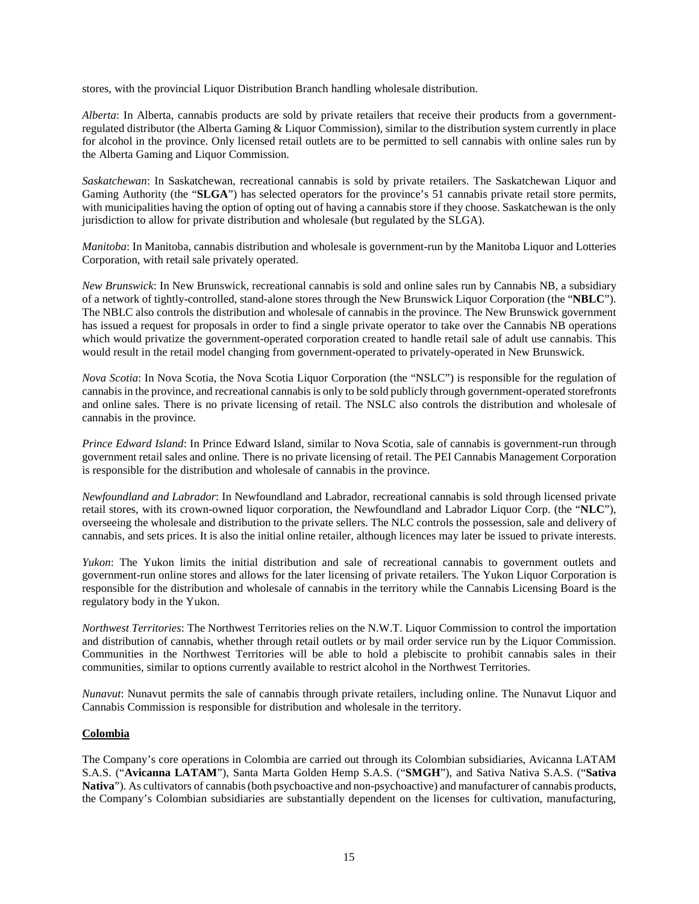stores, with the provincial Liquor Distribution Branch handling wholesale distribution.

*Alberta*: In Alberta, cannabis products are sold by private retailers that receive their products from a government-regulated distributor (the Alberta Gaming & Liquor Commission), similar to the distribution system currently in place for alcohol in the province. Only licensed retail outlets are to be permitted to sell cannabis with online sales run by the Alberta Gaming and Liquor Commission.

*Saskatchewan*: In Saskatchewan, recreational cannabis is sold by private retailers. The Saskatchewan Liquor and Gaming Authority (the "**SLGA**") has selected operators for the province's 51 cannabis private retail store permits, with municipalities having the option of opting out of having a cannabis store if they choose. Saskatchewan is the only jurisdiction to allow for private distribution and wholesale (but regulated by the SLGA).

*Manitoba*: In Manitoba, cannabis distribution and wholesale is government-run by the Manitoba Liquor and Lotteries Corporation, with retail sale privately operated.

*New Brunswick*: In New Brunswick, recreational cannabis is sold and online sales run by Cannabis NB, a subsidiary of a network of tightly-controlled, stand-alone stores through the New Brunswick Liquor Corporation (the "**NBLC**"). The NBLC also controls the distribution and wholesale of cannabis in the province. The New Brunswick government has issued a request for proposals in order to find a single private operator to take over the Cannabis NB operations which would privatize the government-operated corporation created to handle retail sale of adult use cannabis. This would result in the retail model changing from government-operated to privately-operated in New Brunswick.

*Nova Scotia*: In Nova Scotia, the Nova Scotia Liquor Corporation (the "NSLC") is responsible for the regulation of cannabis in the province, and recreational cannabis is only to be sold publicly through government-operated storefronts and online sales. There is no private licensing of retail. The NSLC also controls the distribution and wholesale of cannabis in the province.

*Prince Edward Island*: In Prince Edward Island, similar to Nova Scotia, sale of cannabis is government-run through government retail sales and online. There is no private licensing of retail. The PEI Cannabis Management Corporation is responsible for the distribution and wholesale of cannabis in the province.

*Newfoundland and Labrador*: In Newfoundland and Labrador, recreational cannabis is sold through licensed private retail stores, with its crown-owned liquor corporation, the Newfoundland and Labrador Liquor Corp. (the "**NLC**"), overseeing the wholesale and distribution to the private sellers. The NLC controls the possession, sale and delivery of cannabis, and sets prices. It is also the initial online retailer, although licences may later be issued to private interests.

*Yukon*: The Yukon limits the initial distribution and sale of recreational cannabis to government outlets and government-run online stores and allows for the later licensing of private retailers. The Yukon Liquor Corporation is responsible for the distribution and wholesale of cannabis in the territory while the Cannabis Licensing Board is the regulatory body in the Yukon.

*Northwest Territories*: The Northwest Territories relies on the N.W.T. Liquor Commission to control the importation and distribution of cannabis, whether through retail outlets or by mail order service run by the Liquor Commission. Communities in the Northwest Territories will be able to hold a plebiscite to prohibit cannabis sales in their communities, similar to options currently available to restrict alcohol in the Northwest Territories.

*Nunavut*: Nunavut permits the sale of cannabis through private retailers, including online. The Nunavut Liquor and Cannabis Commission is responsible for distribution and wholesale in the territory.

## Colombia

The Company's core operations in Colombia are carried out through its Colombian subsidiaries, Avicanna LATAM S.A.S. ("**Avicanna LATAM**"), Santa Marta Golden Hemp S.A.S. ("**SMGH**"), and Sativa Nativa S.A.S. ("**Sativa Nativa**"). As cultivators of cannabis (both psychoactive and non-psychoactive) and manufacturer of cannabis products, the Company's Colombian subsidiaries are substantially dependent on the licenses for cultivation, manufacturing,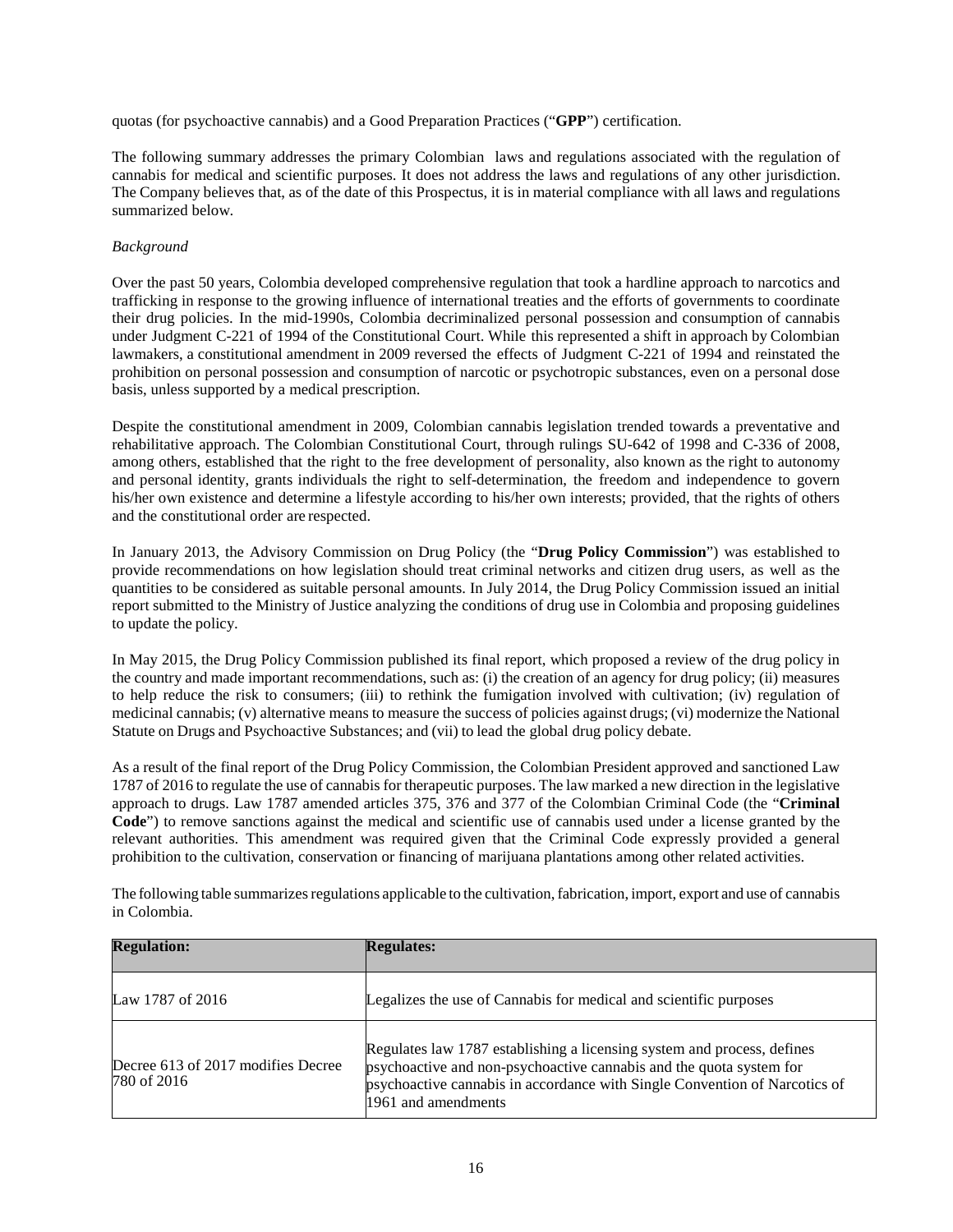quotas (for psychoactive cannabis) and a Good Preparation Practices ("**GPP**") certification.

The following summary addresses the primary Colombian laws and regulations associated with the regulation of cannabis for medical and scientific purposes. It does not address the laws and regulations of any other jurisdiction. The Company believes that, as of the date of this Prospectus, it is in material compliance with all laws and regulations summarized below.

*Background*

Over the past 50 years, Colombia developed comprehensive regulation that took a hardline approach to narcotics and trafficking in response to the growing influence of international treaties and the efforts of governments to coordinate their drug policies. In the mid-1990s, Colombia decriminalized personal possession and consumption of cannabis under Judgment C-221 of 1994 of the Constitutional Court. While this represented a shift in approach by Colombian lawmakers, a constitutional amendment in 2009 reversed the effects of Judgment C-221 of 1994 and reinstated the prohibition on personal possession and consumption of narcotic or psychotropic substances, even on a personal dose basis, unless supported by a medical prescription.

Despite the constitutional amendment in 2009, Colombian cannabis legislation trended towards a preventative and rehabilitative approach. The Colombian Constitutional Court, through rulings SU-642 of 1998 and C-336 of 2008, among others, established that the right to the free development of personality, also known as the right to autonomy and personal identity, grants individuals the right to self-determination, the freedom and independence to govern his/her own existence and determine a lifestyle according to his/her own interests; provided, that the rights of others and the constitutional order are respected.

In January 2013, the Advisory Commission on Drug Policy (the "**Drug Policy Commission**") was established to provide recommendations on how legislation should treat criminal networks and citizen drug users, as well as the quantities to be considered as suitable personal amounts. In July 2014, the Drug Policy Commission issued an initial report submitted to the Ministry of Justice analyzing the conditions of drug use in Colombia and proposing guidelines to update the policy.

In May 2015, the Drug Policy Commission published its final report, which proposed a review of the drug policy in the country and made important recommendations, such as: (i) the creation of an agency for drug policy; (ii) measures to help reduce the risk to consumers; (iii) to rethink the fumigation involved with cultivation; (iv) regulation of medicinal cannabis; (v) alternative means to measure the success of policies against drugs; (vi) modernize the National Statute on Drugs and Psychoactive Substances; and (vii) to lead the global drug policy debate.

As a result of the final report of the Drug Policy Commission, the Colombian President approved and sanctioned Law 1787 of 2016 to regulate the use of cannabis for therapeutic purposes. The law marked a new direction in the legislative approach to drugs. Law 1787 amended articles 375, 376 and 377 of the Colombian Criminal Code (the "**Criminal Code**") to remove sanctions against the medical and scientific use of cannabis used under a license granted by the relevant authorities. This amendment was required given that the Criminal Code expressly provided a general prohibition to the cultivation, conservation or financing of marijuana plantations among other related activities.

The following table summarizes regulations applicable to the cultivation, fabrication, import, export and use of cannabis in Colombia.

| **Regulation:** | **Regulates:** |
|---|---|
| Law 1787 of 2016 | Legalizes the use of Cannabis for medical and scientific purposes |
| Decree 613 of 2017 modifies Decree 780 of 2016 | Regulates law 1787 establishing a licensing system and process, defines psychoactive and non-psychoactive cannabis and the quota system for psychoactive cannabis in accordance with Single Convention of Narcotics of 1961 and amendments |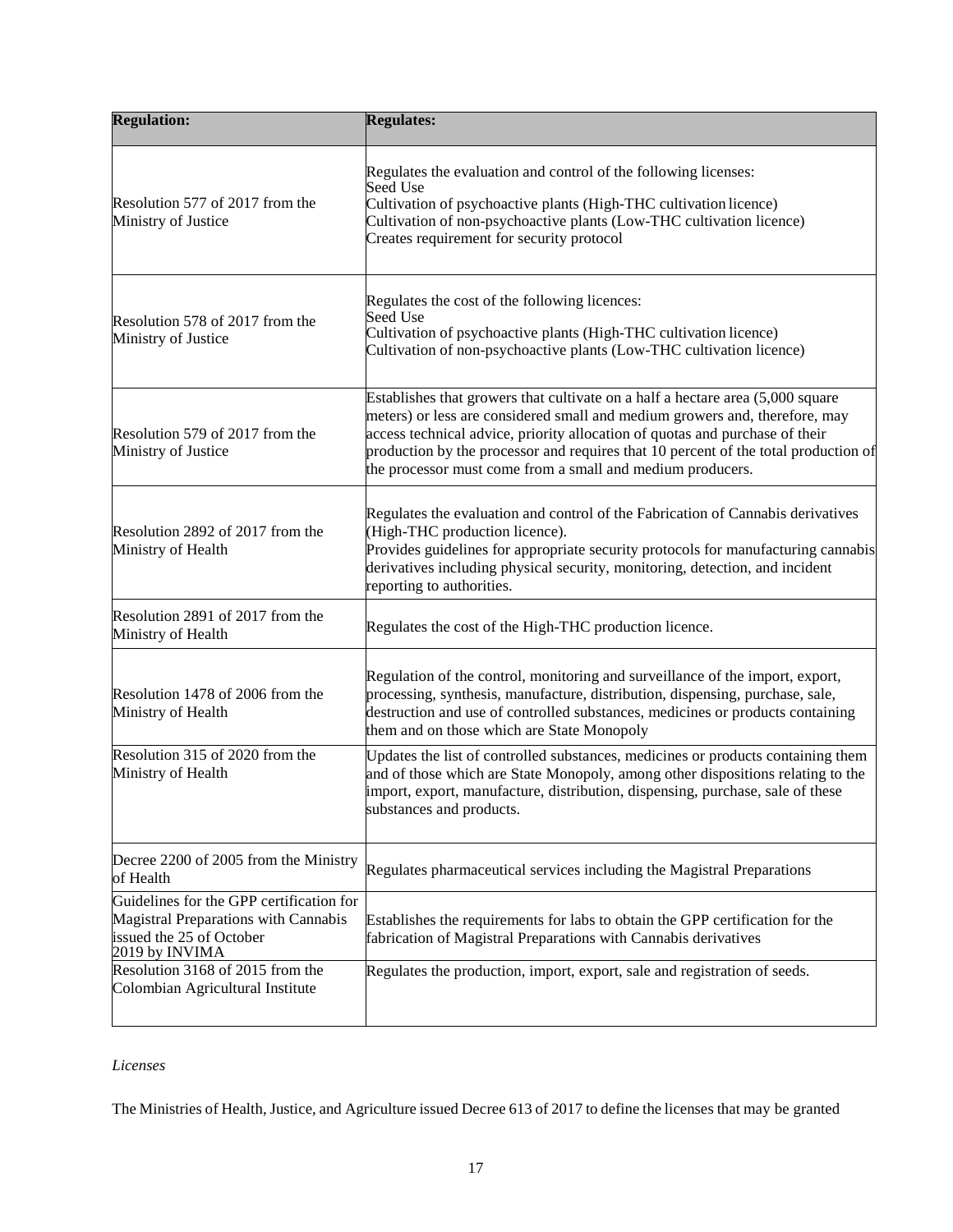| **Regulation:** | **Regulates:** |
|---|---|
| Resolution 577 of 2017 from the Ministry of Justice | Regulates the evaluation and control of the following licenses:<br>Seed Use<br>Cultivation of psychoactive plants (High-THC cultivation licence)<br>Cultivation of non-psychoactive plants (Low-THC cultivation licence)<br>Creates requirement for security protocol |
| Resolution 578 of 2017 from the Ministry of Justice | Regulates the cost of the following licences:<br>Seed Use<br>Cultivation of psychoactive plants (High-THC cultivation licence)<br>Cultivation of non-psychoactive plants (Low-THC cultivation licence) |
| Resolution 579 of 2017 from the Ministry of Justice | Establishes that growers that cultivate on a half a hectare area (5,000 square meters) or less are considered small and medium growers and, therefore, may access technical advice, priority allocation of quotas and purchase of their production by the processor and requires that 10 percent of the total production of the processor must come from a small and medium producers. |
| Resolution 2892 of 2017 from the Ministry of Health | Regulates the evaluation and control of the Fabrication of Cannabis derivatives (High-THC production licence).<br>Provides guidelines for appropriate security protocols for manufacturing cannabis derivatives including physical security, monitoring, detection, and incident reporting to authorities. |
| Resolution 2891 of 2017 from the Ministry of Health | Regulates the cost of the High-THC production licence. |
| Resolution 1478 of 2006 from the Ministry of Health | Regulation of the control, monitoring and surveillance of the import, export, processing, synthesis, manufacture, distribution, dispensing, purchase, sale, destruction and use of controlled substances, medicines or products containing them and on those which are State Monopoly |
| Resolution 315 of 2020 from the Ministry of Health | Updates the list of controlled substances, medicines or products containing them and of those which are State Monopoly, among other dispositions relating to the import, export, manufacture, distribution, dispensing, purchase, sale of these substances and products. |
| Decree 2200 of 2005 from the Ministry of Health | Regulates pharmaceutical services including the Magistral Preparations |
| Guidelines for the GPP certification for Magistral Preparations with Cannabis issued the 25 of October 2019 by INVIMA | Establishes the requirements for labs to obtain the GPP certification for the fabrication of Magistral Preparations with Cannabis derivatives |
| Resolution 3168 of 2015 from the Colombian Agricultural Institute | Regulates the production, import, export, sale and registration of seeds. |

*Licenses*

The Ministries of Health, Justice, and Agriculture issued Decree 613 of 2017 to define the licenses that may be granted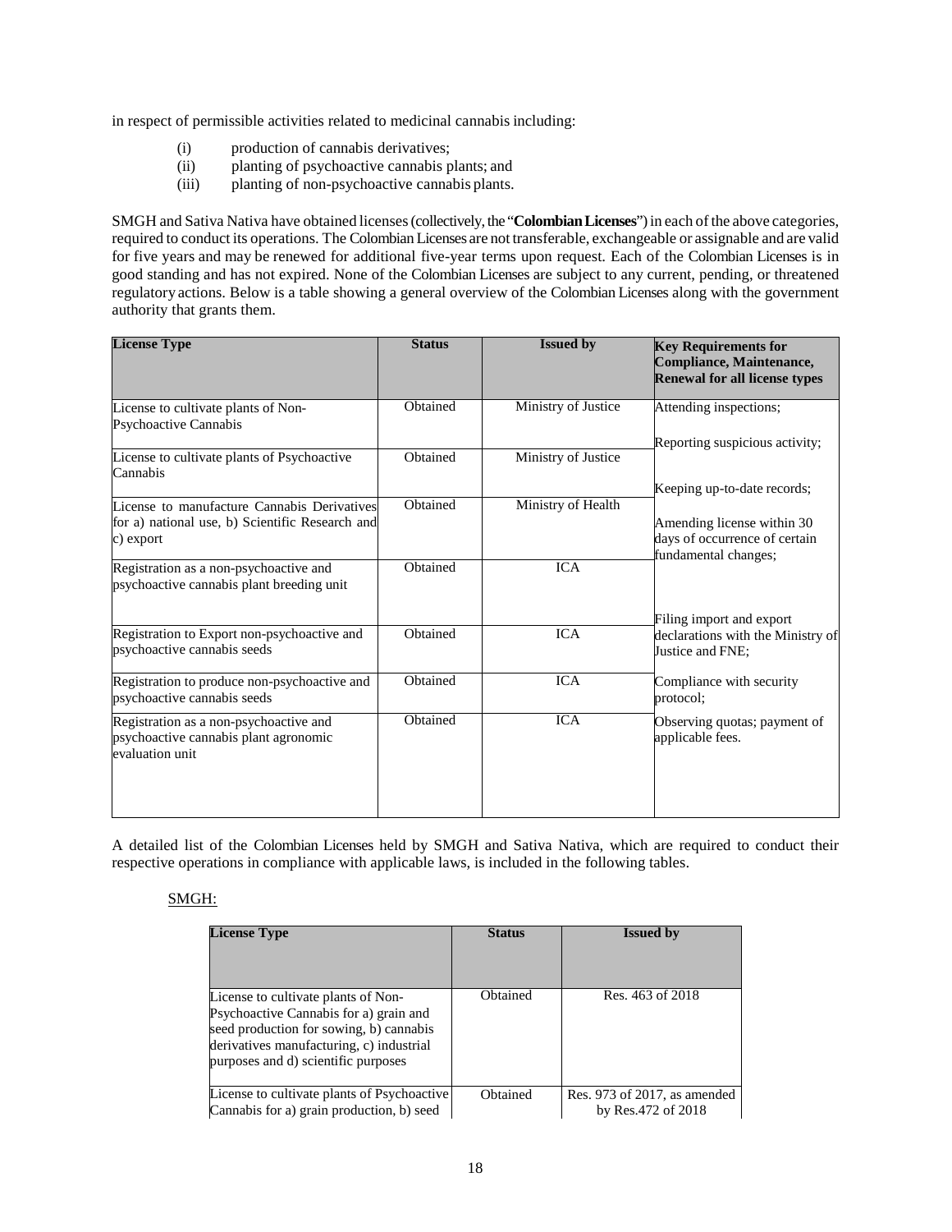in respect of permissible activities related to medicinal cannabis including:

(i) production of cannabis derivatives;
(ii) planting of psychoactive cannabis plants; and
(iii) planting of non-psychoactive cannabis plants.

SMGH and Sativa Nativa have obtained licenses (collectively, the "**Colombian Licenses**") in each of the above categories, required to conduct its operations. The Colombian Licenses are not transferable, exchangeable or assignable and are valid for five years and may be renewed for additional five-year terms upon request. Each of the Colombian Licenses is in good standing and has not expired. None of the Colombian Licenses are subject to any current, pending, or threatened regulatory actions. Below is a table showing a general overview of the Colombian Licenses along with the government authority that grants them.

| License Type | Status | Issued by | Key Requirements for Compliance, Maintenance, Renewal for all license types |
|---|---|---|---|
| License to cultivate plants of Non-Psychoactive Cannabis | Obtained | Ministry of Justice | Attending inspections; Reporting suspicious activity; Keeping up-to-date records; Amending license within 30 days of occurrence of certain fundamental changes; Filing import and export declarations with the Ministry of Justice and FNE; Compliance with security protocol; Observing quotas; payment of applicable fees. |
| License to cultivate plants of Psychoactive Cannabis | Obtained | Ministry of Justice | |
| License to manufacture Cannabis Derivatives for a) national use, b) Scientific Research and c) export | Obtained | Ministry of Health | |
| Registration as a non-psychoactive and psychoactive cannabis plant breeding unit | Obtained | ICA | |
| Registration to Export non-psychoactive and psychoactive cannabis seeds | Obtained | ICA | |
| Registration to produce non-psychoactive and psychoactive cannabis seeds | Obtained | ICA | |
| Registration as a non-psychoactive and psychoactive cannabis plant agronomic evaluation unit | Obtained | ICA | |

A detailed list of the Colombian Licenses held by SMGH and Sativa Nativa, which are required to conduct their respective operations in compliance with applicable laws, is included in the following tables.

SMGH:

| License Type | Status | Issued by |
|---|---|---|
| License to cultivate plants of Non-Psychoactive Cannabis for a) grain and seed production for sowing, b) cannabis derivatives manufacturing, c) industrial purposes and d) scientific purposes | Obtained | Res. 463 of 2018 |
| License to cultivate plants of Psychoactive Cannabis for a) grain production, b) seed | Obtained | Res. 973 of 2017, as amended by Res.472 of 2018 |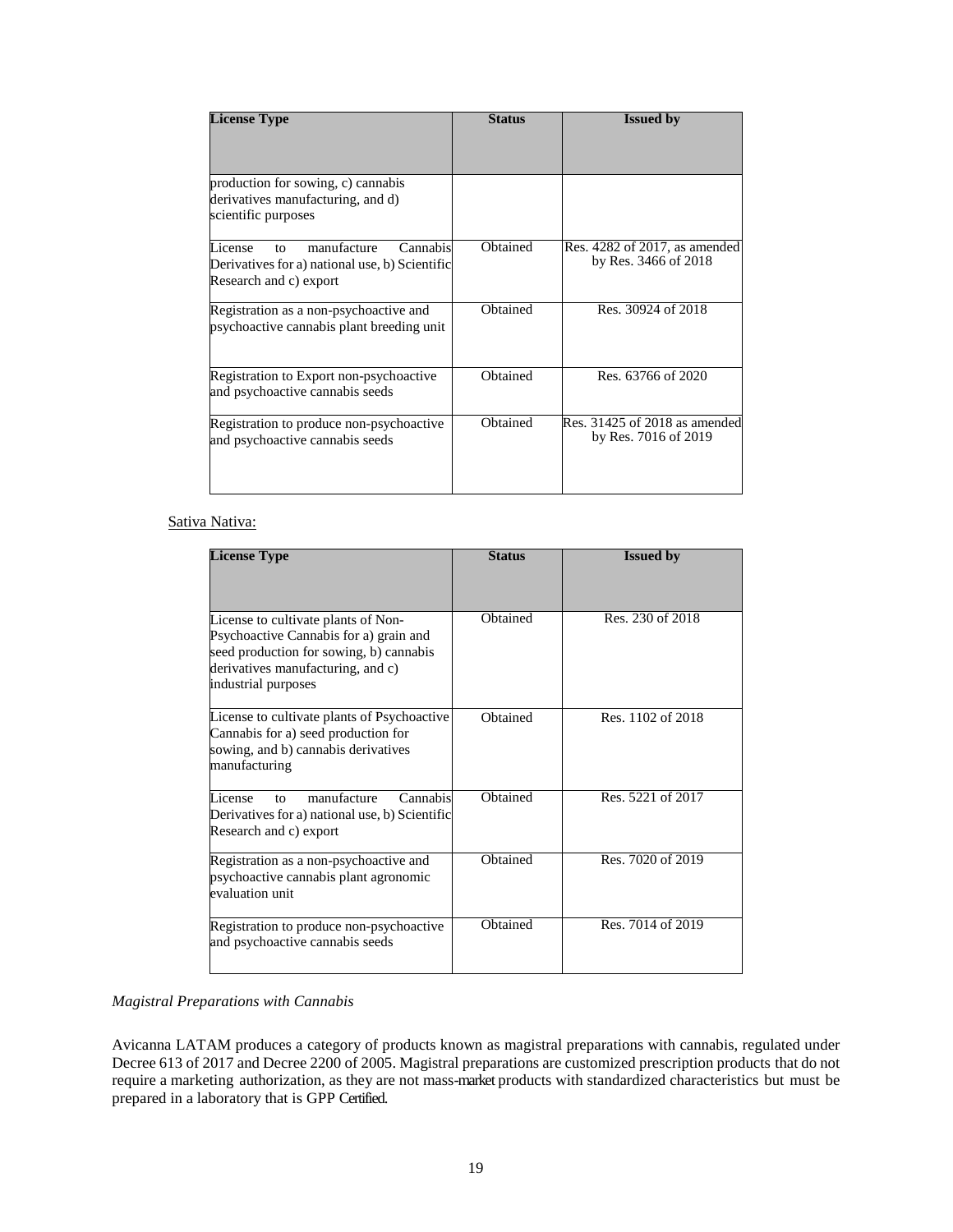| License Type | Status | Issued by |
|---|---|---|
| production for sowing, c) cannabis derivatives manufacturing, and d) scientific purposes | | |
| License to manufacture Cannabis Derivatives for a) national use, b) Scientific Research and c) export | Obtained | Res. 4282 of 2017, as amended by Res. 3466 of 2018 |
| Registration as a non-psychoactive and psychoactive cannabis plant breeding unit | Obtained | Res. 30924 of 2018 |
| Registration to Export non-psychoactive and psychoactive cannabis seeds | Obtained | Res. 63766 of 2020 |
| Registration to produce non-psychoactive and psychoactive cannabis seeds | Obtained | Res. 31425 of 2018 as amended by Res. 7016 of 2019 |

Sativa Nativa:

| License Type | Status | Issued by |
|---|---|---|
| License to cultivate plants of Non-Psychoactive Cannabis for a) grain and seed production for sowing, b) cannabis derivatives manufacturing, and c) industrial purposes | Obtained | Res. 230 of 2018 |
| License to cultivate plants of Psychoactive Cannabis for a) seed production for sowing, and b) cannabis derivatives manufacturing | Obtained | Res. 1102 of 2018 |
| License to manufacture Cannabis Derivatives for a) national use, b) Scientific Research and c) export | Obtained | Res. 5221 of 2017 |
| Registration as a non-psychoactive and psychoactive cannabis plant agronomic evaluation unit | Obtained | Res. 7020 of 2019 |
| Registration to produce non-psychoactive and psychoactive cannabis seeds | Obtained | Res. 7014 of 2019 |

*Magistral Preparations with Cannabis*

Avicanna LATAM produces a category of products known as magistral preparations with cannabis, regulated under Decree 613 of 2017 and Decree 2200 of 2005. Magistral preparations are customized prescription products that do not require a marketing authorization, as they are not mass-market products with standardized characteristics but must be prepared in a laboratory that is GPP Certified.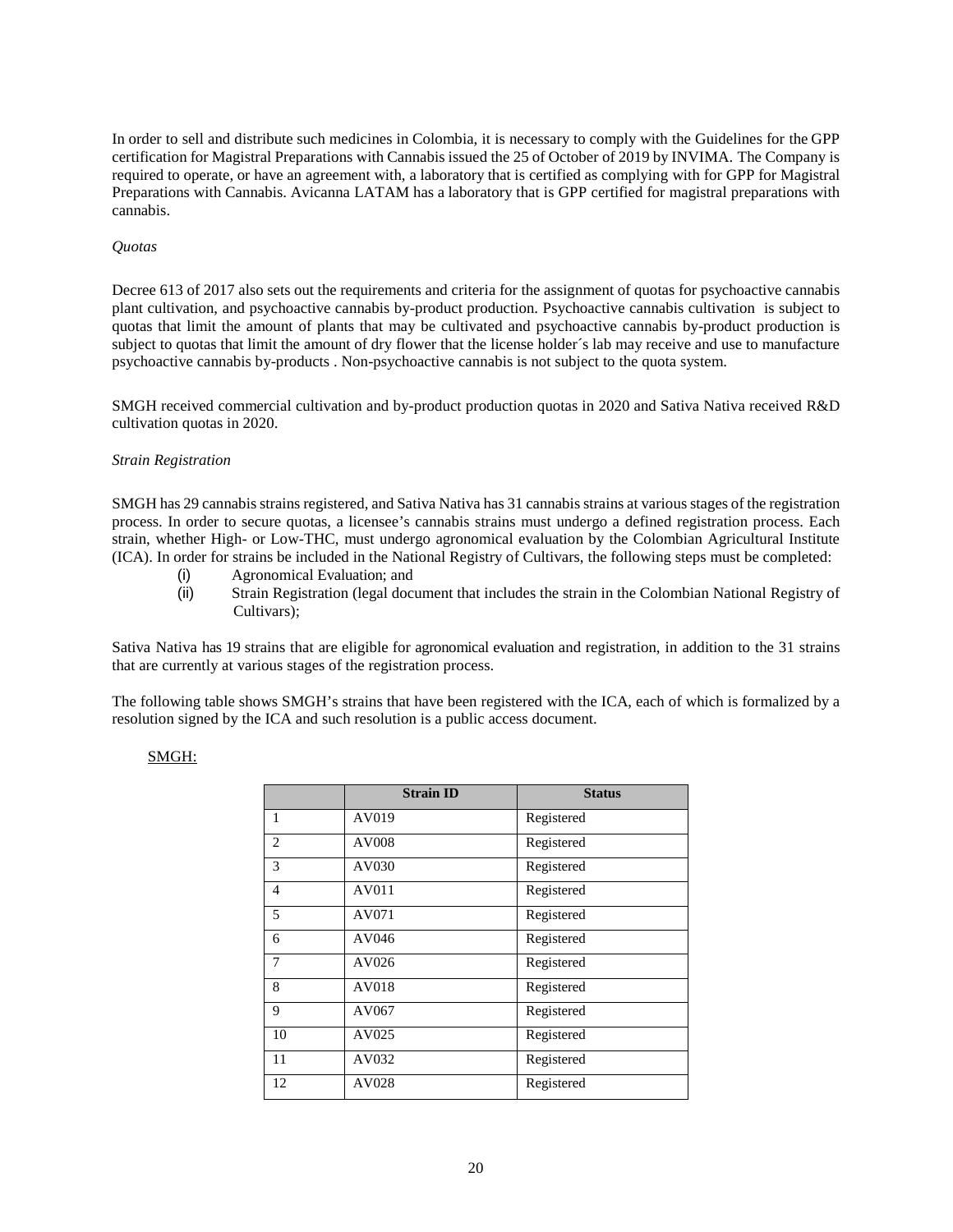In order to sell and distribute such medicines in Colombia, it is necessary to comply with the Guidelines for the GPP certification for Magistral Preparations with Cannabis issued the 25 of October of 2019 by INVIMA. The Company is required to operate, or have an agreement with, a laboratory that is certified as complying with for GPP for Magistral Preparations with Cannabis. Avicanna LATAM has a laboratory that is GPP certified for magistral preparations with cannabis.

*Quotas*

Decree 613 of 2017 also sets out the requirements and criteria for the assignment of quotas for psychoactive cannabis plant cultivation, and psychoactive cannabis by-product production. Psychoactive cannabis cultivation is subject to quotas that limit the amount of plants that may be cultivated and psychoactive cannabis by-product production is subject to quotas that limit the amount of dry flower that the license holder´s lab may receive and use to manufacture psychoactive cannabis by-products . Non-psychoactive cannabis is not subject to the quota system.

SMGH received commercial cultivation and by-product production quotas in 2020 and Sativa Nativa received R&D cultivation quotas in 2020.

*Strain Registration*

SMGH has 29 cannabis strains registered, and Sativa Nativa has 31 cannabis strains at various stages of the registration process. In order to secure quotas, a licensee's cannabis strains must undergo a defined registration process. Each strain, whether High- or Low-THC, must undergo agronomical evaluation by the Colombian Agricultural Institute (ICA). In order for strains be included in the National Registry of Cultivars, the following steps must be completed:

(i) Agronomical Evaluation; and

(ii) Strain Registration (legal document that includes the strain in the Colombian National Registry of Cultivars);

Sativa Nativa has 19 strains that are eligible for agronomical evaluation and registration, in addition to the 31 strains that are currently at various stages of the registration process.

The following table shows SMGH's strains that have been registered with the ICA, each of which is formalized by a resolution signed by the ICA and such resolution is a public access document.

SMGH:

| | Strain ID | Status |
|---|---|---|
| 1 | AV019 | Registered |
| 2 | AV008 | Registered |
| 3 | AV030 | Registered |
| 4 | AV011 | Registered |
| 5 | AV071 | Registered |
| 6 | AV046 | Registered |
| 7 | AV026 | Registered |
| 8 | AV018 | Registered |
| 9 | AV067 | Registered |
| 10 | AV025 | Registered |
| 11 | AV032 | Registered |
| 12 | AV028 | Registered |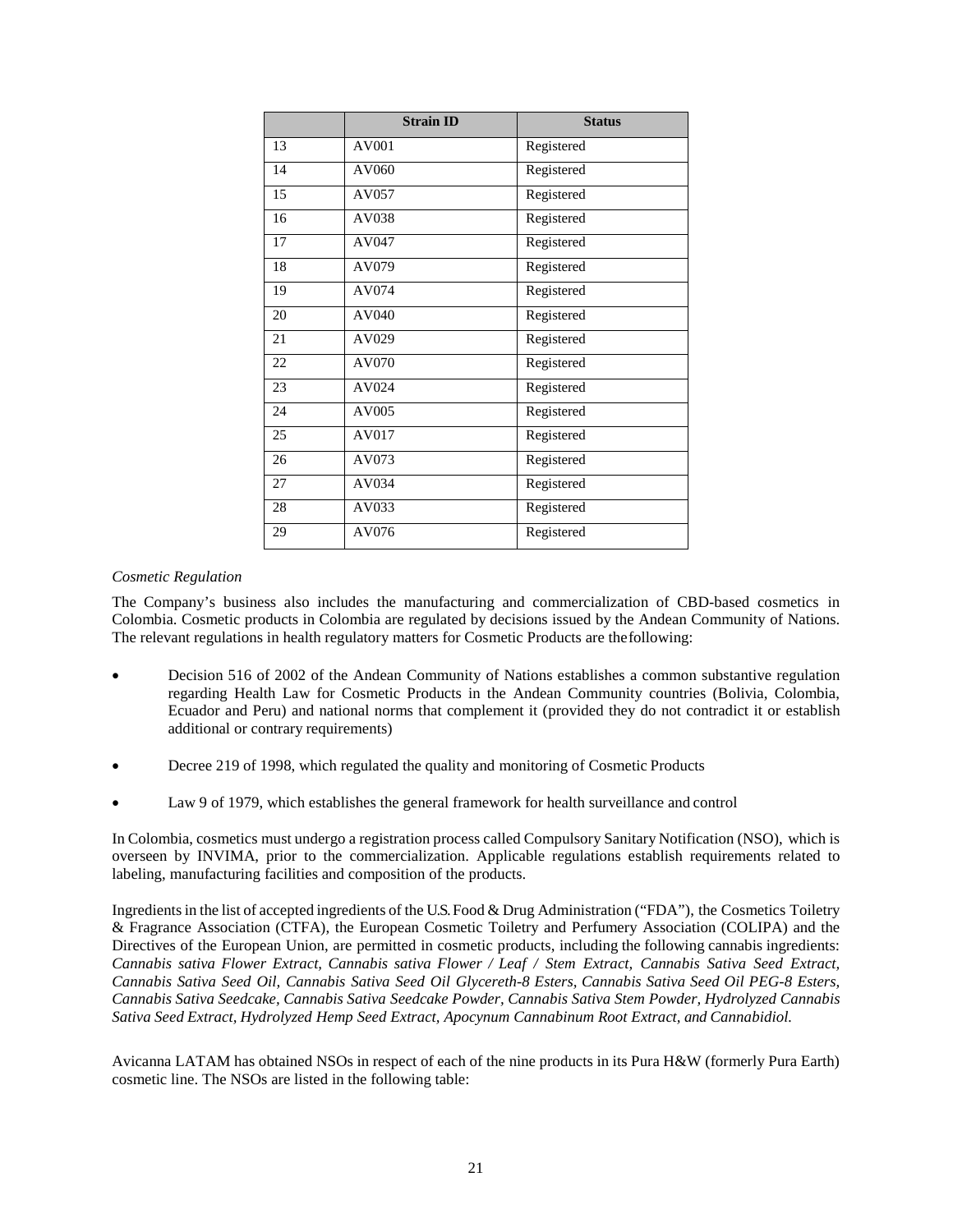| | Strain ID | Status |
|---|---|---|
| 13 | AV001 | Registered |
| 14 | AV060 | Registered |
| 15 | AV057 | Registered |
| 16 | AV038 | Registered |
| 17 | AV047 | Registered |
| 18 | AV079 | Registered |
| 19 | AV074 | Registered |
| 20 | AV040 | Registered |
| 21 | AV029 | Registered |
| 22 | AV070 | Registered |
| 23 | AV024 | Registered |
| 24 | AV005 | Registered |
| 25 | AV017 | Registered |
| 26 | AV073 | Registered |
| 27 | AV034 | Registered |
| 28 | AV033 | Registered |
| 29 | AV076 | Registered |

*Cosmetic Regulation*

The Company's business also includes the manufacturing and commercialization of CBD-based cosmetics in Colombia. Cosmetic products in Colombia are regulated by decisions issued by the Andean Community of Nations. The relevant regulations in health regulatory matters for Cosmetic Products are the following:

- Decision 516 of 2002 of the Andean Community of Nations establishes a common substantive regulation regarding Health Law for Cosmetic Products in the Andean Community countries (Bolivia, Colombia, Ecuador and Peru) and national norms that complement it (provided they do not contradict it or establish additional or contrary requirements)
- Decree 219 of 1998, which regulated the quality and monitoring of Cosmetic Products
- Law 9 of 1979, which establishes the general framework for health surveillance and control

In Colombia, cosmetics must undergo a registration process called Compulsory Sanitary Notification (NSO), which is overseen by INVIMA, prior to the commercialization. Applicable regulations establish requirements related to labeling, manufacturing facilities and composition of the products.

Ingredients in the list of accepted ingredients of the U.S. Food & Drug Administration ("FDA"), the Cosmetics Toiletry & Fragrance Association (CTFA), the European Cosmetic Toiletry and Perfumery Association (COLIPA) and the Directives of the European Union, are permitted in cosmetic products, including the following cannabis ingredients: *Cannabis sativa Flower Extract, Cannabis sativa Flower / Leaf / Stem Extract, Cannabis Sativa Seed Extract, Cannabis Sativa Seed Oil, Cannabis Sativa Seed Oil Glycereth-8 Esters, Cannabis Sativa Seed Oil PEG-8 Esters, Cannabis Sativa Seedcake, Cannabis Sativa Seedcake Powder, Cannabis Sativa Stem Powder, Hydrolyzed Cannabis Sativa Seed Extract, Hydrolyzed Hemp Seed Extract, Apocynum Cannabinum Root Extract, and Cannabidiol.*

Avicanna LATAM has obtained NSOs in respect of each of the nine products in its Pura H&W (formerly Pura Earth) cosmetic line. The NSOs are listed in the following table: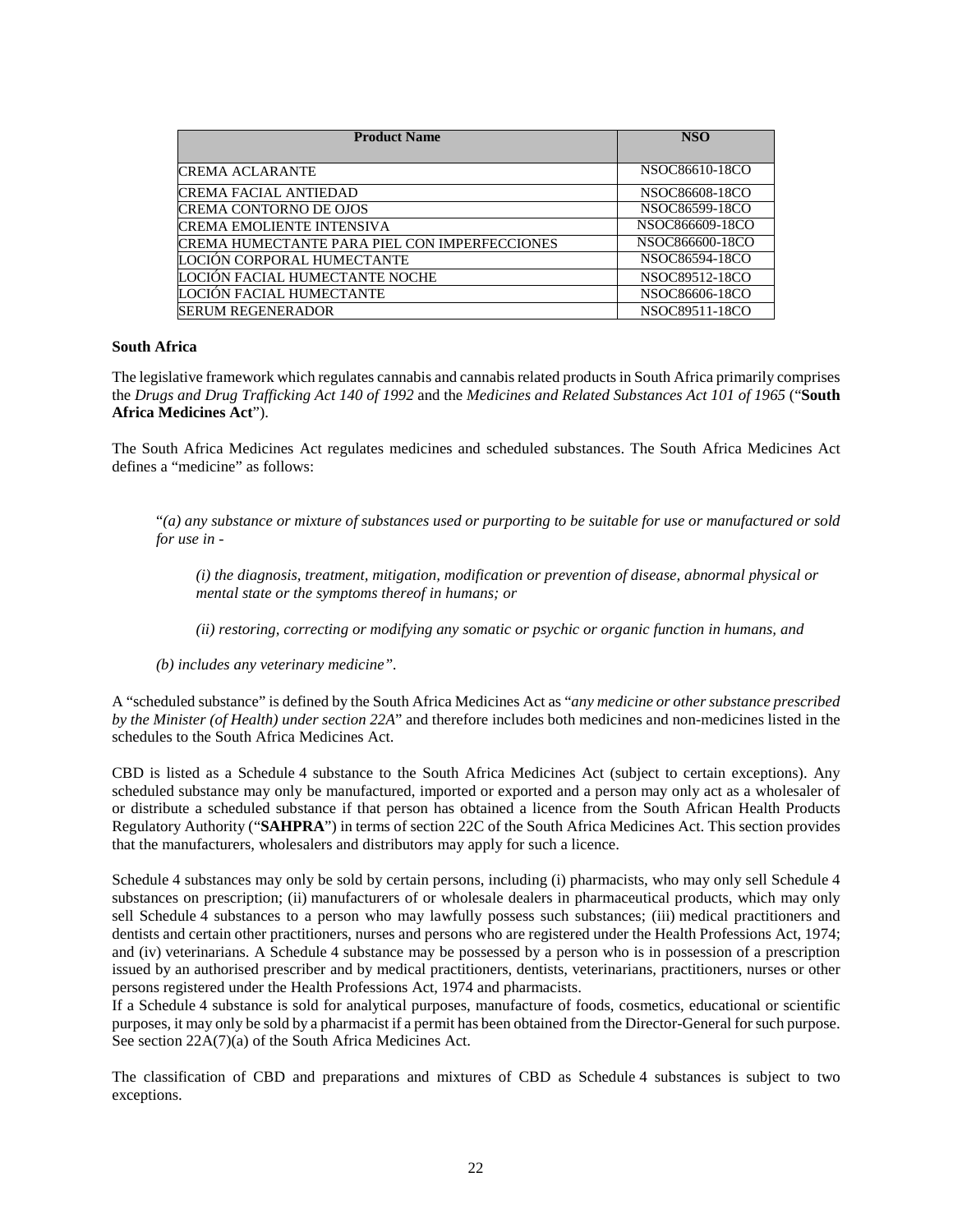| Product Name | NSO |
| --- | --- |
| CREMA ACLARANTE | NSOC86610-18CO |
| CREMA FACIAL ANTIEDAD | NSOC86608-18CO |
| CREMA CONTORNO DE OJOS | NSOC86599-18CO |
| CREMA EMOLIENTE INTENSIVA | NSOC866609-18CO |
| CREMA HUMECTANTE PARA PIEL CON IMPERFECCIONES | NSOC866600-18CO |
| LOCIÓN CORPORAL HUMECTANTE | NSOC86594-18CO |
| LOCIÓN FACIAL HUMECTANTE NOCHE | NSOC89512-18CO |
| LOCIÓN FACIAL HUMECTANTE | NSOC86606-18CO |
| SERUM REGENERADOR | NSOC89511-18CO |

**South Africa**

The legislative framework which regulates cannabis and cannabis related products in South Africa primarily comprises the *Drugs and Drug Trafficking Act 140 of 1992* and the *Medicines and Related Substances Act 101 of 1965* ("**South Africa Medicines Act**").

The South Africa Medicines Act regulates medicines and scheduled substances. The South Africa Medicines Act defines a "medicine" as follows:

> "*(a) any substance or mixture of substances used or purporting to be suitable for use or manufactured or sold for use in -*
>
> > *(i) the diagnosis, treatment, mitigation, modification or prevention of disease, abnormal physical or mental state or the symptoms thereof in humans; or*
> >
> > *(ii) restoring, correcting or modifying any somatic or psychic or organic function in humans, and*
>
> *(b) includes any veterinary medicine".*

A "scheduled substance" is defined by the South Africa Medicines Act as "*any medicine or other substance prescribed by the Minister (of Health) under section 22A*" and therefore includes both medicines and non-medicines listed in the schedules to the South Africa Medicines Act.

CBD is listed as a Schedule 4 substance to the South Africa Medicines Act (subject to certain exceptions). Any scheduled substance may only be manufactured, imported or exported and a person may only act as a wholesaler of or distribute a scheduled substance if that person has obtained a licence from the South African Health Products Regulatory Authority ("**SAHPRA**") in terms of section 22C of the South Africa Medicines Act. This section provides that the manufacturers, wholesalers and distributors may apply for such a licence.

Schedule 4 substances may only be sold by certain persons, including (i) pharmacists, who may only sell Schedule 4 substances on prescription; (ii) manufacturers of or wholesale dealers in pharmaceutical products, which may only sell Schedule 4 substances to a person who may lawfully possess such substances; (iii) medical practitioners and dentists and certain other practitioners, nurses and persons who are registered under the Health Professions Act, 1974; and (iv) veterinarians. A Schedule 4 substance may be possessed by a person who is in possession of a prescription issued by an authorised prescriber and by medical practitioners, dentists, veterinarians, practitioners, nurses or other persons registered under the Health Professions Act, 1974 and pharmacists.
If a Schedule 4 substance is sold for analytical purposes, manufacture of foods, cosmetics, educational or scientific purposes, it may only be sold by a pharmacist if a permit has been obtained from the Director-General for such purpose. See section 22A(7)(a) of the South Africa Medicines Act.

The classification of CBD and preparations and mixtures of CBD as Schedule 4 substances is subject to two exceptions.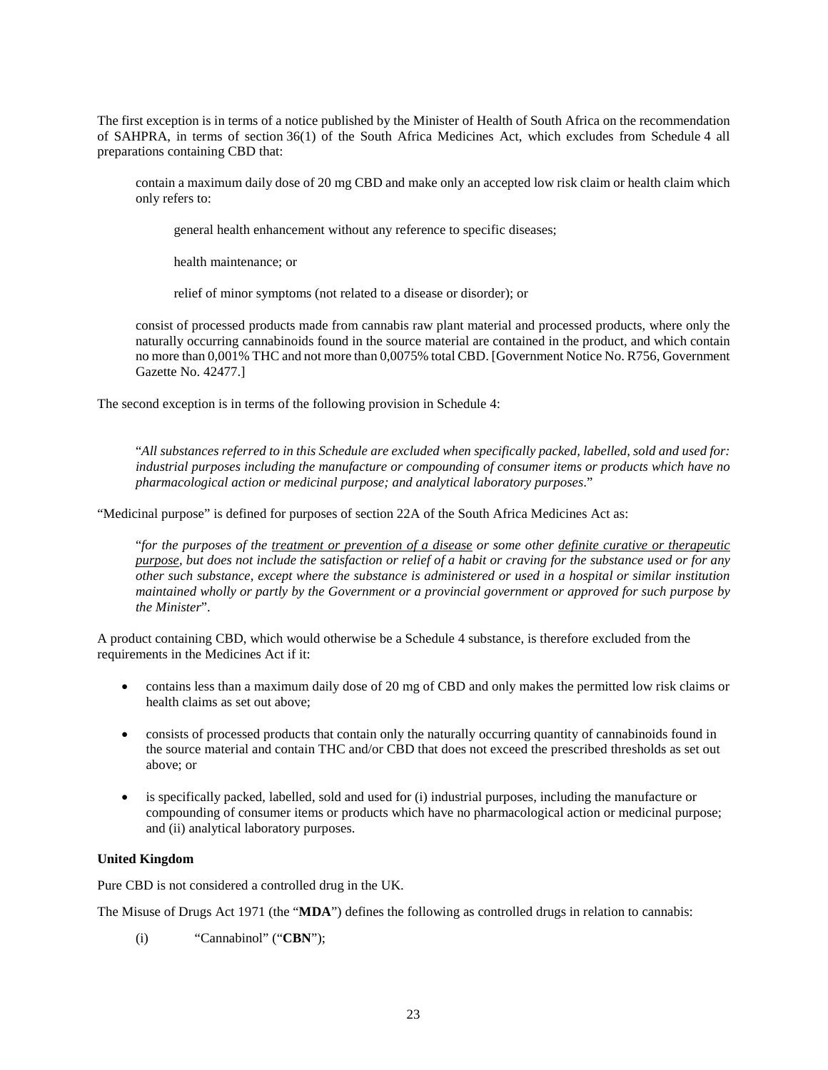The first exception is in terms of a notice published by the Minister of Health of South Africa on the recommendation of SAHPRA, in terms of section 36(1) of the South Africa Medicines Act, which excludes from Schedule 4 all preparations containing CBD that:

> contain a maximum daily dose of 20 mg CBD and make only an accepted low risk claim or health claim which only refers to:
>
> > general health enhancement without any reference to specific diseases;
> >
> > health maintenance; or
> >
> > relief of minor symptoms (not related to a disease or disorder); or
>
> consist of processed products made from cannabis raw plant material and processed products, where only the naturally occurring cannabinoids found in the source material are contained in the product, and which contain no more than 0,001% THC and not more than 0,0075% total CBD. [Government Notice No. R756, Government Gazette No. 42477.]

The second exception is in terms of the following provision in Schedule 4:

> "*All substances referred to in this Schedule are excluded when specifically packed, labelled, sold and used for: industrial purposes including the manufacture or compounding of consumer items or products which have no pharmacological action or medicinal purpose; and analytical laboratory purposes*."

"Medicinal purpose" is defined for purposes of section 22A of the South Africa Medicines Act as:

> "*for the purposes of the <u>treatment or prevention of a disease</u> or some other <u>definite curative or therapeutic purpose</u>, but does not include the satisfaction or relief of a habit or craving for the substance used or for any other such substance, except where the substance is administered or used in a hospital or similar institution maintained wholly or partly by the Government or a provincial government or approved for such purpose by the Minister*".

A product containing CBD, which would otherwise be a Schedule 4 substance, is therefore excluded from the requirements in the Medicines Act if it:

- contains less than a maximum daily dose of 20 mg of CBD and only makes the permitted low risk claims or health claims as set out above;
- consists of processed products that contain only the naturally occurring quantity of cannabinoids found in the source material and contain THC and/or CBD that does not exceed the prescribed thresholds as set out above; or
- is specifically packed, labelled, sold and used for (i) industrial purposes, including the manufacture or compounding of consumer items or products which have no pharmacological action or medicinal purpose; and (ii) analytical laboratory purposes.

**United Kingdom**

Pure CBD is not considered a controlled drug in the UK.

The Misuse of Drugs Act 1971 (the "**MDA**") defines the following as controlled drugs in relation to cannabis:

(i) "Cannabinol" ("**CBN**");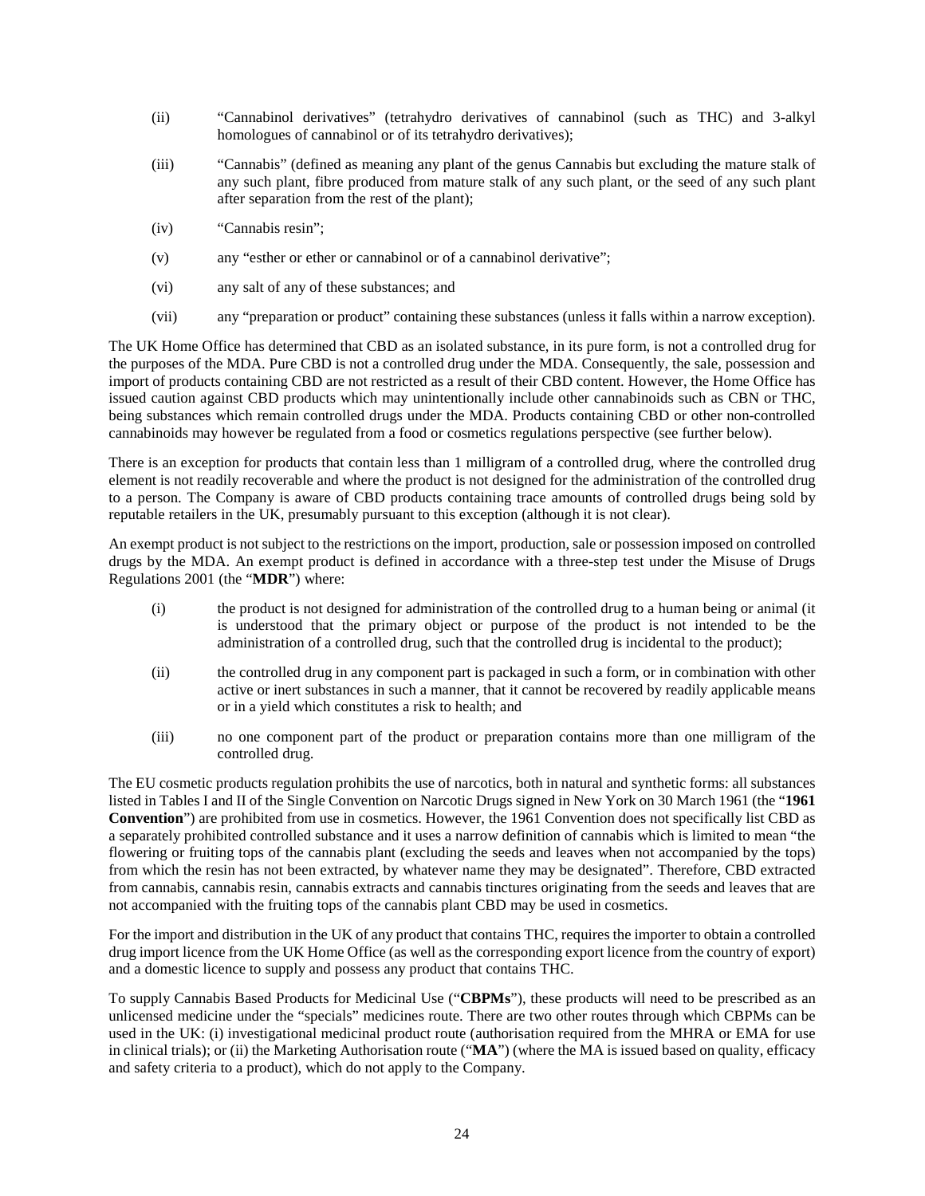(ii) "Cannabinol derivatives" (tetrahydro derivatives of cannabinol (such as THC) and 3-alkyl homologues of cannabinol or of its tetrahydro derivatives);

(iii) "Cannabis" (defined as meaning any plant of the genus Cannabis but excluding the mature stalk of any such plant, fibre produced from mature stalk of any such plant, or the seed of any such plant after separation from the rest of the plant);

(iv) "Cannabis resin";

(v) any "esther or ether or cannabinol or of a cannabinol derivative";

(vi) any salt of any of these substances; and

(vii) any "preparation or product" containing these substances (unless it falls within a narrow exception).

The UK Home Office has determined that CBD as an isolated substance, in its pure form, is not a controlled drug for the purposes of the MDA. Pure CBD is not a controlled drug under the MDA. Consequently, the sale, possession and import of products containing CBD are not restricted as a result of their CBD content. However, the Home Office has issued caution against CBD products which may unintentionally include other cannabinoids such as CBN or THC, being substances which remain controlled drugs under the MDA. Products containing CBD or other non-controlled cannabinoids may however be regulated from a food or cosmetics regulations perspective (see further below).

There is an exception for products that contain less than 1 milligram of a controlled drug, where the controlled drug element is not readily recoverable and where the product is not designed for the administration of the controlled drug to a person. The Company is aware of CBD products containing trace amounts of controlled drugs being sold by reputable retailers in the UK, presumably pursuant to this exception (although it is not clear).

An exempt product is not subject to the restrictions on the import, production, sale or possession imposed on controlled drugs by the MDA. An exempt product is defined in accordance with a three-step test under the Misuse of Drugs Regulations 2001 (the "**MDR**") where:

(i) the product is not designed for administration of the controlled drug to a human being or animal (it is understood that the primary object or purpose of the product is not intended to be the administration of a controlled drug, such that the controlled drug is incidental to the product);

(ii) the controlled drug in any component part is packaged in such a form, or in combination with other active or inert substances in such a manner, that it cannot be recovered by readily applicable means or in a yield which constitutes a risk to health; and

(iii) no one component part of the product or preparation contains more than one milligram of the controlled drug.

The EU cosmetic products regulation prohibits the use of narcotics, both in natural and synthetic forms: all substances listed in Tables I and II of the Single Convention on Narcotic Drugs signed in New York on 30 March 1961 (the "**1961 Convention**") are prohibited from use in cosmetics. However, the 1961 Convention does not specifically list CBD as a separately prohibited controlled substance and it uses a narrow definition of cannabis which is limited to mean "the flowering or fruiting tops of the cannabis plant (excluding the seeds and leaves when not accompanied by the tops) from which the resin has not been extracted, by whatever name they may be designated". Therefore, CBD extracted from cannabis, cannabis resin, cannabis extracts and cannabis tinctures originating from the seeds and leaves that are not accompanied with the fruiting tops of the cannabis plant CBD may be used in cosmetics.

For the import and distribution in the UK of any product that contains THC, requires the importer to obtain a controlled drug import licence from the UK Home Office (as well as the corresponding export licence from the country of export) and a domestic licence to supply and possess any product that contains THC.

To supply Cannabis Based Products for Medicinal Use ("**CBPMs**"), these products will need to be prescribed as an unlicensed medicine under the "specials" medicines route. There are two other routes through which CBPMs can be used in the UK: (i) investigational medicinal product route (authorisation required from the MHRA or EMA for use in clinical trials); or (ii) the Marketing Authorisation route ("**MA**") (where the MA is issued based on quality, efficacy and safety criteria to a product), which do not apply to the Company.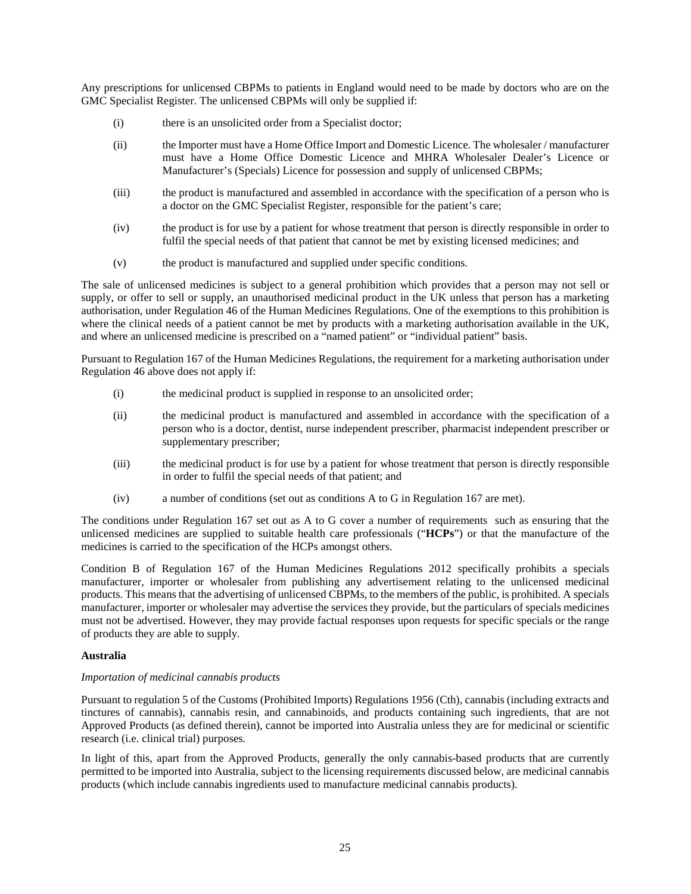Any prescriptions for unlicensed CBPMs to patients in England would need to be made by doctors who are on the GMC Specialist Register. The unlicensed CBPMs will only be supplied if:

(i) there is an unsolicited order from a Specialist doctor;

(ii) the Importer must have a Home Office Import and Domestic Licence. The wholesaler / manufacturer must have a Home Office Domestic Licence and MHRA Wholesaler Dealer's Licence or Manufacturer's (Specials) Licence for possession and supply of unlicensed CBPMs;

(iii) the product is manufactured and assembled in accordance with the specification of a person who is a doctor on the GMC Specialist Register, responsible for the patient's care;

(iv) the product is for use by a patient for whose treatment that person is directly responsible in order to fulfil the special needs of that patient that cannot be met by existing licensed medicines; and

(v) the product is manufactured and supplied under specific conditions.

The sale of unlicensed medicines is subject to a general prohibition which provides that a person may not sell or supply, or offer to sell or supply, an unauthorised medicinal product in the UK unless that person has a marketing authorisation, under Regulation 46 of the Human Medicines Regulations. One of the exemptions to this prohibition is where the clinical needs of a patient cannot be met by products with a marketing authorisation available in the UK, and where an unlicensed medicine is prescribed on a "named patient" or "individual patient" basis.

Pursuant to Regulation 167 of the Human Medicines Regulations, the requirement for a marketing authorisation under Regulation 46 above does not apply if:

(i) the medicinal product is supplied in response to an unsolicited order;

(ii) the medicinal product is manufactured and assembled in accordance with the specification of a person who is a doctor, dentist, nurse independent prescriber, pharmacist independent prescriber or supplementary prescriber;

(iii) the medicinal product is for use by a patient for whose treatment that person is directly responsible in order to fulfil the special needs of that patient; and

(iv) a number of conditions (set out as conditions A to G in Regulation 167 are met).

The conditions under Regulation 167 set out as A to G cover a number of requirements such as ensuring that the unlicensed medicines are supplied to suitable health care professionals ("**HCPs**") or that the manufacture of the medicines is carried to the specification of the HCPs amongst others.

Condition B of Regulation 167 of the Human Medicines Regulations 2012 specifically prohibits a specials manufacturer, importer or wholesaler from publishing any advertisement relating to the unlicensed medicinal products. This means that the advertising of unlicensed CBPMs, to the members of the public, is prohibited. A specials manufacturer, importer or wholesaler may advertise the services they provide, but the particulars of specials medicines must not be advertised. However, they may provide factual responses upon requests for specific specials or the range of products they are able to supply.

**Australia**

*Importation of medicinal cannabis products*

Pursuant to regulation 5 of the Customs (Prohibited Imports) Regulations 1956 (Cth), cannabis (including extracts and tinctures of cannabis), cannabis resin, and cannabinoids, and products containing such ingredients, that are not Approved Products (as defined therein), cannot be imported into Australia unless they are for medicinal or scientific research (i.e. clinical trial) purposes.

In light of this, apart from the Approved Products, generally the only cannabis-based products that are currently permitted to be imported into Australia, subject to the licensing requirements discussed below, are medicinal cannabis products (which include cannabis ingredients used to manufacture medicinal cannabis products).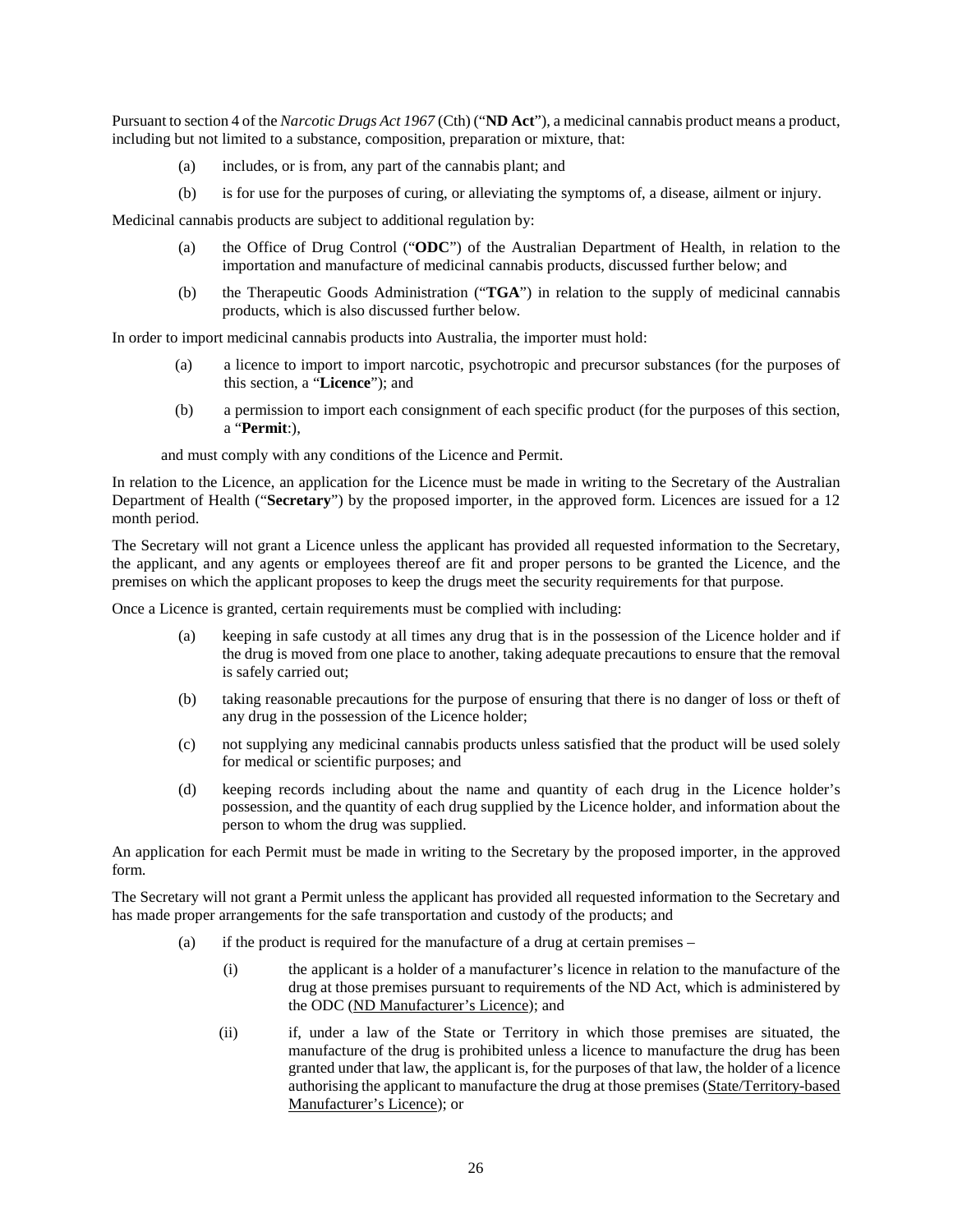Pursuant to section 4 of the *Narcotic Drugs Act 1967* (Cth) ("**ND Act**"), a medicinal cannabis product means a product, including but not limited to a substance, composition, preparation or mixture, that:

(a) includes, or is from, any part of the cannabis plant; and

(b) is for use for the purposes of curing, or alleviating the symptoms of, a disease, ailment or injury.

Medicinal cannabis products are subject to additional regulation by:

(a) the Office of Drug Control ("**ODC**") of the Australian Department of Health, in relation to the importation and manufacture of medicinal cannabis products, discussed further below; and

(b) the Therapeutic Goods Administration ("**TGA**") in relation to the supply of medicinal cannabis products, which is also discussed further below.

In order to import medicinal cannabis products into Australia, the importer must hold:

(a) a licence to import to import narcotic, psychotropic and precursor substances (for the purposes of this section, a "**Licence**"); and

(b) a permission to import each consignment of each specific product (for the purposes of this section, a "**Permit**:),

and must comply with any conditions of the Licence and Permit.

In relation to the Licence, an application for the Licence must be made in writing to the Secretary of the Australian Department of Health ("**Secretary**") by the proposed importer, in the approved form. Licences are issued for a 12 month period.

The Secretary will not grant a Licence unless the applicant has provided all requested information to the Secretary, the applicant, and any agents or employees thereof are fit and proper persons to be granted the Licence, and the premises on which the applicant proposes to keep the drugs meet the security requirements for that purpose.

Once a Licence is granted, certain requirements must be complied with including:

(a) keeping in safe custody at all times any drug that is in the possession of the Licence holder and if the drug is moved from one place to another, taking adequate precautions to ensure that the removal is safely carried out;

(b) taking reasonable precautions for the purpose of ensuring that there is no danger of loss or theft of any drug in the possession of the Licence holder;

(c) not supplying any medicinal cannabis products unless satisfied that the product will be used solely for medical or scientific purposes; and

(d) keeping records including about the name and quantity of each drug in the Licence holder's possession, and the quantity of each drug supplied by the Licence holder, and information about the person to whom the drug was supplied.

An application for each Permit must be made in writing to the Secretary by the proposed importer, in the approved form.

The Secretary will not grant a Permit unless the applicant has provided all requested information to the Secretary and has made proper arrangements for the safe transportation and custody of the products; and

(a) if the product is required for the manufacture of a drug at certain premises –

(i) the applicant is a holder of a manufacturer's licence in relation to the manufacture of the drug at those premises pursuant to requirements of the ND Act, which is administered by the ODC (<u>ND Manufacturer's Licence</u>); and

(ii) if, under a law of the State or Territory in which those premises are situated, the manufacture of the drug is prohibited unless a licence to manufacture the drug has been granted under that law, the applicant is, for the purposes of that law, the holder of a licence authorising the applicant to manufacture the drug at those premises (<u>State/Territory-based Manufacturer's Licence</u>); or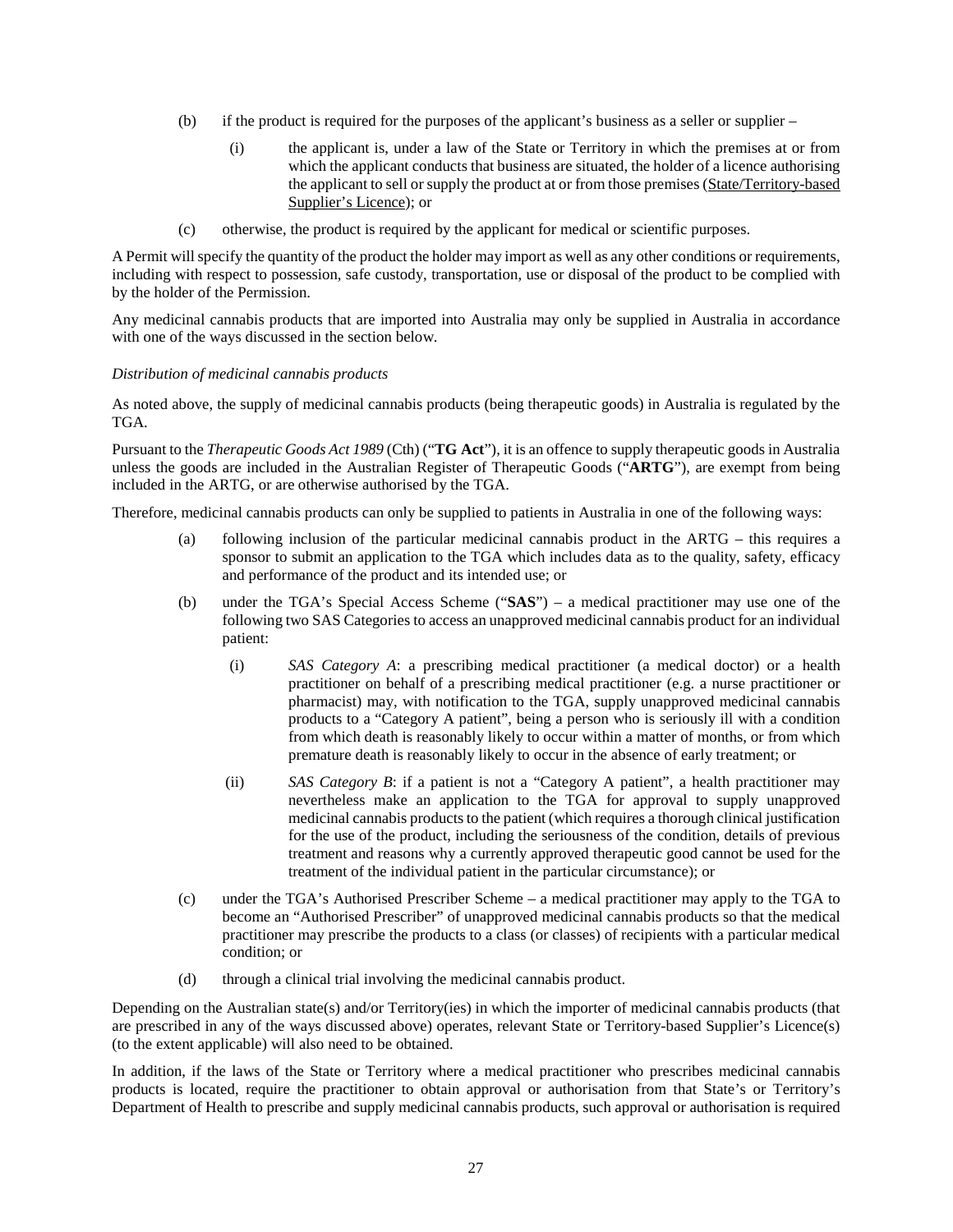(b) if the product is required for the purposes of the applicant's business as a seller or supplier –

(i) the applicant is, under a law of the State or Territory in which the premises at or from which the applicant conducts that business are situated, the holder of a licence authorising the applicant to sell or supply the product at or from those premises (<u>State/Territory-based Supplier's Licence</u>); or

(c) otherwise, the product is required by the applicant for medical or scientific purposes.

A Permit will specify the quantity of the product the holder may import as well as any other conditions or requirements, including with respect to possession, safe custody, transportation, use or disposal of the product to be complied with by the holder of the Permission.

Any medicinal cannabis products that are imported into Australia may only be supplied in Australia in accordance with one of the ways discussed in the section below.

*Distribution of medicinal cannabis products*

As noted above, the supply of medicinal cannabis products (being therapeutic goods) in Australia is regulated by the TGA.

Pursuant to the *Therapeutic Goods Act 1989* (Cth) ("**TG Act**"), it is an offence to supply therapeutic goods in Australia unless the goods are included in the Australian Register of Therapeutic Goods ("**ARTG**"), are exempt from being included in the ARTG, or are otherwise authorised by the TGA.

Therefore, medicinal cannabis products can only be supplied to patients in Australia in one of the following ways:

(a) following inclusion of the particular medicinal cannabis product in the ARTG – this requires a sponsor to submit an application to the TGA which includes data as to the quality, safety, efficacy and performance of the product and its intended use; or

(b) under the TGA's Special Access Scheme ("**SAS**") – a medical practitioner may use one of the following two SAS Categories to access an unapproved medicinal cannabis product for an individual patient:

(i) *SAS Category A*: a prescribing medical practitioner (a medical doctor) or a health practitioner on behalf of a prescribing medical practitioner (e.g. a nurse practitioner or pharmacist) may, with notification to the TGA, supply unapproved medicinal cannabis products to a "Category A patient", being a person who is seriously ill with a condition from which death is reasonably likely to occur within a matter of months, or from which premature death is reasonably likely to occur in the absence of early treatment; or

(ii) *SAS Category B*: if a patient is not a "Category A patient", a health practitioner may nevertheless make an application to the TGA for approval to supply unapproved medicinal cannabis products to the patient (which requires a thorough clinical justification for the use of the product, including the seriousness of the condition, details of previous treatment and reasons why a currently approved therapeutic good cannot be used for the treatment of the individual patient in the particular circumstance); or

(c) under the TGA's Authorised Prescriber Scheme – a medical practitioner may apply to the TGA to become an "Authorised Prescriber" of unapproved medicinal cannabis products so that the medical practitioner may prescribe the products to a class (or classes) of recipients with a particular medical condition; or

(d) through a clinical trial involving the medicinal cannabis product.

Depending on the Australian state(s) and/or Territory(ies) in which the importer of medicinal cannabis products (that are prescribed in any of the ways discussed above) operates, relevant State or Territory-based Supplier's Licence(s) (to the extent applicable) will also need to be obtained.

In addition, if the laws of the State or Territory where a medical practitioner who prescribes medicinal cannabis products is located, require the practitioner to obtain approval or authorisation from that State's or Territory's Department of Health to prescribe and supply medicinal cannabis products, such approval or authorisation is required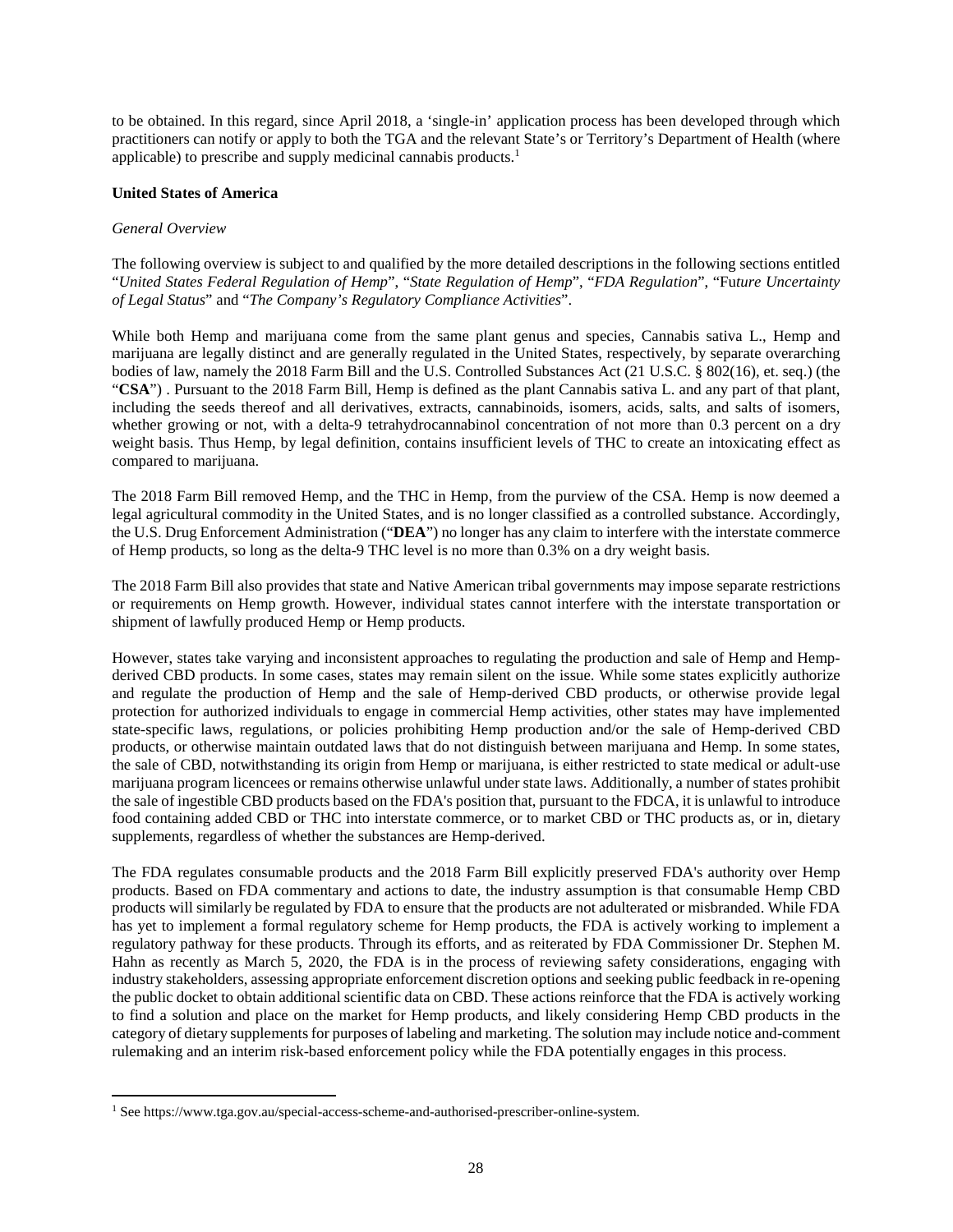to be obtained. In this regard, since April 2018, a 'single-in' application process has been developed through which practitioners can notify or apply to both the TGA and the relevant State's or Territory's Department of Health (where applicable) to prescribe and supply medicinal cannabis products.[1]

**United States of America**

*General Overview*

The following overview is subject to and qualified by the more detailed descriptions in the following sections entitled "*United States Federal Regulation of Hemp*", "*State Regulation of Hemp*", "*FDA Regulation*", "*Future Uncertainty of Legal Status*" and "*The Company's Regulatory Compliance Activities*".

While both Hemp and marijuana come from the same plant genus and species, Cannabis sativa L., Hemp and marijuana are legally distinct and are generally regulated in the United States, respectively, by separate overarching bodies of law, namely the 2018 Farm Bill and the U.S. Controlled Substances Act (21 U.S.C. § 802(16), et. seq.) (the "**CSA**") . Pursuant to the 2018 Farm Bill, Hemp is defined as the plant Cannabis sativa L. and any part of that plant, including the seeds thereof and all derivatives, extracts, cannabinoids, isomers, acids, salts, and salts of isomers, whether growing or not, with a delta-9 tetrahydrocannabinol concentration of not more than 0.3 percent on a dry weight basis. Thus Hemp, by legal definition, contains insufficient levels of THC to create an intoxicating effect as compared to marijuana.

The 2018 Farm Bill removed Hemp, and the THC in Hemp, from the purview of the CSA. Hemp is now deemed a legal agricultural commodity in the United States, and is no longer classified as a controlled substance. Accordingly, the U.S. Drug Enforcement Administration ("**DEA**") no longer has any claim to interfere with the interstate commerce of Hemp products, so long as the delta-9 THC level is no more than 0.3% on a dry weight basis.

The 2018 Farm Bill also provides that state and Native American tribal governments may impose separate restrictions or requirements on Hemp growth. However, individual states cannot interfere with the interstate transportation or shipment of lawfully produced Hemp or Hemp products.

However, states take varying and inconsistent approaches to regulating the production and sale of Hemp and Hemp-derived CBD products. In some cases, states may remain silent on the issue. While some states explicitly authorize and regulate the production of Hemp and the sale of Hemp-derived CBD products, or otherwise provide legal protection for authorized individuals to engage in commercial Hemp activities, other states may have implemented state-specific laws, regulations, or policies prohibiting Hemp production and/or the sale of Hemp-derived CBD products, or otherwise maintain outdated laws that do not distinguish between marijuana and Hemp. In some states, the sale of CBD, notwithstanding its origin from Hemp or marijuana, is either restricted to state medical or adult-use marijuana program licencees or remains otherwise unlawful under state laws. Additionally, a number of states prohibit the sale of ingestible CBD products based on the FDA's position that, pursuant to the FDCA, it is unlawful to introduce food containing added CBD or THC into interstate commerce, or to market CBD or THC products as, or in, dietary supplements, regardless of whether the substances are Hemp-derived.

The FDA regulates consumable products and the 2018 Farm Bill explicitly preserved FDA's authority over Hemp products. Based on FDA commentary and actions to date, the industry assumption is that consumable Hemp CBD products will similarly be regulated by FDA to ensure that the products are not adulterated or misbranded. While FDA has yet to implement a formal regulatory scheme for Hemp products, the FDA is actively working to implement a regulatory pathway for these products. Through its efforts, and as reiterated by FDA Commissioner Dr. Stephen M. Hahn as recently as March 5, 2020, the FDA is in the process of reviewing safety considerations, engaging with industry stakeholders, assessing appropriate enforcement discretion options and seeking public feedback in re-opening the public docket to obtain additional scientific data on CBD. These actions reinforce that the FDA is actively working to find a solution and place on the market for Hemp products, and likely considering Hemp CBD products in the category of dietary supplements for purposes of labeling and marketing. The solution may include notice and-comment rulemaking and an interim risk-based enforcement policy while the FDA potentially engages in this process.

[1] See https://www.tga.gov.au/special-access-scheme-and-authorised-prescriber-online-system.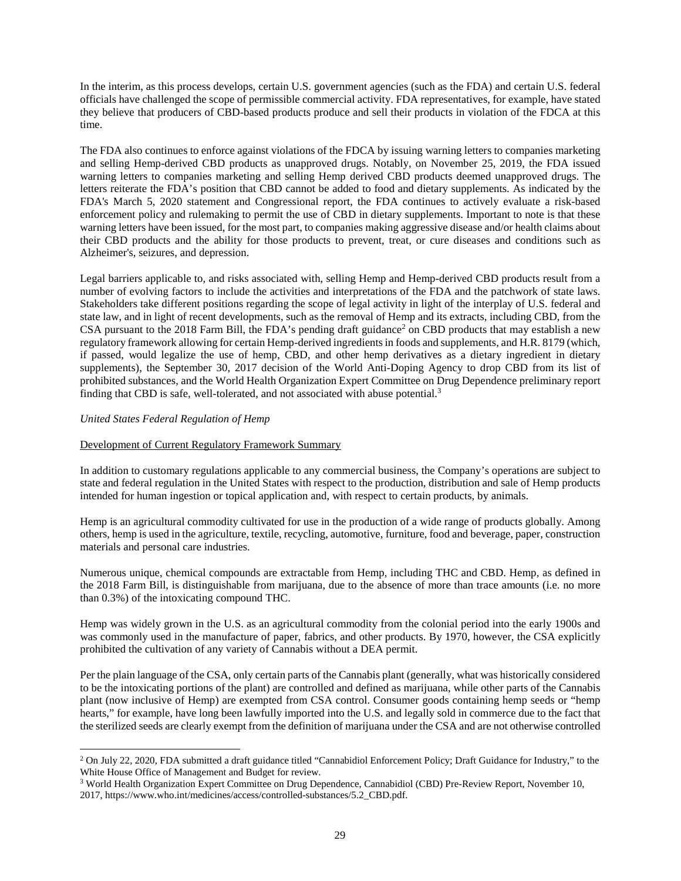In the interim, as this process develops, certain U.S. government agencies (such as the FDA) and certain U.S. federal officials have challenged the scope of permissible commercial activity. FDA representatives, for example, have stated they believe that producers of CBD-based products produce and sell their products in violation of the FDCA at this time.

The FDA also continues to enforce against violations of the FDCA by issuing warning letters to companies marketing and selling Hemp-derived CBD products as unapproved drugs. Notably, on November 25, 2019, the FDA issued warning letters to companies marketing and selling Hemp derived CBD products deemed unapproved drugs. The letters reiterate the FDA's position that CBD cannot be added to food and dietary supplements. As indicated by the FDA's March 5, 2020 statement and Congressional report, the FDA continues to actively evaluate a risk-based enforcement policy and rulemaking to permit the use of CBD in dietary supplements. Important to note is that these warning letters have been issued, for the most part, to companies making aggressive disease and/or health claims about their CBD products and the ability for those products to prevent, treat, or cure diseases and conditions such as Alzheimer's, seizures, and depression.

Legal barriers applicable to, and risks associated with, selling Hemp and Hemp-derived CBD products result from a number of evolving factors to include the activities and interpretations of the FDA and the patchwork of state laws. Stakeholders take different positions regarding the scope of legal activity in light of the interplay of U.S. federal and state law, and in light of recent developments, such as the removal of Hemp and its extracts, including CBD, from the CSA pursuant to the 2018 Farm Bill, the FDA's pending draft guidance[2] on CBD products that may establish a new regulatory framework allowing for certain Hemp-derived ingredients in foods and supplements, and H.R. 8179 (which, if passed, would legalize the use of hemp, CBD, and other hemp derivatives as a dietary ingredient in dietary supplements), the September 30, 2017 decision of the World Anti-Doping Agency to drop CBD from its list of prohibited substances, and the World Health Organization Expert Committee on Drug Dependence preliminary report finding that CBD is safe, well-tolerated, and not associated with abuse potential.[3]

*United States Federal Regulation of Hemp*

<u>Development of Current Regulatory Framework Summary</u>

In addition to customary regulations applicable to any commercial business, the Company's operations are subject to state and federal regulation in the United States with respect to the production, distribution and sale of Hemp products intended for human ingestion or topical application and, with respect to certain products, by animals.

Hemp is an agricultural commodity cultivated for use in the production of a wide range of products globally. Among others, hemp is used in the agriculture, textile, recycling, automotive, furniture, food and beverage, paper, construction materials and personal care industries.

Numerous unique, chemical compounds are extractable from Hemp, including THC and CBD. Hemp, as defined in the 2018 Farm Bill, is distinguishable from marijuana, due to the absence of more than trace amounts (i.e. no more than 0.3%) of the intoxicating compound THC.

Hemp was widely grown in the U.S. as an agricultural commodity from the colonial period into the early 1900s and was commonly used in the manufacture of paper, fabrics, and other products. By 1970, however, the CSA explicitly prohibited the cultivation of any variety of Cannabis without a DEA permit.

Per the plain language of the CSA, only certain parts of the Cannabis plant (generally, what was historically considered to be the intoxicating portions of the plant) are controlled and defined as marijuana, while other parts of the Cannabis plant (now inclusive of Hemp) are exempted from CSA control. Consumer goods containing hemp seeds or "hemp hearts," for example, have long been lawfully imported into the U.S. and legally sold in commerce due to the fact that the sterilized seeds are clearly exempt from the definition of marijuana under the CSA and are not otherwise controlled

---

[2] On July 22, 2020, FDA submitted a draft guidance titled "Cannabidiol Enforcement Policy; Draft Guidance for Industry," to the White House Office of Management and Budget for review.

[3] World Health Organization Expert Committee on Drug Dependence, Cannabidiol (CBD) Pre-Review Report, November 10, 2017, https://www.who.int/medicines/access/controlled-substances/5.2_CBD.pdf.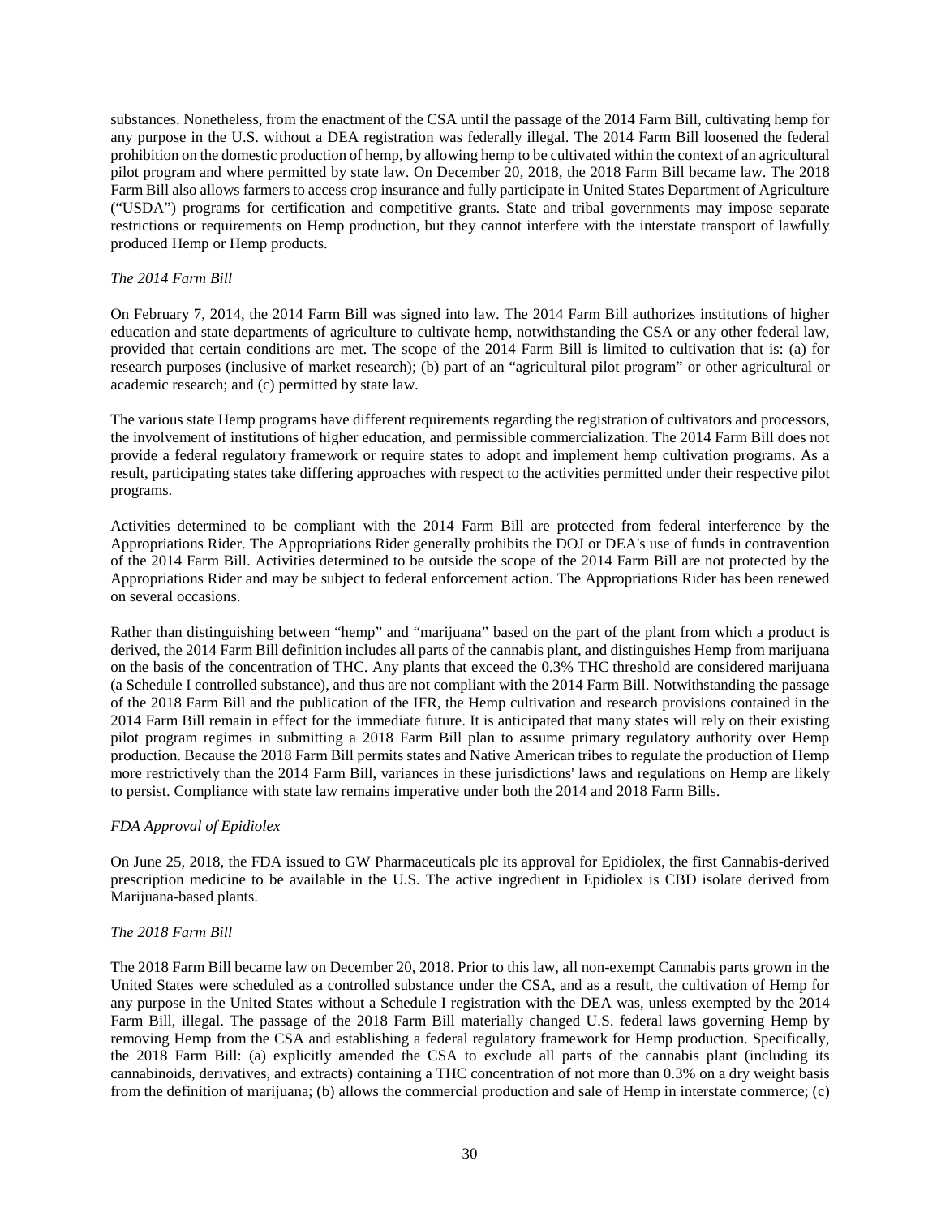substances. Nonetheless, from the enactment of the CSA until the passage of the 2014 Farm Bill, cultivating hemp for any purpose in the U.S. without a DEA registration was federally illegal. The 2014 Farm Bill loosened the federal prohibition on the domestic production of hemp, by allowing hemp to be cultivated within the context of an agricultural pilot program and where permitted by state law. On December 20, 2018, the 2018 Farm Bill became law. The 2018 Farm Bill also allows farmers to access crop insurance and fully participate in United States Department of Agriculture ("USDA") programs for certification and competitive grants. State and tribal governments may impose separate restrictions or requirements on Hemp production, but they cannot interfere with the interstate transport of lawfully produced Hemp or Hemp products.

*The 2014 Farm Bill*

On February 7, 2014, the 2014 Farm Bill was signed into law. The 2014 Farm Bill authorizes institutions of higher education and state departments of agriculture to cultivate hemp, notwithstanding the CSA or any other federal law, provided that certain conditions are met. The scope of the 2014 Farm Bill is limited to cultivation that is: (a) for research purposes (inclusive of market research); (b) part of an "agricultural pilot program" or other agricultural or academic research; and (c) permitted by state law.

The various state Hemp programs have different requirements regarding the registration of cultivators and processors, the involvement of institutions of higher education, and permissible commercialization. The 2014 Farm Bill does not provide a federal regulatory framework or require states to adopt and implement hemp cultivation programs. As a result, participating states take differing approaches with respect to the activities permitted under their respective pilot programs.

Activities determined to be compliant with the 2014 Farm Bill are protected from federal interference by the Appropriations Rider. The Appropriations Rider generally prohibits the DOJ or DEA's use of funds in contravention of the 2014 Farm Bill. Activities determined to be outside the scope of the 2014 Farm Bill are not protected by the Appropriations Rider and may be subject to federal enforcement action. The Appropriations Rider has been renewed on several occasions.

Rather than distinguishing between "hemp" and "marijuana" based on the part of the plant from which a product is derived, the 2014 Farm Bill definition includes all parts of the cannabis plant, and distinguishes Hemp from marijuana on the basis of the concentration of THC. Any plants that exceed the 0.3% THC threshold are considered marijuana (a Schedule I controlled substance), and thus are not compliant with the 2014 Farm Bill. Notwithstanding the passage of the 2018 Farm Bill and the publication of the IFR, the Hemp cultivation and research provisions contained in the 2014 Farm Bill remain in effect for the immediate future. It is anticipated that many states will rely on their existing pilot program regimes in submitting a 2018 Farm Bill plan to assume primary regulatory authority over Hemp production. Because the 2018 Farm Bill permits states and Native American tribes to regulate the production of Hemp more restrictively than the 2014 Farm Bill, variances in these jurisdictions' laws and regulations on Hemp are likely to persist. Compliance with state law remains imperative under both the 2014 and 2018 Farm Bills.

*FDA Approval of Epidiolex*

On June 25, 2018, the FDA issued to GW Pharmaceuticals plc its approval for Epidiolex, the first Cannabis-derived prescription medicine to be available in the U.S. The active ingredient in Epidiolex is CBD isolate derived from Marijuana-based plants.

*The 2018 Farm Bill*

The 2018 Farm Bill became law on December 20, 2018. Prior to this law, all non-exempt Cannabis parts grown in the United States were scheduled as a controlled substance under the CSA, and as a result, the cultivation of Hemp for any purpose in the United States without a Schedule I registration with the DEA was, unless exempted by the 2014 Farm Bill, illegal. The passage of the 2018 Farm Bill materially changed U.S. federal laws governing Hemp by removing Hemp from the CSA and establishing a federal regulatory framework for Hemp production. Specifically, the 2018 Farm Bill: (a) explicitly amended the CSA to exclude all parts of the cannabis plant (including its cannabinoids, derivatives, and extracts) containing a THC concentration of not more than 0.3% on a dry weight basis from the definition of marijuana; (b) allows the commercial production and sale of Hemp in interstate commerce; (c)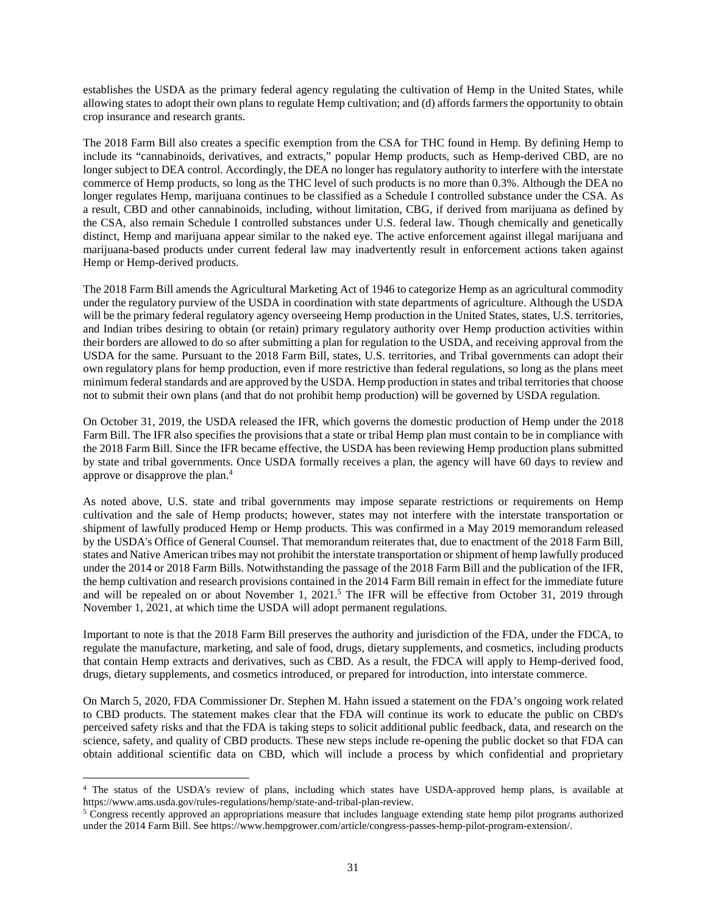establishes the USDA as the primary federal agency regulating the cultivation of Hemp in the United States, while allowing states to adopt their own plans to regulate Hemp cultivation; and (d) affords farmers the opportunity to obtain crop insurance and research grants.

The 2018 Farm Bill also creates a specific exemption from the CSA for THC found in Hemp. By defining Hemp to include its "cannabinoids, derivatives, and extracts," popular Hemp products, such as Hemp-derived CBD, are no longer subject to DEA control. Accordingly, the DEA no longer has regulatory authority to interfere with the interstate commerce of Hemp products, so long as the THC level of such products is no more than 0.3%. Although the DEA no longer regulates Hemp, marijuana continues to be classified as a Schedule I controlled substance under the CSA. As a result, CBD and other cannabinoids, including, without limitation, CBG, if derived from marijuana as defined by the CSA, also remain Schedule I controlled substances under U.S. federal law. Though chemically and genetically distinct, Hemp and marijuana appear similar to the naked eye. The active enforcement against illegal marijuana and marijuana-based products under current federal law may inadvertently result in enforcement actions taken against Hemp or Hemp-derived products.

The 2018 Farm Bill amends the Agricultural Marketing Act of 1946 to categorize Hemp as an agricultural commodity under the regulatory purview of the USDA in coordination with state departments of agriculture. Although the USDA will be the primary federal regulatory agency overseeing Hemp production in the United States, states, U.S. territories, and Indian tribes desiring to obtain (or retain) primary regulatory authority over Hemp production activities within their borders are allowed to do so after submitting a plan for regulation to the USDA, and receiving approval from the USDA for the same. Pursuant to the 2018 Farm Bill, states, U.S. territories, and Tribal governments can adopt their own regulatory plans for hemp production, even if more restrictive than federal regulations, so long as the plans meet minimum federal standards and are approved by the USDA. Hemp production in states and tribal territories that choose not to submit their own plans (and that do not prohibit hemp production) will be governed by USDA regulation.

On October 31, 2019, the USDA released the IFR, which governs the domestic production of Hemp under the 2018 Farm Bill. The IFR also specifies the provisions that a state or tribal Hemp plan must contain to be in compliance with the 2018 Farm Bill. Since the IFR became effective, the USDA has been reviewing Hemp production plans submitted by state and tribal governments. Once USDA formally receives a plan, the agency will have 60 days to review and approve or disapprove the plan.[4]

As noted above, U.S. state and tribal governments may impose separate restrictions or requirements on Hemp cultivation and the sale of Hemp products; however, states may not interfere with the interstate transportation or shipment of lawfully produced Hemp or Hemp products. This was confirmed in a May 2019 memorandum released by the USDA's Office of General Counsel. That memorandum reiterates that, due to enactment of the 2018 Farm Bill, states and Native American tribes may not prohibit the interstate transportation or shipment of hemp lawfully produced under the 2014 or 2018 Farm Bills. Notwithstanding the passage of the 2018 Farm Bill and the publication of the IFR, the hemp cultivation and research provisions contained in the 2014 Farm Bill remain in effect for the immediate future and will be repealed on or about November 1, 2021.[5] The IFR will be effective from October 31, 2019 through November 1, 2021, at which time the USDA will adopt permanent regulations.

Important to note is that the 2018 Farm Bill preserves the authority and jurisdiction of the FDA, under the FDCA, to regulate the manufacture, marketing, and sale of food, drugs, dietary supplements, and cosmetics, including products that contain Hemp extracts and derivatives, such as CBD. As a result, the FDCA will apply to Hemp-derived food, drugs, dietary supplements, and cosmetics introduced, or prepared for introduction, into interstate commerce.

On March 5, 2020, FDA Commissioner Dr. Stephen M. Hahn issued a statement on the FDA's ongoing work related to CBD products. The statement makes clear that the FDA will continue its work to educate the public on CBD's perceived safety risks and that the FDA is taking steps to solicit additional public feedback, data, and research on the science, safety, and quality of CBD products. These new steps include re-opening the public docket so that FDA can obtain additional scientific data on CBD, which will include a process by which confidential and proprietary

---

[4] The status of the USDA's review of plans, including which states have USDA-approved hemp plans, is available at https://www.ams.usda.gov/rules-regulations/hemp/state-and-tribal-plan-review.

[5] Congress recently approved an appropriations measure that includes language extending state hemp pilot programs authorized under the 2014 Farm Bill. See https://www.hempgrower.com/article/congress-passes-hemp-pilot-program-extension/.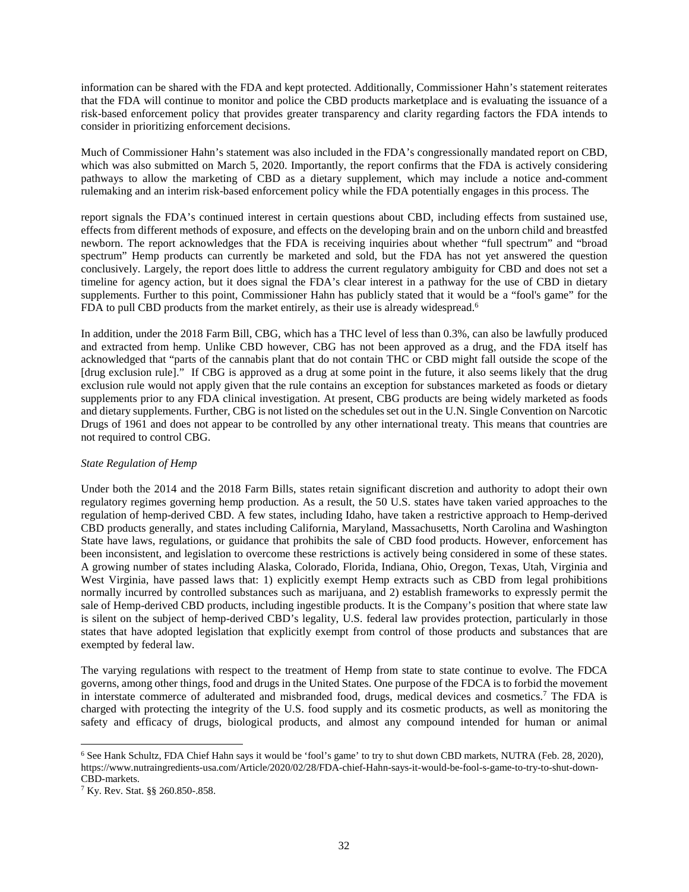information can be shared with the FDA and kept protected. Additionally, Commissioner Hahn's statement reiterates that the FDA will continue to monitor and police the CBD products marketplace and is evaluating the issuance of a risk-based enforcement policy that provides greater transparency and clarity regarding factors the FDA intends to consider in prioritizing enforcement decisions.

Much of Commissioner Hahn's statement was also included in the FDA's congressionally mandated report on CBD, which was also submitted on March 5, 2020. Importantly, the report confirms that the FDA is actively considering pathways to allow the marketing of CBD as a dietary supplement, which may include a notice and-comment rulemaking and an interim risk-based enforcement policy while the FDA potentially engages in this process. The

report signals the FDA's continued interest in certain questions about CBD, including effects from sustained use, effects from different methods of exposure, and effects on the developing brain and on the unborn child and breastfed newborn. The report acknowledges that the FDA is receiving inquiries about whether "full spectrum" and "broad spectrum" Hemp products can currently be marketed and sold, but the FDA has not yet answered the question conclusively. Largely, the report does little to address the current regulatory ambiguity for CBD and does not set a timeline for agency action, but it does signal the FDA's clear interest in a pathway for the use of CBD in dietary supplements. Further to this point, Commissioner Hahn has publicly stated that it would be a "fool's game" for the FDA to pull CBD products from the market entirely, as their use is already widespread.[6]

In addition, under the 2018 Farm Bill, CBG, which has a THC level of less than 0.3%, can also be lawfully produced and extracted from hemp. Unlike CBD however, CBG has not been approved as a drug, and the FDA itself has acknowledged that "parts of the cannabis plant that do not contain THC or CBD might fall outside the scope of the [drug exclusion rule]." If CBG is approved as a drug at some point in the future, it also seems likely that the drug exclusion rule would not apply given that the rule contains an exception for substances marketed as foods or dietary supplements prior to any FDA clinical investigation. At present, CBG products are being widely marketed as foods and dietary supplements. Further, CBG is not listed on the schedules set out in the U.N. Single Convention on Narcotic Drugs of 1961 and does not appear to be controlled by any other international treaty. This means that countries are not required to control CBG.

*State Regulation of Hemp*

Under both the 2014 and the 2018 Farm Bills, states retain significant discretion and authority to adopt their own regulatory regimes governing hemp production. As a result, the 50 U.S. states have taken varied approaches to the regulation of hemp-derived CBD. A few states, including Idaho, have taken a restrictive approach to Hemp-derived CBD products generally, and states including California, Maryland, Massachusetts, North Carolina and Washington State have laws, regulations, or guidance that prohibits the sale of CBD food products. However, enforcement has been inconsistent, and legislation to overcome these restrictions is actively being considered in some of these states. A growing number of states including Alaska, Colorado, Florida, Indiana, Ohio, Oregon, Texas, Utah, Virginia and West Virginia, have passed laws that: 1) explicitly exempt Hemp extracts such as CBD from legal prohibitions normally incurred by controlled substances such as marijuana, and 2) establish frameworks to expressly permit the sale of Hemp-derived CBD products, including ingestible products. It is the Company's position that where state law is silent on the subject of hemp-derived CBD's legality, U.S. federal law provides protection, particularly in those states that have adopted legislation that explicitly exempt from control of those products and substances that are exempted by federal law.

The varying regulations with respect to the treatment of Hemp from state to state continue to evolve. The FDCA governs, among other things, food and drugs in the United States. One purpose of the FDCA is to forbid the movement in interstate commerce of adulterated and misbranded food, drugs, medical devices and cosmetics.[7] The FDA is charged with protecting the integrity of the U.S. food supply and its cosmetic products, as well as monitoring the safety and efficacy of drugs, biological products, and almost any compound intended for human or animal

---

[6] See Hank Schultz, FDA Chief Hahn says it would be 'fool's game' to try to shut down CBD markets, NUTRA (Feb. 28, 2020), https://www.nutraingredients-usa.com/Article/2020/02/28/FDA-chief-Hahn-says-it-would-be-fool-s-game-to-try-to-shut-down-CBD-markets.

[7] Ky. Rev. Stat. §§ 260.850-.858.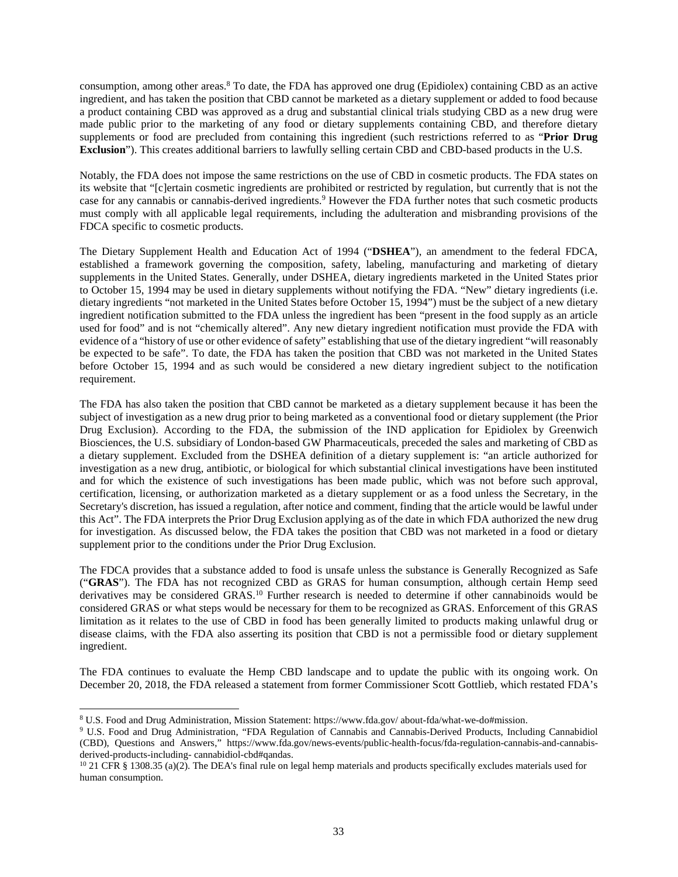consumption, among other areas.[8] To date, the FDA has approved one drug (Epidiolex) containing CBD as an active ingredient, and has taken the position that CBD cannot be marketed as a dietary supplement or added to food because a product containing CBD was approved as a drug and substantial clinical trials studying CBD as a new drug were made public prior to the marketing of any food or dietary supplements containing CBD, and therefore dietary supplements or food are precluded from containing this ingredient (such restrictions referred to as "**Prior Drug Exclusion**"). This creates additional barriers to lawfully selling certain CBD and CBD-based products in the U.S.

Notably, the FDA does not impose the same restrictions on the use of CBD in cosmetic products. The FDA states on its website that "[c]ertain cosmetic ingredients are prohibited or restricted by regulation, but currently that is not the case for any cannabis or cannabis-derived ingredients.[9] However the FDA further notes that such cosmetic products must comply with all applicable legal requirements, including the adulteration and misbranding provisions of the FDCA specific to cosmetic products.

The Dietary Supplement Health and Education Act of 1994 ("**DSHEA**"), an amendment to the federal FDCA, established a framework governing the composition, safety, labeling, manufacturing and marketing of dietary supplements in the United States. Generally, under DSHEA, dietary ingredients marketed in the United States prior to October 15, 1994 may be used in dietary supplements without notifying the FDA. "New" dietary ingredients (i.e. dietary ingredients "not marketed in the United States before October 15, 1994") must be the subject of a new dietary ingredient notification submitted to the FDA unless the ingredient has been "present in the food supply as an article used for food" and is not "chemically altered". Any new dietary ingredient notification must provide the FDA with evidence of a "history of use or other evidence of safety" establishing that use of the dietary ingredient "will reasonably be expected to be safe". To date, the FDA has taken the position that CBD was not marketed in the United States before October 15, 1994 and as such would be considered a new dietary ingredient subject to the notification requirement.

The FDA has also taken the position that CBD cannot be marketed as a dietary supplement because it has been the subject of investigation as a new drug prior to being marketed as a conventional food or dietary supplement (the Prior Drug Exclusion). According to the FDA, the submission of the IND application for Epidiolex by Greenwich Biosciences, the U.S. subsidiary of London-based GW Pharmaceuticals, preceded the sales and marketing of CBD as a dietary supplement. Excluded from the DSHEA definition of a dietary supplement is: "an article authorized for investigation as a new drug, antibiotic, or biological for which substantial clinical investigations have been instituted and for which the existence of such investigations has been made public, which was not before such approval, certification, licensing, or authorization marketed as a dietary supplement or as a food unless the Secretary, in the Secretary's discretion, has issued a regulation, after notice and comment, finding that the article would be lawful under this Act". The FDA interprets the Prior Drug Exclusion applying as of the date in which FDA authorized the new drug for investigation. As discussed below, the FDA takes the position that CBD was not marketed in a food or dietary supplement prior to the conditions under the Prior Drug Exclusion.

The FDCA provides that a substance added to food is unsafe unless the substance is Generally Recognized as Safe ("**GRAS**"). The FDA has not recognized CBD as GRAS for human consumption, although certain Hemp seed derivatives may be considered GRAS.[10] Further research is needed to determine if other cannabinoids would be considered GRAS or what steps would be necessary for them to be recognized as GRAS. Enforcement of this GRAS limitation as it relates to the use of CBD in food has been generally limited to products making unlawful drug or disease claims, with the FDA also asserting its position that CBD is not a permissible food or dietary supplement ingredient.

The FDA continues to evaluate the Hemp CBD landscape and to update the public with its ongoing work. On December 20, 2018, the FDA released a statement from former Commissioner Scott Gottlieb, which restated FDA's

---

[8] U.S. Food and Drug Administration, Mission Statement: https://www.fda.gov/ about-fda/what-we-do#mission.

[9] U.S. Food and Drug Administration, "FDA Regulation of Cannabis and Cannabis-Derived Products, Including Cannabidiol (CBD), Questions and Answers," https://www.fda.gov/news-events/public-health-focus/fda-regulation-cannabis-and-cannabis-derived-products-including- cannabidiol-cbd#qandas.

[10] 21 CFR § 1308.35 (a)(2). The DEA's final rule on legal hemp materials and products specifically excludes materials used for human consumption.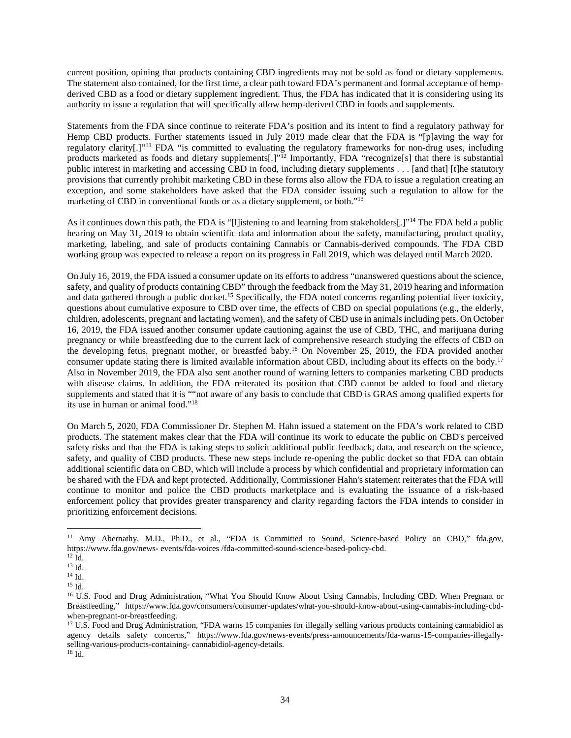current position, opining that products containing CBD ingredients may not be sold as food or dietary supplements. The statement also contained, for the first time, a clear path toward FDA's permanent and formal acceptance of hemp-derived CBD as a food or dietary supplement ingredient. Thus, the FDA has indicated that it is considering using its authority to issue a regulation that will specifically allow hemp-derived CBD in foods and supplements.

Statements from the FDA since continue to reiterate FDA's position and its intent to find a regulatory pathway for Hemp CBD products. Further statements issued in July 2019 made clear that the FDA is "[p]aving the way for regulatory clarity[.]"[11] FDA "is committed to evaluating the regulatory frameworks for non-drug uses, including products marketed as foods and dietary supplements[.]"[12] Importantly, FDA "recognize[s] that there is substantial public interest in marketing and accessing CBD in food, including dietary supplements . . . [and that] [t]he statutory provisions that currently prohibit marketing CBD in these forms also allow the FDA to issue a regulation creating an exception, and some stakeholders have asked that the FDA consider issuing such a regulation to allow for the marketing of CBD in conventional foods or as a dietary supplement, or both."[13]

As it continues down this path, the FDA is "[l]istening to and learning from stakeholders[.]"[14] The FDA held a public hearing on May 31, 2019 to obtain scientific data and information about the safety, manufacturing, product quality, marketing, labeling, and sale of products containing Cannabis or Cannabis-derived compounds. The FDA CBD working group was expected to release a report on its progress in Fall 2019, which was delayed until March 2020.

On July 16, 2019, the FDA issued a consumer update on its efforts to address "unanswered questions about the science, safety, and quality of products containing CBD" through the feedback from the May 31, 2019 hearing and information and data gathered through a public docket.[15] Specifically, the FDA noted concerns regarding potential liver toxicity, questions about cumulative exposure to CBD over time, the effects of CBD on special populations (e.g., the elderly, children, adolescents, pregnant and lactating women), and the safety of CBD use in animals including pets. On October 16, 2019, the FDA issued another consumer update cautioning against the use of CBD, THC, and marijuana during pregnancy or while breastfeeding due to the current lack of comprehensive research studying the effects of CBD on the developing fetus, pregnant mother, or breastfed baby.[16] On November 25, 2019, the FDA provided another consumer update stating there is limited available information about CBD, including about its effects on the body.[17] Also in November 2019, the FDA also sent another round of warning letters to companies marketing CBD products with disease claims. In addition, the FDA reiterated its position that CBD cannot be added to food and dietary supplements and stated that it is ""not aware of any basis to conclude that CBD is GRAS among qualified experts for its use in human or animal food."[18]

On March 5, 2020, FDA Commissioner Dr. Stephen M. Hahn issued a statement on the FDA's work related to CBD products. The statement makes clear that the FDA will continue its work to educate the public on CBD's perceived safety risks and that the FDA is taking steps to solicit additional public feedback, data, and research on the science, safety, and quality of CBD products. These new steps include re-opening the public docket so that FDA can obtain additional scientific data on CBD, which will include a process by which confidential and proprietary information can be shared with the FDA and kept protected. Additionally, Commissioner Hahn's statement reiterates that the FDA will continue to monitor and police the CBD products marketplace and is evaluating the issuance of a risk-based enforcement policy that provides greater transparency and clarity regarding factors the FDA intends to consider in prioritizing enforcement decisions.

---

[11] Amy Abernathy, M.D., Ph.D., et al., "FDA is Committed to Sound, Science-based Policy on CBD," fda.gov, https://www.fda.gov/news- events/fda-voices /fda-committed-sound-science-based-policy-cbd.

[12] Id.

[13] Id.

[14] Id.

[15] Id.

[16] U.S. Food and Drug Administration, "What You Should Know About Using Cannabis, Including CBD, When Pregnant or Breastfeeding," https://www.fda.gov/consumers/consumer-updates/what-you-should-know-about-using-cannabis-including-cbd-when-pregnant-or-breastfeeding.

[17] U.S. Food and Drug Administration, "FDA warns 15 companies for illegally selling various products containing cannabidiol as agency details safety concerns," https://www.fda.gov/news-events/press-announcements/fda-warns-15-companies-illegally-selling-various-products-containing- cannabidiol-agency-details.

[18] Id.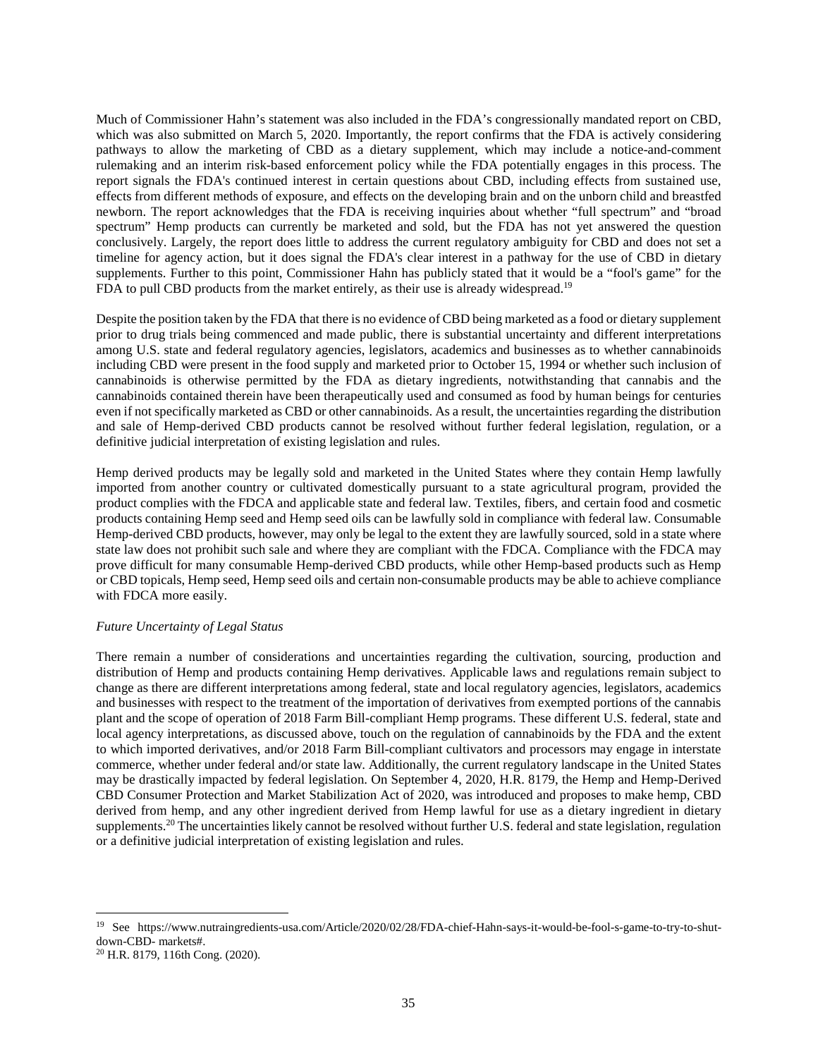Much of Commissioner Hahn's statement was also included in the FDA's congressionally mandated report on CBD, which was also submitted on March 5, 2020. Importantly, the report confirms that the FDA is actively considering pathways to allow the marketing of CBD as a dietary supplement, which may include a notice-and-comment rulemaking and an interim risk-based enforcement policy while the FDA potentially engages in this process. The report signals the FDA's continued interest in certain questions about CBD, including effects from sustained use, effects from different methods of exposure, and effects on the developing brain and on the unborn child and breastfed newborn. The report acknowledges that the FDA is receiving inquiries about whether "full spectrum" and "broad spectrum" Hemp products can currently be marketed and sold, but the FDA has not yet answered the question conclusively. Largely, the report does little to address the current regulatory ambiguity for CBD and does not set a timeline for agency action, but it does signal the FDA's clear interest in a pathway for the use of CBD in dietary supplements. Further to this point, Commissioner Hahn has publicly stated that it would be a "fool's game" for the FDA to pull CBD products from the market entirely, as their use is already widespread.[19]

Despite the position taken by the FDA that there is no evidence of CBD being marketed as a food or dietary supplement prior to drug trials being commenced and made public, there is substantial uncertainty and different interpretations among U.S. state and federal regulatory agencies, legislators, academics and businesses as to whether cannabinoids including CBD were present in the food supply and marketed prior to October 15, 1994 or whether such inclusion of cannabinoids is otherwise permitted by the FDA as dietary ingredients, notwithstanding that cannabis and the cannabinoids contained therein have been therapeutically used and consumed as food by human beings for centuries even if not specifically marketed as CBD or other cannabinoids. As a result, the uncertainties regarding the distribution and sale of Hemp-derived CBD products cannot be resolved without further federal legislation, regulation, or a definitive judicial interpretation of existing legislation and rules.

Hemp derived products may be legally sold and marketed in the United States where they contain Hemp lawfully imported from another country or cultivated domestically pursuant to a state agricultural program, provided the product complies with the FDCA and applicable state and federal law. Textiles, fibers, and certain food and cosmetic products containing Hemp seed and Hemp seed oils can be lawfully sold in compliance with federal law. Consumable Hemp-derived CBD products, however, may only be legal to the extent they are lawfully sourced, sold in a state where state law does not prohibit such sale and where they are compliant with the FDCA. Compliance with the FDCA may prove difficult for many consumable Hemp-derived CBD products, while other Hemp-based products such as Hemp or CBD topicals, Hemp seed, Hemp seed oils and certain non-consumable products may be able to achieve compliance with FDCA more easily.

*Future Uncertainty of Legal Status*

There remain a number of considerations and uncertainties regarding the cultivation, sourcing, production and distribution of Hemp and products containing Hemp derivatives. Applicable laws and regulations remain subject to change as there are different interpretations among federal, state and local regulatory agencies, legislators, academics and businesses with respect to the treatment of the importation of derivatives from exempted portions of the cannabis plant and the scope of operation of 2018 Farm Bill-compliant Hemp programs. These different U.S. federal, state and local agency interpretations, as discussed above, touch on the regulation of cannabinoids by the FDA and the extent to which imported derivatives, and/or 2018 Farm Bill-compliant cultivators and processors may engage in interstate commerce, whether under federal and/or state law. Additionally, the current regulatory landscape in the United States may be drastically impacted by federal legislation. On September 4, 2020, H.R. 8179, the Hemp and Hemp-Derived CBD Consumer Protection and Market Stabilization Act of 2020, was introduced and proposes to make hemp, CBD derived from hemp, and any other ingredient derived from Hemp lawful for use as a dietary ingredient in dietary supplements.[20] The uncertainties likely cannot be resolved without further U.S. federal and state legislation, regulation or a definitive judicial interpretation of existing legislation and rules.

---

[19] See https://www.nutraingredients-usa.com/Article/2020/02/28/FDA-chief-Hahn-says-it-would-be-fool-s-game-to-try-to-shut-down-CBD- markets#.

[20] H.R. 8179, 116th Cong. (2020).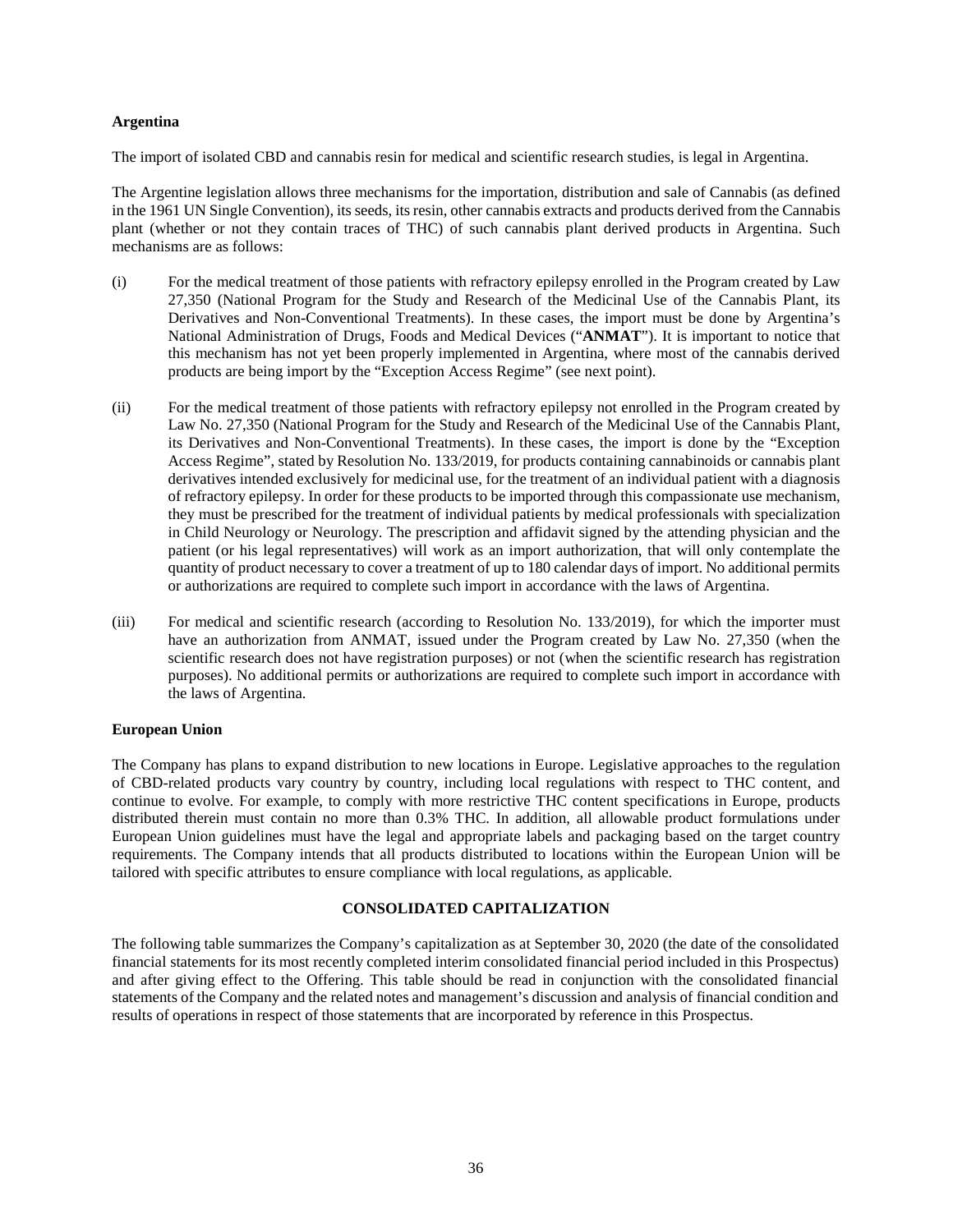**Argentina**

The import of isolated CBD and cannabis resin for medical and scientific research studies, is legal in Argentina.

The Argentine legislation allows three mechanisms for the importation, distribution and sale of Cannabis (as defined in the 1961 UN Single Convention), its seeds, its resin, other cannabis extracts and products derived from the Cannabis plant (whether or not they contain traces of THC) of such cannabis plant derived products in Argentina. Such mechanisms are as follows:

(i) For the medical treatment of those patients with refractory epilepsy enrolled in the Program created by Law 27,350 (National Program for the Study and Research of the Medicinal Use of the Cannabis Plant, its Derivatives and Non-Conventional Treatments). In these cases, the import must be done by Argentina's National Administration of Drugs, Foods and Medical Devices ("**ANMAT**"). It is important to notice that this mechanism has not yet been properly implemented in Argentina, where most of the cannabis derived products are being import by the "Exception Access Regime" (see next point).

(ii) For the medical treatment of those patients with refractory epilepsy not enrolled in the Program created by Law No. 27,350 (National Program for the Study and Research of the Medicinal Use of the Cannabis Plant, its Derivatives and Non-Conventional Treatments). In these cases, the import is done by the "Exception Access Regime", stated by Resolution No. 133/2019, for products containing cannabinoids or cannabis plant derivatives intended exclusively for medicinal use, for the treatment of an individual patient with a diagnosis of refractory epilepsy. In order for these products to be imported through this compassionate use mechanism, they must be prescribed for the treatment of individual patients by medical professionals with specialization in Child Neurology or Neurology. The prescription and affidavit signed by the attending physician and the patient (or his legal representatives) will work as an import authorization, that will only contemplate the quantity of product necessary to cover a treatment of up to 180 calendar days of import. No additional permits or authorizations are required to complete such import in accordance with the laws of Argentina.

(iii) For medical and scientific research (according to Resolution No. 133/2019), for which the importer must have an authorization from ANMAT, issued under the Program created by Law No. 27,350 (when the scientific research does not have registration purposes) or not (when the scientific research has registration purposes). No additional permits or authorizations are required to complete such import in accordance with the laws of Argentina.

**European Union**

The Company has plans to expand distribution to new locations in Europe. Legislative approaches to the regulation of CBD-related products vary country by country, including local regulations with respect to THC content, and continue to evolve. For example, to comply with more restrictive THC content specifications in Europe, products distributed therein must contain no more than 0.3% THC. In addition, all allowable product formulations under European Union guidelines must have the legal and appropriate labels and packaging based on the target country requirements. The Company intends that all products distributed to locations within the European Union will be tailored with specific attributes to ensure compliance with local regulations, as applicable.

## CONSOLIDATED CAPITALIZATION

The following table summarizes the Company's capitalization as at September 30, 2020 (the date of the consolidated financial statements for its most recently completed interim consolidated financial period included in this Prospectus) and after giving effect to the Offering. This table should be read in conjunction with the consolidated financial statements of the Company and the related notes and management's discussion and analysis of financial condition and results of operations in respect of those statements that are incorporated by reference in this Prospectus.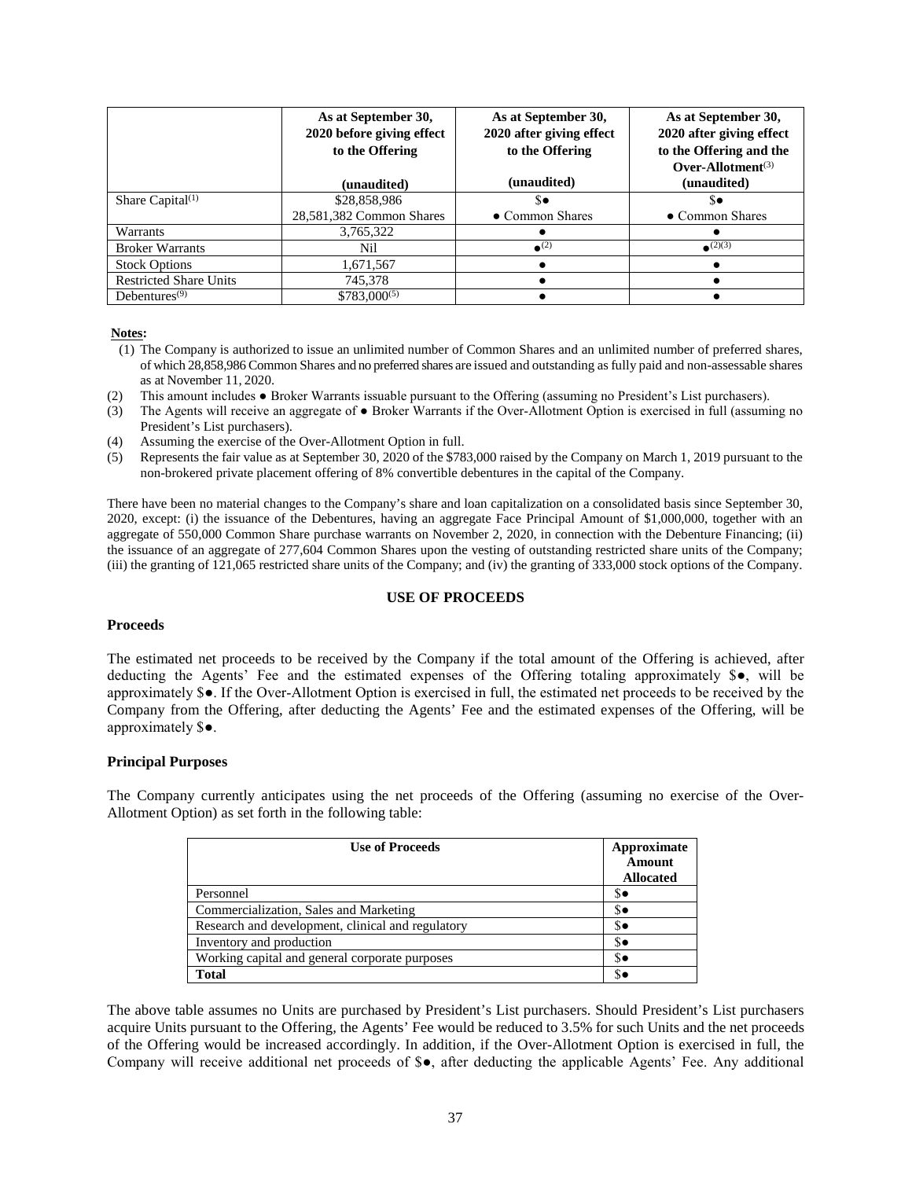| | As at September 30, 2020 before giving effect to the Offering<br><br>(unaudited) | As at September 30, 2020 after giving effect to the Offering<br><br>(unaudited) | As at September 30, 2020 after giving effect to the Offering and the Over-Allotment[(3)]<br>(unaudited) |
|---|---|---|---|
| Share Capital[(1)] | \$28,858,986<br>28,581,382 Common Shares | \$●<br>● Common Shares | \$●<br>● Common Shares |
| Warrants | 3,765,322 | ● | ● |
| Broker Warrants | Nil | ●[(2)] | ●[(2)(3)] |
| Stock Options | 1,671,567 | ● | ● |
| Restricted Share Units | 745,378 | ● | ● |
| Debentures[(9)] | \$783,000[(5)] | ● | ● |

**Notes:**

(1) The Company is authorized to issue an unlimited number of Common Shares and an unlimited number of preferred shares, of which 28,858,986 Common Shares and no preferred shares are issued and outstanding as fully paid and non-assessable shares as at November 11, 2020.

(2) This amount includes ● Broker Warrants issuable pursuant to the Offering (assuming no President's List purchasers).

(3) The Agents will receive an aggregate of ● Broker Warrants if the Over-Allotment Option is exercised in full (assuming no President's List purchasers).

(4) Assuming the exercise of the Over-Allotment Option in full.

(5) Represents the fair value as at September 30, 2020 of the \$783,000 raised by the Company on March 1, 2019 pursuant to the non-brokered private placement offering of 8% convertible debentures in the capital of the Company.

There have been no material changes to the Company's share and loan capitalization on a consolidated basis since September 30, 2020, except: (i) the issuance of the Debentures, having an aggregate Face Principal Amount of \$1,000,000, together with an aggregate of 550,000 Common Share purchase warrants on November 2, 2020, in connection with the Debenture Financing; (ii) the issuance of an aggregate of 277,604 Common Shares upon the vesting of outstanding restricted share units of the Company; (iii) the granting of 121,065 restricted share units of the Company; and (iv) the granting of 333,000 stock options of the Company.

## USE OF PROCEEDS

### Proceeds

The estimated net proceeds to be received by the Company if the total amount of the Offering is achieved, after deducting the Agents' Fee and the estimated expenses of the Offering totaling approximately \$●, will be approximately \$●. If the Over-Allotment Option is exercised in full, the estimated net proceeds to be received by the Company from the Offering, after deducting the Agents' Fee and the estimated expenses of the Offering, will be approximately \$●.

### Principal Purposes

The Company currently anticipates using the net proceeds of the Offering (assuming no exercise of the Over-Allotment Option) as set forth in the following table:

| Use of Proceeds | Approximate Amount Allocated |
|---|---|
| Personnel | \$● |
| Commercialization, Sales and Marketing | \$● |
| Research and development, clinical and regulatory | \$● |
| Inventory and production | \$● |
| Working capital and general corporate purposes | \$● |
| **Total** | \$● |

The above table assumes no Units are purchased by President's List purchasers. Should President's List purchasers acquire Units pursuant to the Offering, the Agents' Fee would be reduced to 3.5% for such Units and the net proceeds of the Offering would be increased accordingly. In addition, if the Over-Allotment Option is exercised in full, the Company will receive additional net proceeds of \$●, after deducting the applicable Agents' Fee. Any additional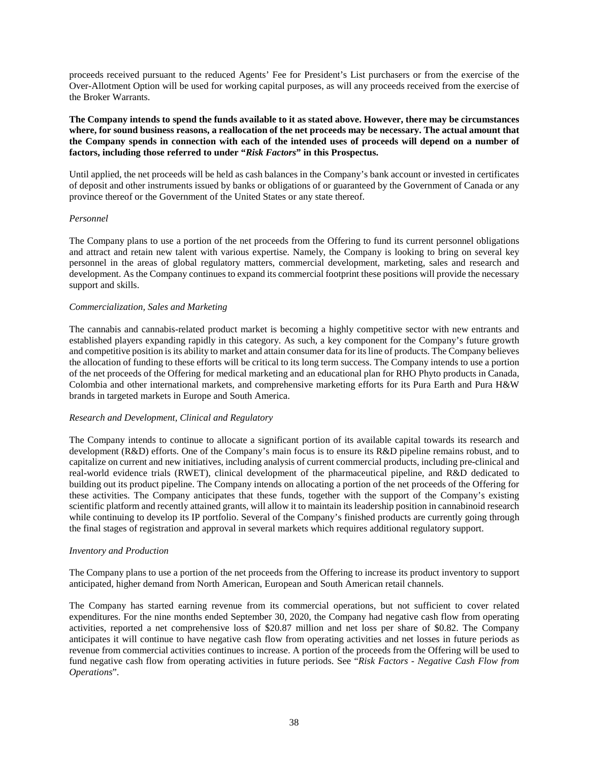proceeds received pursuant to the reduced Agents' Fee for President's List purchasers or from the exercise of the Over-Allotment Option will be used for working capital purposes, as will any proceeds received from the exercise of the Broker Warrants.

**The Company intends to spend the funds available to it as stated above. However, there may be circumstances where, for sound business reasons, a reallocation of the net proceeds may be necessary. The actual amount that the Company spends in connection with each of the intended uses of proceeds will depend on a number of factors, including those referred to under "*Risk Factors*" in this Prospectus.**

Until applied, the net proceeds will be held as cash balances in the Company's bank account or invested in certificates of deposit and other instruments issued by banks or obligations of or guaranteed by the Government of Canada or any province thereof or the Government of the United States or any state thereof.

*Personnel*

The Company plans to use a portion of the net proceeds from the Offering to fund its current personnel obligations and attract and retain new talent with various expertise. Namely, the Company is looking to bring on several key personnel in the areas of global regulatory matters, commercial development, marketing, sales and research and development. As the Company continues to expand its commercial footprint these positions will provide the necessary support and skills.

*Commercialization, Sales and Marketing*

The cannabis and cannabis-related product market is becoming a highly competitive sector with new entrants and established players expanding rapidly in this category. As such, a key component for the Company's future growth and competitive position is its ability to market and attain consumer data for its line of products. The Company believes the allocation of funding to these efforts will be critical to its long term success. The Company intends to use a portion of the net proceeds of the Offering for medical marketing and an educational plan for RHO Phyto products in Canada, Colombia and other international markets, and comprehensive marketing efforts for its Pura Earth and Pura H&W brands in targeted markets in Europe and South America.

*Research and Development, Clinical and Regulatory*

The Company intends to continue to allocate a significant portion of its available capital towards its research and development (R&D) efforts. One of the Company's main focus is to ensure its R&D pipeline remains robust, and to capitalize on current and new initiatives, including analysis of current commercial products, including pre-clinical and real-world evidence trials (RWET), clinical development of the pharmaceutical pipeline, and R&D dedicated to building out its product pipeline. The Company intends on allocating a portion of the net proceeds of the Offering for these activities. The Company anticipates that these funds, together with the support of the Company's existing scientific platform and recently attained grants, will allow it to maintain its leadership position in cannabinoid research while continuing to develop its IP portfolio. Several of the Company's finished products are currently going through the final stages of registration and approval in several markets which requires additional regulatory support.

*Inventory and Production*

The Company plans to use a portion of the net proceeds from the Offering to increase its product inventory to support anticipated, higher demand from North American, European and South American retail channels.

The Company has started earning revenue from its commercial operations, but not sufficient to cover related expenditures. For the nine months ended September 30, 2020, the Company had negative cash flow from operating activities, reported a net comprehensive loss of $20.87 million and net loss per share of $0.82. The Company anticipates it will continue to have negative cash flow from operating activities and net losses in future periods as revenue from commercial activities continues to increase. A portion of the proceeds from the Offering will be used to fund negative cash flow from operating activities in future periods. See "*Risk Factors - Negative Cash Flow from Operations*".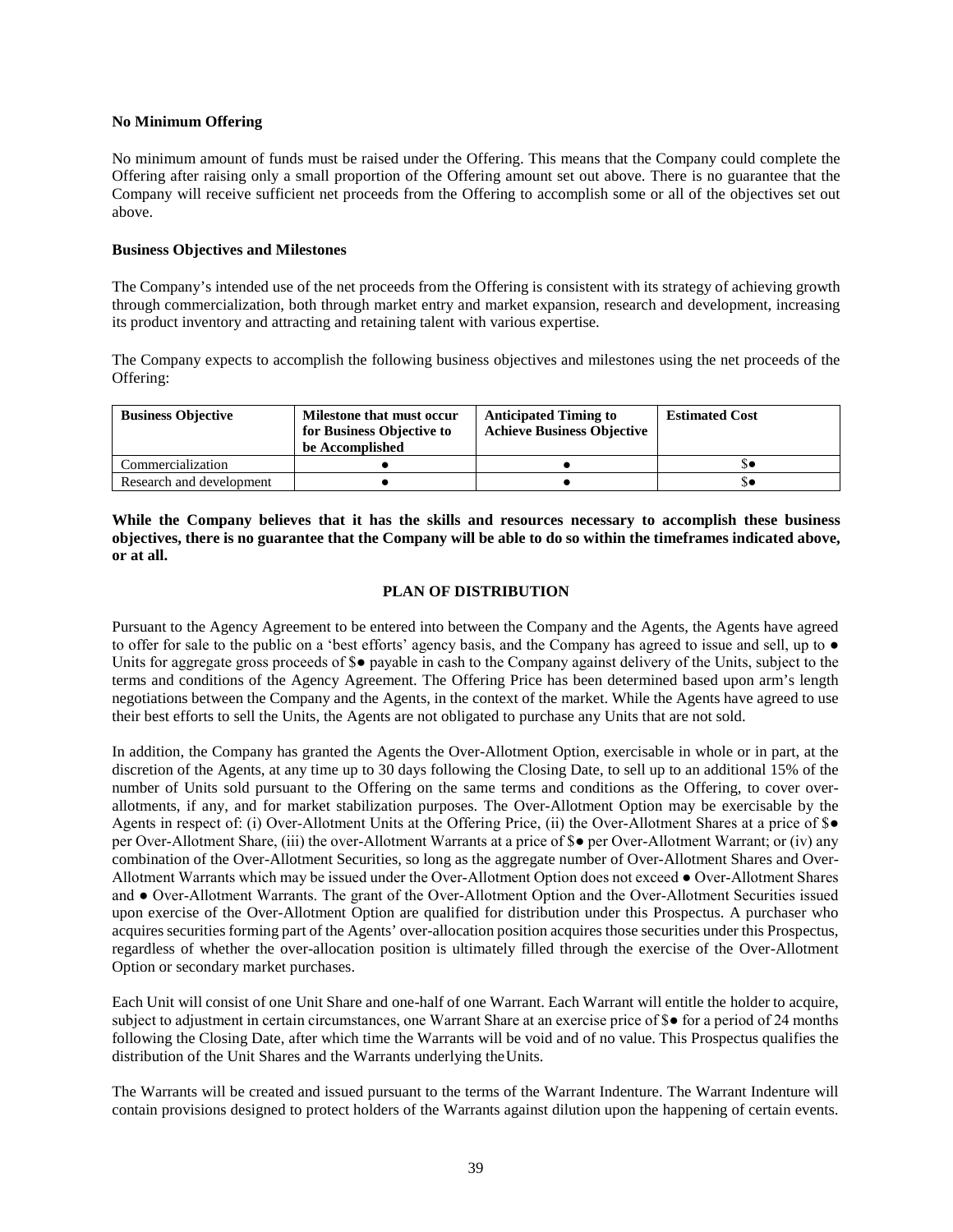**No Minimum Offering**

No minimum amount of funds must be raised under the Offering. This means that the Company could complete the Offering after raising only a small proportion of the Offering amount set out above. There is no guarantee that the Company will receive sufficient net proceeds from the Offering to accomplish some or all of the objectives set out above.

**Business Objectives and Milestones**

The Company's intended use of the net proceeds from the Offering is consistent with its strategy of achieving growth through commercialization, both through market entry and market expansion, research and development, increasing its product inventory and attracting and retaining talent with various expertise.

The Company expects to accomplish the following business objectives and milestones using the net proceeds of the Offering:

| Business Objective | Milestone that must occur for Business Objective to be Accomplished | Anticipated Timing to Achieve Business Objective | Estimated Cost |
|---|---|---|---|
| Commercialization | ● | ● | $● |
| Research and development | ● | ● | $● |

**While the Company believes that it has the skills and resources necessary to accomplish these business objectives, there is no guarantee that the Company will be able to do so within the timeframes indicated above, or at all.**

## PLAN OF DISTRIBUTION

Pursuant to the Agency Agreement to be entered into between the Company and the Agents, the Agents have agreed to offer for sale to the public on a 'best efforts' agency basis, and the Company has agreed to issue and sell, up to ● Units for aggregate gross proceeds of $● payable in cash to the Company against delivery of the Units, subject to the terms and conditions of the Agency Agreement. The Offering Price has been determined based upon arm's length negotiations between the Company and the Agents, in the context of the market. While the Agents have agreed to use their best efforts to sell the Units, the Agents are not obligated to purchase any Units that are not sold.

In addition, the Company has granted the Agents the Over-Allotment Option, exercisable in whole or in part, at the discretion of the Agents, at any time up to 30 days following the Closing Date, to sell up to an additional 15% of the number of Units sold pursuant to the Offering on the same terms and conditions as the Offering, to cover over-allotments, if any, and for market stabilization purposes. The Over-Allotment Option may be exercisable by the Agents in respect of: (i) Over-Allotment Units at the Offering Price, (ii) the Over-Allotment Shares at a price of $● per Over-Allotment Share, (iii) the over-Allotment Warrants at a price of $● per Over-Allotment Warrant; or (iv) any combination of the Over-Allotment Securities, so long as the aggregate number of Over-Allotment Shares and Over-Allotment Warrants which may be issued under the Over-Allotment Option does not exceed ● Over-Allotment Shares and ● Over-Allotment Warrants. The grant of the Over-Allotment Option and the Over-Allotment Securities issued upon exercise of the Over-Allotment Option are qualified for distribution under this Prospectus. A purchaser who acquires securities forming part of the Agents' over-allocation position acquires those securities under this Prospectus, regardless of whether the over-allocation position is ultimately filled through the exercise of the Over-Allotment Option or secondary market purchases.

Each Unit will consist of one Unit Share and one-half of one Warrant. Each Warrant will entitle the holder to acquire, subject to adjustment in certain circumstances, one Warrant Share at an exercise price of $● for a period of 24 months following the Closing Date, after which time the Warrants will be void and of no value. This Prospectus qualifies the distribution of the Unit Shares and the Warrants underlying the Units.

The Warrants will be created and issued pursuant to the terms of the Warrant Indenture. The Warrant Indenture will contain provisions designed to protect holders of the Warrants against dilution upon the happening of certain events.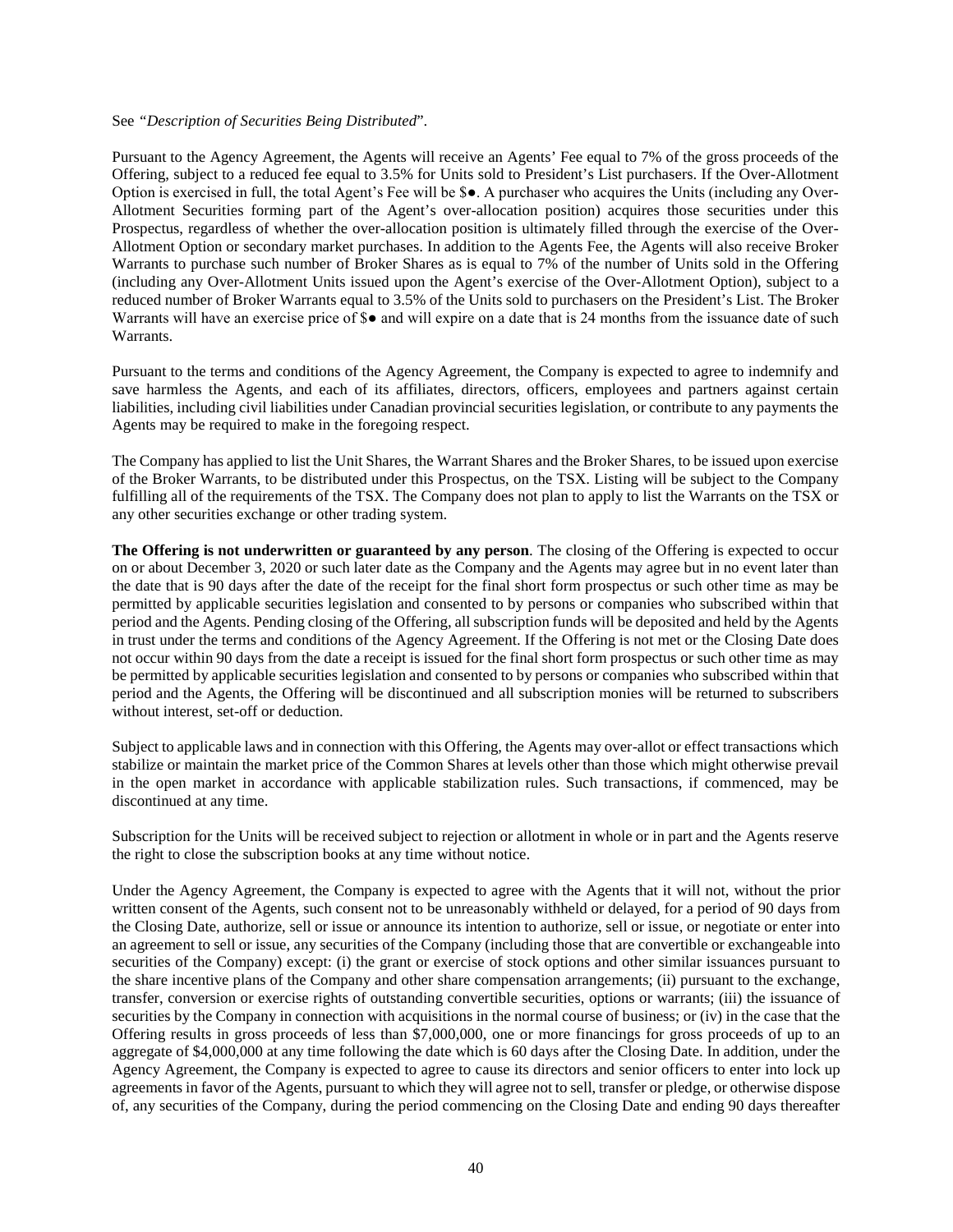See *"Description of Securities Being Distributed*".

Pursuant to the Agency Agreement, the Agents will receive an Agents' Fee equal to 7% of the gross proceeds of the Offering, subject to a reduced fee equal to 3.5% for Units sold to President's List purchasers. If the Over-Allotment Option is exercised in full, the total Agent's Fee will be $●. A purchaser who acquires the Units (including any Over-Allotment Securities forming part of the Agent's over-allocation position) acquires those securities under this Prospectus, regardless of whether the over-allocation position is ultimately filled through the exercise of the Over-Allotment Option or secondary market purchases. In addition to the Agents Fee, the Agents will also receive Broker Warrants to purchase such number of Broker Shares as is equal to 7% of the number of Units sold in the Offering (including any Over-Allotment Units issued upon the Agent's exercise of the Over-Allotment Option), subject to a reduced number of Broker Warrants equal to 3.5% of the Units sold to purchasers on the President's List. The Broker Warrants will have an exercise price of $● and will expire on a date that is 24 months from the issuance date of such Warrants.

Pursuant to the terms and conditions of the Agency Agreement, the Company is expected to agree to indemnify and save harmless the Agents, and each of its affiliates, directors, officers, employees and partners against certain liabilities, including civil liabilities under Canadian provincial securities legislation, or contribute to any payments the Agents may be required to make in the foregoing respect.

The Company has applied to list the Unit Shares, the Warrant Shares and the Broker Shares, to be issued upon exercise of the Broker Warrants, to be distributed under this Prospectus, on the TSX. Listing will be subject to the Company fulfilling all of the requirements of the TSX. The Company does not plan to apply to list the Warrants on the TSX or any other securities exchange or other trading system.

**The Offering is not underwritten or guaranteed by any person**. The closing of the Offering is expected to occur on or about December 3, 2020 or such later date as the Company and the Agents may agree but in no event later than the date that is 90 days after the date of the receipt for the final short form prospectus or such other time as may be permitted by applicable securities legislation and consented to by persons or companies who subscribed within that period and the Agents. Pending closing of the Offering, all subscription funds will be deposited and held by the Agents in trust under the terms and conditions of the Agency Agreement. If the Offering is not met or the Closing Date does not occur within 90 days from the date a receipt is issued for the final short form prospectus or such other time as may be permitted by applicable securities legislation and consented to by persons or companies who subscribed within that period and the Agents, the Offering will be discontinued and all subscription monies will be returned to subscribers without interest, set-off or deduction.

Subject to applicable laws and in connection with this Offering, the Agents may over-allot or effect transactions which stabilize or maintain the market price of the Common Shares at levels other than those which might otherwise prevail in the open market in accordance with applicable stabilization rules. Such transactions, if commenced, may be discontinued at any time.

Subscription for the Units will be received subject to rejection or allotment in whole or in part and the Agents reserve the right to close the subscription books at any time without notice.

Under the Agency Agreement, the Company is expected to agree with the Agents that it will not, without the prior written consent of the Agents, such consent not to be unreasonably withheld or delayed, for a period of 90 days from the Closing Date, authorize, sell or issue or announce its intention to authorize, sell or issue, or negotiate or enter into an agreement to sell or issue, any securities of the Company (including those that are convertible or exchangeable into securities of the Company) except: (i) the grant or exercise of stock options and other similar issuances pursuant to the share incentive plans of the Company and other share compensation arrangements; (ii) pursuant to the exchange, transfer, conversion or exercise rights of outstanding convertible securities, options or warrants; (iii) the issuance of securities by the Company in connection with acquisitions in the normal course of business; or (iv) in the case that the Offering results in gross proceeds of less than $7,000,000, one or more financings for gross proceeds of up to an aggregate of $4,000,000 at any time following the date which is 60 days after the Closing Date. In addition, under the Agency Agreement, the Company is expected to agree to cause its directors and senior officers to enter into lock up agreements in favor of the Agents, pursuant to which they will agree not to sell, transfer or pledge, or otherwise dispose of, any securities of the Company, during the period commencing on the Closing Date and ending 90 days thereafter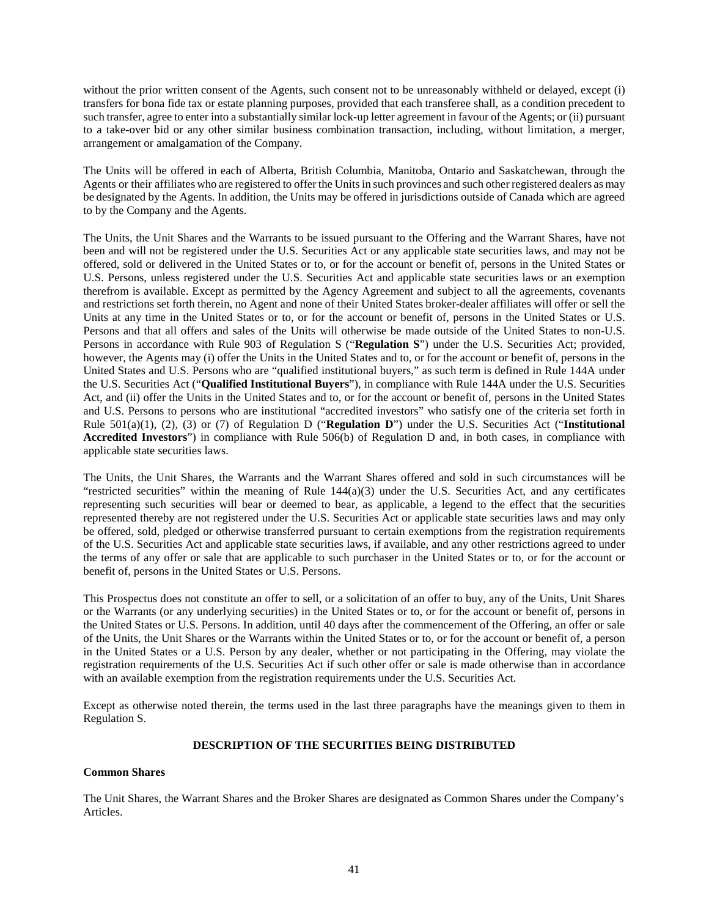without the prior written consent of the Agents, such consent not to be unreasonably withheld or delayed, except (i) transfers for bona fide tax or estate planning purposes, provided that each transferee shall, as a condition precedent to such transfer, agree to enter into a substantially similar lock-up letter agreement in favour of the Agents; or (ii) pursuant to a take-over bid or any other similar business combination transaction, including, without limitation, a merger, arrangement or amalgamation of the Company.

The Units will be offered in each of Alberta, British Columbia, Manitoba, Ontario and Saskatchewan, through the Agents or their affiliates who are registered to offer the Units in such provinces and such other registered dealers as may be designated by the Agents. In addition, the Units may be offered in jurisdictions outside of Canada which are agreed to by the Company and the Agents.

The Units, the Unit Shares and the Warrants to be issued pursuant to the Offering and the Warrant Shares, have not been and will not be registered under the U.S. Securities Act or any applicable state securities laws, and may not be offered, sold or delivered in the United States or to, or for the account or benefit of, persons in the United States or U.S. Persons, unless registered under the U.S. Securities Act and applicable state securities laws or an exemption therefrom is available. Except as permitted by the Agency Agreement and subject to all the agreements, covenants and restrictions set forth therein, no Agent and none of their United States broker-dealer affiliates will offer or sell the Units at any time in the United States or to, or for the account or benefit of, persons in the United States or U.S. Persons and that all offers and sales of the Units will otherwise be made outside of the United States to non-U.S. Persons in accordance with Rule 903 of Regulation S ("**Regulation S**") under the U.S. Securities Act; provided, however, the Agents may (i) offer the Units in the United States and to, or for the account or benefit of, persons in the United States and U.S. Persons who are "qualified institutional buyers," as such term is defined in Rule 144A under the U.S. Securities Act ("**Qualified Institutional Buyers**"), in compliance with Rule 144A under the U.S. Securities Act, and (ii) offer the Units in the United States and to, or for the account or benefit of, persons in the United States and U.S. Persons to persons who are institutional "accredited investors" who satisfy one of the criteria set forth in Rule 501(a)(1), (2), (3) or (7) of Regulation D ("**Regulation D**") under the U.S. Securities Act ("**Institutional Accredited Investors**") in compliance with Rule 506(b) of Regulation D and, in both cases, in compliance with applicable state securities laws.

The Units, the Unit Shares, the Warrants and the Warrant Shares offered and sold in such circumstances will be "restricted securities" within the meaning of Rule 144(a)(3) under the U.S. Securities Act, and any certificates representing such securities will bear or deemed to bear, as applicable, a legend to the effect that the securities represented thereby are not registered under the U.S. Securities Act or applicable state securities laws and may only be offered, sold, pledged or otherwise transferred pursuant to certain exemptions from the registration requirements of the U.S. Securities Act and applicable state securities laws, if available, and any other restrictions agreed to under the terms of any offer or sale that are applicable to such purchaser in the United States or to, or for the account or benefit of, persons in the United States or U.S. Persons.

This Prospectus does not constitute an offer to sell, or a solicitation of an offer to buy, any of the Units, Unit Shares or the Warrants (or any underlying securities) in the United States or to, or for the account or benefit of, persons in the United States or U.S. Persons. In addition, until 40 days after the commencement of the Offering, an offer or sale of the Units, the Unit Shares or the Warrants within the United States or to, or for the account or benefit of, a person in the United States or a U.S. Person by any dealer, whether or not participating in the Offering, may violate the registration requirements of the U.S. Securities Act if such other offer or sale is made otherwise than in accordance with an available exemption from the registration requirements under the U.S. Securities Act.

Except as otherwise noted therein, the terms used in the last three paragraphs have the meanings given to them in Regulation S.

## DESCRIPTION OF THE SECURITIES BEING DISTRIBUTED

### Common Shares

The Unit Shares, the Warrant Shares and the Broker Shares are designated as Common Shares under the Company's Articles.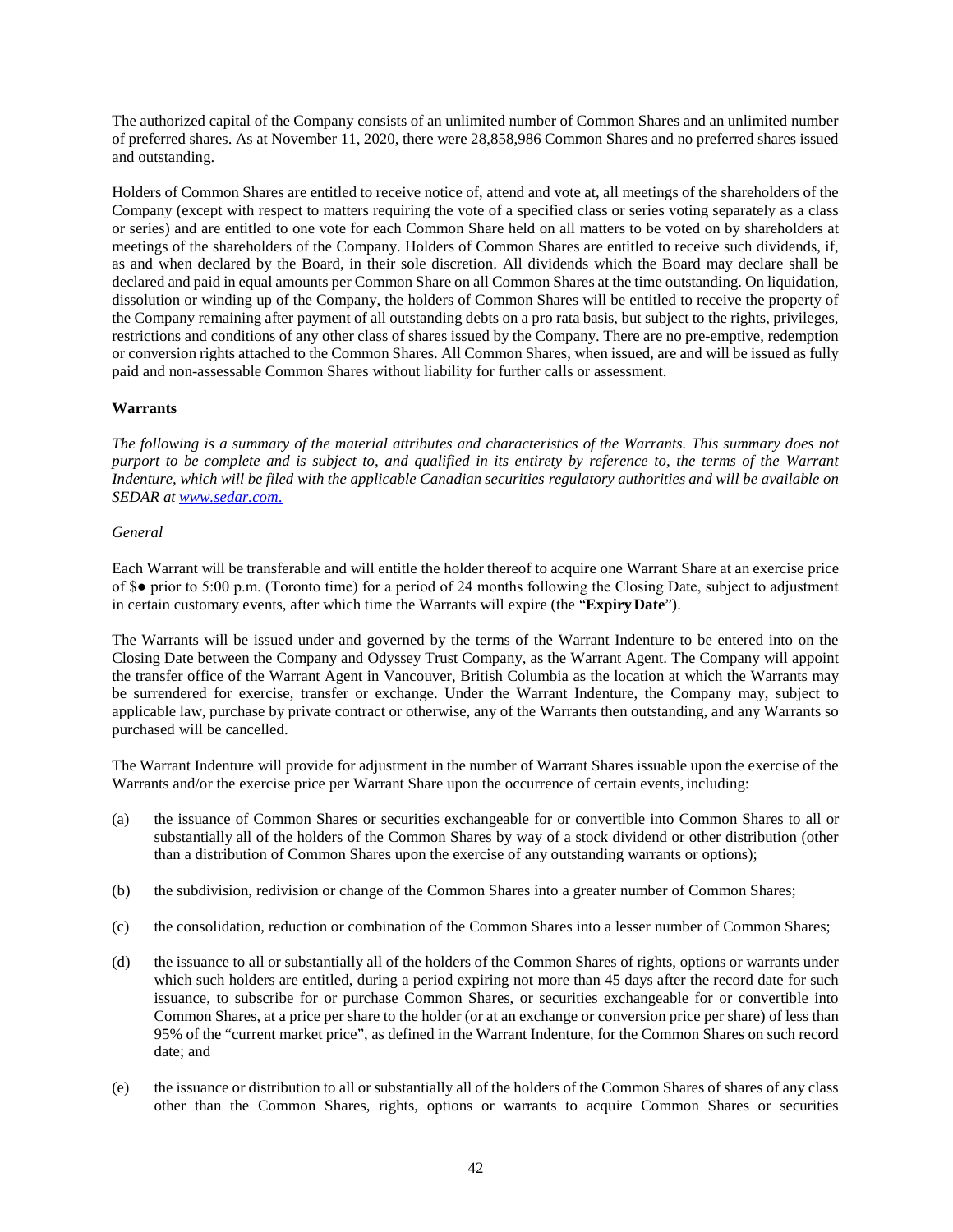The authorized capital of the Company consists of an unlimited number of Common Shares and an unlimited number of preferred shares. As at November 11, 2020, there were 28,858,986 Common Shares and no preferred shares issued and outstanding.

Holders of Common Shares are entitled to receive notice of, attend and vote at, all meetings of the shareholders of the Company (except with respect to matters requiring the vote of a specified class or series voting separately as a class or series) and are entitled to one vote for each Common Share held on all matters to be voted on by shareholders at meetings of the shareholders of the Company. Holders of Common Shares are entitled to receive such dividends, if, as and when declared by the Board, in their sole discretion. All dividends which the Board may declare shall be declared and paid in equal amounts per Common Share on all Common Shares at the time outstanding. On liquidation, dissolution or winding up of the Company, the holders of Common Shares will be entitled to receive the property of the Company remaining after payment of all outstanding debts on a pro rata basis, but subject to the rights, privileges, restrictions and conditions of any other class of shares issued by the Company. There are no pre-emptive, redemption or conversion rights attached to the Common Shares. All Common Shares, when issued, are and will be issued as fully paid and non-assessable Common Shares without liability for further calls or assessment.

**Warrants**

*The following is a summary of the material attributes and characteristics of the Warrants. This summary does not purport to be complete and is subject to, and qualified in its entirety by reference to, the terms of the Warrant Indenture, which will be filed with the applicable Canadian securities regulatory authorities and will be available on SEDAR at www.sedar.com.*

*General*

Each Warrant will be transferable and will entitle the holder thereof to acquire one Warrant Share at an exercise price of $● prior to 5:00 p.m. (Toronto time) for a period of 24 months following the Closing Date, subject to adjustment in certain customary events, after which time the Warrants will expire (the "**Expiry Date**").

The Warrants will be issued under and governed by the terms of the Warrant Indenture to be entered into on the Closing Date between the Company and Odyssey Trust Company, as the Warrant Agent. The Company will appoint the transfer office of the Warrant Agent in Vancouver, British Columbia as the location at which the Warrants may be surrendered for exercise, transfer or exchange. Under the Warrant Indenture, the Company may, subject to applicable law, purchase by private contract or otherwise, any of the Warrants then outstanding, and any Warrants so purchased will be cancelled.

The Warrant Indenture will provide for adjustment in the number of Warrant Shares issuable upon the exercise of the Warrants and/or the exercise price per Warrant Share upon the occurrence of certain events, including:

(a) the issuance of Common Shares or securities exchangeable for or convertible into Common Shares to all or substantially all of the holders of the Common Shares by way of a stock dividend or other distribution (other than a distribution of Common Shares upon the exercise of any outstanding warrants or options);

(b) the subdivision, redivision or change of the Common Shares into a greater number of Common Shares;

(c) the consolidation, reduction or combination of the Common Shares into a lesser number of Common Shares;

(d) the issuance to all or substantially all of the holders of the Common Shares of rights, options or warrants under which such holders are entitled, during a period expiring not more than 45 days after the record date for such issuance, to subscribe for or purchase Common Shares, or securities exchangeable for or convertible into Common Shares, at a price per share to the holder (or at an exchange or conversion price per share) of less than 95% of the "current market price", as defined in the Warrant Indenture, for the Common Shares on such record date; and

(e) the issuance or distribution to all or substantially all of the holders of the Common Shares of shares of any class other than the Common Shares, rights, options or warrants to acquire Common Shares or securities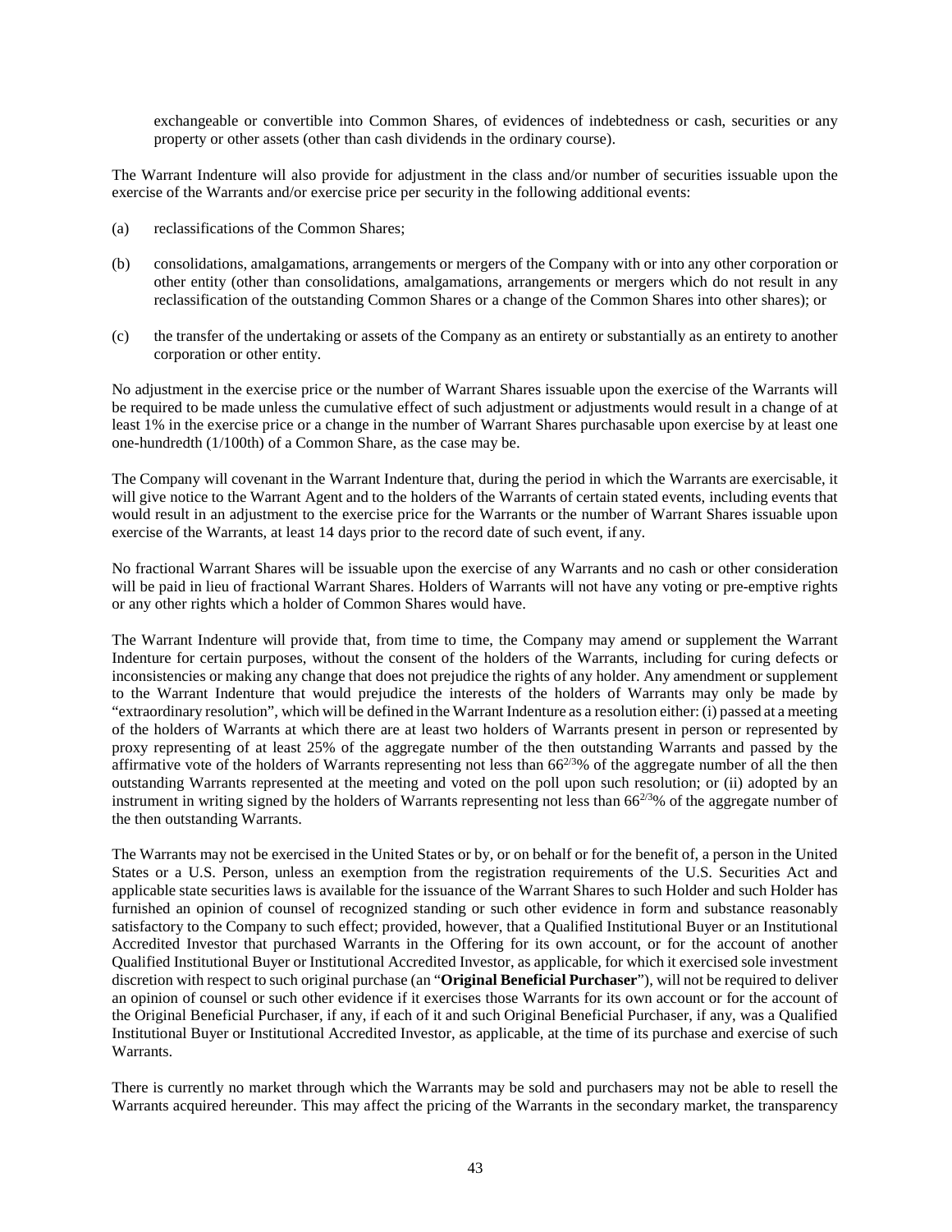exchangeable or convertible into Common Shares, of evidences of indebtedness or cash, securities or any property or other assets (other than cash dividends in the ordinary course).

The Warrant Indenture will also provide for adjustment in the class and/or number of securities issuable upon the exercise of the Warrants and/or exercise price per security in the following additional events:

(a) reclassifications of the Common Shares;

(b) consolidations, amalgamations, arrangements or mergers of the Company with or into any other corporation or other entity (other than consolidations, amalgamations, arrangements or mergers which do not result in any reclassification of the outstanding Common Shares or a change of the Common Shares into other shares); or

(c) the transfer of the undertaking or assets of the Company as an entirety or substantially as an entirety to another corporation or other entity.

No adjustment in the exercise price or the number of Warrant Shares issuable upon the exercise of the Warrants will be required to be made unless the cumulative effect of such adjustment or adjustments would result in a change of at least 1% in the exercise price or a change in the number of Warrant Shares purchasable upon exercise by at least one one-hundredth (1/100th) of a Common Share, as the case may be.

The Company will covenant in the Warrant Indenture that, during the period in which the Warrants are exercisable, it will give notice to the Warrant Agent and to the holders of the Warrants of certain stated events, including events that would result in an adjustment to the exercise price for the Warrants or the number of Warrant Shares issuable upon exercise of the Warrants, at least 14 days prior to the record date of such event, if any.

No fractional Warrant Shares will be issuable upon the exercise of any Warrants and no cash or other consideration will be paid in lieu of fractional Warrant Shares. Holders of Warrants will not have any voting or pre-emptive rights or any other rights which a holder of Common Shares would have.

The Warrant Indenture will provide that, from time to time, the Company may amend or supplement the Warrant Indenture for certain purposes, without the consent of the holders of the Warrants, including for curing defects or inconsistencies or making any change that does not prejudice the rights of any holder. Any amendment or supplement to the Warrant Indenture that would prejudice the interests of the holders of Warrants may only be made by "extraordinary resolution", which will be defined in the Warrant Indenture as a resolution either: (i) passed at a meeting of the holders of Warrants at which there are at least two holders of Warrants present in person or represented by proxy representing of at least 25% of the aggregate number of the then outstanding Warrants and passed by the affirmative vote of the holders of Warrants representing not less than $66^{2/3}$% of the aggregate number of all the then outstanding Warrants represented at the meeting and voted on the poll upon such resolution; or (ii) adopted by an instrument in writing signed by the holders of Warrants representing not less than $66^{2/3}$% of the aggregate number of the then outstanding Warrants.

The Warrants may not be exercised in the United States or by, or on behalf or for the benefit of, a person in the United States or a U.S. Person, unless an exemption from the registration requirements of the U.S. Securities Act and applicable state securities laws is available for the issuance of the Warrant Shares to such Holder and such Holder has furnished an opinion of counsel of recognized standing or such other evidence in form and substance reasonably satisfactory to the Company to such effect; provided, however, that a Qualified Institutional Buyer or an Institutional Accredited Investor that purchased Warrants in the Offering for its own account, or for the account of another Qualified Institutional Buyer or Institutional Accredited Investor, as applicable, for which it exercised sole investment discretion with respect to such original purchase (an "**Original Beneficial Purchaser**"), will not be required to deliver an opinion of counsel or such other evidence if it exercises those Warrants for its own account or for the account of the Original Beneficial Purchaser, if any, if each of it and such Original Beneficial Purchaser, if any, was a Qualified Institutional Buyer or Institutional Accredited Investor, as applicable, at the time of its purchase and exercise of such Warrants.

There is currently no market through which the Warrants may be sold and purchasers may not be able to resell the Warrants acquired hereunder. This may affect the pricing of the Warrants in the secondary market, the transparency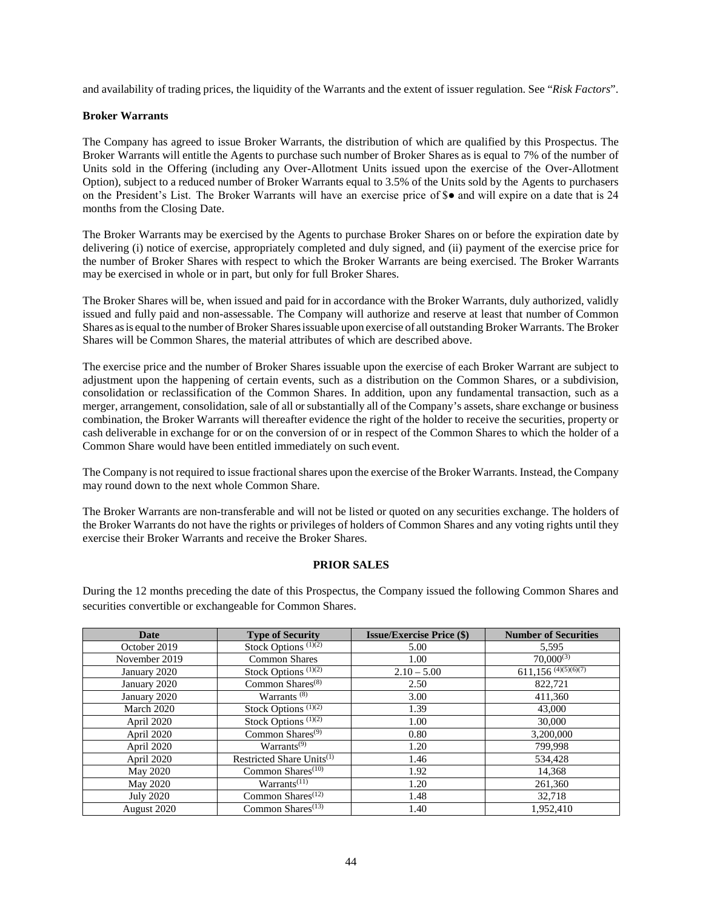and availability of trading prices, the liquidity of the Warrants and the extent of issuer regulation. See "*Risk Factors*".

**Broker Warrants**

The Company has agreed to issue Broker Warrants, the distribution of which are qualified by this Prospectus. The Broker Warrants will entitle the Agents to purchase such number of Broker Shares as is equal to 7% of the number of Units sold in the Offering (including any Over-Allotment Units issued upon the exercise of the Over-Allotment Option), subject to a reduced number of Broker Warrants equal to 3.5% of the Units sold by the Agents to purchasers on the President's List. The Broker Warrants will have an exercise price of $● and will expire on a date that is 24 months from the Closing Date.

The Broker Warrants may be exercised by the Agents to purchase Broker Shares on or before the expiration date by delivering (i) notice of exercise, appropriately completed and duly signed, and (ii) payment of the exercise price for the number of Broker Shares with respect to which the Broker Warrants are being exercised. The Broker Warrants may be exercised in whole or in part, but only for full Broker Shares.

The Broker Shares will be, when issued and paid for in accordance with the Broker Warrants, duly authorized, validly issued and fully paid and non-assessable. The Company will authorize and reserve at least that number of Common Shares as is equal to the number of Broker Shares issuable upon exercise of all outstanding Broker Warrants. The Broker Shares will be Common Shares, the material attributes of which are described above.

The exercise price and the number of Broker Shares issuable upon the exercise of each Broker Warrant are subject to adjustment upon the happening of certain events, such as a distribution on the Common Shares, or a subdivision, consolidation or reclassification of the Common Shares. In addition, upon any fundamental transaction, such as a merger, arrangement, consolidation, sale of all or substantially all of the Company's assets, share exchange or business combination, the Broker Warrants will thereafter evidence the right of the holder to receive the securities, property or cash deliverable in exchange for or on the conversion of or in respect of the Common Shares to which the holder of a Common Share would have been entitled immediately on such event.

The Company is not required to issue fractional shares upon the exercise of the Broker Warrants. Instead, the Company may round down to the next whole Common Share.

The Broker Warrants are non-transferable and will not be listed or quoted on any securities exchange. The holders of the Broker Warrants do not have the rights or privileges of holders of Common Shares and any voting rights until they exercise their Broker Warrants and receive the Broker Shares.

## PRIOR SALES

During the 12 months preceding the date of this Prospectus, the Company issued the following Common Shares and securities convertible or exchangeable for Common Shares.

| Date | Type of Security | Issue/Exercise Price ($) | Number of Securities |
|---|---|---|---|
| October 2019 | Stock Options [(1)(2)] | 5.00 | 5,595 |
| November 2019 | Common Shares | 1.00 | 70,000[(3)] |
| January 2020 | Stock Options [(1)(2)] | 2.10 – 5.00 | 611,156 [(4)(5)(6)(7)] |
| January 2020 | Common Shares[(8)] | 2.50 | 822,721 |
| January 2020 | Warrants [(8)] | 3.00 | 411,360 |
| March 2020 | Stock Options [(1)(2)] | 1.39 | 43,000 |
| April 2020 | Stock Options [(1)(2)] | 1.00 | 30,000 |
| April 2020 | Common Shares[(9)] | 0.80 | 3,200,000 |
| April 2020 | Warrants[(9)] | 1.20 | 799,998 |
| April 2020 | Restricted Share Units[(1)] | 1.46 | 534,428 |
| May 2020 | Common Shares[(10)] | 1.92 | 14,368 |
| May 2020 | Warrants[(11)] | 1.20 | 261,360 |
| July 2020 | Common Shares[(12)] | 1.48 | 32,718 |
| August 2020 | Common Shares[(13)] | 1.40 | 1,952,410 |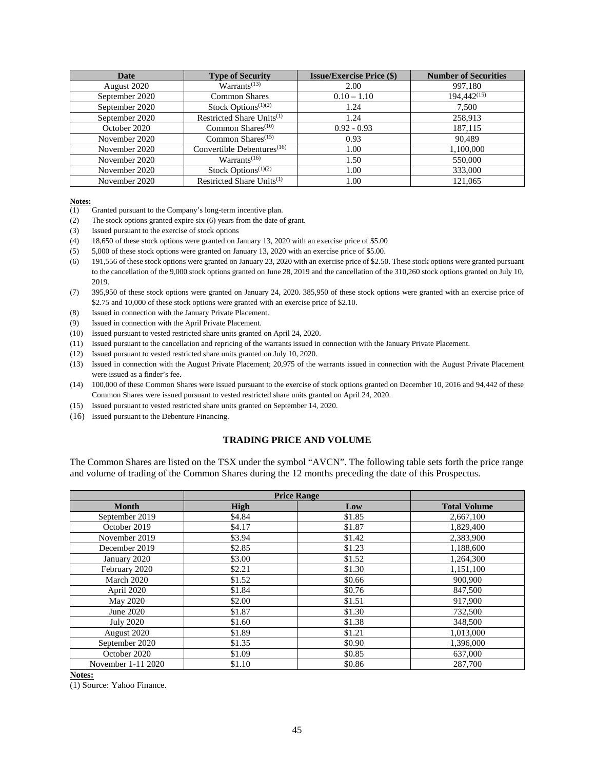| Date | Type of Security | Issue/Exercise Price ($) | Number of Securities |
|---|---|---|---|
| August 2020 | Warrants(13) | 2.00 | 997,180 |
| September 2020 | Common Shares | 0.10 – 1.10 | 194,442(15) |
| September 2020 | Stock Options(1)(2) | 1.24 | 7,500 |
| September 2020 | Restricted Share Units(1) | 1.24 | 258,913 |
| October 2020 | Common Shares(10) | 0.92 - 0.93 | 187,115 |
| November 2020 | Common Shares(15) | 0.93 | 90,489 |
| November 2020 | Convertible Debentures(16) | 1.00 | 1,100,000 |
| November 2020 | Warrants(16) | 1.50 | 550,000 |
| November 2020 | Stock Options(1)(2) | 1.00 | 333,000 |
| November 2020 | Restricted Share Units(1) | 1.00 | 121,065 |

**Notes:**

(1) Granted pursuant to the Company's long-term incentive plan.

(2) The stock options granted expire six (6) years from the date of grant.

(3) Issued pursuant to the exercise of stock options

(4) 18,650 of these stock options were granted on January 13, 2020 with an exercise price of $5.00

(5) 5,000 of these stock options were granted on January 13, 2020 with an exercise price of $5.00.

(6) 191,556 of these stock options were granted on January 23, 2020 with an exercise price of $2.50. These stock options were granted pursuant to the cancellation of the 9,000 stock options granted on June 28, 2019 and the cancellation of the 310,260 stock options granted on July 10, 2019.

(7) 395,950 of these stock options were granted on January 24, 2020. 385,950 of these stock options were granted with an exercise price of $2.75 and 10,000 of these stock options were granted with an exercise price of $2.10.

(8) Issued in connection with the January Private Placement.

(9) Issued in connection with the April Private Placement.

(10) Issued pursuant to vested restricted share units granted on April 24, 2020.

(11) Issued pursuant to the cancellation and repricing of the warrants issued in connection with the January Private Placement.

(12) Issued pursuant to vested restricted share units granted on July 10, 2020.

(13) Issued in connection with the August Private Placement; 20,975 of the warrants issued in connection with the August Private Placement were issued as a finder's fee.

(14) 100,000 of these Common Shares were issued pursuant to the exercise of stock options granted on December 10, 2016 and 94,442 of these Common Shares were issued pursuant to vested restricted share units granted on April 24, 2020.

(15) Issued pursuant to vested restricted share units granted on September 14, 2020.

(16) Issued pursuant to the Debenture Financing.

## TRADING PRICE AND VOLUME

The Common Shares are listed on the TSX under the symbol "AVCN". The following table sets forth the price range and volume of trading of the Common Shares during the 12 months preceding the date of this Prospectus.

| | Price Range | | |
|---|---|---|---|
| **Month** | **High** | **Low** | **Total Volume** |
| September 2019 | $4.84 | $1.85 | 2,667,100 |
| October 2019 | $4.17 | $1.87 | 1,829,400 |
| November 2019 | $3.94 | $1.42 | 2,383,900 |
| December 2019 | $2.85 | $1.23 | 1,188,600 |
| January 2020 | $3.00 | $1.52 | 1,264,300 |
| February 2020 | $2.21 | $1.30 | 1,151,100 |
| March 2020 | $1.52 | $0.66 | 900,900 |
| April 2020 | $1.84 | $0.76 | 847,500 |
| May 2020 | $2.00 | $1.51 | 917,900 |
| June 2020 | $1.87 | $1.30 | 732,500 |
| July 2020 | $1.60 | $1.38 | 348,500 |
| August 2020 | $1.89 | $1.21 | 1,013,000 |
| September 2020 | $1.35 | $0.90 | 1,396,000 |
| October 2020 | $1.09 | $0.85 | 637,000 |
| November 1-11 2020 | $1.10 | $0.86 | 287,700 |

**Notes:**

(1) Source: Yahoo Finance.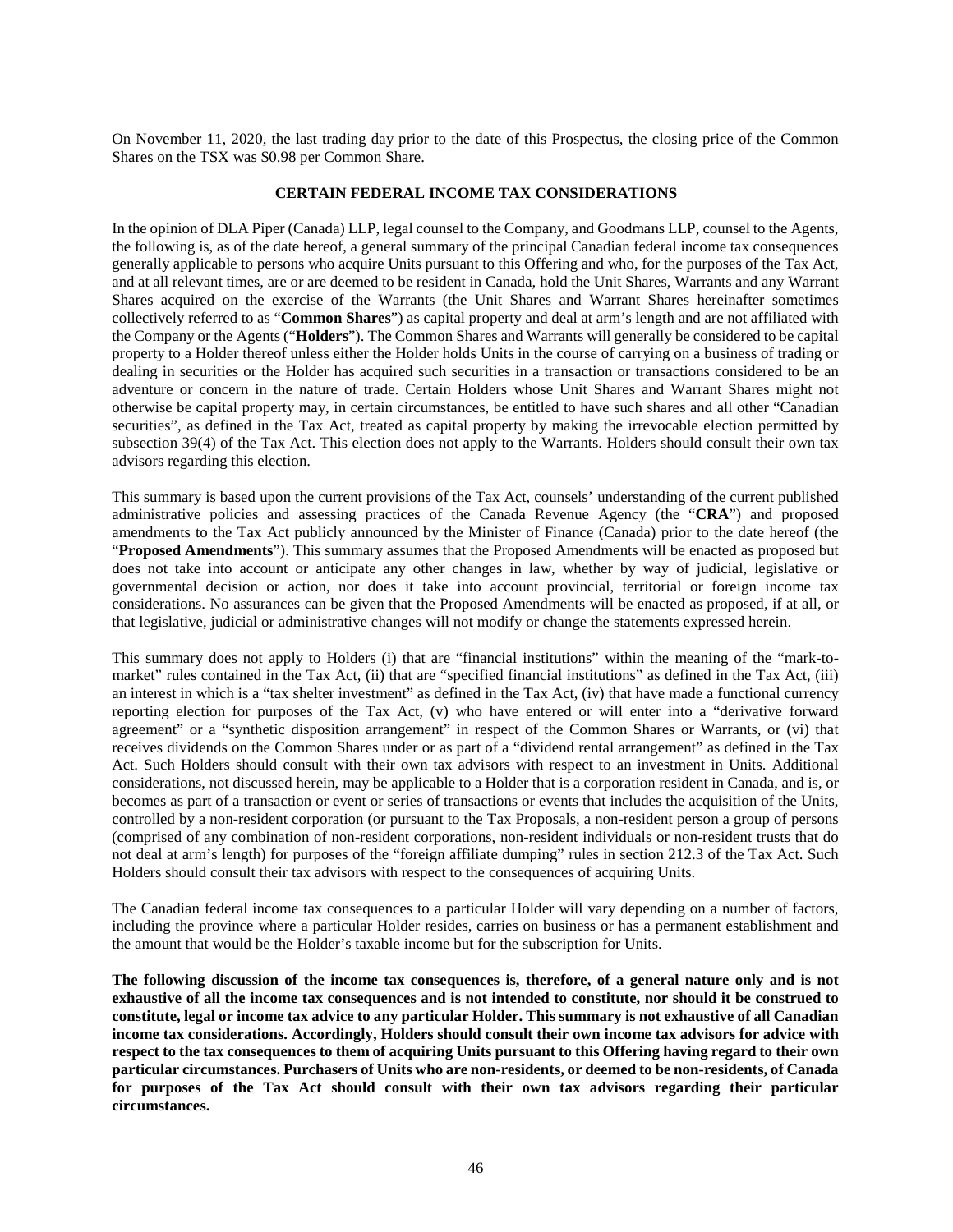On November 11, 2020, the last trading day prior to the date of this Prospectus, the closing price of the Common Shares on the TSX was $0.98 per Common Share.

## CERTAIN FEDERAL INCOME TAX CONSIDERATIONS

In the opinion of DLA Piper (Canada) LLP, legal counsel to the Company, and Goodmans LLP, counsel to the Agents, the following is, as of the date hereof, a general summary of the principal Canadian federal income tax consequences generally applicable to persons who acquire Units pursuant to this Offering and who, for the purposes of the Tax Act, and at all relevant times, are or are deemed to be resident in Canada, hold the Unit Shares, Warrants and any Warrant Shares acquired on the exercise of the Warrants (the Unit Shares and Warrant Shares hereinafter sometimes collectively referred to as "**Common Shares**") as capital property and deal at arm's length and are not affiliated with the Company or the Agents ("**Holders**"). The Common Shares and Warrants will generally be considered to be capital property to a Holder thereof unless either the Holder holds Units in the course of carrying on a business of trading or dealing in securities or the Holder has acquired such securities in a transaction or transactions considered to be an adventure or concern in the nature of trade. Certain Holders whose Unit Shares and Warrant Shares might not otherwise be capital property may, in certain circumstances, be entitled to have such shares and all other "Canadian securities", as defined in the Tax Act, treated as capital property by making the irrevocable election permitted by subsection 39(4) of the Tax Act. This election does not apply to the Warrants. Holders should consult their own tax advisors regarding this election.

This summary is based upon the current provisions of the Tax Act, counsels' understanding of the current published administrative policies and assessing practices of the Canada Revenue Agency (the "**CRA**") and proposed amendments to the Tax Act publicly announced by the Minister of Finance (Canada) prior to the date hereof (the "**Proposed Amendments**"). This summary assumes that the Proposed Amendments will be enacted as proposed but does not take into account or anticipate any other changes in law, whether by way of judicial, legislative or governmental decision or action, nor does it take into account provincial, territorial or foreign income tax considerations. No assurances can be given that the Proposed Amendments will be enacted as proposed, if at all, or that legislative, judicial or administrative changes will not modify or change the statements expressed herein.

This summary does not apply to Holders (i) that are "financial institutions" within the meaning of the "mark-to-market" rules contained in the Tax Act, (ii) that are "specified financial institutions" as defined in the Tax Act, (iii) an interest in which is a "tax shelter investment" as defined in the Tax Act, (iv) that have made a functional currency reporting election for purposes of the Tax Act, (v) who have entered or will enter into a "derivative forward agreement" or a "synthetic disposition arrangement" in respect of the Common Shares or Warrants, or (vi) that receives dividends on the Common Shares under or as part of a "dividend rental arrangement" as defined in the Tax Act. Such Holders should consult with their own tax advisors with respect to an investment in Units. Additional considerations, not discussed herein, may be applicable to a Holder that is a corporation resident in Canada, and is, or becomes as part of a transaction or event or series of transactions or events that includes the acquisition of the Units, controlled by a non-resident corporation (or pursuant to the Tax Proposals, a non-resident person a group of persons (comprised of any combination of non-resident corporations, non-resident individuals or non-resident trusts that do not deal at arm's length) for purposes of the "foreign affiliate dumping" rules in section 212.3 of the Tax Act. Such Holders should consult their tax advisors with respect to the consequences of acquiring Units.

The Canadian federal income tax consequences to a particular Holder will vary depending on a number of factors, including the province where a particular Holder resides, carries on business or has a permanent establishment and the amount that would be the Holder's taxable income but for the subscription for Units.

**The following discussion of the income tax consequences is, therefore, of a general nature only and is not exhaustive of all the income tax consequences and is not intended to constitute, nor should it be construed to constitute, legal or income tax advice to any particular Holder. This summary is not exhaustive of all Canadian income tax considerations. Accordingly, Holders should consult their own income tax advisors for advice with respect to the tax consequences to them of acquiring Units pursuant to this Offering having regard to their own particular circumstances. Purchasers of Units who are non-residents, or deemed to be non-residents, of Canada for purposes of the Tax Act should consult with their own tax advisors regarding their particular circumstances.**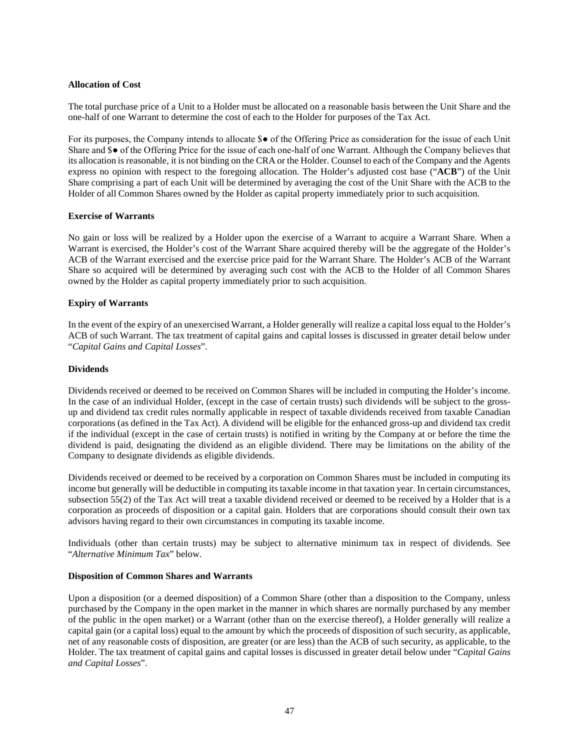**Allocation of Cost**

The total purchase price of a Unit to a Holder must be allocated on a reasonable basis between the Unit Share and the one-half of one Warrant to determine the cost of each to the Holder for purposes of the Tax Act.

For its purposes, the Company intends to allocate $● of the Offering Price as consideration for the issue of each Unit Share and $● of the Offering Price for the issue of each one-half of one Warrant. Although the Company believes that its allocation is reasonable, it is not binding on the CRA or the Holder. Counsel to each of the Company and the Agents express no opinion with respect to the foregoing allocation. The Holder's adjusted cost base ("**ACB**") of the Unit Share comprising a part of each Unit will be determined by averaging the cost of the Unit Share with the ACB to the Holder of all Common Shares owned by the Holder as capital property immediately prior to such acquisition.

**Exercise of Warrants**

No gain or loss will be realized by a Holder upon the exercise of a Warrant to acquire a Warrant Share. When a Warrant is exercised, the Holder's cost of the Warrant Share acquired thereby will be the aggregate of the Holder's ACB of the Warrant exercised and the exercise price paid for the Warrant Share. The Holder's ACB of the Warrant Share so acquired will be determined by averaging such cost with the ACB to the Holder of all Common Shares owned by the Holder as capital property immediately prior to such acquisition.

**Expiry of Warrants**

In the event of the expiry of an unexercised Warrant, a Holder generally will realize a capital loss equal to the Holder's ACB of such Warrant. The tax treatment of capital gains and capital losses is discussed in greater detail below under "*Capital Gains and Capital Losses*".

**Dividends**

Dividends received or deemed to be received on Common Shares will be included in computing the Holder's income. In the case of an individual Holder, (except in the case of certain trusts) such dividends will be subject to the gross-up and dividend tax credit rules normally applicable in respect of taxable dividends received from taxable Canadian corporations (as defined in the Tax Act). A dividend will be eligible for the enhanced gross-up and dividend tax credit if the individual (except in the case of certain trusts) is notified in writing by the Company at or before the time the dividend is paid, designating the dividend as an eligible dividend. There may be limitations on the ability of the Company to designate dividends as eligible dividends.

Dividends received or deemed to be received by a corporation on Common Shares must be included in computing its income but generally will be deductible in computing its taxable income in that taxation year. In certain circumstances, subsection 55(2) of the Tax Act will treat a taxable dividend received or deemed to be received by a Holder that is a corporation as proceeds of disposition or a capital gain. Holders that are corporations should consult their own tax advisors having regard to their own circumstances in computing its taxable income.

Individuals (other than certain trusts) may be subject to alternative minimum tax in respect of dividends. See "*Alternative Minimum Tax*" below.

**Disposition of Common Shares and Warrants**

Upon a disposition (or a deemed disposition) of a Common Share (other than a disposition to the Company, unless purchased by the Company in the open market in the manner in which shares are normally purchased by any member of the public in the open market) or a Warrant (other than on the exercise thereof), a Holder generally will realize a capital gain (or a capital loss) equal to the amount by which the proceeds of disposition of such security, as applicable, net of any reasonable costs of disposition, are greater (or are less) than the ACB of such security, as applicable, to the Holder. The tax treatment of capital gains and capital losses is discussed in greater detail below under "*Capital Gains and Capital Losses*".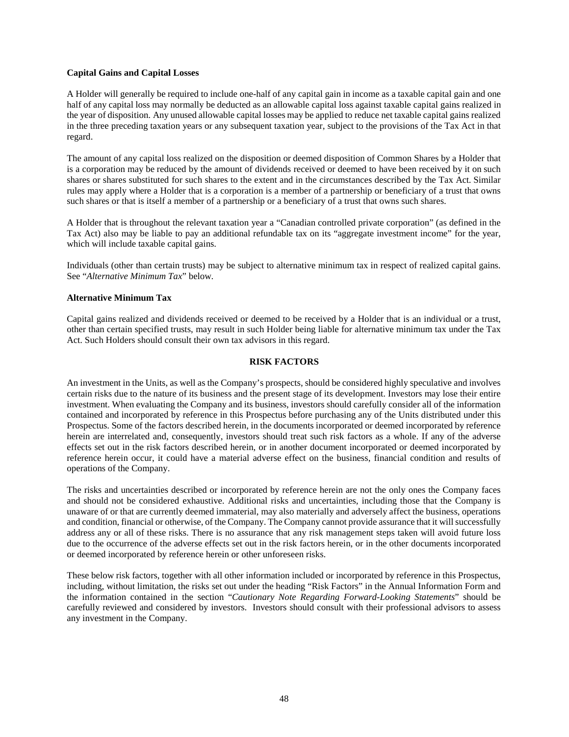### Capital Gains and Capital Losses

A Holder will generally be required to include one-half of any capital gain in income as a taxable capital gain and one half of any capital loss may normally be deducted as an allowable capital loss against taxable capital gains realized in the year of disposition. Any unused allowable capital losses may be applied to reduce net taxable capital gains realized in the three preceding taxation years or any subsequent taxation year, subject to the provisions of the Tax Act in that regard.

The amount of any capital loss realized on the disposition or deemed disposition of Common Shares by a Holder that is a corporation may be reduced by the amount of dividends received or deemed to have been received by it on such shares or shares substituted for such shares to the extent and in the circumstances described by the Tax Act. Similar rules may apply where a Holder that is a corporation is a member of a partnership or beneficiary of a trust that owns such shares or that is itself a member of a partnership or a beneficiary of a trust that owns such shares.

A Holder that is throughout the relevant taxation year a "Canadian controlled private corporation" (as defined in the Tax Act) also may be liable to pay an additional refundable tax on its "aggregate investment income" for the year, which will include taxable capital gains.

Individuals (other than certain trusts) may be subject to alternative minimum tax in respect of realized capital gains. See "*Alternative Minimum Tax*" below.

### Alternative Minimum Tax

Capital gains realized and dividends received or deemed to be received by a Holder that is an individual or a trust, other than certain specified trusts, may result in such Holder being liable for alternative minimum tax under the Tax Act. Such Holders should consult their own tax advisors in this regard.

## RISK FACTORS

An investment in the Units, as well as the Company's prospects, should be considered highly speculative and involves certain risks due to the nature of its business and the present stage of its development. Investors may lose their entire investment. When evaluating the Company and its business, investors should carefully consider all of the information contained and incorporated by reference in this Prospectus before purchasing any of the Units distributed under this Prospectus. Some of the factors described herein, in the documents incorporated or deemed incorporated by reference herein are interrelated and, consequently, investors should treat such risk factors as a whole. If any of the adverse effects set out in the risk factors described herein, or in another document incorporated or deemed incorporated by reference herein occur, it could have a material adverse effect on the business, financial condition and results of operations of the Company.

The risks and uncertainties described or incorporated by reference herein are not the only ones the Company faces and should not be considered exhaustive. Additional risks and uncertainties, including those that the Company is unaware of or that are currently deemed immaterial, may also materially and adversely affect the business, operations and condition, financial or otherwise, of the Company. The Company cannot provide assurance that it will successfully address any or all of these risks. There is no assurance that any risk management steps taken will avoid future loss due to the occurrence of the adverse effects set out in the risk factors herein, or in the other documents incorporated or deemed incorporated by reference herein or other unforeseen risks.

These below risk factors, together with all other information included or incorporated by reference in this Prospectus, including, without limitation, the risks set out under the heading "Risk Factors" in the Annual Information Form and the information contained in the section "*Cautionary Note Regarding Forward-Looking Statements*" should be carefully reviewed and considered by investors. Investors should consult with their professional advisors to assess any investment in the Company.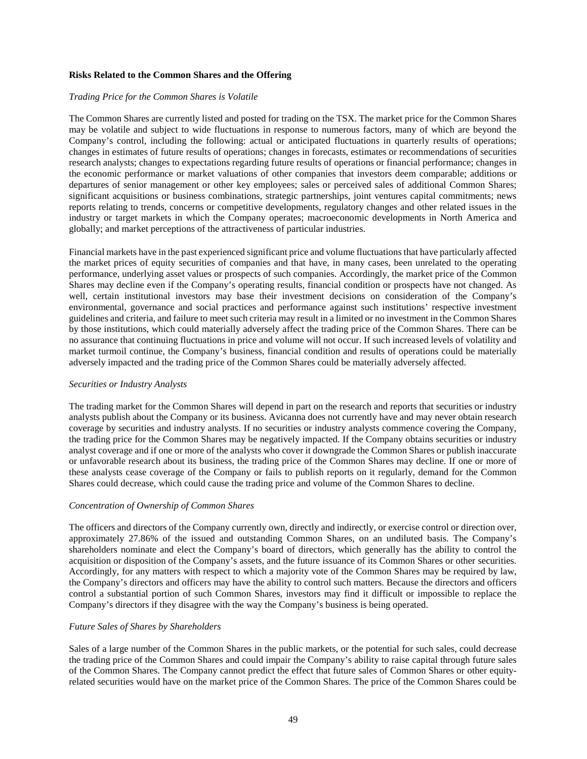**Risks Related to the Common Shares and the Offering**

*Trading Price for the Common Shares is Volatile*

The Common Shares are currently listed and posted for trading on the TSX. The market price for the Common Shares may be volatile and subject to wide fluctuations in response to numerous factors, many of which are beyond the Company's control, including the following: actual or anticipated fluctuations in quarterly results of operations; changes in estimates of future results of operations; changes in forecasts, estimates or recommendations of securities research analysts; changes to expectations regarding future results of operations or financial performance; changes in the economic performance or market valuations of other companies that investors deem comparable; additions or departures of senior management or other key employees; sales or perceived sales of additional Common Shares; significant acquisitions or business combinations, strategic partnerships, joint ventures capital commitments; news reports relating to trends, concerns or competitive developments, regulatory changes and other related issues in the industry or target markets in which the Company operates; macroeconomic developments in North America and globally; and market perceptions of the attractiveness of particular industries.

Financial markets have in the past experienced significant price and volume fluctuations that have particularly affected the market prices of equity securities of companies and that have, in many cases, been unrelated to the operating performance, underlying asset values or prospects of such companies. Accordingly, the market price of the Common Shares may decline even if the Company's operating results, financial condition or prospects have not changed. As well, certain institutional investors may base their investment decisions on consideration of the Company's environmental, governance and social practices and performance against such institutions' respective investment guidelines and criteria, and failure to meet such criteria may result in a limited or no investment in the Common Shares by those institutions, which could materially adversely affect the trading price of the Common Shares. There can be no assurance that continuing fluctuations in price and volume will not occur. If such increased levels of volatility and market turmoil continue, the Company's business, financial condition and results of operations could be materially adversely impacted and the trading price of the Common Shares could be materially adversely affected.

*Securities or Industry Analysts*

The trading market for the Common Shares will depend in part on the research and reports that securities or industry analysts publish about the Company or its business. Avicanna does not currently have and may never obtain research coverage by securities and industry analysts. If no securities or industry analysts commence covering the Company, the trading price for the Common Shares may be negatively impacted. If the Company obtains securities or industry analyst coverage and if one or more of the analysts who cover it downgrade the Common Shares or publish inaccurate or unfavorable research about its business, the trading price of the Common Shares may decline. If one or more of these analysts cease coverage of the Company or fails to publish reports on it regularly, demand for the Common Shares could decrease, which could cause the trading price and volume of the Common Shares to decline.

*Concentration of Ownership of Common Shares*

The officers and directors of the Company currently own, directly and indirectly, or exercise control or direction over, approximately 27.86% of the issued and outstanding Common Shares, on an undiluted basis. The Company's shareholders nominate and elect the Company's board of directors, which generally has the ability to control the acquisition or disposition of the Company's assets, and the future issuance of its Common Shares or other securities. Accordingly, for any matters with respect to which a majority vote of the Common Shares may be required by law, the Company's directors and officers may have the ability to control such matters. Because the directors and officers control a substantial portion of such Common Shares, investors may find it difficult or impossible to replace the Company's directors if they disagree with the way the Company's business is being operated.

*Future Sales of Shares by Shareholders*

Sales of a large number of the Common Shares in the public markets, or the potential for such sales, could decrease the trading price of the Common Shares and could impair the Company's ability to raise capital through future sales of the Common Shares. The Company cannot predict the effect that future sales of Common Shares or other equity-related securities would have on the market price of the Common Shares. The price of the Common Shares could be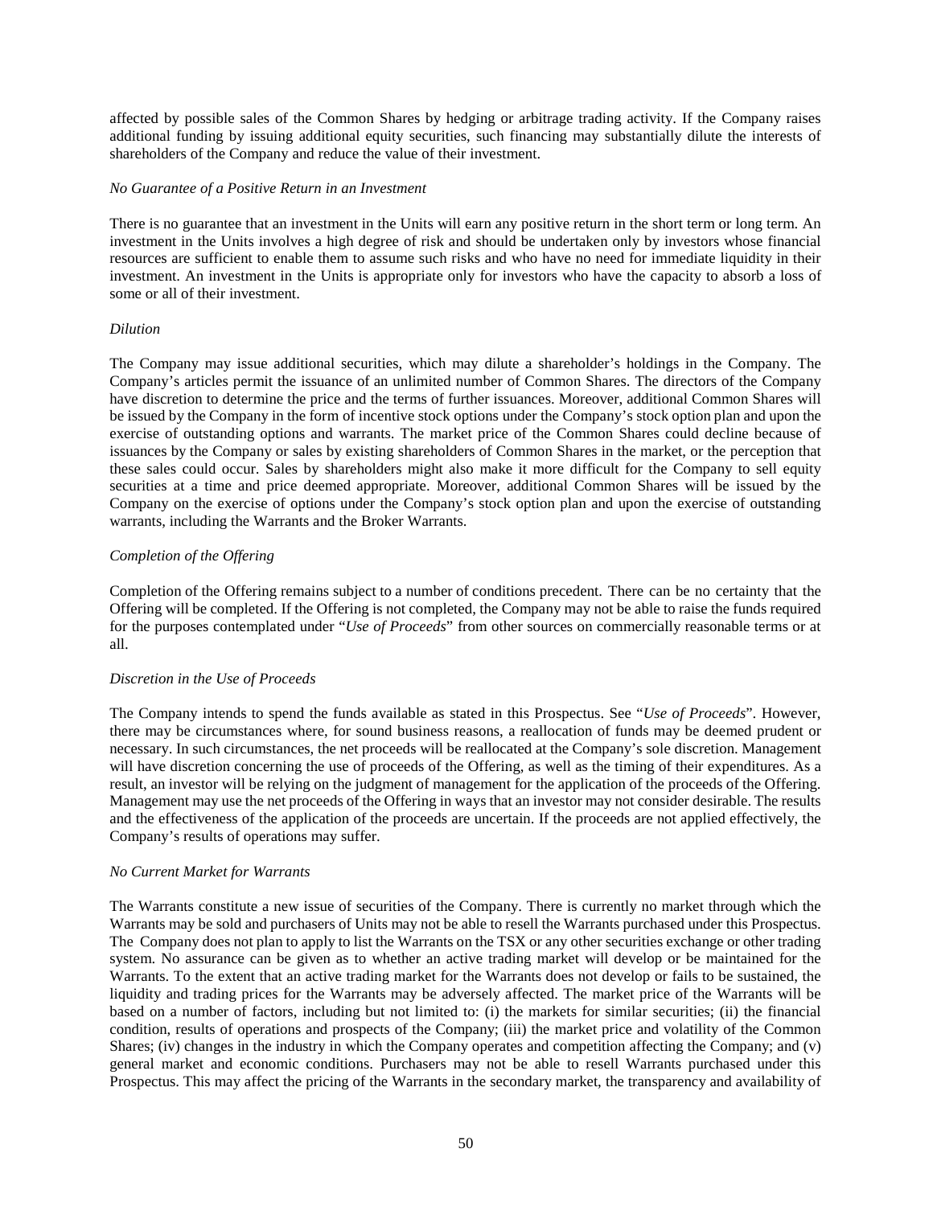affected by possible sales of the Common Shares by hedging or arbitrage trading activity. If the Company raises additional funding by issuing additional equity securities, such financing may substantially dilute the interests of shareholders of the Company and reduce the value of their investment.

*No Guarantee of a Positive Return in an Investment*

There is no guarantee that an investment in the Units will earn any positive return in the short term or long term. An investment in the Units involves a high degree of risk and should be undertaken only by investors whose financial resources are sufficient to enable them to assume such risks and who have no need for immediate liquidity in their investment. An investment in the Units is appropriate only for investors who have the capacity to absorb a loss of some or all of their investment.

*Dilution*

The Company may issue additional securities, which may dilute a shareholder's holdings in the Company. The Company's articles permit the issuance of an unlimited number of Common Shares. The directors of the Company have discretion to determine the price and the terms of further issuances. Moreover, additional Common Shares will be issued by the Company in the form of incentive stock options under the Company's stock option plan and upon the exercise of outstanding options and warrants. The market price of the Common Shares could decline because of issuances by the Company or sales by existing shareholders of Common Shares in the market, or the perception that these sales could occur. Sales by shareholders might also make it more difficult for the Company to sell equity securities at a time and price deemed appropriate. Moreover, additional Common Shares will be issued by the Company on the exercise of options under the Company's stock option plan and upon the exercise of outstanding warrants, including the Warrants and the Broker Warrants.

*Completion of the Offering*

Completion of the Offering remains subject to a number of conditions precedent. There can be no certainty that the Offering will be completed. If the Offering is not completed, the Company may not be able to raise the funds required for the purposes contemplated under "*Use of Proceeds*" from other sources on commercially reasonable terms or at all.

*Discretion in the Use of Proceeds*

The Company intends to spend the funds available as stated in this Prospectus. See "*Use of Proceeds*". However, there may be circumstances where, for sound business reasons, a reallocation of funds may be deemed prudent or necessary. In such circumstances, the net proceeds will be reallocated at the Company's sole discretion. Management will have discretion concerning the use of proceeds of the Offering, as well as the timing of their expenditures. As a result, an investor will be relying on the judgment of management for the application of the proceeds of the Offering. Management may use the net proceeds of the Offering in ways that an investor may not consider desirable. The results and the effectiveness of the application of the proceeds are uncertain. If the proceeds are not applied effectively, the Company's results of operations may suffer.

*No Current Market for Warrants*

The Warrants constitute a new issue of securities of the Company. There is currently no market through which the Warrants may be sold and purchasers of Units may not be able to resell the Warrants purchased under this Prospectus. The Company does not plan to apply to list the Warrants on the TSX or any other securities exchange or other trading system. No assurance can be given as to whether an active trading market will develop or be maintained for the Warrants. To the extent that an active trading market for the Warrants does not develop or fails to be sustained, the liquidity and trading prices for the Warrants may be adversely affected. The market price of the Warrants will be based on a number of factors, including but not limited to: (i) the markets for similar securities; (ii) the financial condition, results of operations and prospects of the Company; (iii) the market price and volatility of the Common Shares; (iv) changes in the industry in which the Company operates and competition affecting the Company; and (v) general market and economic conditions. Purchasers may not be able to resell Warrants purchased under this Prospectus. This may affect the pricing of the Warrants in the secondary market, the transparency and availability of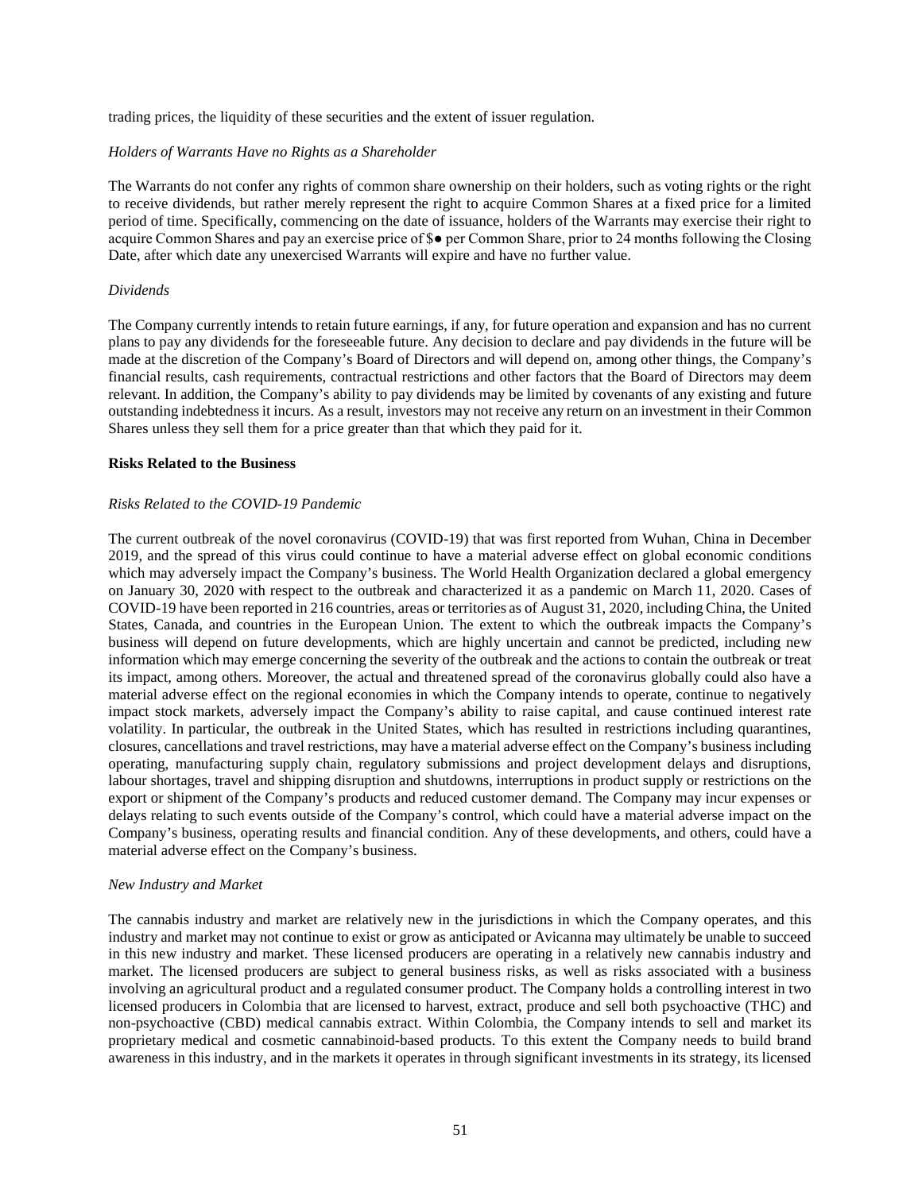trading prices, the liquidity of these securities and the extent of issuer regulation.

*Holders of Warrants Have no Rights as a Shareholder*

The Warrants do not confer any rights of common share ownership on their holders, such as voting rights or the right to receive dividends, but rather merely represent the right to acquire Common Shares at a fixed price for a limited period of time. Specifically, commencing on the date of issuance, holders of the Warrants may exercise their right to acquire Common Shares and pay an exercise price of $● per Common Share, prior to 24 months following the Closing Date, after which date any unexercised Warrants will expire and have no further value.

*Dividends*

The Company currently intends to retain future earnings, if any, for future operation and expansion and has no current plans to pay any dividends for the foreseeable future. Any decision to declare and pay dividends in the future will be made at the discretion of the Company's Board of Directors and will depend on, among other things, the Company's financial results, cash requirements, contractual restrictions and other factors that the Board of Directors may deem relevant. In addition, the Company's ability to pay dividends may be limited by covenants of any existing and future outstanding indebtedness it incurs. As a result, investors may not receive any return on an investment in their Common Shares unless they sell them for a price greater than that which they paid for it.

**Risks Related to the Business**

*Risks Related to the COVID-19 Pandemic*

The current outbreak of the novel coronavirus (COVID-19) that was first reported from Wuhan, China in December 2019, and the spread of this virus could continue to have a material adverse effect on global economic conditions which may adversely impact the Company's business. The World Health Organization declared a global emergency on January 30, 2020 with respect to the outbreak and characterized it as a pandemic on March 11, 2020. Cases of COVID-19 have been reported in 216 countries, areas or territories as of August 31, 2020, including China, the United States, Canada, and countries in the European Union. The extent to which the outbreak impacts the Company's business will depend on future developments, which are highly uncertain and cannot be predicted, including new information which may emerge concerning the severity of the outbreak and the actions to contain the outbreak or treat its impact, among others. Moreover, the actual and threatened spread of the coronavirus globally could also have a material adverse effect on the regional economies in which the Company intends to operate, continue to negatively impact stock markets, adversely impact the Company's ability to raise capital, and cause continued interest rate volatility. In particular, the outbreak in the United States, which has resulted in restrictions including quarantines, closures, cancellations and travel restrictions, may have a material adverse effect on the Company's business including operating, manufacturing supply chain, regulatory submissions and project development delays and disruptions, labour shortages, travel and shipping disruption and shutdowns, interruptions in product supply or restrictions on the export or shipment of the Company's products and reduced customer demand. The Company may incur expenses or delays relating to such events outside of the Company's control, which could have a material adverse impact on the Company's business, operating results and financial condition. Any of these developments, and others, could have a material adverse effect on the Company's business.

*New Industry and Market*

The cannabis industry and market are relatively new in the jurisdictions in which the Company operates, and this industry and market may not continue to exist or grow as anticipated or Avicanna may ultimately be unable to succeed in this new industry and market. These licensed producers are operating in a relatively new cannabis industry and market. The licensed producers are subject to general business risks, as well as risks associated with a business involving an agricultural product and a regulated consumer product. The Company holds a controlling interest in two licensed producers in Colombia that are licensed to harvest, extract, produce and sell both psychoactive (THC) and non-psychoactive (CBD) medical cannabis extract. Within Colombia, the Company intends to sell and market its proprietary medical and cosmetic cannabinoid-based products. To this extent the Company needs to build brand awareness in this industry, and in the markets it operates in through significant investments in its strategy, its licensed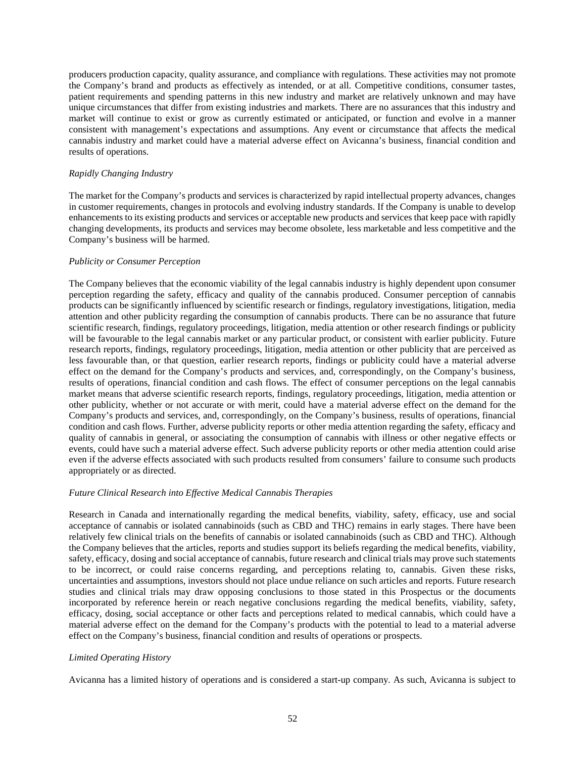producers production capacity, quality assurance, and compliance with regulations. These activities may not promote the Company's brand and products as effectively as intended, or at all. Competitive conditions, consumer tastes, patient requirements and spending patterns in this new industry and market are relatively unknown and may have unique circumstances that differ from existing industries and markets. There are no assurances that this industry and market will continue to exist or grow as currently estimated or anticipated, or function and evolve in a manner consistent with management's expectations and assumptions. Any event or circumstance that affects the medical cannabis industry and market could have a material adverse effect on Avicanna's business, financial condition and results of operations.

*Rapidly Changing Industry*

The market for the Company's products and services is characterized by rapid intellectual property advances, changes in customer requirements, changes in protocols and evolving industry standards. If the Company is unable to develop enhancements to its existing products and services or acceptable new products and services that keep pace with rapidly changing developments, its products and services may become obsolete, less marketable and less competitive and the Company's business will be harmed.

*Publicity or Consumer Perception*

The Company believes that the economic viability of the legal cannabis industry is highly dependent upon consumer perception regarding the safety, efficacy and quality of the cannabis produced. Consumer perception of cannabis products can be significantly influenced by scientific research or findings, regulatory investigations, litigation, media attention and other publicity regarding the consumption of cannabis products. There can be no assurance that future scientific research, findings, regulatory proceedings, litigation, media attention or other research findings or publicity will be favourable to the legal cannabis market or any particular product, or consistent with earlier publicity. Future research reports, findings, regulatory proceedings, litigation, media attention or other publicity that are perceived as less favourable than, or that question, earlier research reports, findings or publicity could have a material adverse effect on the demand for the Company's products and services, and, correspondingly, on the Company's business, results of operations, financial condition and cash flows. The effect of consumer perceptions on the legal cannabis market means that adverse scientific research reports, findings, regulatory proceedings, litigation, media attention or other publicity, whether or not accurate or with merit, could have a material adverse effect on the demand for the Company's products and services, and, correspondingly, on the Company's business, results of operations, financial condition and cash flows. Further, adverse publicity reports or other media attention regarding the safety, efficacy and quality of cannabis in general, or associating the consumption of cannabis with illness or other negative effects or events, could have such a material adverse effect. Such adverse publicity reports or other media attention could arise even if the adverse effects associated with such products resulted from consumers' failure to consume such products appropriately or as directed.

*Future Clinical Research into Effective Medical Cannabis Therapies*

Research in Canada and internationally regarding the medical benefits, viability, safety, efficacy, use and social acceptance of cannabis or isolated cannabinoids (such as CBD and THC) remains in early stages. There have been relatively few clinical trials on the benefits of cannabis or isolated cannabinoids (such as CBD and THC). Although the Company believes that the articles, reports and studies support its beliefs regarding the medical benefits, viability, safety, efficacy, dosing and social acceptance of cannabis, future research and clinical trials may prove such statements to be incorrect, or could raise concerns regarding, and perceptions relating to, cannabis. Given these risks, uncertainties and assumptions, investors should not place undue reliance on such articles and reports. Future research studies and clinical trials may draw opposing conclusions to those stated in this Prospectus or the documents incorporated by reference herein or reach negative conclusions regarding the medical benefits, viability, safety, efficacy, dosing, social acceptance or other facts and perceptions related to medical cannabis, which could have a material adverse effect on the demand for the Company's products with the potential to lead to a material adverse effect on the Company's business, financial condition and results of operations or prospects.

*Limited Operating History*

Avicanna has a limited history of operations and is considered a start-up company. As such, Avicanna is subject to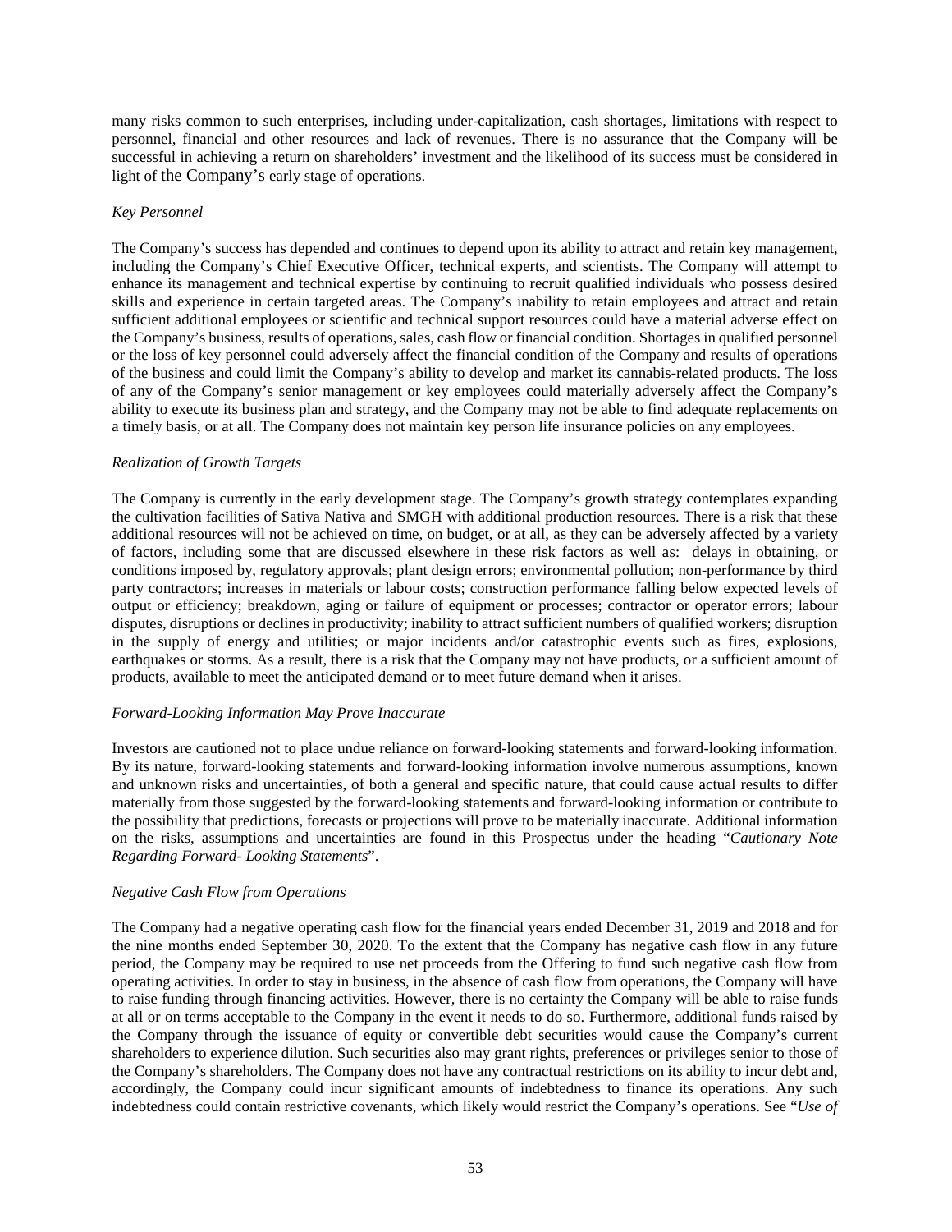many risks common to such enterprises, including under-capitalization, cash shortages, limitations with respect to personnel, financial and other resources and lack of revenues. There is no assurance that the Company will be successful in achieving a return on shareholders' investment and the likelihood of its success must be considered in light of the Company's early stage of operations.

*Key Personnel*

The Company's success has depended and continues to depend upon its ability to attract and retain key management, including the Company's Chief Executive Officer, technical experts, and scientists. The Company will attempt to enhance its management and technical expertise by continuing to recruit qualified individuals who possess desired skills and experience in certain targeted areas. The Company's inability to retain employees and attract and retain sufficient additional employees or scientific and technical support resources could have a material adverse effect on the Company's business, results of operations, sales, cash flow or financial condition. Shortages in qualified personnel or the loss of key personnel could adversely affect the financial condition of the Company and results of operations of the business and could limit the Company's ability to develop and market its cannabis-related products. The loss of any of the Company's senior management or key employees could materially adversely affect the Company's ability to execute its business plan and strategy, and the Company may not be able to find adequate replacements on a timely basis, or at all. The Company does not maintain key person life insurance policies on any employees.

*Realization of Growth Targets*

The Company is currently in the early development stage. The Company's growth strategy contemplates expanding the cultivation facilities of Sativa Nativa and SMGH with additional production resources. There is a risk that these additional resources will not be achieved on time, on budget, or at all, as they can be adversely affected by a variety of factors, including some that are discussed elsewhere in these risk factors as well as: delays in obtaining, or conditions imposed by, regulatory approvals; plant design errors; environmental pollution; non-performance by third party contractors; increases in materials or labour costs; construction performance falling below expected levels of output or efficiency; breakdown, aging or failure of equipment or processes; contractor or operator errors; labour disputes, disruptions or declines in productivity; inability to attract sufficient numbers of qualified workers; disruption in the supply of energy and utilities; or major incidents and/or catastrophic events such as fires, explosions, earthquakes or storms. As a result, there is a risk that the Company may not have products, or a sufficient amount of products, available to meet the anticipated demand or to meet future demand when it arises.

*Forward-Looking Information May Prove Inaccurate*

Investors are cautioned not to place undue reliance on forward-looking statements and forward-looking information. By its nature, forward-looking statements and forward-looking information involve numerous assumptions, known and unknown risks and uncertainties, of both a general and specific nature, that could cause actual results to differ materially from those suggested by the forward-looking statements and forward-looking information or contribute to the possibility that predictions, forecasts or projections will prove to be materially inaccurate. Additional information on the risks, assumptions and uncertainties are found in this Prospectus under the heading "*Cautionary Note Regarding Forward- Looking Statements*".

*Negative Cash Flow from Operations*

The Company had a negative operating cash flow for the financial years ended December 31, 2019 and 2018 and for the nine months ended September 30, 2020. To the extent that the Company has negative cash flow in any future period, the Company may be required to use net proceeds from the Offering to fund such negative cash flow from operating activities. In order to stay in business, in the absence of cash flow from operations, the Company will have to raise funding through financing activities. However, there is no certainty the Company will be able to raise funds at all or on terms acceptable to the Company in the event it needs to do so. Furthermore, additional funds raised by the Company through the issuance of equity or convertible debt securities would cause the Company's current shareholders to experience dilution. Such securities also may grant rights, preferences or privileges senior to those of the Company's shareholders. The Company does not have any contractual restrictions on its ability to incur debt and, accordingly, the Company could incur significant amounts of indebtedness to finance its operations. Any such indebtedness could contain restrictive covenants, which likely would restrict the Company's operations. See "*Use of*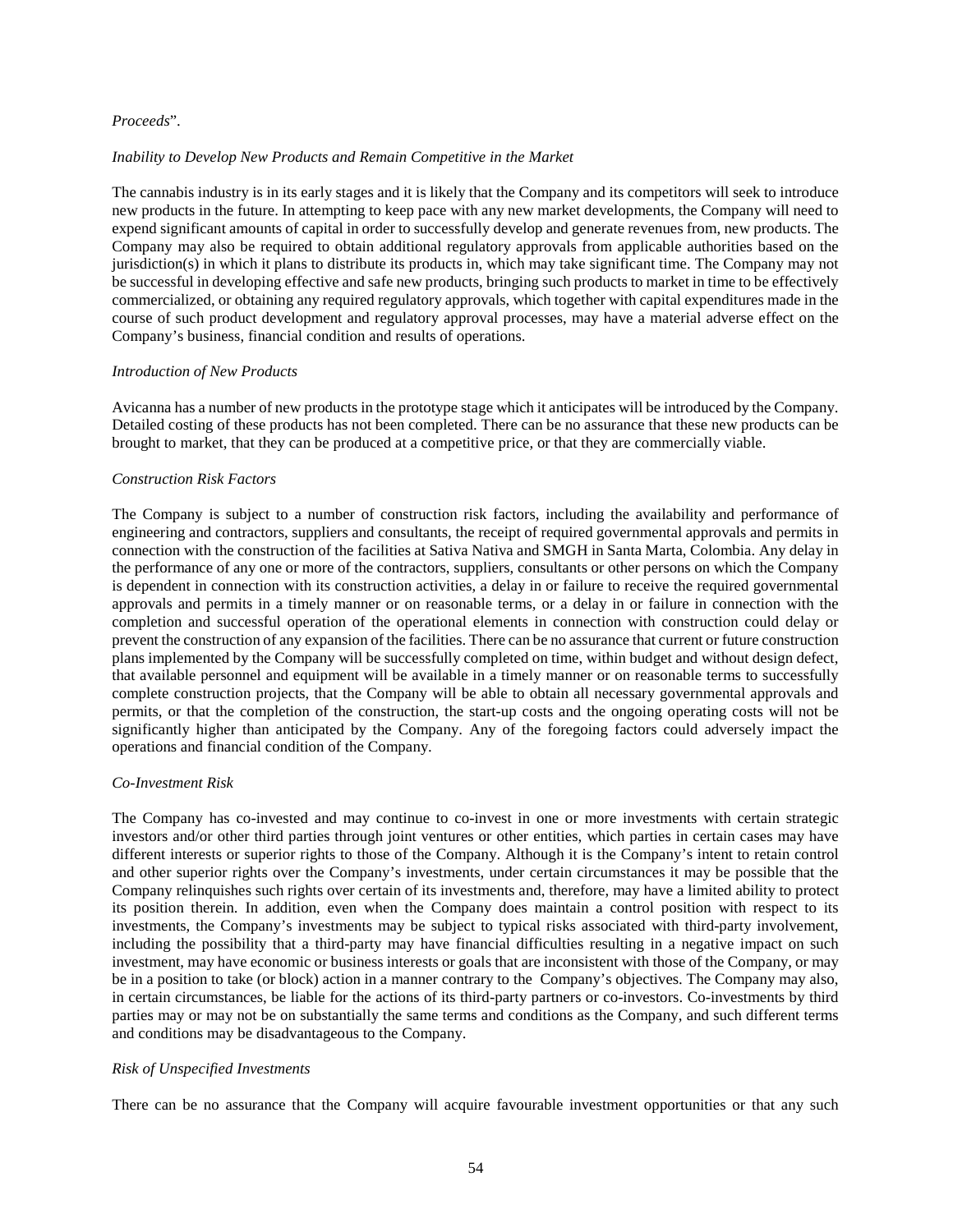*Proceeds*".

*Inability to Develop New Products and Remain Competitive in the Market*

The cannabis industry is in its early stages and it is likely that the Company and its competitors will seek to introduce new products in the future. In attempting to keep pace with any new market developments, the Company will need to expend significant amounts of capital in order to successfully develop and generate revenues from, new products. The Company may also be required to obtain additional regulatory approvals from applicable authorities based on the jurisdiction(s) in which it plans to distribute its products in, which may take significant time. The Company may not be successful in developing effective and safe new products, bringing such products to market in time to be effectively commercialized, or obtaining any required regulatory approvals, which together with capital expenditures made in the course of such product development and regulatory approval processes, may have a material adverse effect on the Company's business, financial condition and results of operations.

*Introduction of New Products*

Avicanna has a number of new products in the prototype stage which it anticipates will be introduced by the Company. Detailed costing of these products has not been completed. There can be no assurance that these new products can be brought to market, that they can be produced at a competitive price, or that they are commercially viable.

*Construction Risk Factors*

The Company is subject to a number of construction risk factors, including the availability and performance of engineering and contractors, suppliers and consultants, the receipt of required governmental approvals and permits in connection with the construction of the facilities at Sativa Nativa and SMGH in Santa Marta, Colombia. Any delay in the performance of any one or more of the contractors, suppliers, consultants or other persons on which the Company is dependent in connection with its construction activities, a delay in or failure to receive the required governmental approvals and permits in a timely manner or on reasonable terms, or a delay in or failure in connection with the completion and successful operation of the operational elements in connection with construction could delay or prevent the construction of any expansion of the facilities. There can be no assurance that current or future construction plans implemented by the Company will be successfully completed on time, within budget and without design defect, that available personnel and equipment will be available in a timely manner or on reasonable terms to successfully complete construction projects, that the Company will be able to obtain all necessary governmental approvals and permits, or that the completion of the construction, the start-up costs and the ongoing operating costs will not be significantly higher than anticipated by the Company. Any of the foregoing factors could adversely impact the operations and financial condition of the Company.

*Co-Investment Risk*

The Company has co-invested and may continue to co-invest in one or more investments with certain strategic investors and/or other third parties through joint ventures or other entities, which parties in certain cases may have different interests or superior rights to those of the Company. Although it is the Company's intent to retain control and other superior rights over the Company's investments, under certain circumstances it may be possible that the Company relinquishes such rights over certain of its investments and, therefore, may have a limited ability to protect its position therein. In addition, even when the Company does maintain a control position with respect to its investments, the Company's investments may be subject to typical risks associated with third-party involvement, including the possibility that a third-party may have financial difficulties resulting in a negative impact on such investment, may have economic or business interests or goals that are inconsistent with those of the Company, or may be in a position to take (or block) action in a manner contrary to the Company's objectives. The Company may also, in certain circumstances, be liable for the actions of its third-party partners or co-investors. Co-investments by third parties may or may not be on substantially the same terms and conditions as the Company, and such different terms and conditions may be disadvantageous to the Company.

*Risk of Unspecified Investments*

There can be no assurance that the Company will acquire favourable investment opportunities or that any such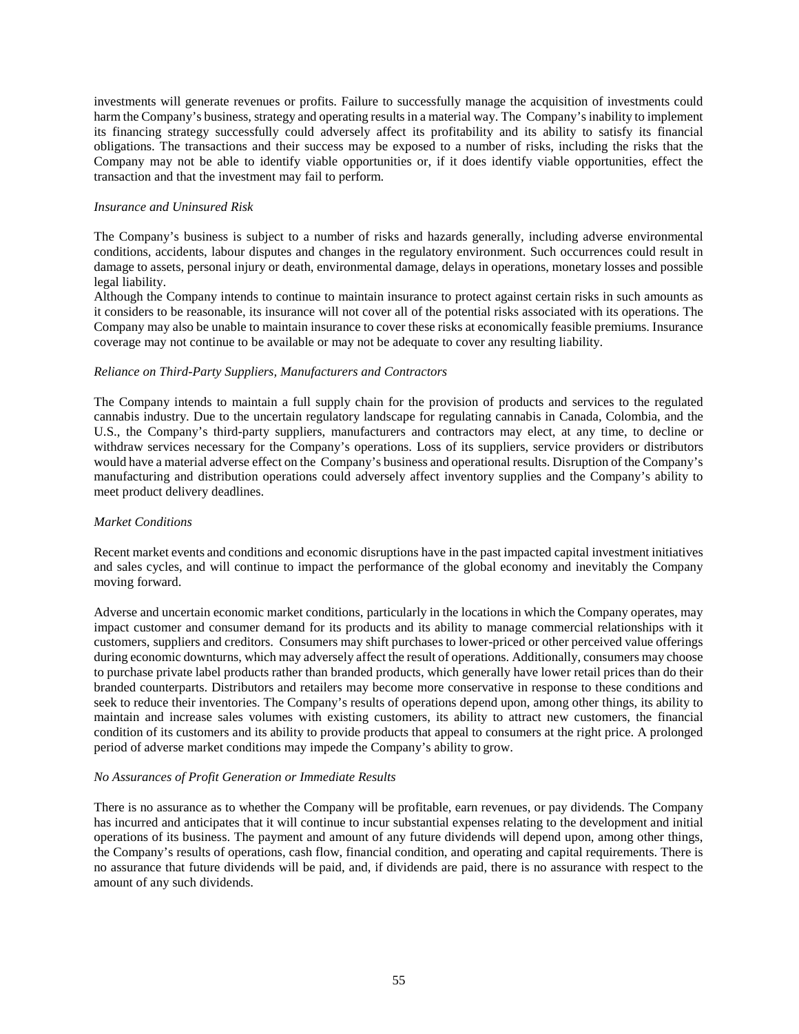investments will generate revenues or profits. Failure to successfully manage the acquisition of investments could harm the Company's business, strategy and operating results in a material way. The Company's inability to implement its financing strategy successfully could adversely affect its profitability and its ability to satisfy its financial obligations. The transactions and their success may be exposed to a number of risks, including the risks that the Company may not be able to identify viable opportunities or, if it does identify viable opportunities, effect the transaction and that the investment may fail to perform.

*Insurance and Uninsured Risk*

The Company's business is subject to a number of risks and hazards generally, including adverse environmental conditions, accidents, labour disputes and changes in the regulatory environment. Such occurrences could result in damage to assets, personal injury or death, environmental damage, delays in operations, monetary losses and possible legal liability.

Although the Company intends to continue to maintain insurance to protect against certain risks in such amounts as it considers to be reasonable, its insurance will not cover all of the potential risks associated with its operations. The Company may also be unable to maintain insurance to cover these risks at economically feasible premiums. Insurance coverage may not continue to be available or may not be adequate to cover any resulting liability.

*Reliance on Third-Party Suppliers, Manufacturers and Contractors*

The Company intends to maintain a full supply chain for the provision of products and services to the regulated cannabis industry. Due to the uncertain regulatory landscape for regulating cannabis in Canada, Colombia, and the U.S., the Company's third-party suppliers, manufacturers and contractors may elect, at any time, to decline or withdraw services necessary for the Company's operations. Loss of its suppliers, service providers or distributors would have a material adverse effect on the Company's business and operational results. Disruption of the Company's manufacturing and distribution operations could adversely affect inventory supplies and the Company's ability to meet product delivery deadlines.

*Market Conditions*

Recent market events and conditions and economic disruptions have in the past impacted capital investment initiatives and sales cycles, and will continue to impact the performance of the global economy and inevitably the Company moving forward.

Adverse and uncertain economic market conditions, particularly in the locations in which the Company operates, may impact customer and consumer demand for its products and its ability to manage commercial relationships with it customers, suppliers and creditors. Consumers may shift purchases to lower-priced or other perceived value offerings during economic downturns, which may adversely affect the result of operations. Additionally, consumers may choose to purchase private label products rather than branded products, which generally have lower retail prices than do their branded counterparts. Distributors and retailers may become more conservative in response to these conditions and seek to reduce their inventories. The Company's results of operations depend upon, among other things, its ability to maintain and increase sales volumes with existing customers, its ability to attract new customers, the financial condition of its customers and its ability to provide products that appeal to consumers at the right price. A prolonged period of adverse market conditions may impede the Company's ability to grow.

*No Assurances of Profit Generation or Immediate Results*

There is no assurance as to whether the Company will be profitable, earn revenues, or pay dividends. The Company has incurred and anticipates that it will continue to incur substantial expenses relating to the development and initial operations of its business. The payment and amount of any future dividends will depend upon, among other things, the Company's results of operations, cash flow, financial condition, and operating and capital requirements. There is no assurance that future dividends will be paid, and, if dividends are paid, there is no assurance with respect to the amount of any such dividends.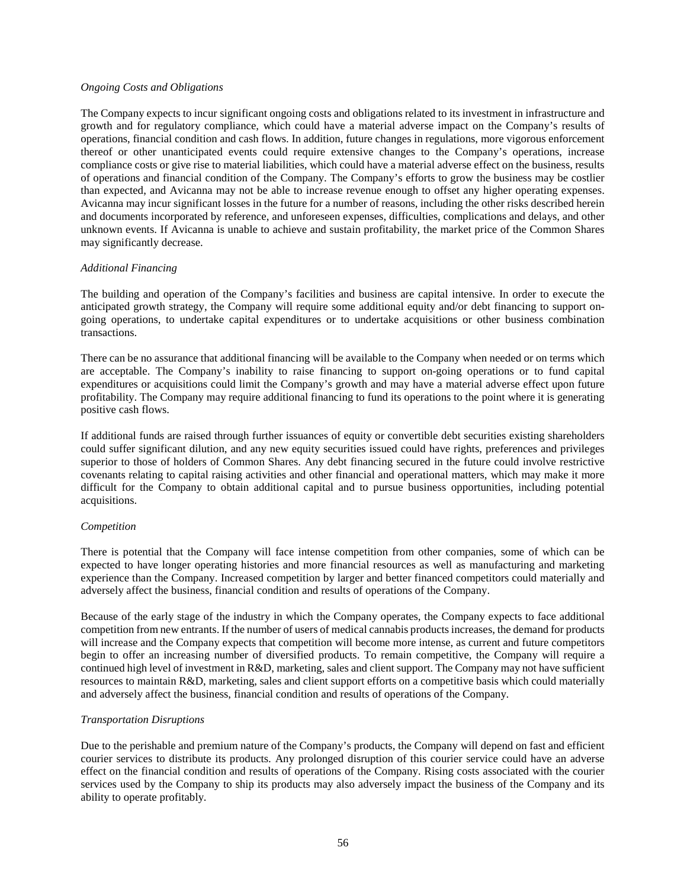*Ongoing Costs and Obligations*

The Company expects to incur significant ongoing costs and obligations related to its investment in infrastructure and growth and for regulatory compliance, which could have a material adverse impact on the Company's results of operations, financial condition and cash flows. In addition, future changes in regulations, more vigorous enforcement thereof or other unanticipated events could require extensive changes to the Company's operations, increase compliance costs or give rise to material liabilities, which could have a material adverse effect on the business, results of operations and financial condition of the Company. The Company's efforts to grow the business may be costlier than expected, and Avicanna may not be able to increase revenue enough to offset any higher operating expenses. Avicanna may incur significant losses in the future for a number of reasons, including the other risks described herein and documents incorporated by reference, and unforeseen expenses, difficulties, complications and delays, and other unknown events. If Avicanna is unable to achieve and sustain profitability, the market price of the Common Shares may significantly decrease.

*Additional Financing*

The building and operation of the Company's facilities and business are capital intensive. In order to execute the anticipated growth strategy, the Company will require some additional equity and/or debt financing to support on-going operations, to undertake capital expenditures or to undertake acquisitions or other business combination transactions.

There can be no assurance that additional financing will be available to the Company when needed or on terms which are acceptable. The Company's inability to raise financing to support on-going operations or to fund capital expenditures or acquisitions could limit the Company's growth and may have a material adverse effect upon future profitability. The Company may require additional financing to fund its operations to the point where it is generating positive cash flows.

If additional funds are raised through further issuances of equity or convertible debt securities existing shareholders could suffer significant dilution, and any new equity securities issued could have rights, preferences and privileges superior to those of holders of Common Shares. Any debt financing secured in the future could involve restrictive covenants relating to capital raising activities and other financial and operational matters, which may make it more difficult for the Company to obtain additional capital and to pursue business opportunities, including potential acquisitions.

*Competition*

There is potential that the Company will face intense competition from other companies, some of which can be expected to have longer operating histories and more financial resources as well as manufacturing and marketing experience than the Company. Increased competition by larger and better financed competitors could materially and adversely affect the business, financial condition and results of operations of the Company.

Because of the early stage of the industry in which the Company operates, the Company expects to face additional competition from new entrants. If the number of users of medical cannabis products increases, the demand for products will increase and the Company expects that competition will become more intense, as current and future competitors begin to offer an increasing number of diversified products. To remain competitive, the Company will require a continued high level of investment in R&D, marketing, sales and client support. The Company may not have sufficient resources to maintain R&D, marketing, sales and client support efforts on a competitive basis which could materially and adversely affect the business, financial condition and results of operations of the Company.

*Transportation Disruptions*

Due to the perishable and premium nature of the Company's products, the Company will depend on fast and efficient courier services to distribute its products. Any prolonged disruption of this courier service could have an adverse effect on the financial condition and results of operations of the Company. Rising costs associated with the courier services used by the Company to ship its products may also adversely impact the business of the Company and its ability to operate profitably.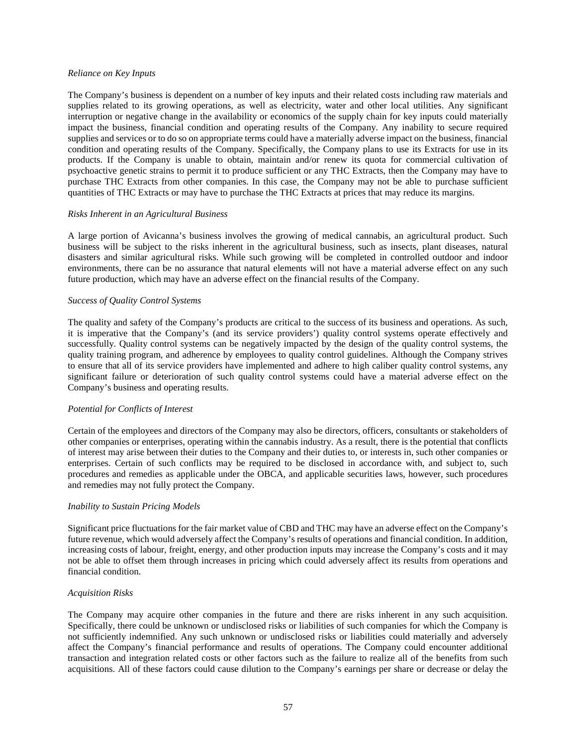*Reliance on Key Inputs*

The Company's business is dependent on a number of key inputs and their related costs including raw materials and supplies related to its growing operations, as well as electricity, water and other local utilities. Any significant interruption or negative change in the availability or economics of the supply chain for key inputs could materially impact the business, financial condition and operating results of the Company. Any inability to secure required supplies and services or to do so on appropriate terms could have a materially adverse impact on the business, financial condition and operating results of the Company. Specifically, the Company plans to use its Extracts for use in its products. If the Company is unable to obtain, maintain and/or renew its quota for commercial cultivation of psychoactive genetic strains to permit it to produce sufficient or any THC Extracts, then the Company may have to purchase THC Extracts from other companies. In this case, the Company may not be able to purchase sufficient quantities of THC Extracts or may have to purchase the THC Extracts at prices that may reduce its margins.

*Risks Inherent in an Agricultural Business*

A large portion of Avicanna's business involves the growing of medical cannabis, an agricultural product. Such business will be subject to the risks inherent in the agricultural business, such as insects, plant diseases, natural disasters and similar agricultural risks. While such growing will be completed in controlled outdoor and indoor environments, there can be no assurance that natural elements will not have a material adverse effect on any such future production, which may have an adverse effect on the financial results of the Company.

*Success of Quality Control Systems*

The quality and safety of the Company's products are critical to the success of its business and operations. As such, it is imperative that the Company's (and its service providers') quality control systems operate effectively and successfully. Quality control systems can be negatively impacted by the design of the quality control systems, the quality training program, and adherence by employees to quality control guidelines. Although the Company strives to ensure that all of its service providers have implemented and adhere to high caliber quality control systems, any significant failure or deterioration of such quality control systems could have a material adverse effect on the Company's business and operating results.

*Potential for Conflicts of Interest*

Certain of the employees and directors of the Company may also be directors, officers, consultants or stakeholders of other companies or enterprises, operating within the cannabis industry. As a result, there is the potential that conflicts of interest may arise between their duties to the Company and their duties to, or interests in, such other companies or enterprises. Certain of such conflicts may be required to be disclosed in accordance with, and subject to, such procedures and remedies as applicable under the OBCA, and applicable securities laws, however, such procedures and remedies may not fully protect the Company.

*Inability to Sustain Pricing Models*

Significant price fluctuations for the fair market value of CBD and THC may have an adverse effect on the Company's future revenue, which would adversely affect the Company's results of operations and financial condition. In addition, increasing costs of labour, freight, energy, and other production inputs may increase the Company's costs and it may not be able to offset them through increases in pricing which could adversely affect its results from operations and financial condition.

*Acquisition Risks*

The Company may acquire other companies in the future and there are risks inherent in any such acquisition. Specifically, there could be unknown or undisclosed risks or liabilities of such companies for which the Company is not sufficiently indemnified. Any such unknown or undisclosed risks or liabilities could materially and adversely affect the Company's financial performance and results of operations. The Company could encounter additional transaction and integration related costs or other factors such as the failure to realize all of the benefits from such acquisitions. All of these factors could cause dilution to the Company's earnings per share or decrease or delay the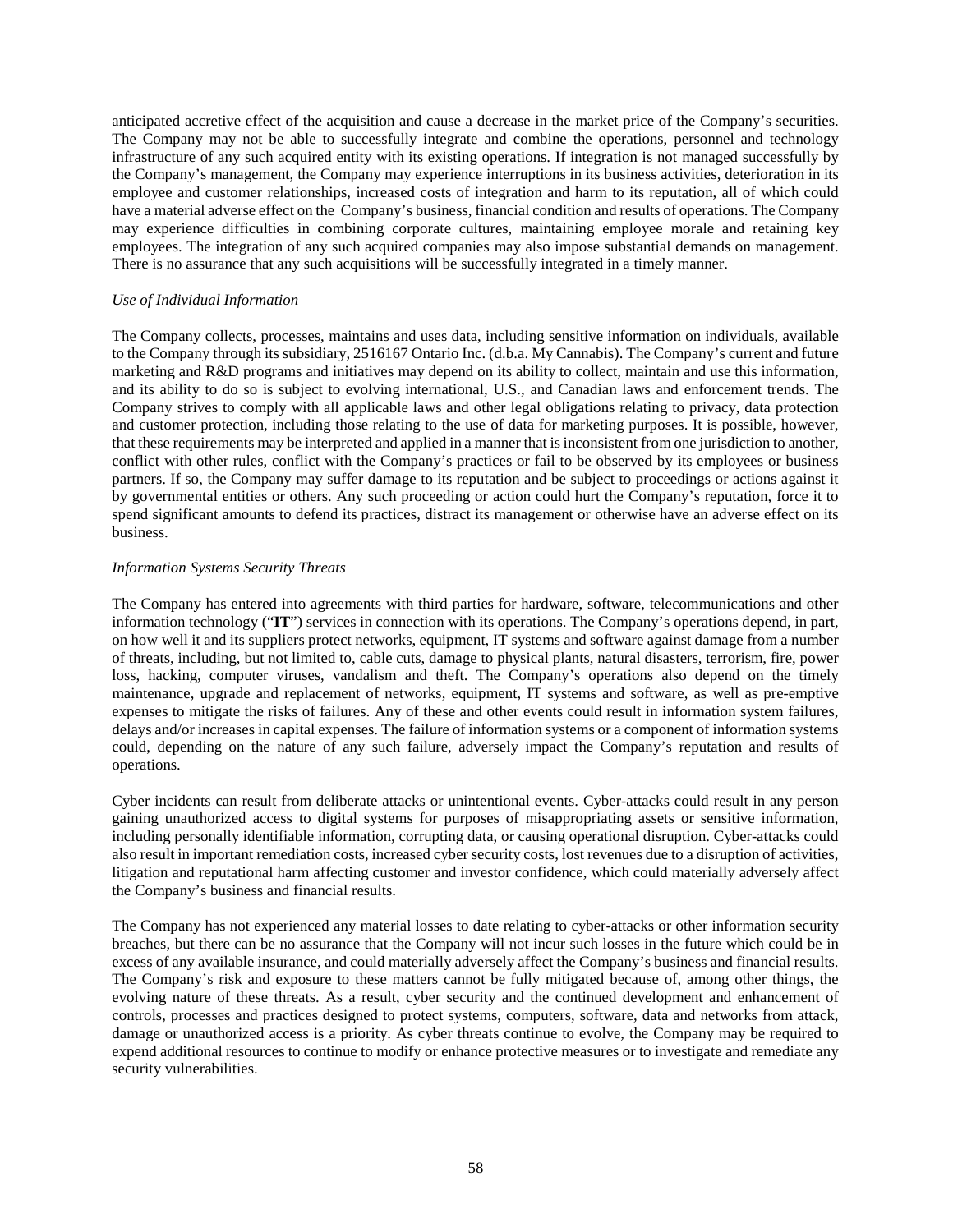anticipated accretive effect of the acquisition and cause a decrease in the market price of the Company's securities. The Company may not be able to successfully integrate and combine the operations, personnel and technology infrastructure of any such acquired entity with its existing operations. If integration is not managed successfully by the Company's management, the Company may experience interruptions in its business activities, deterioration in its employee and customer relationships, increased costs of integration and harm to its reputation, all of which could have a material adverse effect on the Company's business, financial condition and results of operations. The Company may experience difficulties in combining corporate cultures, maintaining employee morale and retaining key employees. The integration of any such acquired companies may also impose substantial demands on management. There is no assurance that any such acquisitions will be successfully integrated in a timely manner.

*Use of Individual Information*

The Company collects, processes, maintains and uses data, including sensitive information on individuals, available to the Company through its subsidiary, 2516167 Ontario Inc. (d.b.a. My Cannabis). The Company's current and future marketing and R&D programs and initiatives may depend on its ability to collect, maintain and use this information, and its ability to do so is subject to evolving international, U.S., and Canadian laws and enforcement trends. The Company strives to comply with all applicable laws and other legal obligations relating to privacy, data protection and customer protection, including those relating to the use of data for marketing purposes. It is possible, however, that these requirements may be interpreted and applied in a manner that is inconsistent from one jurisdiction to another, conflict with other rules, conflict with the Company's practices or fail to be observed by its employees or business partners. If so, the Company may suffer damage to its reputation and be subject to proceedings or actions against it by governmental entities or others. Any such proceeding or action could hurt the Company's reputation, force it to spend significant amounts to defend its practices, distract its management or otherwise have an adverse effect on its business.

*Information Systems Security Threats*

The Company has entered into agreements with third parties for hardware, software, telecommunications and other information technology ("**IT**") services in connection with its operations. The Company's operations depend, in part, on how well it and its suppliers protect networks, equipment, IT systems and software against damage from a number of threats, including, but not limited to, cable cuts, damage to physical plants, natural disasters, terrorism, fire, power loss, hacking, computer viruses, vandalism and theft. The Company's operations also depend on the timely maintenance, upgrade and replacement of networks, equipment, IT systems and software, as well as pre-emptive expenses to mitigate the risks of failures. Any of these and other events could result in information system failures, delays and/or increases in capital expenses. The failure of information systems or a component of information systems could, depending on the nature of any such failure, adversely impact the Company's reputation and results of operations.

Cyber incidents can result from deliberate attacks or unintentional events. Cyber-attacks could result in any person gaining unauthorized access to digital systems for purposes of misappropriating assets or sensitive information, including personally identifiable information, corrupting data, or causing operational disruption. Cyber-attacks could also result in important remediation costs, increased cyber security costs, lost revenues due to a disruption of activities, litigation and reputational harm affecting customer and investor confidence, which could materially adversely affect the Company's business and financial results.

The Company has not experienced any material losses to date relating to cyber-attacks or other information security breaches, but there can be no assurance that the Company will not incur such losses in the future which could be in excess of any available insurance, and could materially adversely affect the Company's business and financial results. The Company's risk and exposure to these matters cannot be fully mitigated because of, among other things, the evolving nature of these threats. As a result, cyber security and the continued development and enhancement of controls, processes and practices designed to protect systems, computers, software, data and networks from attack, damage or unauthorized access is a priority. As cyber threats continue to evolve, the Company may be required to expend additional resources to continue to modify or enhance protective measures or to investigate and remediate any security vulnerabilities.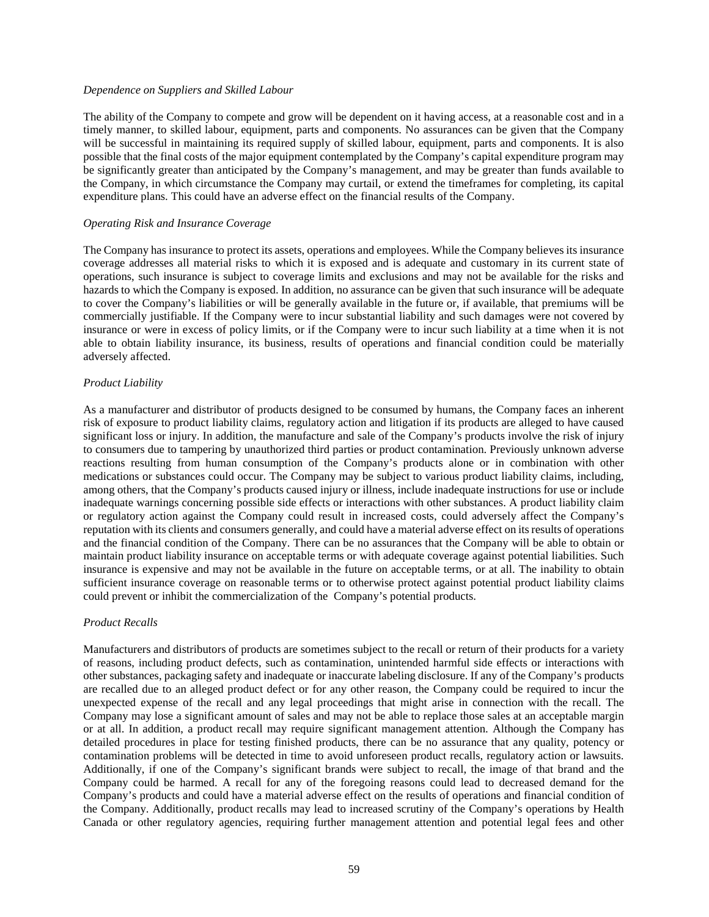*Dependence on Suppliers and Skilled Labour*

The ability of the Company to compete and grow will be dependent on it having access, at a reasonable cost and in a timely manner, to skilled labour, equipment, parts and components. No assurances can be given that the Company will be successful in maintaining its required supply of skilled labour, equipment, parts and components. It is also possible that the final costs of the major equipment contemplated by the Company's capital expenditure program may be significantly greater than anticipated by the Company's management, and may be greater than funds available to the Company, in which circumstance the Company may curtail, or extend the timeframes for completing, its capital expenditure plans. This could have an adverse effect on the financial results of the Company.

*Operating Risk and Insurance Coverage*

The Company has insurance to protect its assets, operations and employees. While the Company believes its insurance coverage addresses all material risks to which it is exposed and is adequate and customary in its current state of operations, such insurance is subject to coverage limits and exclusions and may not be available for the risks and hazards to which the Company is exposed. In addition, no assurance can be given that such insurance will be adequate to cover the Company's liabilities or will be generally available in the future or, if available, that premiums will be commercially justifiable. If the Company were to incur substantial liability and such damages were not covered by insurance or were in excess of policy limits, or if the Company were to incur such liability at a time when it is not able to obtain liability insurance, its business, results of operations and financial condition could be materially adversely affected.

*Product Liability*

As a manufacturer and distributor of products designed to be consumed by humans, the Company faces an inherent risk of exposure to product liability claims, regulatory action and litigation if its products are alleged to have caused significant loss or injury. In addition, the manufacture and sale of the Company's products involve the risk of injury to consumers due to tampering by unauthorized third parties or product contamination. Previously unknown adverse reactions resulting from human consumption of the Company's products alone or in combination with other medications or substances could occur. The Company may be subject to various product liability claims, including, among others, that the Company's products caused injury or illness, include inadequate instructions for use or include inadequate warnings concerning possible side effects or interactions with other substances. A product liability claim or regulatory action against the Company could result in increased costs, could adversely affect the Company's reputation with its clients and consumers generally, and could have a material adverse effect on its results of operations and the financial condition of the Company. There can be no assurances that the Company will be able to obtain or maintain product liability insurance on acceptable terms or with adequate coverage against potential liabilities. Such insurance is expensive and may not be available in the future on acceptable terms, or at all. The inability to obtain sufficient insurance coverage on reasonable terms or to otherwise protect against potential product liability claims could prevent or inhibit the commercialization of the Company's potential products.

*Product Recalls*

Manufacturers and distributors of products are sometimes subject to the recall or return of their products for a variety of reasons, including product defects, such as contamination, unintended harmful side effects or interactions with other substances, packaging safety and inadequate or inaccurate labeling disclosure. If any of the Company's products are recalled due to an alleged product defect or for any other reason, the Company could be required to incur the unexpected expense of the recall and any legal proceedings that might arise in connection with the recall. The Company may lose a significant amount of sales and may not be able to replace those sales at an acceptable margin or at all. In addition, a product recall may require significant management attention. Although the Company has detailed procedures in place for testing finished products, there can be no assurance that any quality, potency or contamination problems will be detected in time to avoid unforeseen product recalls, regulatory action or lawsuits. Additionally, if one of the Company's significant brands were subject to recall, the image of that brand and the Company could be harmed. A recall for any of the foregoing reasons could lead to decreased demand for the Company's products and could have a material adverse effect on the results of operations and financial condition of the Company. Additionally, product recalls may lead to increased scrutiny of the Company's operations by Health Canada or other regulatory agencies, requiring further management attention and potential legal fees and other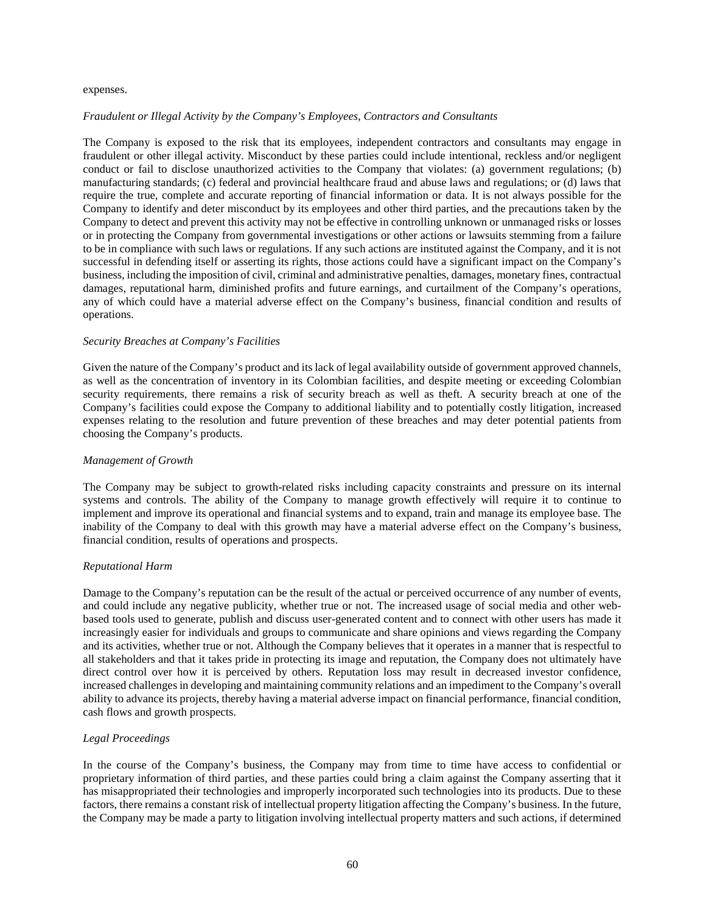expenses.

*Fraudulent or Illegal Activity by the Company's Employees, Contractors and Consultants*

The Company is exposed to the risk that its employees, independent contractors and consultants may engage in fraudulent or other illegal activity. Misconduct by these parties could include intentional, reckless and/or negligent conduct or fail to disclose unauthorized activities to the Company that violates: (a) government regulations; (b) manufacturing standards; (c) federal and provincial healthcare fraud and abuse laws and regulations; or (d) laws that require the true, complete and accurate reporting of financial information or data. It is not always possible for the Company to identify and deter misconduct by its employees and other third parties, and the precautions taken by the Company to detect and prevent this activity may not be effective in controlling unknown or unmanaged risks or losses or in protecting the Company from governmental investigations or other actions or lawsuits stemming from a failure to be in compliance with such laws or regulations. If any such actions are instituted against the Company, and it is not successful in defending itself or asserting its rights, those actions could have a significant impact on the Company's business, including the imposition of civil, criminal and administrative penalties, damages, monetary fines, contractual damages, reputational harm, diminished profits and future earnings, and curtailment of the Company's operations, any of which could have a material adverse effect on the Company's business, financial condition and results of operations.

*Security Breaches at Company's Facilities*

Given the nature of the Company's product and its lack of legal availability outside of government approved channels, as well as the concentration of inventory in its Colombian facilities, and despite meeting or exceeding Colombian security requirements, there remains a risk of security breach as well as theft. A security breach at one of the Company's facilities could expose the Company to additional liability and to potentially costly litigation, increased expenses relating to the resolution and future prevention of these breaches and may deter potential patients from choosing the Company's products.

*Management of Growth*

The Company may be subject to growth-related risks including capacity constraints and pressure on its internal systems and controls. The ability of the Company to manage growth effectively will require it to continue to implement and improve its operational and financial systems and to expand, train and manage its employee base. The inability of the Company to deal with this growth may have a material adverse effect on the Company's business, financial condition, results of operations and prospects.

*Reputational Harm*

Damage to the Company's reputation can be the result of the actual or perceived occurrence of any number of events, and could include any negative publicity, whether true or not. The increased usage of social media and other web-based tools used to generate, publish and discuss user-generated content and to connect with other users has made it increasingly easier for individuals and groups to communicate and share opinions and views regarding the Company and its activities, whether true or not. Although the Company believes that it operates in a manner that is respectful to all stakeholders and that it takes pride in protecting its image and reputation, the Company does not ultimately have direct control over how it is perceived by others. Reputation loss may result in decreased investor confidence, increased challenges in developing and maintaining community relations and an impediment to the Company's overall ability to advance its projects, thereby having a material adverse impact on financial performance, financial condition, cash flows and growth prospects.

*Legal Proceedings*

In the course of the Company's business, the Company may from time to time have access to confidential or proprietary information of third parties, and these parties could bring a claim against the Company asserting that it has misappropriated their technologies and improperly incorporated such technologies into its products. Due to these factors, there remains a constant risk of intellectual property litigation affecting the Company's business. In the future, the Company may be made a party to litigation involving intellectual property matters and such actions, if determined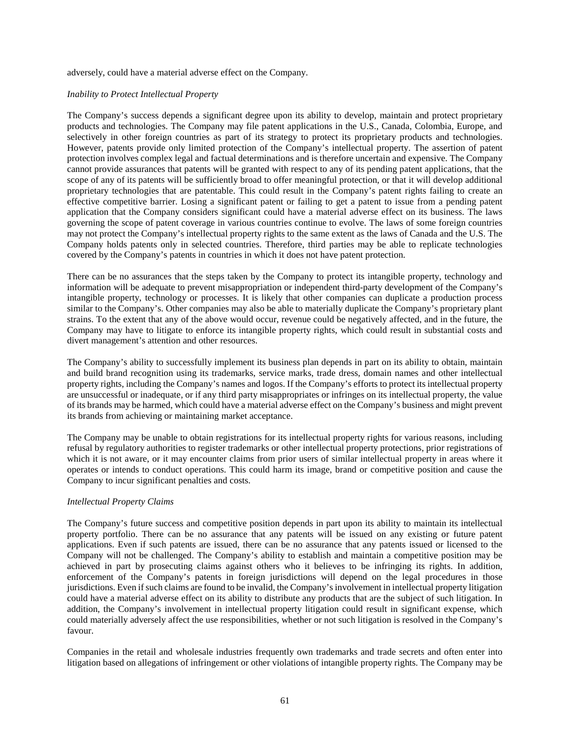adversely, could have a material adverse effect on the Company.

*Inability to Protect Intellectual Property*

The Company's success depends a significant degree upon its ability to develop, maintain and protect proprietary products and technologies. The Company may file patent applications in the U.S., Canada, Colombia, Europe, and selectively in other foreign countries as part of its strategy to protect its proprietary products and technologies. However, patents provide only limited protection of the Company's intellectual property. The assertion of patent protection involves complex legal and factual determinations and is therefore uncertain and expensive. The Company cannot provide assurances that patents will be granted with respect to any of its pending patent applications, that the scope of any of its patents will be sufficiently broad to offer meaningful protection, or that it will develop additional proprietary technologies that are patentable. This could result in the Company's patent rights failing to create an effective competitive barrier. Losing a significant patent or failing to get a patent to issue from a pending patent application that the Company considers significant could have a material adverse effect on its business. The laws governing the scope of patent coverage in various countries continue to evolve. The laws of some foreign countries may not protect the Company's intellectual property rights to the same extent as the laws of Canada and the U.S. The Company holds patents only in selected countries. Therefore, third parties may be able to replicate technologies covered by the Company's patents in countries in which it does not have patent protection.

There can be no assurances that the steps taken by the Company to protect its intangible property, technology and information will be adequate to prevent misappropriation or independent third-party development of the Company's intangible property, technology or processes. It is likely that other companies can duplicate a production process similar to the Company's. Other companies may also be able to materially duplicate the Company's proprietary plant strains. To the extent that any of the above would occur, revenue could be negatively affected, and in the future, the Company may have to litigate to enforce its intangible property rights, which could result in substantial costs and divert management's attention and other resources.

The Company's ability to successfully implement its business plan depends in part on its ability to obtain, maintain and build brand recognition using its trademarks, service marks, trade dress, domain names and other intellectual property rights, including the Company's names and logos. If the Company's efforts to protect its intellectual property are unsuccessful or inadequate, or if any third party misappropriates or infringes on its intellectual property, the value of its brands may be harmed, which could have a material adverse effect on the Company's business and might prevent its brands from achieving or maintaining market acceptance.

The Company may be unable to obtain registrations for its intellectual property rights for various reasons, including refusal by regulatory authorities to register trademarks or other intellectual property protections, prior registrations of which it is not aware, or it may encounter claims from prior users of similar intellectual property in areas where it operates or intends to conduct operations. This could harm its image, brand or competitive position and cause the Company to incur significant penalties and costs.

*Intellectual Property Claims*

The Company's future success and competitive position depends in part upon its ability to maintain its intellectual property portfolio. There can be no assurance that any patents will be issued on any existing or future patent applications. Even if such patents are issued, there can be no assurance that any patents issued or licensed to the Company will not be challenged. The Company's ability to establish and maintain a competitive position may be achieved in part by prosecuting claims against others who it believes to be infringing its rights. In addition, enforcement of the Company's patents in foreign jurisdictions will depend on the legal procedures in those jurisdictions. Even if such claims are found to be invalid, the Company's involvement in intellectual property litigation could have a material adverse effect on its ability to distribute any products that are the subject of such litigation. In addition, the Company's involvement in intellectual property litigation could result in significant expense, which could materially adversely affect the use responsibilities, whether or not such litigation is resolved in the Company's favour.

Companies in the retail and wholesale industries frequently own trademarks and trade secrets and often enter into litigation based on allegations of infringement or other violations of intangible property rights. The Company may be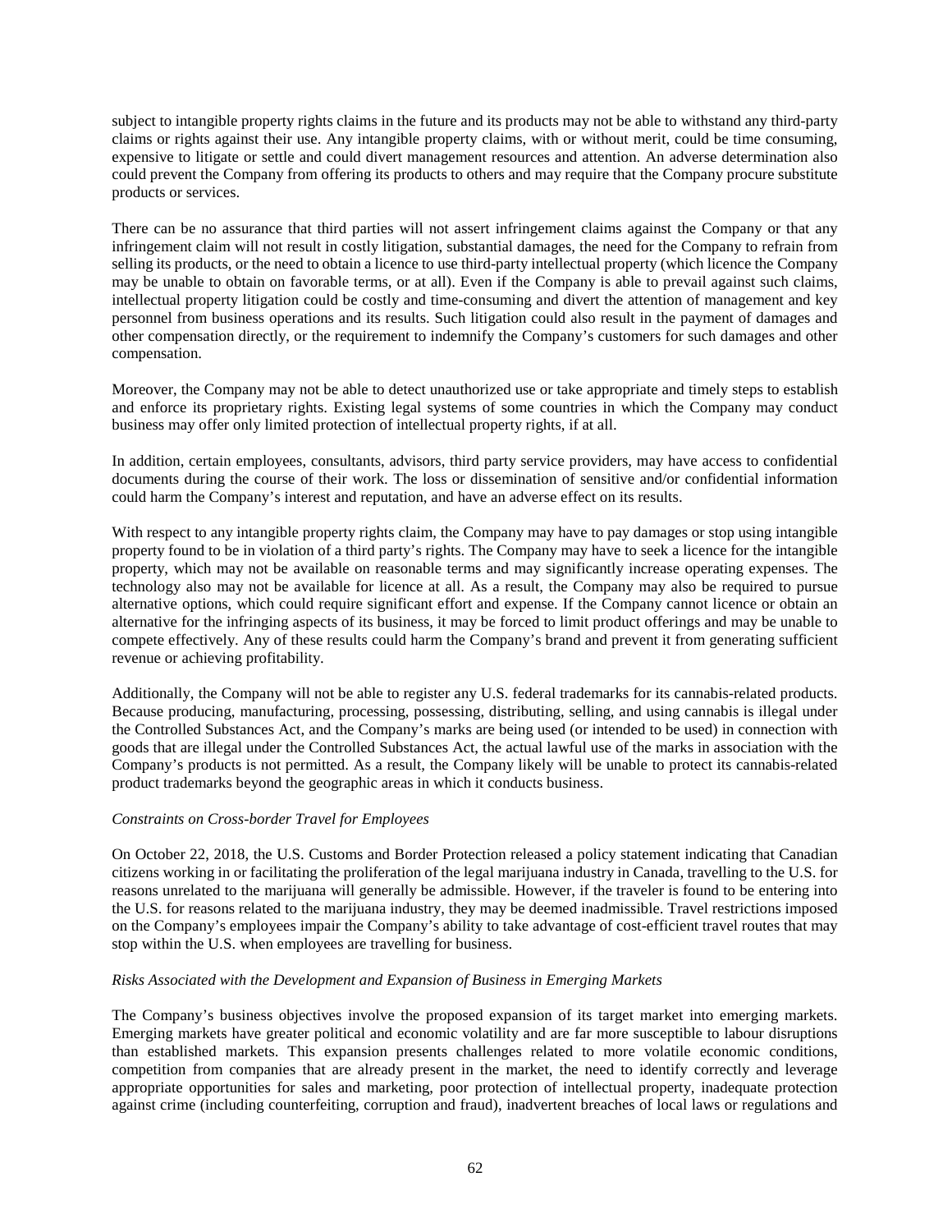subject to intangible property rights claims in the future and its products may not be able to withstand any third-party claims or rights against their use. Any intangible property claims, with or without merit, could be time consuming, expensive to litigate or settle and could divert management resources and attention. An adverse determination also could prevent the Company from offering its products to others and may require that the Company procure substitute products or services.

There can be no assurance that third parties will not assert infringement claims against the Company or that any infringement claim will not result in costly litigation, substantial damages, the need for the Company to refrain from selling its products, or the need to obtain a licence to use third-party intellectual property (which licence the Company may be unable to obtain on favorable terms, or at all). Even if the Company is able to prevail against such claims, intellectual property litigation could be costly and time-consuming and divert the attention of management and key personnel from business operations and its results. Such litigation could also result in the payment of damages and other compensation directly, or the requirement to indemnify the Company's customers for such damages and other compensation.

Moreover, the Company may not be able to detect unauthorized use or take appropriate and timely steps to establish and enforce its proprietary rights. Existing legal systems of some countries in which the Company may conduct business may offer only limited protection of intellectual property rights, if at all.

In addition, certain employees, consultants, advisors, third party service providers, may have access to confidential documents during the course of their work. The loss or dissemination of sensitive and/or confidential information could harm the Company's interest and reputation, and have an adverse effect on its results.

With respect to any intangible property rights claim, the Company may have to pay damages or stop using intangible property found to be in violation of a third party's rights. The Company may have to seek a licence for the intangible property, which may not be available on reasonable terms and may significantly increase operating expenses. The technology also may not be available for licence at all. As a result, the Company may also be required to pursue alternative options, which could require significant effort and expense. If the Company cannot licence or obtain an alternative for the infringing aspects of its business, it may be forced to limit product offerings and may be unable to compete effectively. Any of these results could harm the Company's brand and prevent it from generating sufficient revenue or achieving profitability.

Additionally, the Company will not be able to register any U.S. federal trademarks for its cannabis-related products. Because producing, manufacturing, processing, possessing, distributing, selling, and using cannabis is illegal under the Controlled Substances Act, and the Company's marks are being used (or intended to be used) in connection with goods that are illegal under the Controlled Substances Act, the actual lawful use of the marks in association with the Company's products is not permitted. As a result, the Company likely will be unable to protect its cannabis-related product trademarks beyond the geographic areas in which it conducts business.

*Constraints on Cross-border Travel for Employees*

On October 22, 2018, the U.S. Customs and Border Protection released a policy statement indicating that Canadian citizens working in or facilitating the proliferation of the legal marijuana industry in Canada, travelling to the U.S. for reasons unrelated to the marijuana will generally be admissible. However, if the traveler is found to be entering into the U.S. for reasons related to the marijuana industry, they may be deemed inadmissible. Travel restrictions imposed on the Company's employees impair the Company's ability to take advantage of cost-efficient travel routes that may stop within the U.S. when employees are travelling for business.

*Risks Associated with the Development and Expansion of Business in Emerging Markets*

The Company's business objectives involve the proposed expansion of its target market into emerging markets. Emerging markets have greater political and economic volatility and are far more susceptible to labour disruptions than established markets. This expansion presents challenges related to more volatile economic conditions, competition from companies that are already present in the market, the need to identify correctly and leverage appropriate opportunities for sales and marketing, poor protection of intellectual property, inadequate protection against crime (including counterfeiting, corruption and fraud), inadvertent breaches of local laws or regulations and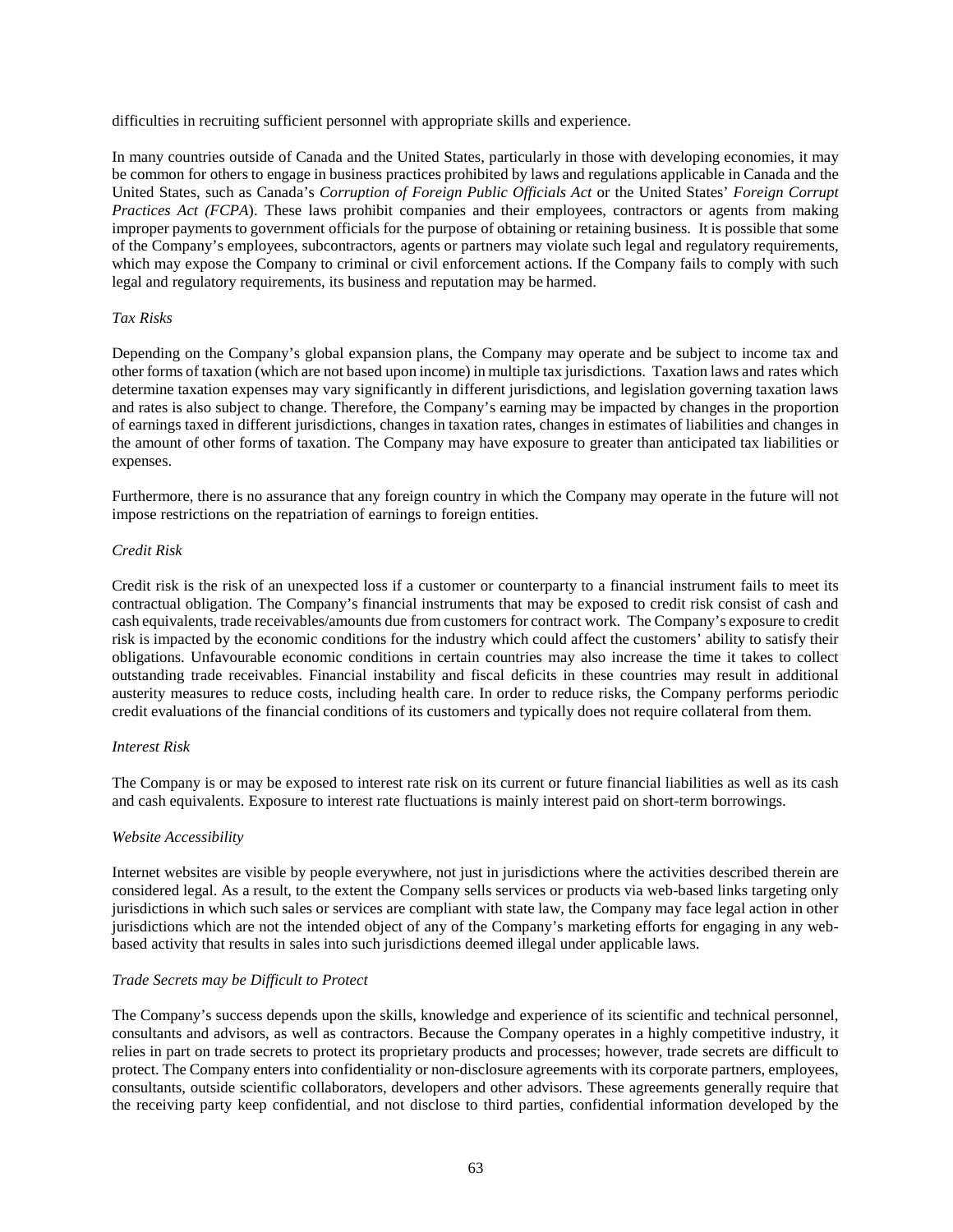difficulties in recruiting sufficient personnel with appropriate skills and experience.

In many countries outside of Canada and the United States, particularly in those with developing economies, it may be common for others to engage in business practices prohibited by laws and regulations applicable in Canada and the United States, such as Canada's *Corruption of Foreign Public Officials Act* or the United States' *Foreign Corrupt Practices Act (FCPA*). These laws prohibit companies and their employees, contractors or agents from making improper payments to government officials for the purpose of obtaining or retaining business. It is possible that some of the Company's employees, subcontractors, agents or partners may violate such legal and regulatory requirements, which may expose the Company to criminal or civil enforcement actions. If the Company fails to comply with such legal and regulatory requirements, its business and reputation may be harmed.

*Tax Risks*

Depending on the Company's global expansion plans, the Company may operate and be subject to income tax and other forms of taxation (which are not based upon income) in multiple tax jurisdictions. Taxation laws and rates which determine taxation expenses may vary significantly in different jurisdictions, and legislation governing taxation laws and rates is also subject to change. Therefore, the Company's earning may be impacted by changes in the proportion of earnings taxed in different jurisdictions, changes in taxation rates, changes in estimates of liabilities and changes in the amount of other forms of taxation. The Company may have exposure to greater than anticipated tax liabilities or expenses.

Furthermore, there is no assurance that any foreign country in which the Company may operate in the future will not impose restrictions on the repatriation of earnings to foreign entities.

*Credit Risk*

Credit risk is the risk of an unexpected loss if a customer or counterparty to a financial instrument fails to meet its contractual obligation. The Company's financial instruments that may be exposed to credit risk consist of cash and cash equivalents, trade receivables/amounts due from customers for contract work. The Company's exposure to credit risk is impacted by the economic conditions for the industry which could affect the customers' ability to satisfy their obligations. Unfavourable economic conditions in certain countries may also increase the time it takes to collect outstanding trade receivables. Financial instability and fiscal deficits in these countries may result in additional austerity measures to reduce costs, including health care. In order to reduce risks, the Company performs periodic credit evaluations of the financial conditions of its customers and typically does not require collateral from them.

*Interest Risk*

The Company is or may be exposed to interest rate risk on its current or future financial liabilities as well as its cash and cash equivalents. Exposure to interest rate fluctuations is mainly interest paid on short-term borrowings.

*Website Accessibility*

Internet websites are visible by people everywhere, not just in jurisdictions where the activities described therein are considered legal. As a result, to the extent the Company sells services or products via web-based links targeting only jurisdictions in which such sales or services are compliant with state law, the Company may face legal action in other jurisdictions which are not the intended object of any of the Company's marketing efforts for engaging in any web-based activity that results in sales into such jurisdictions deemed illegal under applicable laws.

*Trade Secrets may be Difficult to Protect*

The Company's success depends upon the skills, knowledge and experience of its scientific and technical personnel, consultants and advisors, as well as contractors. Because the Company operates in a highly competitive industry, it relies in part on trade secrets to protect its proprietary products and processes; however, trade secrets are difficult to protect. The Company enters into confidentiality or non-disclosure agreements with its corporate partners, employees, consultants, outside scientific collaborators, developers and other advisors. These agreements generally require that the receiving party keep confidential, and not disclose to third parties, confidential information developed by the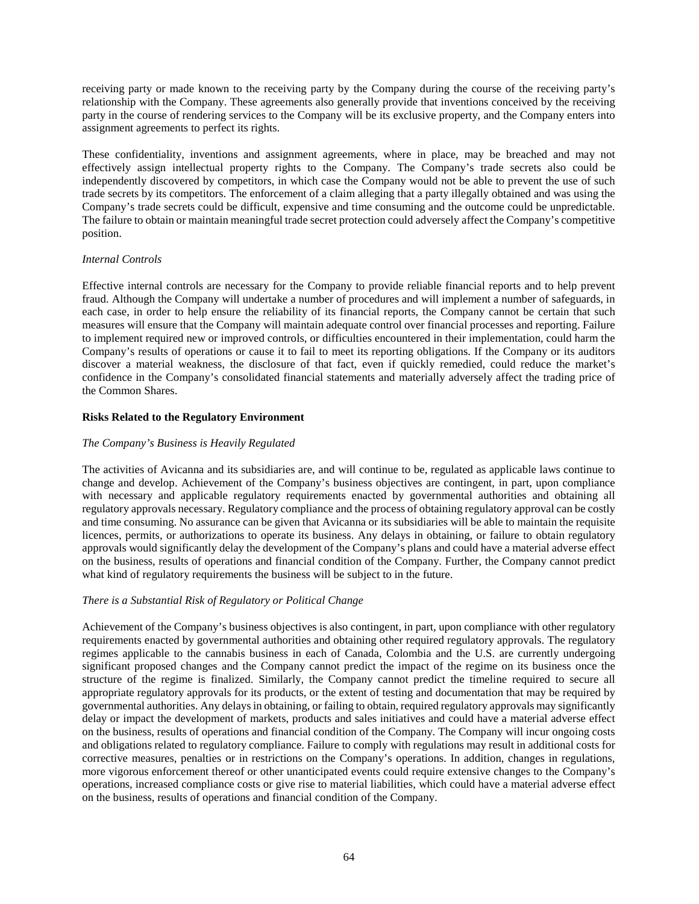receiving party or made known to the receiving party by the Company during the course of the receiving party's relationship with the Company. These agreements also generally provide that inventions conceived by the receiving party in the course of rendering services to the Company will be its exclusive property, and the Company enters into assignment agreements to perfect its rights.

These confidentiality, inventions and assignment agreements, where in place, may be breached and may not effectively assign intellectual property rights to the Company. The Company's trade secrets also could be independently discovered by competitors, in which case the Company would not be able to prevent the use of such trade secrets by its competitors. The enforcement of a claim alleging that a party illegally obtained and was using the Company's trade secrets could be difficult, expensive and time consuming and the outcome could be unpredictable. The failure to obtain or maintain meaningful trade secret protection could adversely affect the Company's competitive position.

*Internal Controls*

Effective internal controls are necessary for the Company to provide reliable financial reports and to help prevent fraud. Although the Company will undertake a number of procedures and will implement a number of safeguards, in each case, in order to help ensure the reliability of its financial reports, the Company cannot be certain that such measures will ensure that the Company will maintain adequate control over financial processes and reporting. Failure to implement required new or improved controls, or difficulties encountered in their implementation, could harm the Company's results of operations or cause it to fail to meet its reporting obligations. If the Company or its auditors discover a material weakness, the disclosure of that fact, even if quickly remedied, could reduce the market's confidence in the Company's consolidated financial statements and materially adversely affect the trading price of the Common Shares.

**Risks Related to the Regulatory Environment**

*The Company's Business is Heavily Regulated*

The activities of Avicanna and its subsidiaries are, and will continue to be, regulated as applicable laws continue to change and develop. Achievement of the Company's business objectives are contingent, in part, upon compliance with necessary and applicable regulatory requirements enacted by governmental authorities and obtaining all regulatory approvals necessary. Regulatory compliance and the process of obtaining regulatory approval can be costly and time consuming. No assurance can be given that Avicanna or its subsidiaries will be able to maintain the requisite licences, permits, or authorizations to operate its business. Any delays in obtaining, or failure to obtain regulatory approvals would significantly delay the development of the Company's plans and could have a material adverse effect on the business, results of operations and financial condition of the Company. Further, the Company cannot predict what kind of regulatory requirements the business will be subject to in the future.

*There is a Substantial Risk of Regulatory or Political Change*

Achievement of the Company's business objectives is also contingent, in part, upon compliance with other regulatory requirements enacted by governmental authorities and obtaining other required regulatory approvals. The regulatory regimes applicable to the cannabis business in each of Canada, Colombia and the U.S. are currently undergoing significant proposed changes and the Company cannot predict the impact of the regime on its business once the structure of the regime is finalized. Similarly, the Company cannot predict the timeline required to secure all appropriate regulatory approvals for its products, or the extent of testing and documentation that may be required by governmental authorities. Any delays in obtaining, or failing to obtain, required regulatory approvals may significantly delay or impact the development of markets, products and sales initiatives and could have a material adverse effect on the business, results of operations and financial condition of the Company. The Company will incur ongoing costs and obligations related to regulatory compliance. Failure to comply with regulations may result in additional costs for corrective measures, penalties or in restrictions on the Company's operations. In addition, changes in regulations, more vigorous enforcement thereof or other unanticipated events could require extensive changes to the Company's operations, increased compliance costs or give rise to material liabilities, which could have a material adverse effect on the business, results of operations and financial condition of the Company.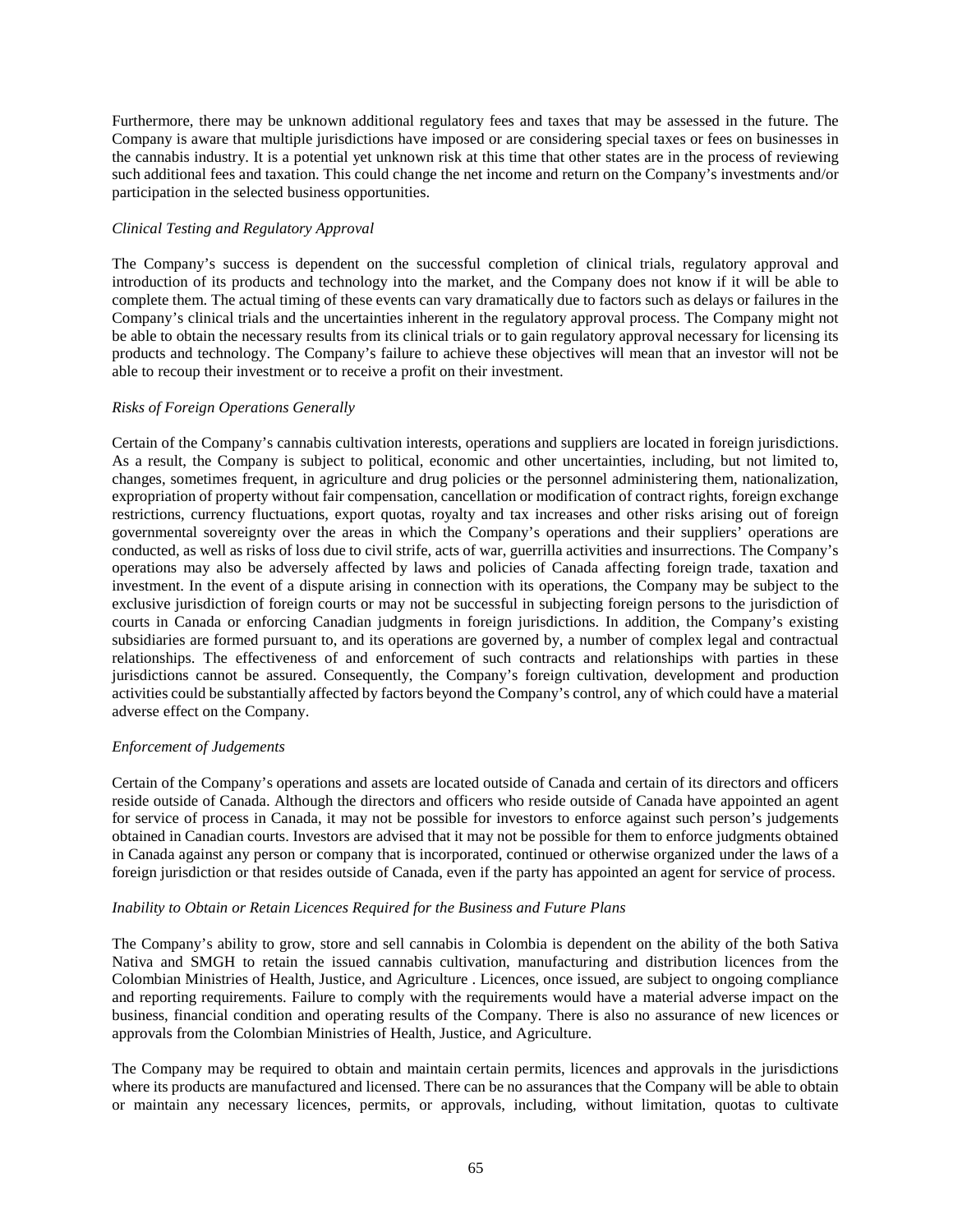Furthermore, there may be unknown additional regulatory fees and taxes that may be assessed in the future. The Company is aware that multiple jurisdictions have imposed or are considering special taxes or fees on businesses in the cannabis industry. It is a potential yet unknown risk at this time that other states are in the process of reviewing such additional fees and taxation. This could change the net income and return on the Company's investments and/or participation in the selected business opportunities.

*Clinical Testing and Regulatory Approval*

The Company's success is dependent on the successful completion of clinical trials, regulatory approval and introduction of its products and technology into the market, and the Company does not know if it will be able to complete them. The actual timing of these events can vary dramatically due to factors such as delays or failures in the Company's clinical trials and the uncertainties inherent in the regulatory approval process. The Company might not be able to obtain the necessary results from its clinical trials or to gain regulatory approval necessary for licensing its products and technology. The Company's failure to achieve these objectives will mean that an investor will not be able to recoup their investment or to receive a profit on their investment.

*Risks of Foreign Operations Generally*

Certain of the Company's cannabis cultivation interests, operations and suppliers are located in foreign jurisdictions. As a result, the Company is subject to political, economic and other uncertainties, including, but not limited to, changes, sometimes frequent, in agriculture and drug policies or the personnel administering them, nationalization, expropriation of property without fair compensation, cancellation or modification of contract rights, foreign exchange restrictions, currency fluctuations, export quotas, royalty and tax increases and other risks arising out of foreign governmental sovereignty over the areas in which the Company's operations and their suppliers' operations are conducted, as well as risks of loss due to civil strife, acts of war, guerrilla activities and insurrections. The Company's operations may also be adversely affected by laws and policies of Canada affecting foreign trade, taxation and investment. In the event of a dispute arising in connection with its operations, the Company may be subject to the exclusive jurisdiction of foreign courts or may not be successful in subjecting foreign persons to the jurisdiction of courts in Canada or enforcing Canadian judgments in foreign jurisdictions. In addition, the Company's existing subsidiaries are formed pursuant to, and its operations are governed by, a number of complex legal and contractual relationships. The effectiveness of and enforcement of such contracts and relationships with parties in these jurisdictions cannot be assured. Consequently, the Company's foreign cultivation, development and production activities could be substantially affected by factors beyond the Company's control, any of which could have a material adverse effect on the Company.

*Enforcement of Judgements*

Certain of the Company's operations and assets are located outside of Canada and certain of its directors and officers reside outside of Canada. Although the directors and officers who reside outside of Canada have appointed an agent for service of process in Canada, it may not be possible for investors to enforce against such person's judgements obtained in Canadian courts. Investors are advised that it may not be possible for them to enforce judgments obtained in Canada against any person or company that is incorporated, continued or otherwise organized under the laws of a foreign jurisdiction or that resides outside of Canada, even if the party has appointed an agent for service of process.

*Inability to Obtain or Retain Licences Required for the Business and Future Plans*

The Company's ability to grow, store and sell cannabis in Colombia is dependent on the ability of the both Sativa Nativa and SMGH to retain the issued cannabis cultivation, manufacturing and distribution licences from the Colombian Ministries of Health, Justice, and Agriculture . Licences, once issued, are subject to ongoing compliance and reporting requirements. Failure to comply with the requirements would have a material adverse impact on the business, financial condition and operating results of the Company. There is also no assurance of new licences or approvals from the Colombian Ministries of Health, Justice, and Agriculture.

The Company may be required to obtain and maintain certain permits, licences and approvals in the jurisdictions where its products are manufactured and licensed. There can be no assurances that the Company will be able to obtain or maintain any necessary licences, permits, or approvals, including, without limitation, quotas to cultivate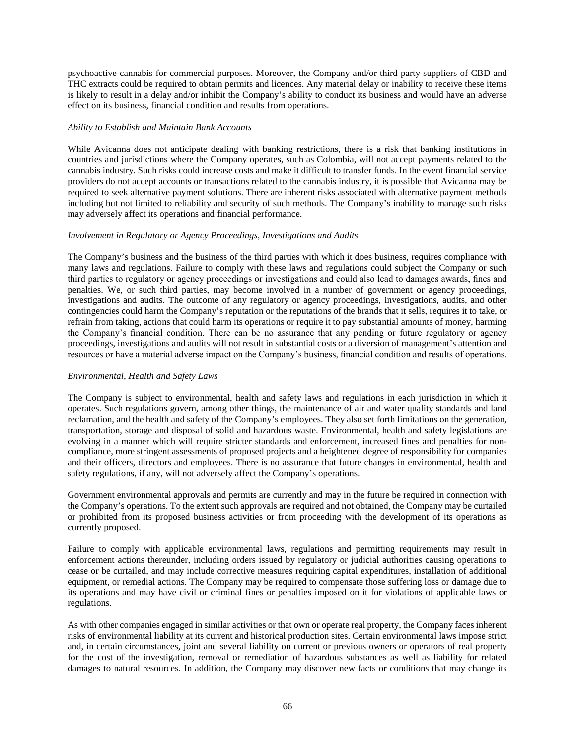psychoactive cannabis for commercial purposes. Moreover, the Company and/or third party suppliers of CBD and THC extracts could be required to obtain permits and licences. Any material delay or inability to receive these items is likely to result in a delay and/or inhibit the Company's ability to conduct its business and would have an adverse effect on its business, financial condition and results from operations.

*Ability to Establish and Maintain Bank Accounts*

While Avicanna does not anticipate dealing with banking restrictions, there is a risk that banking institutions in countries and jurisdictions where the Company operates, such as Colombia, will not accept payments related to the cannabis industry. Such risks could increase costs and make it difficult to transfer funds. In the event financial service providers do not accept accounts or transactions related to the cannabis industry, it is possible that Avicanna may be required to seek alternative payment solutions. There are inherent risks associated with alternative payment methods including but not limited to reliability and security of such methods. The Company's inability to manage such risks may adversely affect its operations and financial performance.

*Involvement in Regulatory or Agency Proceedings, Investigations and Audits*

The Company's business and the business of the third parties with which it does business, requires compliance with many laws and regulations. Failure to comply with these laws and regulations could subject the Company or such third parties to regulatory or agency proceedings or investigations and could also lead to damages awards, fines and penalties. We, or such third parties, may become involved in a number of government or agency proceedings, investigations and audits. The outcome of any regulatory or agency proceedings, investigations, audits, and other contingencies could harm the Company's reputation or the reputations of the brands that it sells, requires it to take, or refrain from taking, actions that could harm its operations or require it to pay substantial amounts of money, harming the Company's financial condition. There can be no assurance that any pending or future regulatory or agency proceedings, investigations and audits will not result in substantial costs or a diversion of management's attention and resources or have a material adverse impact on the Company's business, financial condition and results of operations.

*Environmental, Health and Safety Laws*

The Company is subject to environmental, health and safety laws and regulations in each jurisdiction in which it operates. Such regulations govern, among other things, the maintenance of air and water quality standards and land reclamation, and the health and safety of the Company's employees. They also set forth limitations on the generation, transportation, storage and disposal of solid and hazardous waste. Environmental, health and safety legislations are evolving in a manner which will require stricter standards and enforcement, increased fines and penalties for non-compliance, more stringent assessments of proposed projects and a heightened degree of responsibility for companies and their officers, directors and employees. There is no assurance that future changes in environmental, health and safety regulations, if any, will not adversely affect the Company's operations.

Government environmental approvals and permits are currently and may in the future be required in connection with the Company's operations. To the extent such approvals are required and not obtained, the Company may be curtailed or prohibited from its proposed business activities or from proceeding with the development of its operations as currently proposed.

Failure to comply with applicable environmental laws, regulations and permitting requirements may result in enforcement actions thereunder, including orders issued by regulatory or judicial authorities causing operations to cease or be curtailed, and may include corrective measures requiring capital expenditures, installation of additional equipment, or remedial actions. The Company may be required to compensate those suffering loss or damage due to its operations and may have civil or criminal fines or penalties imposed on it for violations of applicable laws or regulations.

As with other companies engaged in similar activities or that own or operate real property, the Company faces inherent risks of environmental liability at its current and historical production sites. Certain environmental laws impose strict and, in certain circumstances, joint and several liability on current or previous owners or operators of real property for the cost of the investigation, removal or remediation of hazardous substances as well as liability for related damages to natural resources. In addition, the Company may discover new facts or conditions that may change its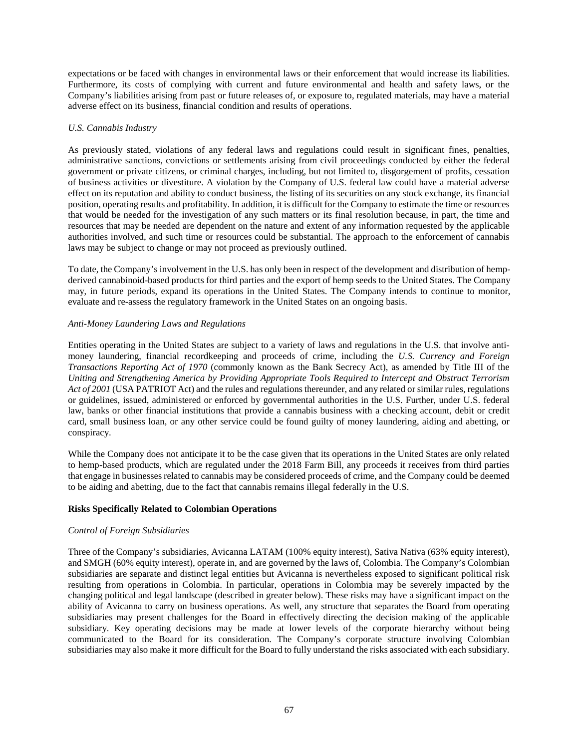expectations or be faced with changes in environmental laws or their enforcement that would increase its liabilities. Furthermore, its costs of complying with current and future environmental and health and safety laws, or the Company's liabilities arising from past or future releases of, or exposure to, regulated materials, may have a material adverse effect on its business, financial condition and results of operations.

*U.S. Cannabis Industry*

As previously stated, violations of any federal laws and regulations could result in significant fines, penalties, administrative sanctions, convictions or settlements arising from civil proceedings conducted by either the federal government or private citizens, or criminal charges, including, but not limited to, disgorgement of profits, cessation of business activities or divestiture. A violation by the Company of U.S. federal law could have a material adverse effect on its reputation and ability to conduct business, the listing of its securities on any stock exchange, its financial position, operating results and profitability. In addition, it is difficult for the Company to estimate the time or resources that would be needed for the investigation of any such matters or its final resolution because, in part, the time and resources that may be needed are dependent on the nature and extent of any information requested by the applicable authorities involved, and such time or resources could be substantial. The approach to the enforcement of cannabis laws may be subject to change or may not proceed as previously outlined.

To date, the Company's involvement in the U.S. has only been in respect of the development and distribution of hemp-derived cannabinoid-based products for third parties and the export of hemp seeds to the United States. The Company may, in future periods, expand its operations in the United States. The Company intends to continue to monitor, evaluate and re-assess the regulatory framework in the United States on an ongoing basis.

*Anti-Money Laundering Laws and Regulations*

Entities operating in the United States are subject to a variety of laws and regulations in the U.S. that involve anti-money laundering, financial recordkeeping and proceeds of crime, including the *U.S. Currency and Foreign Transactions Reporting Act of 1970* (commonly known as the Bank Secrecy Act), as amended by Title III of the *Uniting and Strengthening America by Providing Appropriate Tools Required to Intercept and Obstruct Terrorism Act of 2001* (USA PATRIOT Act) and the rules and regulations thereunder, and any related or similar rules, regulations or guidelines, issued, administered or enforced by governmental authorities in the U.S. Further, under U.S. federal law, banks or other financial institutions that provide a cannabis business with a checking account, debit or credit card, small business loan, or any other service could be found guilty of money laundering, aiding and abetting, or conspiracy.

While the Company does not anticipate it to be the case given that its operations in the United States are only related to hemp-based products, which are regulated under the 2018 Farm Bill, any proceeds it receives from third parties that engage in businesses related to cannabis may be considered proceeds of crime, and the Company could be deemed to be aiding and abetting, due to the fact that cannabis remains illegal federally in the U.S.

**Risks Specifically Related to Colombian Operations**

*Control of Foreign Subsidiaries*

Three of the Company's subsidiaries, Avicanna LATAM (100% equity interest), Sativa Nativa (63% equity interest), and SMGH (60% equity interest), operate in, and are governed by the laws of, Colombia. The Company's Colombian subsidiaries are separate and distinct legal entities but Avicanna is nevertheless exposed to significant political risk resulting from operations in Colombia. In particular, operations in Colombia may be severely impacted by the changing political and legal landscape (described in greater below). These risks may have a significant impact on the ability of Avicanna to carry on business operations. As well, any structure that separates the Board from operating subsidiaries may present challenges for the Board in effectively directing the decision making of the applicable subsidiary. Key operating decisions may be made at lower levels of the corporate hierarchy without being communicated to the Board for its consideration. The Company's corporate structure involving Colombian subsidiaries may also make it more difficult for the Board to fully understand the risks associated with each subsidiary.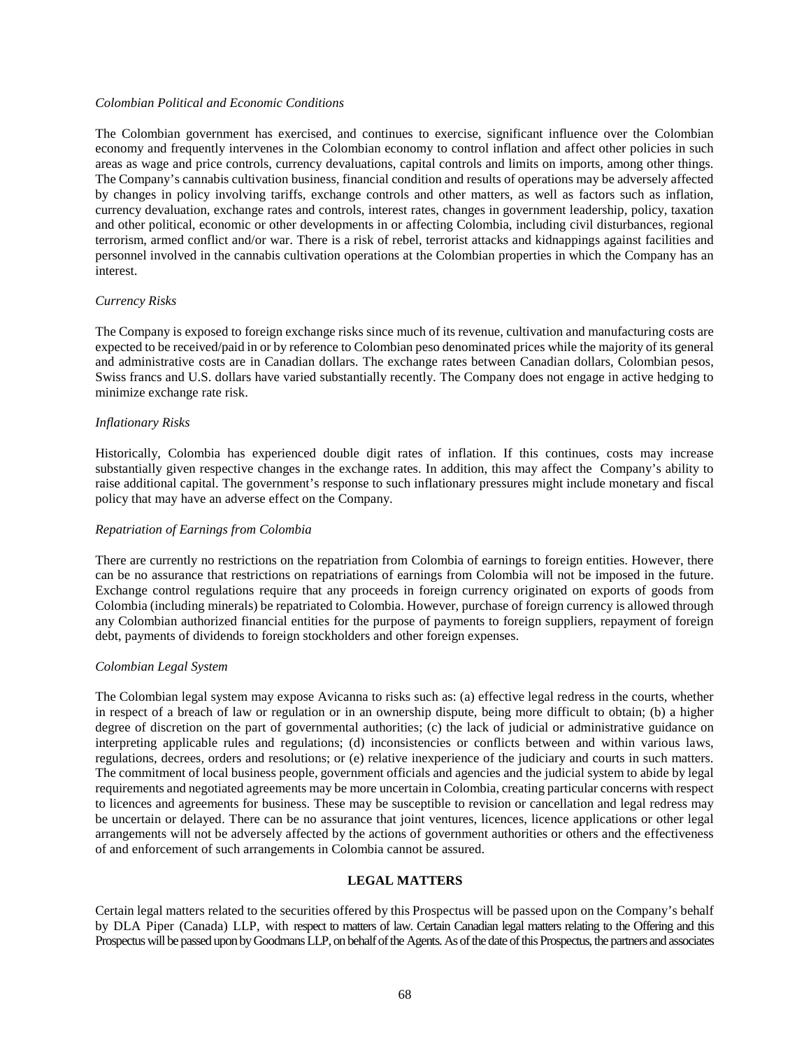*Colombian Political and Economic Conditions*

The Colombian government has exercised, and continues to exercise, significant influence over the Colombian economy and frequently intervenes in the Colombian economy to control inflation and affect other policies in such areas as wage and price controls, currency devaluations, capital controls and limits on imports, among other things. The Company's cannabis cultivation business, financial condition and results of operations may be adversely affected by changes in policy involving tariffs, exchange controls and other matters, as well as factors such as inflation, currency devaluation, exchange rates and controls, interest rates, changes in government leadership, policy, taxation and other political, economic or other developments in or affecting Colombia, including civil disturbances, regional terrorism, armed conflict and/or war. There is a risk of rebel, terrorist attacks and kidnappings against facilities and personnel involved in the cannabis cultivation operations at the Colombian properties in which the Company has an interest.

*Currency Risks*

The Company is exposed to foreign exchange risks since much of its revenue, cultivation and manufacturing costs are expected to be received/paid in or by reference to Colombian peso denominated prices while the majority of its general and administrative costs are in Canadian dollars. The exchange rates between Canadian dollars, Colombian pesos, Swiss francs and U.S. dollars have varied substantially recently. The Company does not engage in active hedging to minimize exchange rate risk.

*Inflationary Risks*

Historically, Colombia has experienced double digit rates of inflation. If this continues, costs may increase substantially given respective changes in the exchange rates. In addition, this may affect the Company's ability to raise additional capital. The government's response to such inflationary pressures might include monetary and fiscal policy that may have an adverse effect on the Company.

*Repatriation of Earnings from Colombia*

There are currently no restrictions on the repatriation from Colombia of earnings to foreign entities. However, there can be no assurance that restrictions on repatriations of earnings from Colombia will not be imposed in the future. Exchange control regulations require that any proceeds in foreign currency originated on exports of goods from Colombia (including minerals) be repatriated to Colombia. However, purchase of foreign currency is allowed through any Colombian authorized financial entities for the purpose of payments to foreign suppliers, repayment of foreign debt, payments of dividends to foreign stockholders and other foreign expenses.

*Colombian Legal System*

The Colombian legal system may expose Avicanna to risks such as: (a) effective legal redress in the courts, whether in respect of a breach of law or regulation or in an ownership dispute, being more difficult to obtain; (b) a higher degree of discretion on the part of governmental authorities; (c) the lack of judicial or administrative guidance on interpreting applicable rules and regulations; (d) inconsistencies or conflicts between and within various laws, regulations, decrees, orders and resolutions; or (e) relative inexperience of the judiciary and courts in such matters. The commitment of local business people, government officials and agencies and the judicial system to abide by legal requirements and negotiated agreements may be more uncertain in Colombia, creating particular concerns with respect to licences and agreements for business. These may be susceptible to revision or cancellation and legal redress may be uncertain or delayed. There can be no assurance that joint ventures, licences, licence applications or other legal arrangements will not be adversely affected by the actions of government authorities or others and the effectiveness of and enforcement of such arrangements in Colombia cannot be assured.

## LEGAL MATTERS

Certain legal matters related to the securities offered by this Prospectus will be passed upon on the Company's behalf by DLA Piper (Canada) LLP, with respect to matters of law. Certain Canadian legal matters relating to the Offering and this Prospectus will be passed upon by Goodmans LLP, on behalf of the Agents. As of the date of this Prospectus, the partners and associates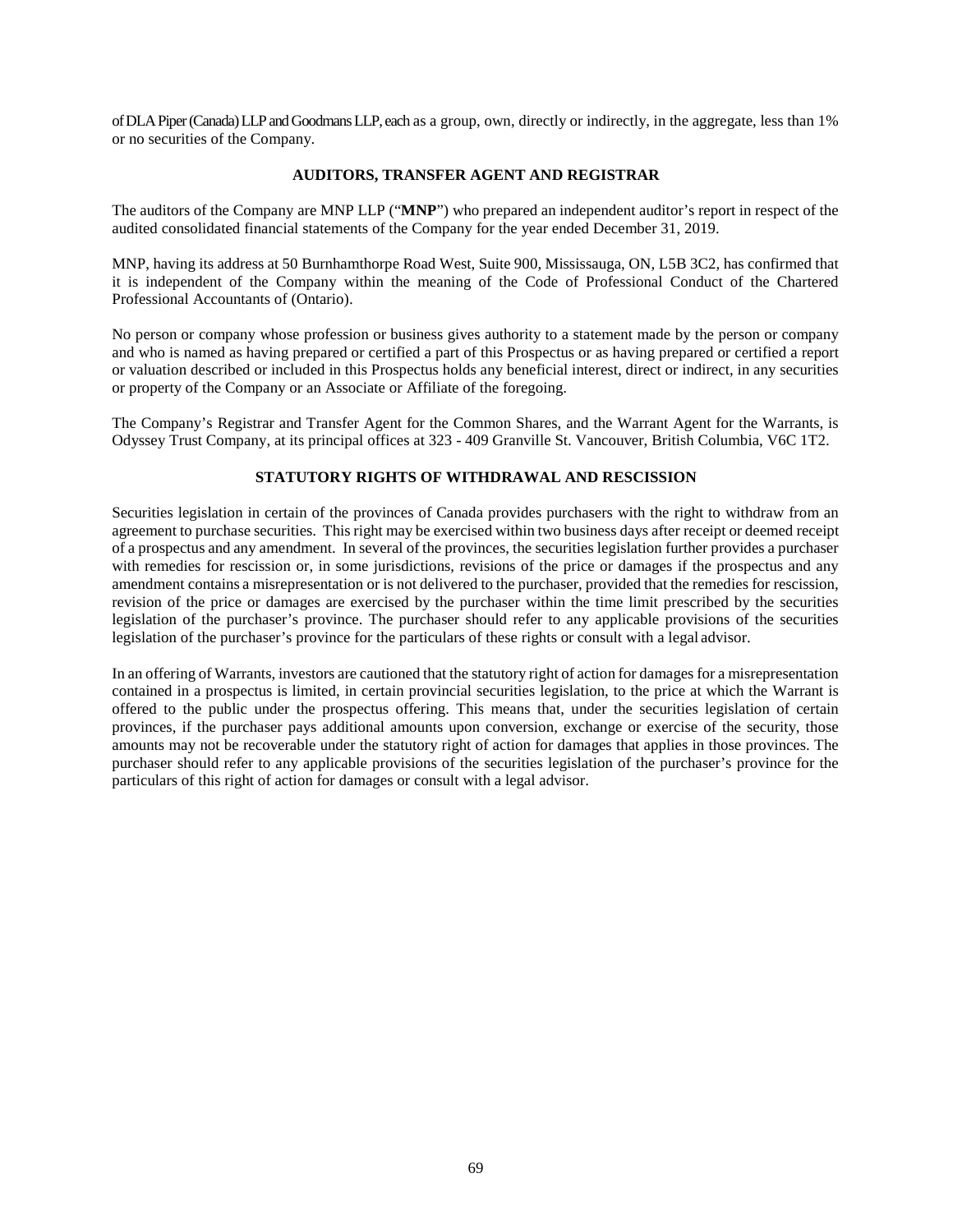of DLA Piper (Canada) LLP and Goodmans LLP, each as a group, own, directly or indirectly, in the aggregate, less than 1% or no securities of the Company.

## AUDITORS, TRANSFER AGENT AND REGISTRAR

The auditors of the Company are MNP LLP ("**MNP**") who prepared an independent auditor's report in respect of the audited consolidated financial statements of the Company for the year ended December 31, 2019.

MNP, having its address at 50 Burnhamthorpe Road West, Suite 900, Mississauga, ON, L5B 3C2, has confirmed that it is independent of the Company within the meaning of the Code of Professional Conduct of the Chartered Professional Accountants of (Ontario).

No person or company whose profession or business gives authority to a statement made by the person or company and who is named as having prepared or certified a part of this Prospectus or as having prepared or certified a report or valuation described or included in this Prospectus holds any beneficial interest, direct or indirect, in any securities or property of the Company or an Associate or Affiliate of the foregoing.

The Company's Registrar and Transfer Agent for the Common Shares, and the Warrant Agent for the Warrants, is Odyssey Trust Company, at its principal offices at 323 - 409 Granville St. Vancouver, British Columbia, V6C 1T2.

## STATUTORY RIGHTS OF WITHDRAWAL AND RESCISSION

Securities legislation in certain of the provinces of Canada provides purchasers with the right to withdraw from an agreement to purchase securities. This right may be exercised within two business days after receipt or deemed receipt of a prospectus and any amendment. In several of the provinces, the securities legislation further provides a purchaser with remedies for rescission or, in some jurisdictions, revisions of the price or damages if the prospectus and any amendment contains a misrepresentation or is not delivered to the purchaser, provided that the remedies for rescission, revision of the price or damages are exercised by the purchaser within the time limit prescribed by the securities legislation of the purchaser's province. The purchaser should refer to any applicable provisions of the securities legislation of the purchaser's province for the particulars of these rights or consult with a legal advisor.

In an offering of Warrants, investors are cautioned that the statutory right of action for damages for a misrepresentation contained in a prospectus is limited, in certain provincial securities legislation, to the price at which the Warrant is offered to the public under the prospectus offering. This means that, under the securities legislation of certain provinces, if the purchaser pays additional amounts upon conversion, exchange or exercise of the security, those amounts may not be recoverable under the statutory right of action for damages that applies in those provinces. The purchaser should refer to any applicable provisions of the securities legislation of the purchaser's province for the particulars of this right of action for damages or consult with a legal advisor.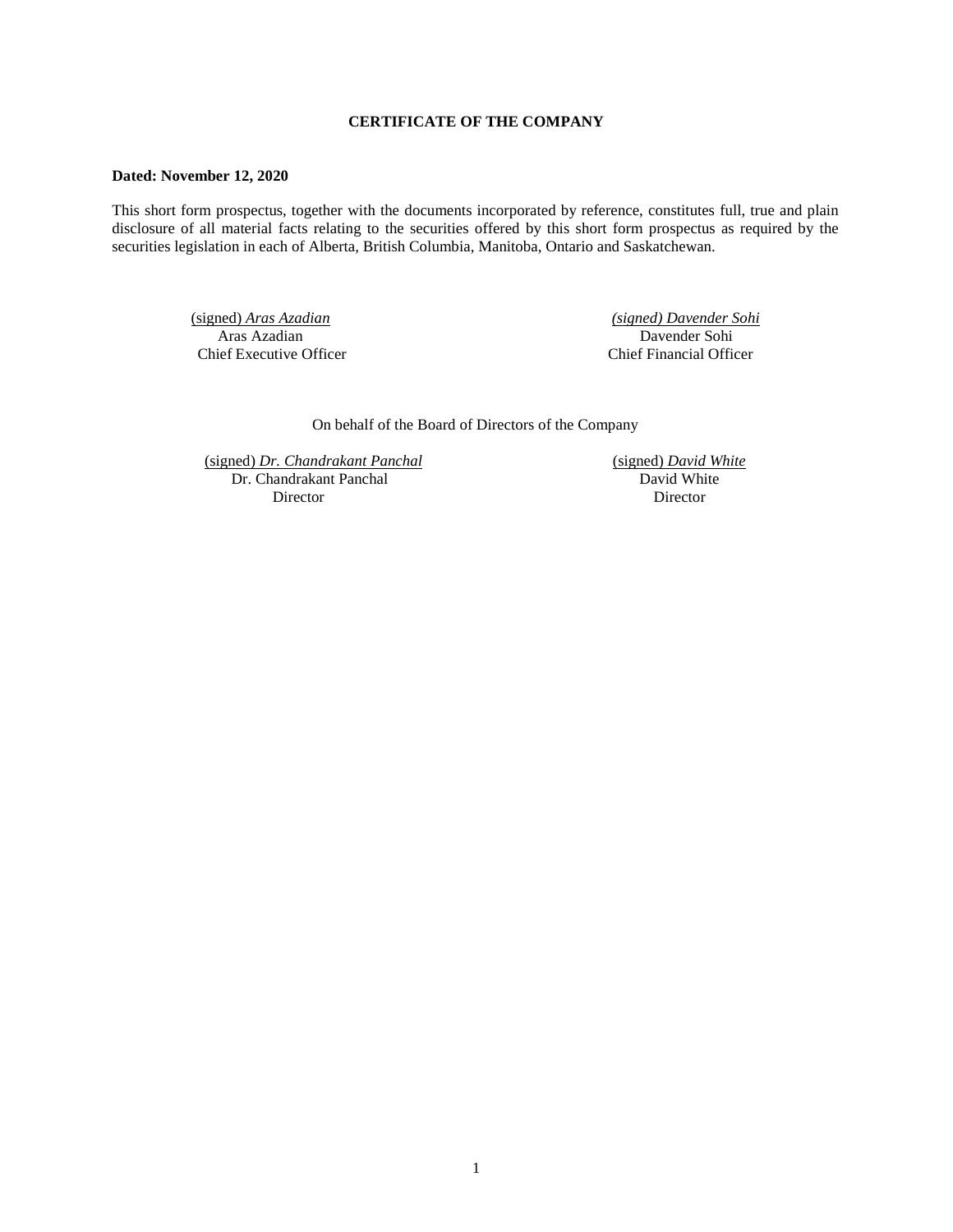**CERTIFICATE OF THE COMPANY**

**Dated: November 12, 2020**

This short form prospectus, together with the documents incorporated by reference, constitutes full, true and plain disclosure of all material facts relating to the securities offered by this short form prospectus as required by the securities legislation in each of Alberta, British Columbia, Manitoba, Ontario and Saskatchewan.

| | |
|---|---|
| (signed) *Aras Azadian* | *(signed) Davender Sohi* |
| Aras Azadian | Davender Sohi |
| Chief Executive Officer | Chief Financial Officer |

On behalf of the Board of Directors of the Company

| | |
|---|---|
| (signed) *Dr. Chandrakant Panchal* | (signed) *David White* |
| Dr. Chandrakant Panchal | David White |
| Director | Director |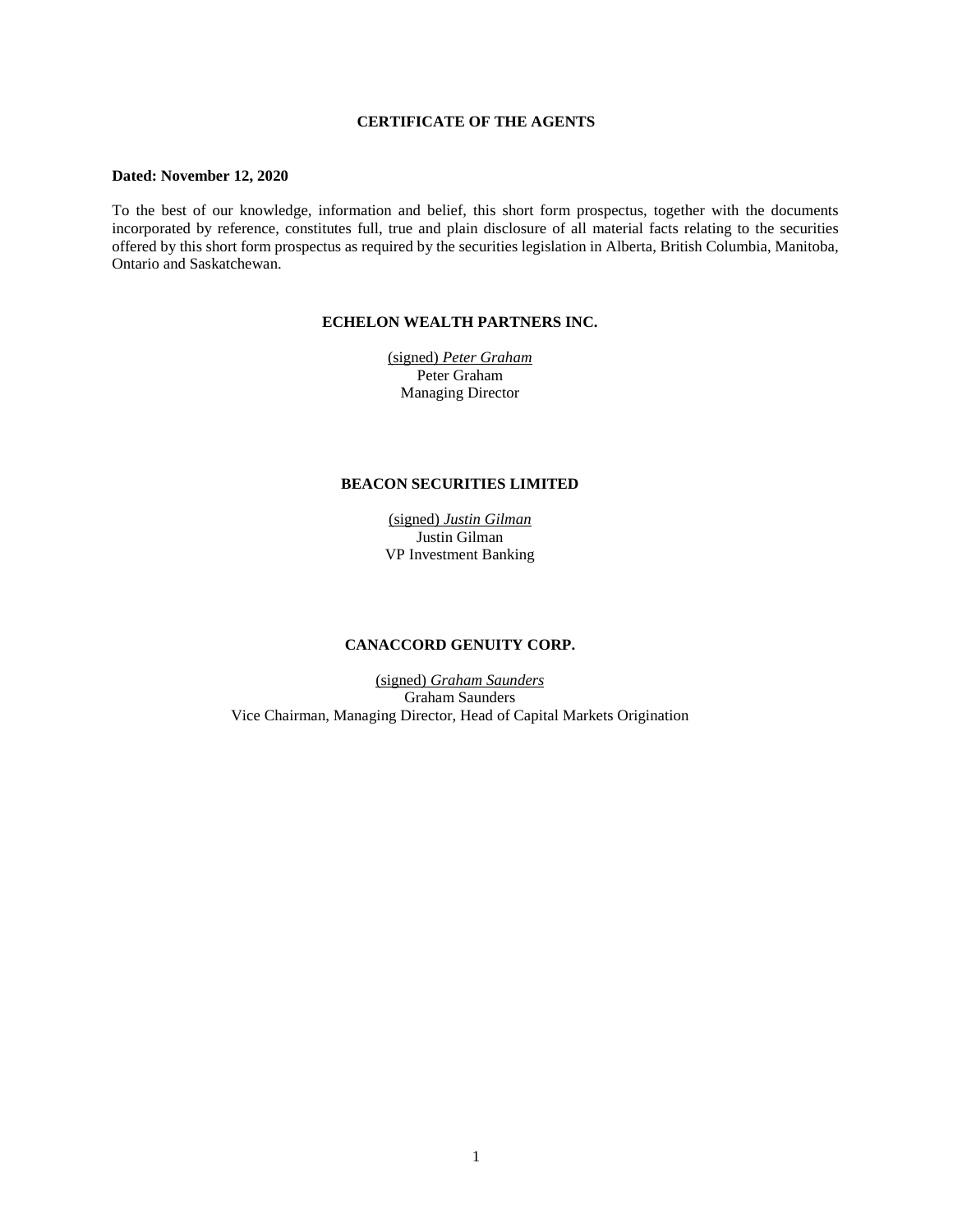## CERTIFICATE OF THE AGENTS

**Dated: November 12, 2020**

To the best of our knowledge, information and belief, this short form prospectus, together with the documents incorporated by reference, constitutes full, true and plain disclosure of all material facts relating to the securities offered by this short form prospectus as required by the securities legislation in Alberta, British Columbia, Manitoba, Ontario and Saskatchewan.

**ECHELON WEALTH PARTNERS INC.**

(signed) *Peter Graham*
Peter Graham
Managing Director

**BEACON SECURITIES LIMITED**

(signed) *Justin Gilman*
Justin Gilman
VP Investment Banking

**CANACCORD GENUITY CORP.**

(signed) *Graham Saunders*
Graham Saunders
Vice Chairman, Managing Director, Head of Capital Markets Origination